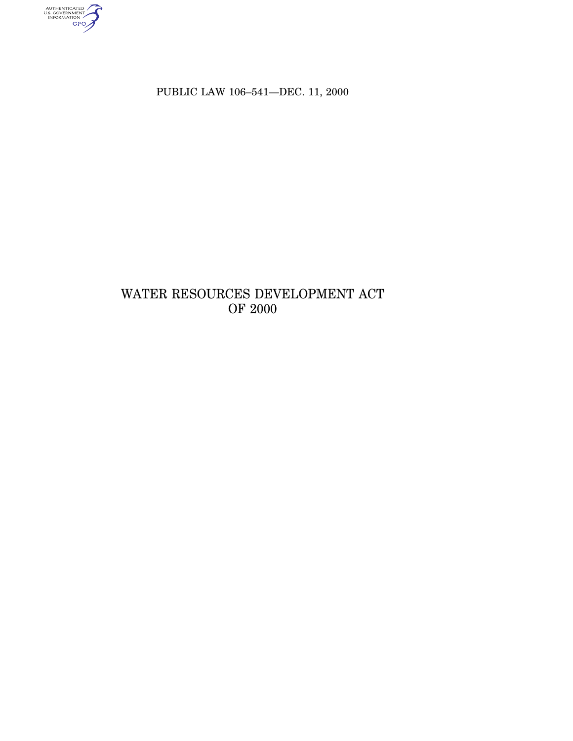PUBLIC LAW 106–541—DEC. 11, 2000

# WATER RESOURCES DEVELOPMENT ACT OF 2000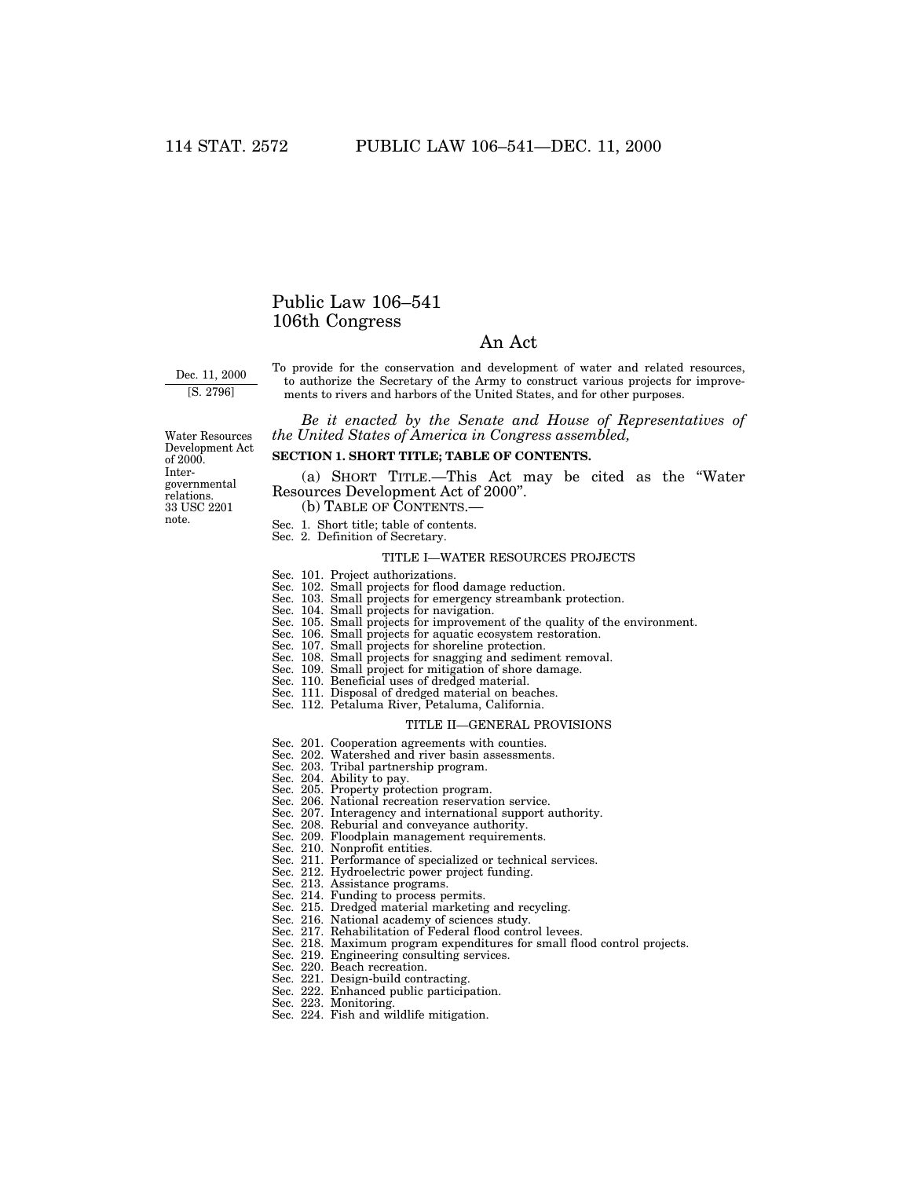# Public Law 106–541
# 106th Congress

## An Act

Dec. 11, 2000
[S. 2796]

To provide for the conservation and development of water and related resources, to authorize the Secretary of the Army to construct various projects for improvements to rivers and harbors of the United States, and for other purposes.

*Be it enacted by the Senate and House of Representatives of the United States of America in Congress assembled,*

Water Resources Development Act of 2000. Intergovernmental relations. 33 USC 2201 note.

**SECTION 1. SHORT TITLE; TABLE OF CONTENTS.**

(a) SHORT TITLE.—This Act may be cited as the "Water Resources Development Act of 2000".

(b) TABLE OF CONTENTS.—

Sec. 1. Short title; table of contents.
Sec. 2. Definition of Secretary.

TITLE I—WATER RESOURCES PROJECTS

Sec. 101. Project authorizations.
Sec. 102. Small projects for flood damage reduction.
Sec. 103. Small projects for emergency streambank protection.
Sec. 104. Small projects for navigation.
Sec. 105. Small projects for improvement of the quality of the environment.
Sec. 106. Small projects for aquatic ecosystem restoration.
Sec. 107. Small projects for shoreline protection.
Sec. 108. Small projects for snagging and sediment removal.
Sec. 109. Small project for mitigation of shore damage.
Sec. 110. Beneficial uses of dredged material.
Sec. 111. Disposal of dredged material on beaches.
Sec. 112. Petaluma River, Petaluma, California.

TITLE II—GENERAL PROVISIONS

Sec. 201. Cooperation agreements with counties.
Sec. 202. Watershed and river basin assessments.
Sec. 203. Tribal partnership program.
Sec. 204. Ability to pay.
Sec. 205. Property protection program.
Sec. 206. National recreation reservation service.
Sec. 207. Interagency and international support authority.
Sec. 208. Reburial and conveyance authority.
Sec. 209. Floodplain management requirements.
Sec. 210. Nonprofit entities.
Sec. 211. Performance of specialized or technical services.
Sec. 212. Hydroelectric power project funding.
Sec. 213. Assistance programs.
Sec. 214. Funding to process permits.
Sec. 215. Dredged material marketing and recycling.
Sec. 216. National academy of sciences study.
Sec. 217. Rehabilitation of Federal flood control levees.
Sec. 218. Maximum program expenditures for small flood control projects.
Sec. 219. Engineering consulting services.
Sec. 220. Beach recreation.
Sec. 221. Design-build contracting.
Sec. 222. Enhanced public participation.
Sec. 223. Monitoring.
Sec. 224. Fish and wildlife mitigation.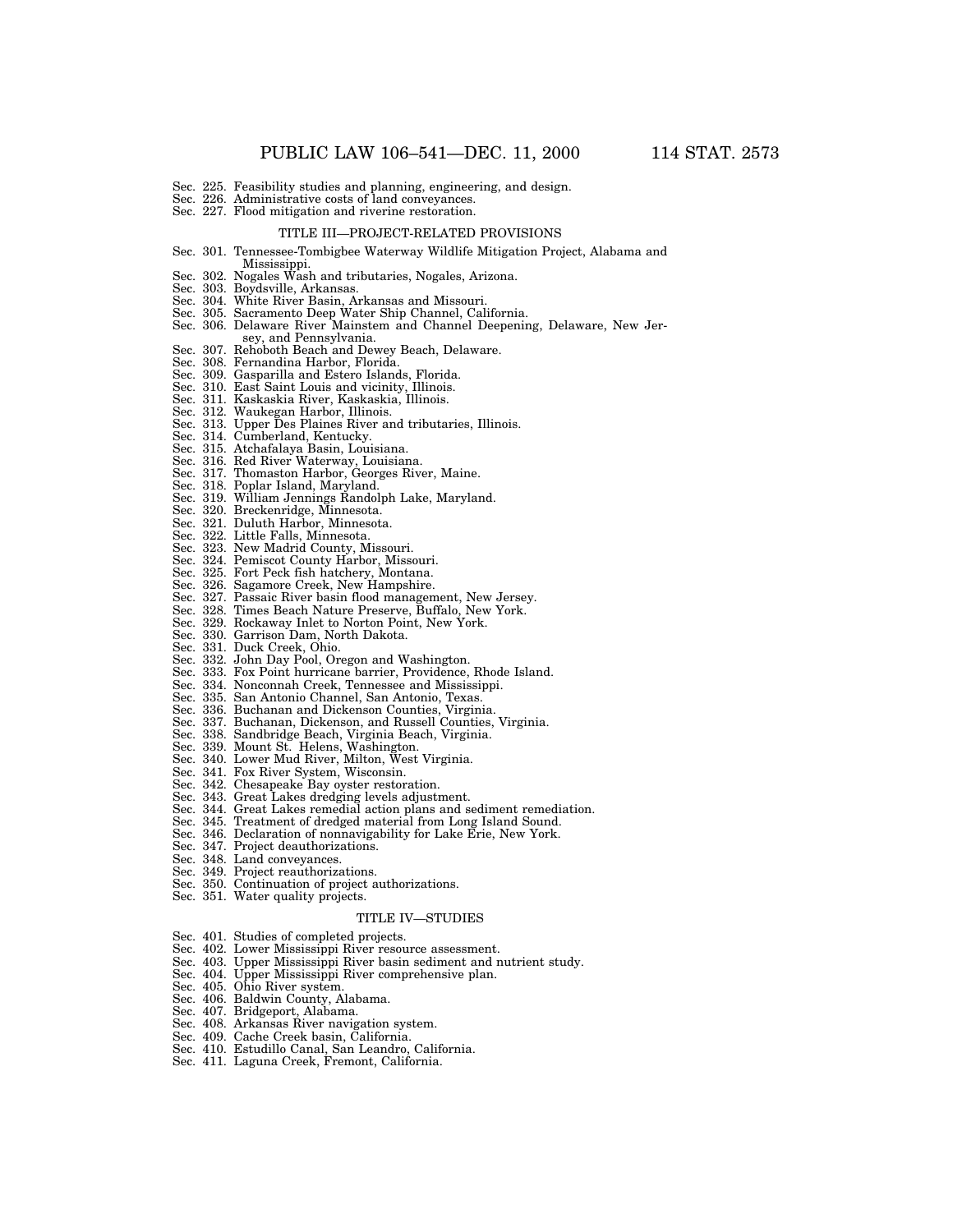Sec. 225. Feasibility studies and planning, engineering, and design.
Sec. 226. Administrative costs of land conveyances.
Sec. 227. Flood mitigation and riverine restoration.

TITLE III—PROJECT-RELATED PROVISIONS

Sec. 301. Tennessee-Tombigbee Waterway Wildlife Mitigation Project, Alabama and Mississippi.
Sec. 302. Nogales Wash and tributaries, Nogales, Arizona.
Sec. 303. Boydsville, Arkansas.
Sec. 304. White River Basin, Arkansas and Missouri.
Sec. 305. Sacramento Deep Water Ship Channel, California.
Sec. 306. Delaware River Mainstem and Channel Deepening, Delaware, New Jersey, and Pennsylvania.
Sec. 307. Rehoboth Beach and Dewey Beach, Delaware.
Sec. 308. Fernandina Harbor, Florida.
Sec. 309. Gasparilla and Estero Islands, Florida.
Sec. 310. East Saint Louis and vicinity, Illinois.
Sec. 311. Kaskaskia River, Kaskaskia, Illinois.
Sec. 312. Waukegan Harbor, Illinois.
Sec. 313. Upper Des Plaines River and tributaries, Illinois.
Sec. 314. Cumberland, Kentucky.
Sec. 315. Atchafalaya Basin, Louisiana.
Sec. 316. Red River Waterway, Louisiana.
Sec. 317. Thomaston Harbor, Georges River, Maine.
Sec. 318. Poplar Island, Maryland.
Sec. 319. William Jennings Randolph Lake, Maryland.
Sec. 320. Breckenridge, Minnesota.
Sec. 321. Duluth Harbor, Minnesota.
Sec. 322. Little Falls, Minnesota.
Sec. 323. New Madrid County, Missouri.
Sec. 324. Pemiscot County Harbor, Missouri.
Sec. 325. Fort Peck fish hatchery, Montana.
Sec. 326. Sagamore Creek, New Hampshire.
Sec. 327. Passaic River basin flood management, New Jersey.
Sec. 328. Times Beach Nature Preserve, Buffalo, New York.
Sec. 329. Rockaway Inlet to Norton Point, New York.
Sec. 330. Garrison Dam, North Dakota.
Sec. 331. Duck Creek, Ohio.
Sec. 332. John Day Pool, Oregon and Washington.
Sec. 333. Fox Point hurricane barrier, Providence, Rhode Island.
Sec. 334. Nonconnah Creek, Tennessee and Mississippi.
Sec. 335. San Antonio Channel, San Antonio, Texas.
Sec. 336. Buchanan and Dickenson Counties, Virginia.
Sec. 337. Buchanan, Dickenson, and Russell Counties, Virginia.
Sec. 338. Sandbridge Beach, Virginia Beach, Virginia.
Sec. 339. Mount St. Helens, Washington.
Sec. 340. Lower Mud River, Milton, West Virginia.
Sec. 341. Fox River System, Wisconsin.
Sec. 342. Chesapeake Bay oyster restoration.
Sec. 343. Great Lakes dredging levels adjustment.
Sec. 344. Great Lakes remedial action plans and sediment remediation.
Sec. 345. Treatment of dredged material from Long Island Sound.
Sec. 346. Declaration of nonnavigability for Lake Erie, New York.
Sec. 347. Project deauthorizations.
Sec. 348. Land conveyances.
Sec. 349. Project reauthorizations.
Sec. 350. Continuation of project authorizations.
Sec. 351. Water quality projects.

TITLE IV—STUDIES

Sec. 401. Studies of completed projects.
Sec. 402. Lower Mississippi River resource assessment.
Sec. 403. Upper Mississippi River basin sediment and nutrient study.
Sec. 404. Upper Mississippi River comprehensive plan.
Sec. 405. Ohio River system.
Sec. 406. Baldwin County, Alabama.
Sec. 407. Bridgeport, Alabama.
Sec. 408. Arkansas River navigation system.
Sec. 409. Cache Creek basin, California.
Sec. 410. Estudillo Canal, San Leandro, California.
Sec. 411. Laguna Creek, Fremont, California.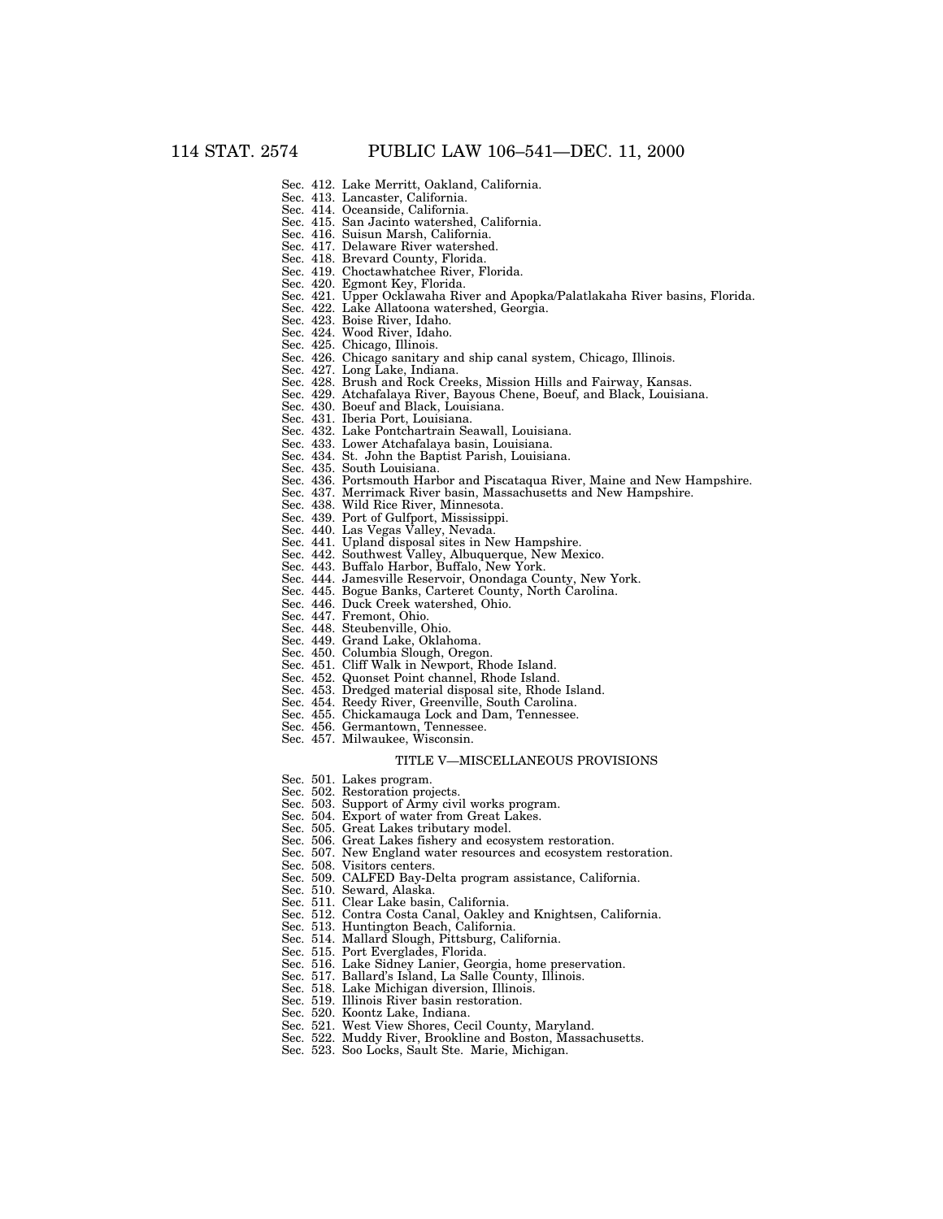Sec. 412. Lake Merritt, Oakland, California.
Sec. 413. Lancaster, California.
Sec. 414. Oceanside, California.
Sec. 415. San Jacinto watershed, California.
Sec. 416. Suisun Marsh, California.
Sec. 417. Delaware River watershed.
Sec. 418. Brevard County, Florida.
Sec. 419. Choctawhatchee River, Florida.
Sec. 420. Egmont Key, Florida.
Sec. 421. Upper Ocklawaha River and Apopka/Palatlakaha River basins, Florida.
Sec. 422. Lake Allatoona watershed, Georgia.
Sec. 423. Boise River, Idaho.
Sec. 424. Wood River, Idaho.
Sec. 425. Chicago, Illinois.
Sec. 426. Chicago sanitary and ship canal system, Chicago, Illinois.
Sec. 427. Long Lake, Indiana.
Sec. 428. Brush and Rock Creeks, Mission Hills and Fairway, Kansas.
Sec. 429. Atchafalaya River, Bayous Chene, Boeuf, and Black, Louisiana.
Sec. 430. Boeuf and Black, Louisiana.
Sec. 431. Iberia Port, Louisiana.
Sec. 432. Lake Pontchartrain Seawall, Louisiana.
Sec. 433. Lower Atchafalaya basin, Louisiana.
Sec. 434. St. John the Baptist Parish, Louisiana.
Sec. 435. South Louisiana.
Sec. 436. Portsmouth Harbor and Piscataqua River, Maine and New Hampshire.
Sec. 437. Merrimack River basin, Massachusetts and New Hampshire.
Sec. 438. Wild Rice River, Minnesota.
Sec. 439. Port of Gulfport, Mississippi.
Sec. 440. Las Vegas Valley, Nevada.
Sec. 441. Upland disposal sites in New Hampshire.
Sec. 442. Southwest Valley, Albuquerque, New Mexico.
Sec. 443. Buffalo Harbor, Buffalo, New York.
Sec. 444. Jamesville Reservoir, Onondaga County, New York.
Sec. 445. Bogue Banks, Carteret County, North Carolina.
Sec. 446. Duck Creek watershed, Ohio.
Sec. 447. Fremont, Ohio.
Sec. 448. Steubenville, Ohio.
Sec. 449. Grand Lake, Oklahoma.
Sec. 450. Columbia Slough, Oregon.
Sec. 451. Cliff Walk in Newport, Rhode Island.
Sec. 452. Quonset Point channel, Rhode Island.
Sec. 453. Dredged material disposal site, Rhode Island.
Sec. 454. Reedy River, Greenville, South Carolina.
Sec. 455. Chickamauga Lock and Dam, Tennessee.
Sec. 456. Germantown, Tennessee.
Sec. 457. Milwaukee, Wisconsin.

## TITLE V—MISCELLANEOUS PROVISIONS

Sec. 501. Lakes program.
Sec. 502. Restoration projects.
Sec. 503. Support of Army civil works program.
Sec. 504. Export of water from Great Lakes.
Sec. 505. Great Lakes tributary model.
Sec. 506. Great Lakes fishery and ecosystem restoration.
Sec. 507. New England water resources and ecosystem restoration.
Sec. 508. Visitors centers.
Sec. 509. CALFED Bay-Delta program assistance, California.
Sec. 510. Seward, Alaska.
Sec. 511. Clear Lake basin, California.
Sec. 512. Contra Costa Canal, Oakley and Knightsen, California.
Sec. 513. Huntington Beach, California.
Sec. 514. Mallard Slough, Pittsburg, California.
Sec. 515. Port Everglades, Florida.
Sec. 516. Lake Sidney Lanier, Georgia, home preservation.
Sec. 517. Ballard's Island, La Salle County, Illinois.
Sec. 518. Lake Michigan diversion, Illinois.
Sec. 519. Illinois River basin restoration.
Sec. 520. Koontz Lake, Indiana.
Sec. 521. West View Shores, Cecil County, Maryland.
Sec. 522. Muddy River, Brookline and Boston, Massachusetts.
Sec. 523. Soo Locks, Sault Ste. Marie, Michigan.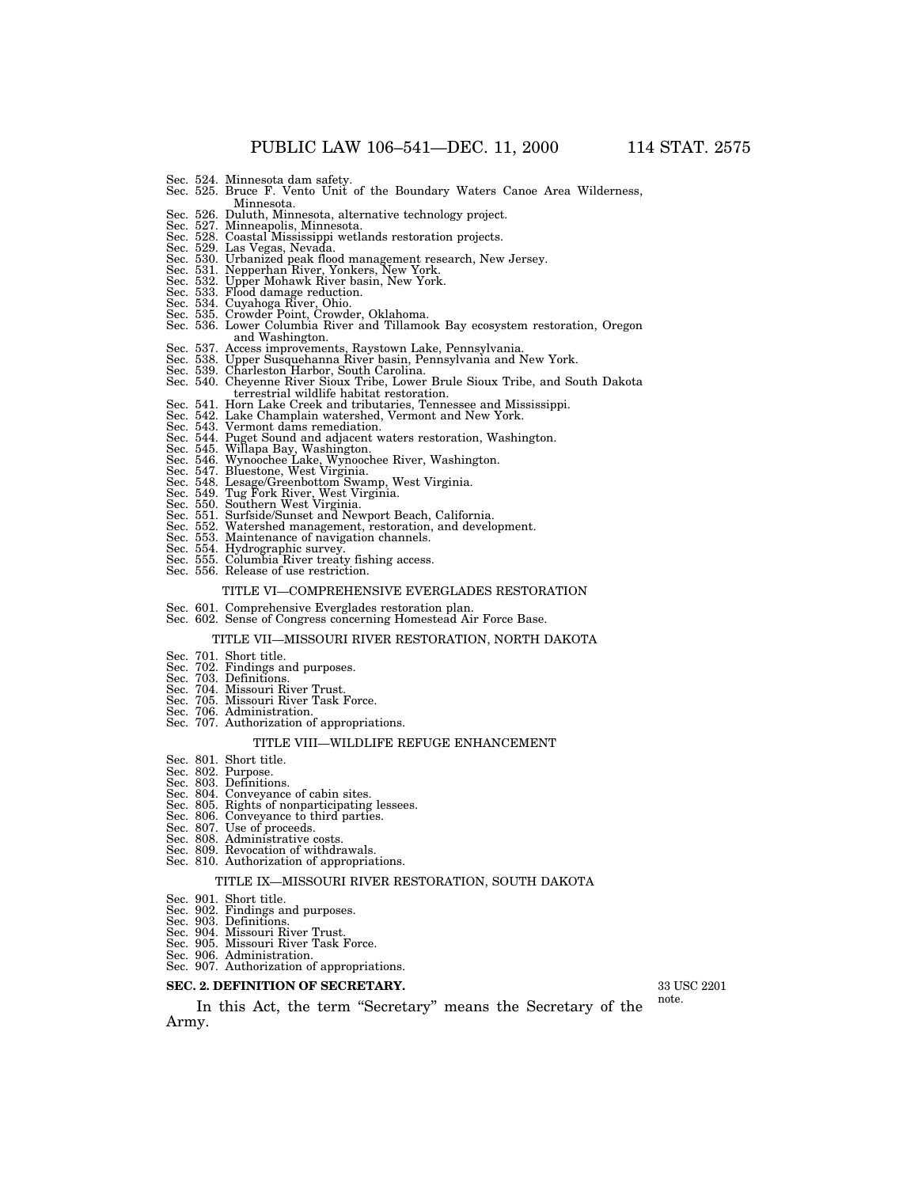Sec. 524. Minnesota dam safety.
Sec. 525. Bruce F. Vento Unit of the Boundary Waters Canoe Area Wilderness, Minnesota.
Sec. 526. Duluth, Minnesota, alternative technology project.
Sec. 527. Minneapolis, Minnesota.
Sec. 528. Coastal Mississippi wetlands restoration projects.
Sec. 529. Las Vegas, Nevada.
Sec. 530. Urbanized peak flood management research, New Jersey.
Sec. 531. Nepperhan River, Yonkers, New York.
Sec. 532. Upper Mohawk River basin, New York.
Sec. 533. Flood damage reduction.
Sec. 534. Cuyahoga River, Ohio.
Sec. 535. Crowder Point, Crowder, Oklahoma.
Sec. 536. Lower Columbia River and Tillamook Bay ecosystem restoration, Oregon and Washington.
Sec. 537. Access improvements, Raystown Lake, Pennsylvania.
Sec. 538. Upper Susquehanna River basin, Pennsylvania and New York.
Sec. 539. Charleston Harbor, South Carolina.
Sec. 540. Cheyenne River Sioux Tribe, Lower Brule Sioux Tribe, and South Dakota terrestrial wildlife habitat restoration.
Sec. 541. Horn Lake Creek and tributaries, Tennessee and Mississippi.
Sec. 542. Lake Champlain watershed, Vermont and New York.
Sec. 543. Vermont dams remediation.
Sec. 544. Puget Sound and adjacent waters restoration, Washington.
Sec. 545. Willapa Bay, Washington.
Sec. 546. Wynoochee Lake, Wynoochee River, Washington.
Sec. 547. Bluestone, West Virginia.
Sec. 548. Lesage/Greenbottom Swamp, West Virginia.
Sec. 549. Tug Fork River, West Virginia.
Sec. 550. Southern West Virginia.
Sec. 551. Surfside/Sunset and Newport Beach, California.
Sec. 552. Watershed management, restoration, and development.
Sec. 553. Maintenance of navigation channels.
Sec. 554. Hydrographic survey.
Sec. 555. Columbia River treaty fishing access.
Sec. 556. Release of use restriction.

TITLE VI—COMPREHENSIVE EVERGLADES RESTORATION

Sec. 601. Comprehensive Everglades restoration plan.
Sec. 602. Sense of Congress concerning Homestead Air Force Base.

TITLE VII—MISSOURI RIVER RESTORATION, NORTH DAKOTA

Sec. 701. Short title.
Sec. 702. Findings and purposes.
Sec. 703. Definitions.
Sec. 704. Missouri River Trust.
Sec. 705. Missouri River Task Force.
Sec. 706. Administration.
Sec. 707. Authorization of appropriations.

TITLE VIII—WILDLIFE REFUGE ENHANCEMENT

Sec. 801. Short title.
Sec. 802. Purpose.
Sec. 803. Definitions.
Sec. 804. Conveyance of cabin sites.
Sec. 805. Rights of nonparticipating lessees.
Sec. 806. Conveyance to third parties.
Sec. 807. Use of proceeds.
Sec. 808. Administrative costs.
Sec. 809. Revocation of withdrawals.
Sec. 810. Authorization of appropriations.

TITLE IX—MISSOURI RIVER RESTORATION, SOUTH DAKOTA

Sec. 901. Short title.
Sec. 902. Findings and purposes.
Sec. 903. Definitions.
Sec. 904. Missouri River Trust.
Sec. 905. Missouri River Task Force.
Sec. 906. Administration.
Sec. 907. Authorization of appropriations.

**SEC. 2. DEFINITION OF SECRETARY.**

33 USC 2201 note.

In this Act, the term "Secretary" means the Secretary of the Army.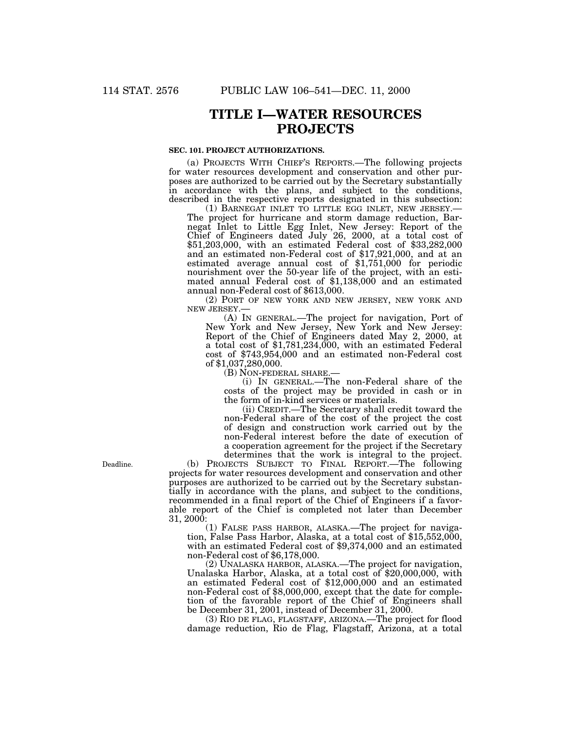# TITLE I—WATER RESOURCES PROJECTS

### SEC. 101. PROJECT AUTHORIZATIONS.

(a) PROJECTS WITH CHIEF'S REPORTS.—The following projects for water resources development and conservation and other purposes are authorized to be carried out by the Secretary substantially in accordance with the plans, and subject to the conditions, described in the respective reports designated in this subsection:

(1) BARNEGAT INLET TO LITTLE EGG INLET, NEW JERSEY.—The project for hurricane and storm damage reduction, Barnegat Inlet to Little Egg Inlet, New Jersey: Report of the Chief of Engineers dated July 26, 2000, at a total cost of $51,203,000, with an estimated Federal cost of $33,282,000 and an estimated non-Federal cost of $17,921,000, and at an estimated average annual cost of $1,751,000 for periodic nourishment over the 50-year life of the project, with an estimated annual Federal cost of $1,138,000 and an estimated annual non-Federal cost of $613,000.

(2) PORT OF NEW YORK AND NEW JERSEY, NEW YORK AND NEW JERSEY.—

(A) IN GENERAL.—The project for navigation, Port of New York and New Jersey, New York and New Jersey: Report of the Chief of Engineers dated May 2, 2000, at a total cost of $1,781,234,000, with an estimated Federal cost of $743,954,000 and an estimated non-Federal cost of $1,037,280,000.

(B) NON-FEDERAL SHARE.—

(i) IN GENERAL.—The non-Federal share of the costs of the project may be provided in cash or in the form of in-kind services or materials.

(ii) CREDIT.—The Secretary shall credit toward the non-Federal share of the cost of the project the cost of design and construction work carried out by the non-Federal interest before the date of execution of a cooperation agreement for the project if the Secretary determines that the work is integral to the project.

Deadline.

(b) PROJECTS SUBJECT TO FINAL REPORT.—The following projects for water resources development and conservation and other purposes are authorized to be carried out by the Secretary substantially in accordance with the plans, and subject to the conditions, recommended in a final report of the Chief of Engineers if a favorable report of the Chief is completed not later than December 31, 2000:

(1) FALSE PASS HARBOR, ALASKA.—The project for navigation, False Pass Harbor, Alaska, at a total cost of $15,552,000, with an estimated Federal cost of $9,374,000 and an estimated non-Federal cost of $6,178,000.

(2) UNALASKA HARBOR, ALASKA.—The project for navigation, Unalaska Harbor, Alaska, at a total cost of $20,000,000, with an estimated Federal cost of $12,000,000 and an estimated non-Federal cost of $8,000,000, except that the date for completion of the favorable report of the Chief of Engineers shall be December 31, 2001, instead of December 31, 2000.

(3) RIO DE FLAG, FLAGSTAFF, ARIZONA.—The project for flood damage reduction, Rio de Flag, Flagstaff, Arizona, at a total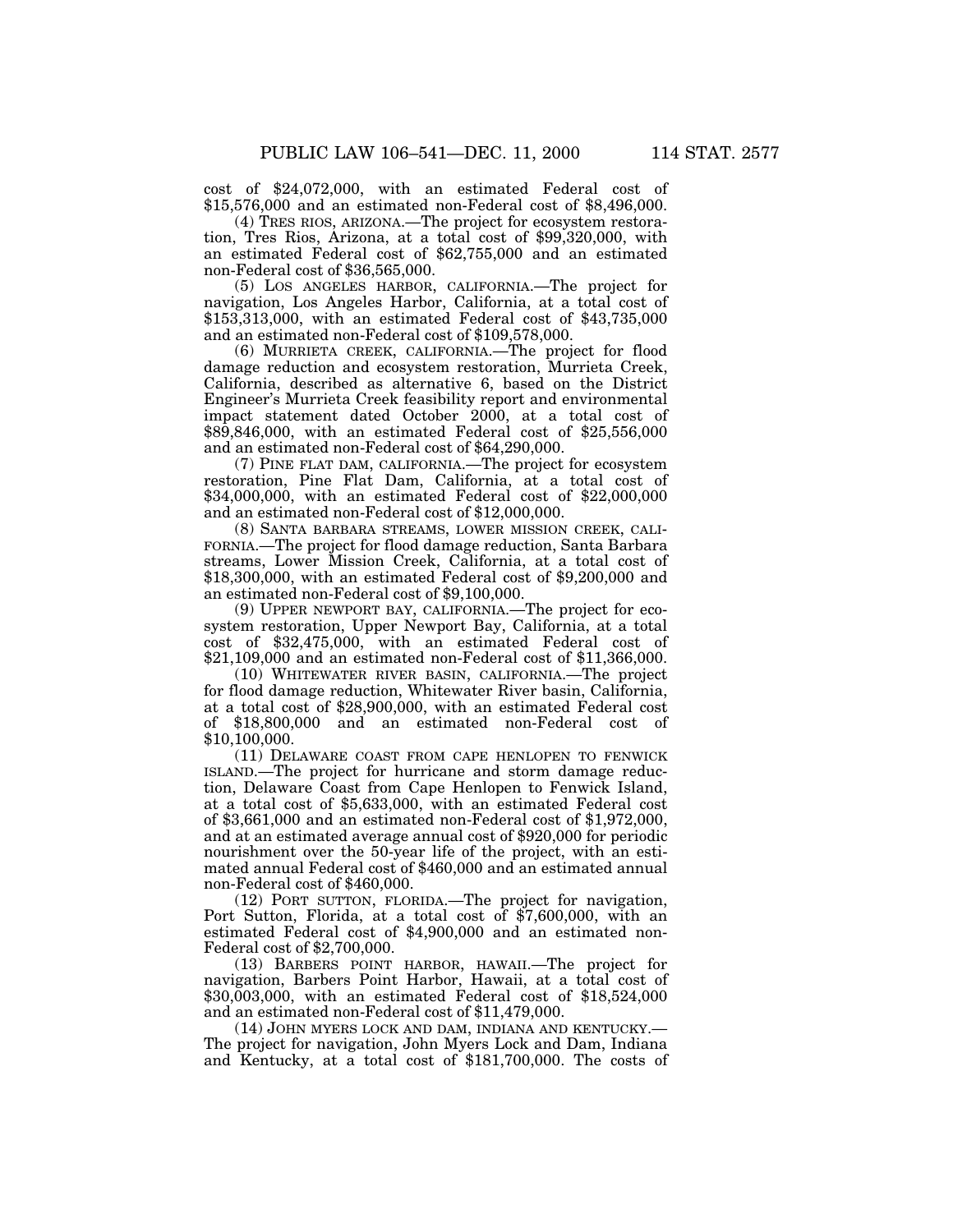cost of $24,072,000, with an estimated Federal cost of $15,576,000 and an estimated non-Federal cost of $8,496,000.

(4) TRES RIOS, ARIZONA.—The project for ecosystem restoration, Tres Rios, Arizona, at a total cost of $99,320,000, with an estimated Federal cost of $62,755,000 and an estimated non-Federal cost of $36,565,000.

(5) LOS ANGELES HARBOR, CALIFORNIA.—The project for navigation, Los Angeles Harbor, California, at a total cost of $153,313,000, with an estimated Federal cost of $43,735,000 and an estimated non-Federal cost of $109,578,000.

(6) MURRIETA CREEK, CALIFORNIA.—The project for flood damage reduction and ecosystem restoration, Murrieta Creek, California, described as alternative 6, based on the District Engineer's Murrieta Creek feasibility report and environmental impact statement dated October 2000, at a total cost of $89,846,000, with an estimated Federal cost of $25,556,000 and an estimated non-Federal cost of $64,290,000.

(7) PINE FLAT DAM, CALIFORNIA.—The project for ecosystem restoration, Pine Flat Dam, California, at a total cost of $34,000,000, with an estimated Federal cost of $22,000,000 and an estimated non-Federal cost of $12,000,000.

(8) SANTA BARBARA STREAMS, LOWER MISSION CREEK, CALIFORNIA.—The project for flood damage reduction, Santa Barbara streams, Lower Mission Creek, California, at a total cost of $18,300,000, with an estimated Federal cost of $9,200,000 and an estimated non-Federal cost of $9,100,000.

(9) UPPER NEWPORT BAY, CALIFORNIA.—The project for ecosystem restoration, Upper Newport Bay, California, at a total cost of $32,475,000, with an estimated Federal cost of $21,109,000 and an estimated non-Federal cost of $11,366,000.

(10) WHITEWATER RIVER BASIN, CALIFORNIA.—The project for flood damage reduction, Whitewater River basin, California, at a total cost of $28,900,000, with an estimated Federal cost of $18,800,000 and an estimated non-Federal cost of $10,100,000.

(11) DELAWARE COAST FROM CAPE HENLOPEN TO FENWICK ISLAND.—The project for hurricane and storm damage reduction, Delaware Coast from Cape Henlopen to Fenwick Island, at a total cost of $5,633,000, with an estimated Federal cost of $3,661,000 and an estimated non-Federal cost of $1,972,000, and at an estimated average annual cost of $920,000 for periodic nourishment over the 50-year life of the project, with an estimated annual Federal cost of $460,000 and an estimated annual non-Federal cost of $460,000.

(12) PORT SUTTON, FLORIDA.—The project for navigation, Port Sutton, Florida, at a total cost of $7,600,000, with an estimated Federal cost of $4,900,000 and an estimated non-Federal cost of $2,700,000.

(13) BARBERS POINT HARBOR, HAWAII.—The project for navigation, Barbers Point Harbor, Hawaii, at a total cost of $30,003,000, with an estimated Federal cost of $18,524,000 and an estimated non-Federal cost of $11,479,000.

(14) JOHN MYERS LOCK AND DAM, INDIANA AND KENTUCKY.—The project for navigation, John Myers Lock and Dam, Indiana and Kentucky, at a total cost of $181,700,000. The costs of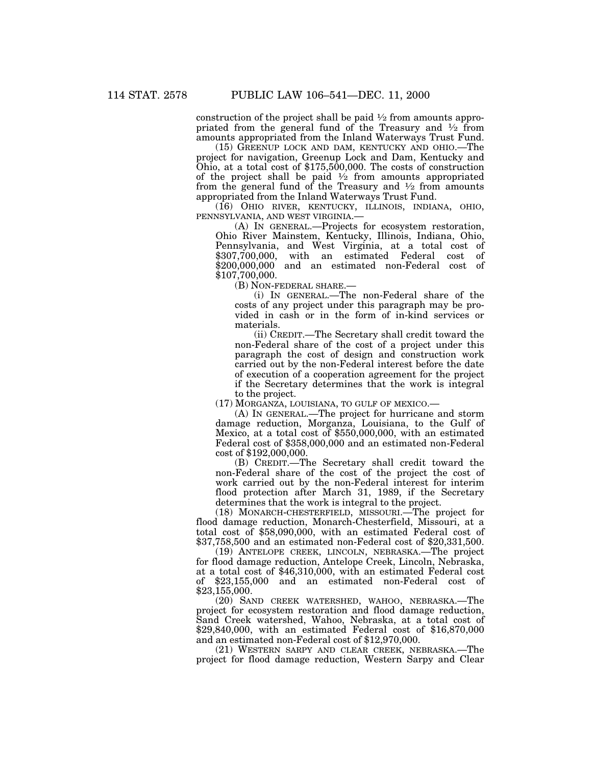construction of the project shall be paid ½ from amounts appropriated from the general fund of the Treasury and ½ from amounts appropriated from the Inland Waterways Trust Fund.

(15) GREENUP LOCK AND DAM, KENTUCKY AND OHIO.—The project for navigation, Greenup Lock and Dam, Kentucky and Ohio, at a total cost of $175,500,000. The costs of construction of the project shall be paid ½ from amounts appropriated from the general fund of the Treasury and ½ from amounts appropriated from the Inland Waterways Trust Fund.

(16) OHIO RIVER, KENTUCKY, ILLINOIS, INDIANA, OHIO, PENNSYLVANIA, AND WEST VIRGINIA.—

(A) IN GENERAL.—Projects for ecosystem restoration, Ohio River Mainstem, Kentucky, Illinois, Indiana, Ohio, Pennsylvania, and West Virginia, at a total cost of $307,700,000, with an estimated Federal cost of $200,000,000 and an estimated non-Federal cost of $107,700,000.

(B) NON-FEDERAL SHARE.—

(i) IN GENERAL.—The non-Federal share of the costs of any project under this paragraph may be provided in cash or in the form of in-kind services or materials.

(ii) CREDIT.—The Secretary shall credit toward the non-Federal share of the cost of a project under this paragraph the cost of design and construction work carried out by the non-Federal interest before the date of execution of a cooperation agreement for the project if the Secretary determines that the work is integral to the project.

(17) MORGANZA, LOUISIANA, TO GULF OF MEXICO.—

(A) IN GENERAL.—The project for hurricane and storm damage reduction, Morganza, Louisiana, to the Gulf of Mexico, at a total cost of $550,000,000, with an estimated Federal cost of $358,000,000 and an estimated non-Federal cost of $192,000,000.

(B) CREDIT.—The Secretary shall credit toward the non-Federal share of the cost of the project the cost of work carried out by the non-Federal interest for interim flood protection after March 31, 1989, if the Secretary determines that the work is integral to the project.

(18) MONARCH-CHESTERFIELD, MISSOURI.—The project for flood damage reduction, Monarch-Chesterfield, Missouri, at a total cost of $58,090,000, with an estimated Federal cost of $37,758,500 and an estimated non-Federal cost of $20,331,500.

(19) ANTELOPE CREEK, LINCOLN, NEBRASKA.—The project for flood damage reduction, Antelope Creek, Lincoln, Nebraska, at a total cost of $46,310,000, with an estimated Federal cost of $23,155,000 and an estimated non-Federal cost of $23,155,000.

(20) SAND CREEK WATERSHED, WAHOO, NEBRASKA.—The project for ecosystem restoration and flood damage reduction, Sand Creek watershed, Wahoo, Nebraska, at a total cost of $29,840,000, with an estimated Federal cost of $16,870,000 and an estimated non-Federal cost of $12,970,000.

(21) WESTERN SARPY AND CLEAR CREEK, NEBRASKA.—The project for flood damage reduction, Western Sarpy and Clear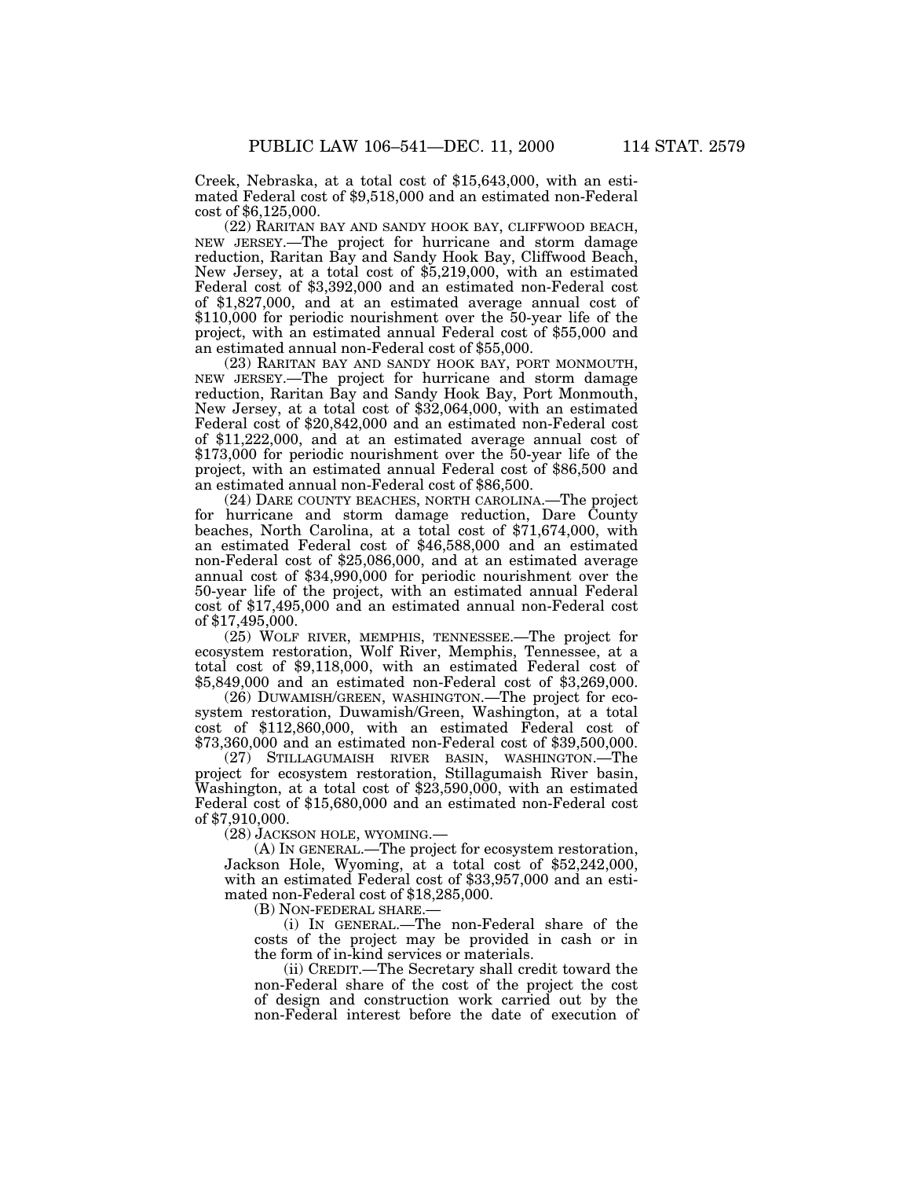Creek, Nebraska, at a total cost of $15,643,000, with an estimated Federal cost of $9,518,000 and an estimated non-Federal cost of $6,125,000.

(22) RARITAN BAY AND SANDY HOOK BAY, CLIFFWOOD BEACH, NEW JERSEY.—The project for hurricane and storm damage reduction, Raritan Bay and Sandy Hook Bay, Cliffwood Beach, New Jersey, at a total cost of $5,219,000, with an estimated Federal cost of $3,392,000 and an estimated non-Federal cost of $1,827,000, and at an estimated average annual cost of $110,000 for periodic nourishment over the 50-year life of the project, with an estimated annual Federal cost of $55,000 and an estimated annual non-Federal cost of $55,000.

(23) RARITAN BAY AND SANDY HOOK BAY, PORT MONMOUTH, NEW JERSEY.—The project for hurricane and storm damage reduction, Raritan Bay and Sandy Hook Bay, Port Monmouth, New Jersey, at a total cost of $32,064,000, with an estimated Federal cost of $20,842,000 and an estimated non-Federal cost of $11,222,000, and at an estimated average annual cost of $173,000 for periodic nourishment over the 50-year life of the project, with an estimated annual Federal cost of $86,500 and an estimated annual non-Federal cost of $86,500.

(24) DARE COUNTY BEACHES, NORTH CAROLINA.—The project for hurricane and storm damage reduction, Dare County beaches, North Carolina, at a total cost of $71,674,000, with an estimated Federal cost of $46,588,000 and an estimated non-Federal cost of $25,086,000, and at an estimated average annual cost of $34,990,000 for periodic nourishment over the 50-year life of the project, with an estimated annual Federal cost of $17,495,000 and an estimated annual non-Federal cost of $17,495,000.

(25) WOLF RIVER, MEMPHIS, TENNESSEE.—The project for ecosystem restoration, Wolf River, Memphis, Tennessee, at a total cost of $9,118,000, with an estimated Federal cost of $5,849,000 and an estimated non-Federal cost of $3,269,000.

(26) DUWAMISH/GREEN, WASHINGTON.—The project for ecosystem restoration, Duwamish/Green, Washington, at a total cost of $112,860,000, with an estimated Federal cost of $73,360,000 and an estimated non-Federal cost of $39,500,000.

(27) STILLAGUMAISH RIVER BASIN, WASHINGTON.—The project for ecosystem restoration, Stillagumaish River basin, Washington, at a total cost of $23,590,000, with an estimated Federal cost of $15,680,000 and an estimated non-Federal cost of $7,910,000.

(28) JACKSON HOLE, WYOMING.—

(A) IN GENERAL.—The project for ecosystem restoration, Jackson Hole, Wyoming, at a total cost of $52,242,000, with an estimated Federal cost of $33,957,000 and an estimated non-Federal cost of $18,285,000.

(B) NON-FEDERAL SHARE.—

(i) IN GENERAL.—The non-Federal share of the costs of the project may be provided in cash or in the form of in-kind services or materials.

(ii) CREDIT.—The Secretary shall credit toward the non-Federal share of the cost of the project the cost of design and construction work carried out by the non-Federal interest before the date of execution of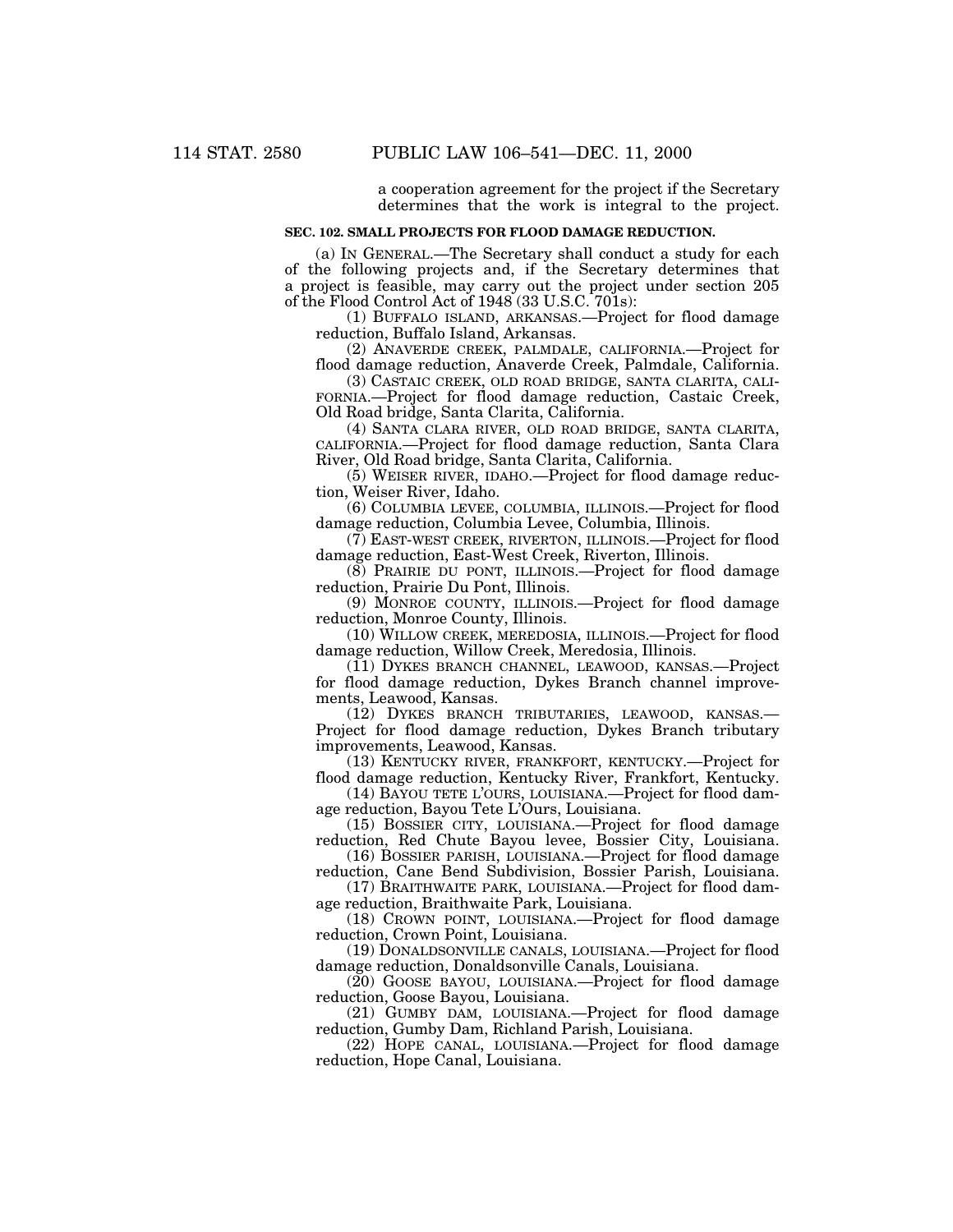a cooperation agreement for the project if the Secretary determines that the work is integral to the project.

**SEC. 102. SMALL PROJECTS FOR FLOOD DAMAGE REDUCTION.**

(a) IN GENERAL.—The Secretary shall conduct a study for each of the following projects and, if the Secretary determines that a project is feasible, may carry out the project under section 205 of the Flood Control Act of 1948 (33 U.S.C. 701s):

(1) BUFFALO ISLAND, ARKANSAS.—Project for flood damage reduction, Buffalo Island, Arkansas.

(2) ANAVERDE CREEK, PALMDALE, CALIFORNIA.—Project for flood damage reduction, Anaverde Creek, Palmdale, California.

(3) CASTAIC CREEK, OLD ROAD BRIDGE, SANTA CLARITA, CALIFORNIA.—Project for flood damage reduction, Castaic Creek, Old Road bridge, Santa Clarita, California.

(4) SANTA CLARA RIVER, OLD ROAD BRIDGE, SANTA CLARITA, CALIFORNIA.—Project for flood damage reduction, Santa Clara River, Old Road bridge, Santa Clarita, California.

(5) WEISER RIVER, IDAHO.—Project for flood damage reduction, Weiser River, Idaho.

(6) COLUMBIA LEVEE, COLUMBIA, ILLINOIS.—Project for flood damage reduction, Columbia Levee, Columbia, Illinois.

(7) EAST-WEST CREEK, RIVERTON, ILLINOIS.—Project for flood damage reduction, East-West Creek, Riverton, Illinois.

(8) PRAIRIE DU PONT, ILLINOIS.—Project for flood damage reduction, Prairie Du Pont, Illinois.

(9) MONROE COUNTY, ILLINOIS.—Project for flood damage reduction, Monroe County, Illinois.

(10) WILLOW CREEK, MEREDOSIA, ILLINOIS.—Project for flood damage reduction, Willow Creek, Meredosia, Illinois.

(11) DYKES BRANCH CHANNEL, LEAWOOD, KANSAS.—Project for flood damage reduction, Dykes Branch channel improvements, Leawood, Kansas.

(12) DYKES BRANCH TRIBUTARIES, LEAWOOD, KANSAS.—Project for flood damage reduction, Dykes Branch tributary improvements, Leawood, Kansas.

(13) KENTUCKY RIVER, FRANKFORT, KENTUCKY.—Project for flood damage reduction, Kentucky River, Frankfort, Kentucky.

(14) BAYOU TETE L'OURS, LOUISIANA.—Project for flood damage reduction, Bayou Tete L'Ours, Louisiana.

(15) BOSSIER CITY, LOUISIANA.—Project for flood damage reduction, Red Chute Bayou levee, Bossier City, Louisiana.

(16) BOSSIER PARISH, LOUISIANA.—Project for flood damage reduction, Cane Bend Subdivision, Bossier Parish, Louisiana.

(17) BRAITHWAITE PARK, LOUISIANA.—Project for flood damage reduction, Braithwaite Park, Louisiana.

(18) CROWN POINT, LOUISIANA.—Project for flood damage reduction, Crown Point, Louisiana.

(19) DONALDSONVILLE CANALS, LOUISIANA.—Project for flood damage reduction, Donaldsonville Canals, Louisiana.

(20) GOOSE BAYOU, LOUISIANA.—Project for flood damage reduction, Goose Bayou, Louisiana.

(21) GUMBY DAM, LOUISIANA.—Project for flood damage reduction, Gumby Dam, Richland Parish, Louisiana.

(22) HOPE CANAL, LOUISIANA.—Project for flood damage reduction, Hope Canal, Louisiana.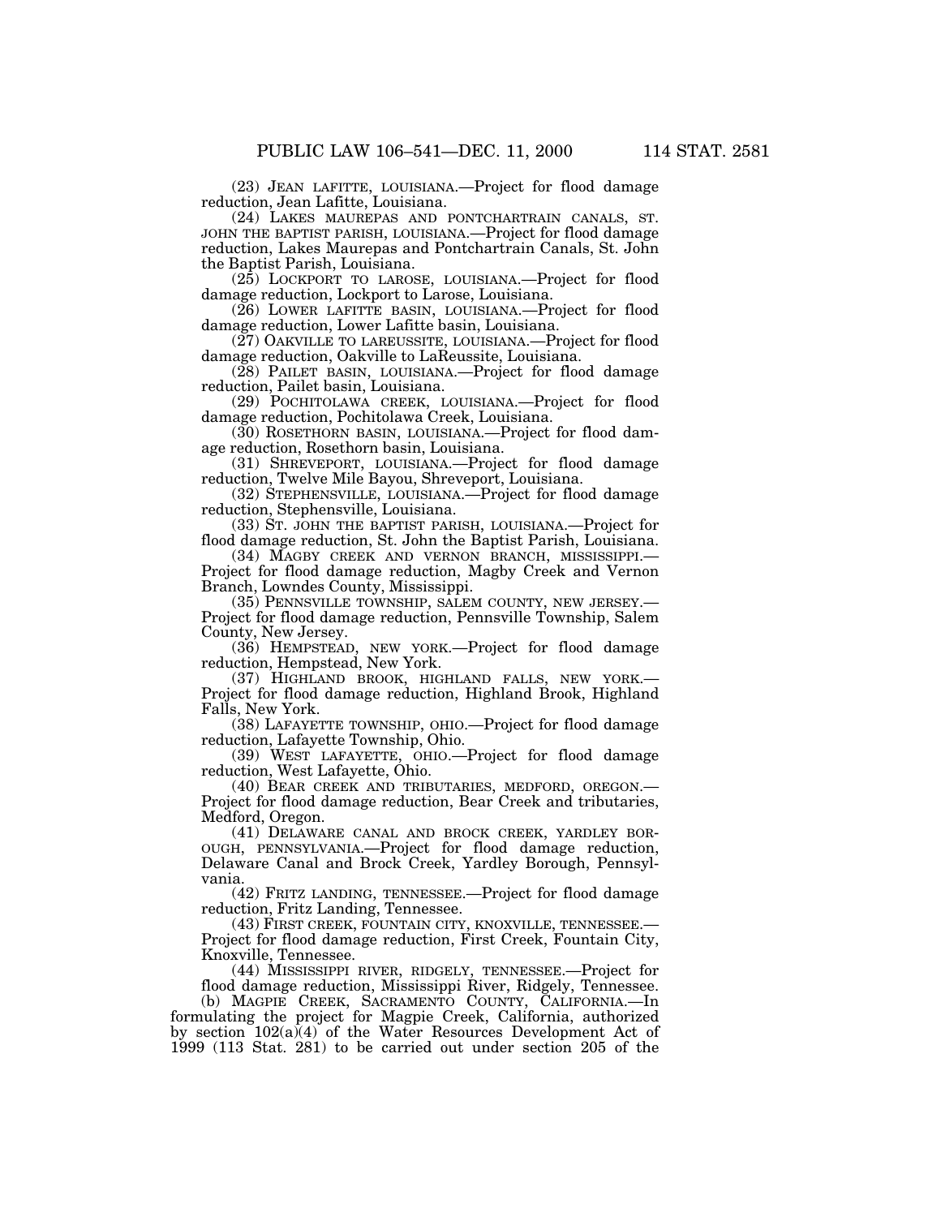(23) JEAN LAFITTE, LOUISIANA.—Project for flood damage reduction, Jean Lafitte, Louisiana.

(24) LAKES MAUREPAS AND PONTCHARTRAIN CANALS, ST. JOHN THE BAPTIST PARISH, LOUISIANA.—Project for flood damage reduction, Lakes Maurepas and Pontchartrain Canals, St. John the Baptist Parish, Louisiana.

(25) LOCKPORT TO LAROSE, LOUISIANA.—Project for flood damage reduction, Lockport to Larose, Louisiana.

(26) LOWER LAFITTE BASIN, LOUISIANA.—Project for flood damage reduction, Lower Lafitte basin, Louisiana.

(27) OAKVILLE TO LAREUSSITE, LOUISIANA.—Project for flood damage reduction, Oakville to LaReussite, Louisiana.

(28) PAILET BASIN, LOUISIANA.—Project for flood damage reduction, Pailet basin, Louisiana.

(29) POCHITOLAWA CREEK, LOUISIANA.—Project for flood damage reduction, Pochitolawa Creek, Louisiana.

(30) ROSETHORN BASIN, LOUISIANA.—Project for flood damage reduction, Rosethorn basin, Louisiana.

(31) SHREVEPORT, LOUISIANA.—Project for flood damage reduction, Twelve Mile Bayou, Shreveport, Louisiana.

(32) STEPHENSVILLE, LOUISIANA.—Project for flood damage reduction, Stephensville, Louisiana.

(33) ST. JOHN THE BAPTIST PARISH, LOUISIANA.—Project for flood damage reduction, St. John the Baptist Parish, Louisiana.

(34) MAGBY CREEK AND VERNON BRANCH, MISSISSIPPI.—Project for flood damage reduction, Magby Creek and Vernon Branch, Lowndes County, Mississippi.

(35) PENNSVILLE TOWNSHIP, SALEM COUNTY, NEW JERSEY.—Project for flood damage reduction, Pennsville Township, Salem County, New Jersey.

(36) HEMPSTEAD, NEW YORK.—Project for flood damage reduction, Hempstead, New York.

(37) HIGHLAND BROOK, HIGHLAND FALLS, NEW YORK.—Project for flood damage reduction, Highland Brook, Highland Falls, New York.

(38) LAFAYETTE TOWNSHIP, OHIO.—Project for flood damage reduction, Lafayette Township, Ohio.

(39) WEST LAFAYETTE, OHIO.—Project for flood damage reduction, West Lafayette, Ohio.

(40) BEAR CREEK AND TRIBUTARIES, MEDFORD, OREGON.—Project for flood damage reduction, Bear Creek and tributaries, Medford, Oregon.

(41) DELAWARE CANAL AND BROCK CREEK, YARDLEY BOROUGH, PENNSYLVANIA.—Project for flood damage reduction, Delaware Canal and Brock Creek, Yardley Borough, Pennsylvania.

(42) FRITZ LANDING, TENNESSEE.—Project for flood damage reduction, Fritz Landing, Tennessee.

(43) FIRST CREEK, FOUNTAIN CITY, KNOXVILLE, TENNESSEE.—Project for flood damage reduction, First Creek, Fountain City, Knoxville, Tennessee.

(44) MISSISSIPPI RIVER, RIDGELY, TENNESSEE.—Project for flood damage reduction, Mississippi River, Ridgely, Tennessee.

(b) MAGPIE CREEK, SACRAMENTO COUNTY, CALIFORNIA.—In formulating the project for Magpie Creek, California, authorized by section 102(a)(4) of the Water Resources Development Act of 1999 (113 Stat. 281) to be carried out under section 205 of the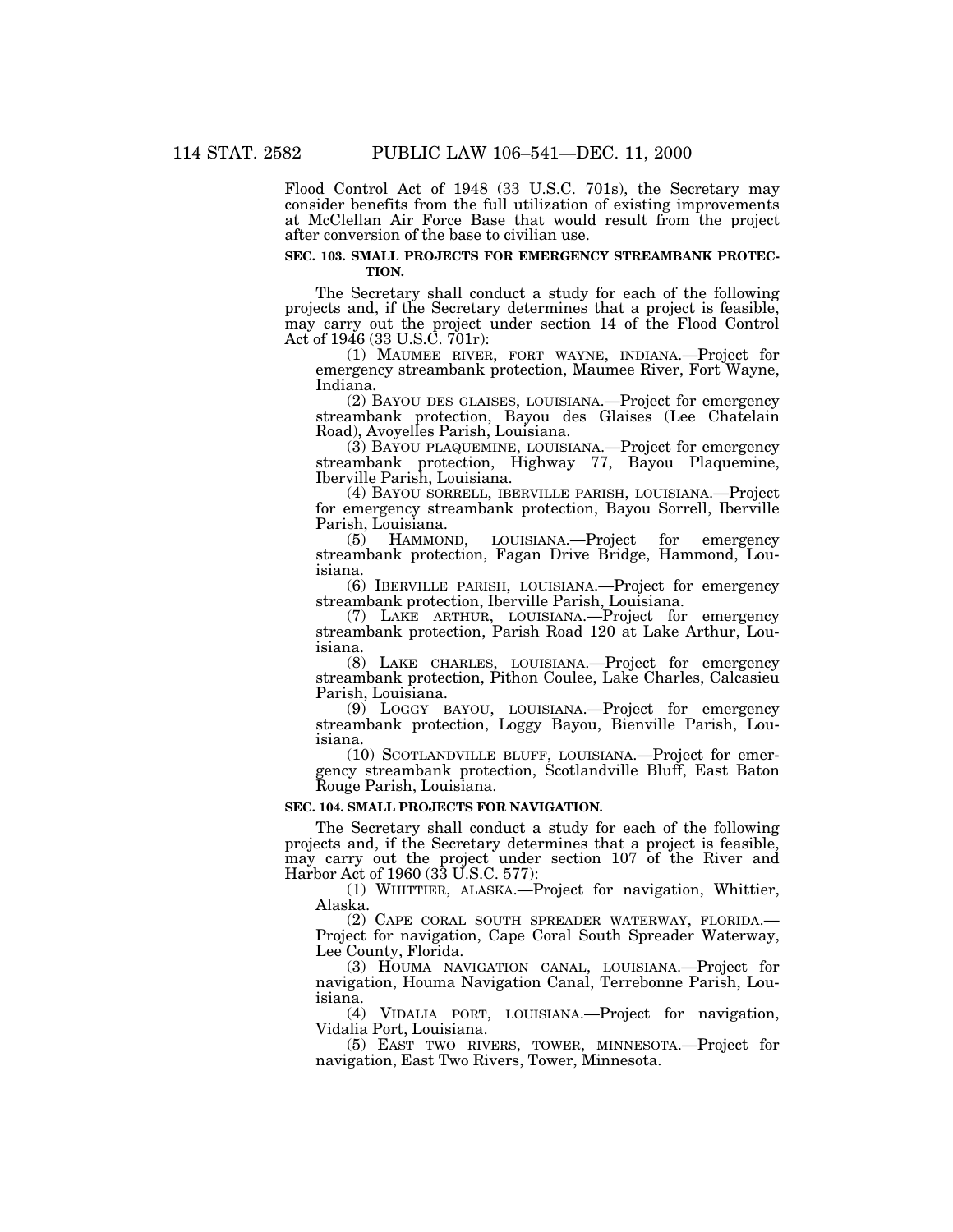Flood Control Act of 1948 (33 U.S.C. 701s), the Secretary may consider benefits from the full utilization of existing improvements at McClellan Air Force Base that would result from the project after conversion of the base to civilian use.

**SEC. 103. SMALL PROJECTS FOR EMERGENCY STREAMBANK PROTECTION.**

The Secretary shall conduct a study for each of the following projects and, if the Secretary determines that a project is feasible, may carry out the project under section 14 of the Flood Control Act of 1946 (33 U.S.C. 701r):

(1) MAUMEE RIVER, FORT WAYNE, INDIANA.—Project for emergency streambank protection, Maumee River, Fort Wayne, Indiana.

(2) BAYOU DES GLAISES, LOUISIANA.—Project for emergency streambank protection, Bayou des Glaises (Lee Chatelain Road), Avoyelles Parish, Louisiana.

(3) BAYOU PLAQUEMINE, LOUISIANA.—Project for emergency streambank protection, Highway 77, Bayou Plaquemine, Iberville Parish, Louisiana.

(4) BAYOU SORRELL, IBERVILLE PARISH, LOUISIANA.—Project for emergency streambank protection, Bayou Sorrell, Iberville Parish, Louisiana.

(5) HAMMOND, LOUISIANA.—Project for emergency streambank protection, Fagan Drive Bridge, Hammond, Louisiana.

(6) IBERVILLE PARISH, LOUISIANA.—Project for emergency streambank protection, Iberville Parish, Louisiana.

(7) LAKE ARTHUR, LOUISIANA.—Project for emergency streambank protection, Parish Road 120 at Lake Arthur, Louisiana.

(8) LAKE CHARLES, LOUISIANA.—Project for emergency streambank protection, Pithon Coulee, Lake Charles, Calcasieu Parish, Louisiana.

(9) LOGGY BAYOU, LOUISIANA.—Project for emergency streambank protection, Loggy Bayou, Bienville Parish, Louisiana.

(10) SCOTLANDVILLE BLUFF, LOUISIANA.—Project for emergency streambank protection, Scotlandville Bluff, East Baton Rouge Parish, Louisiana.

**SEC. 104. SMALL PROJECTS FOR NAVIGATION.**

The Secretary shall conduct a study for each of the following projects and, if the Secretary determines that a project is feasible, may carry out the project under section 107 of the River and Harbor Act of 1960 (33 U.S.C. 577):

(1) WHITTIER, ALASKA.—Project for navigation, Whittier, Alaska.

(2) CAPE CORAL SOUTH SPREADER WATERWAY, FLORIDA.—Project for navigation, Cape Coral South Spreader Waterway, Lee County, Florida.

(3) HOUMA NAVIGATION CANAL, LOUISIANA.—Project for navigation, Houma Navigation Canal, Terrebonne Parish, Louisiana.

(4) VIDALIA PORT, LOUISIANA.—Project for navigation, Vidalia Port, Louisiana.

(5) EAST TWO RIVERS, TOWER, MINNESOTA.—Project for navigation, East Two Rivers, Tower, Minnesota.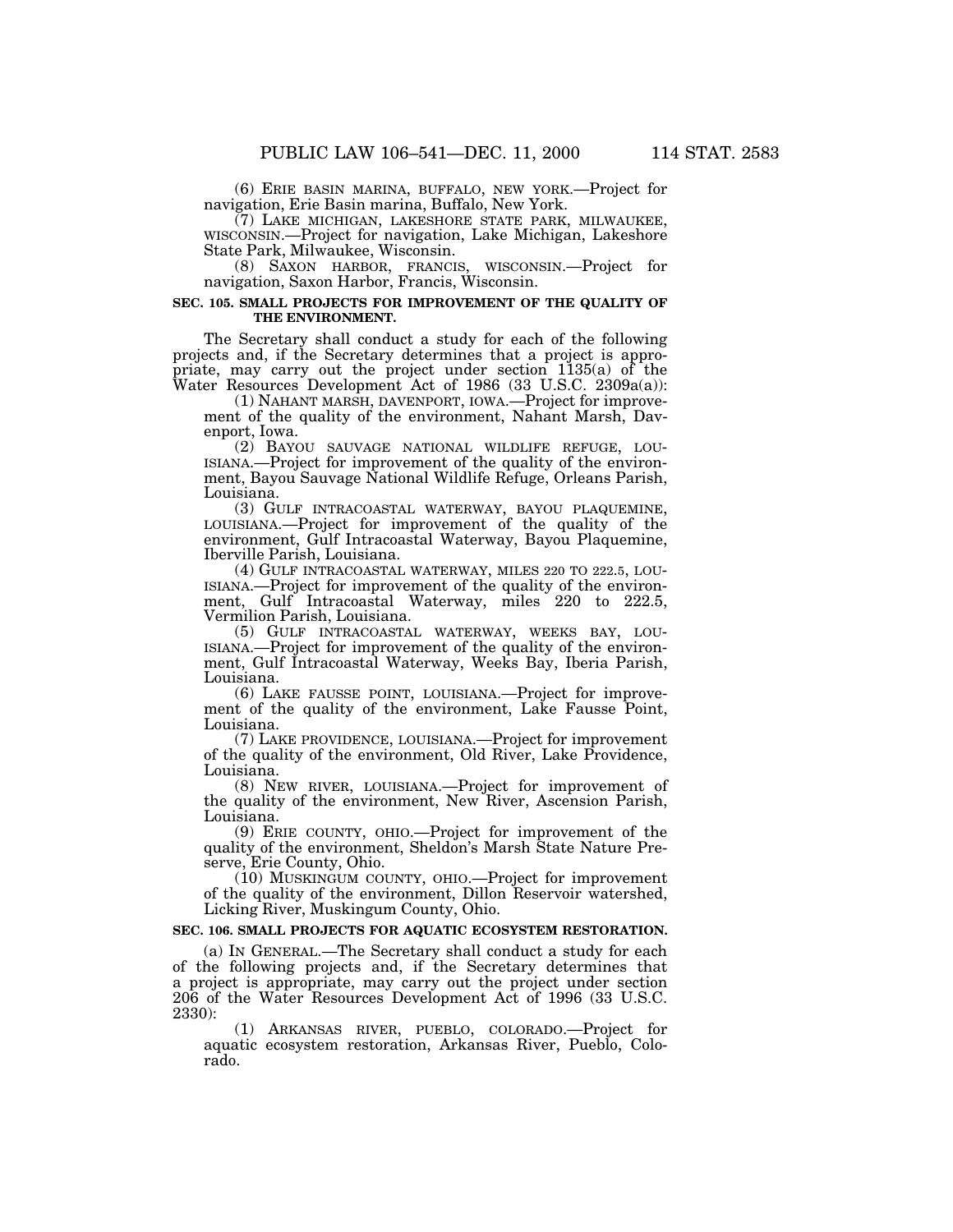(6) ERIE BASIN MARINA, BUFFALO, NEW YORK.—Project for navigation, Erie Basin marina, Buffalo, New York.

(7) LAKE MICHIGAN, LAKESHORE STATE PARK, MILWAUKEE, WISCONSIN.—Project for navigation, Lake Michigan, Lakeshore State Park, Milwaukee, Wisconsin.

(8) SAXON HARBOR, FRANCIS, WISCONSIN.—Project for navigation, Saxon Harbor, Francis, Wisconsin.

**SEC. 105. SMALL PROJECTS FOR IMPROVEMENT OF THE QUALITY OF THE ENVIRONMENT.**

The Secretary shall conduct a study for each of the following projects and, if the Secretary determines that a project is appropriate, may carry out the project under section 1135(a) of the Water Resources Development Act of 1986 (33 U.S.C. 2309a(a)):

(1) NAHANT MARSH, DAVENPORT, IOWA.—Project for improvement of the quality of the environment, Nahant Marsh, Davenport, Iowa.

(2) BAYOU SAUVAGE NATIONAL WILDLIFE REFUGE, LOUISIANA.—Project for improvement of the quality of the environment, Bayou Sauvage National Wildlife Refuge, Orleans Parish, Louisiana.

(3) GULF INTRACOASTAL WATERWAY, BAYOU PLAQUEMINE, LOUISIANA.—Project for improvement of the quality of the environment, Gulf Intracoastal Waterway, Bayou Plaquemine, Iberville Parish, Louisiana.

(4) GULF INTRACOASTAL WATERWAY, MILES 220 TO 222.5, LOUISIANA.—Project for improvement of the quality of the environment, Gulf Intracoastal Waterway, miles 220 to 222.5, Vermilion Parish, Louisiana.

(5) GULF INTRACOASTAL WATERWAY, WEEKS BAY, LOUISIANA.—Project for improvement of the quality of the environment, Gulf Intracoastal Waterway, Weeks Bay, Iberia Parish, Louisiana.

(6) LAKE FAUSSE POINT, LOUISIANA.—Project for improvement of the quality of the environment, Lake Fausse Point, Louisiana.

(7) LAKE PROVIDENCE, LOUISIANA.—Project for improvement of the quality of the environment, Old River, Lake Providence, Louisiana.

(8) NEW RIVER, LOUISIANA.—Project for improvement of the quality of the environment, New River, Ascension Parish, Louisiana.

(9) ERIE COUNTY, OHIO.—Project for improvement of the quality of the environment, Sheldon's Marsh State Nature Preserve, Erie County, Ohio.

(10) MUSKINGUM COUNTY, OHIO.—Project for improvement of the quality of the environment, Dillon Reservoir watershed, Licking River, Muskingum County, Ohio.

**SEC. 106. SMALL PROJECTS FOR AQUATIC ECOSYSTEM RESTORATION.**

(a) IN GENERAL.—The Secretary shall conduct a study for each of the following projects and, if the Secretary determines that a project is appropriate, may carry out the project under section 206 of the Water Resources Development Act of 1996 (33 U.S.C. 2330):

(1) ARKANSAS RIVER, PUEBLO, COLORADO.—Project for aquatic ecosystem restoration, Arkansas River, Pueblo, Colorado.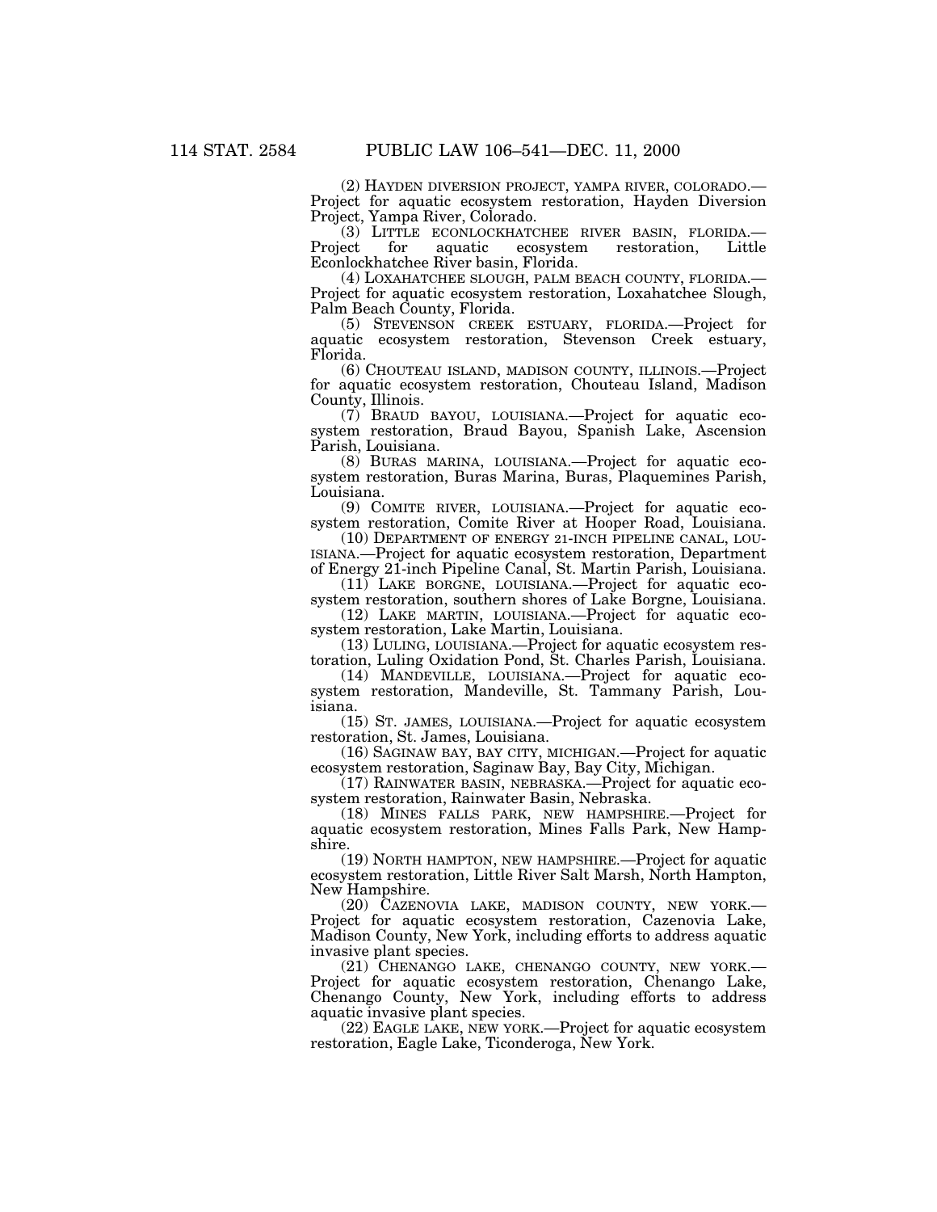(2) HAYDEN DIVERSION PROJECT, YAMPA RIVER, COLORADO.—Project for aquatic ecosystem restoration, Hayden Diversion Project, Yampa River, Colorado.

(3) LITTLE ECONLOCKHATCHEE RIVER BASIN, FLORIDA.—Project for aquatic ecosystem restoration, Little Econlockhatchee River basin, Florida.

(4) LOXAHATCHEE SLOUGH, PALM BEACH COUNTY, FLORIDA.—Project for aquatic ecosystem restoration, Loxahatchee Slough, Palm Beach County, Florida.

(5) STEVENSON CREEK ESTUARY, FLORIDA.—Project for aquatic ecosystem restoration, Stevenson Creek estuary, Florida.

(6) CHOUTEAU ISLAND, MADISON COUNTY, ILLINOIS.—Project for aquatic ecosystem restoration, Chouteau Island, Madison County, Illinois.

(7) BRAUD BAYOU, LOUISIANA.—Project for aquatic ecosystem restoration, Braud Bayou, Spanish Lake, Ascension Parish, Louisiana.

(8) BURAS MARINA, LOUISIANA.—Project for aquatic ecosystem restoration, Buras Marina, Buras, Plaquemines Parish, Louisiana.

(9) COMITE RIVER, LOUISIANA.—Project for aquatic ecosystem restoration, Comite River at Hooper Road, Louisiana.

(10) DEPARTMENT OF ENERGY 21-INCH PIPELINE CANAL, LOUISIANA.—Project for aquatic ecosystem restoration, Department of Energy 21-inch Pipeline Canal, St. Martin Parish, Louisiana.

(11) LAKE BORGNE, LOUISIANA.—Project for aquatic ecosystem restoration, southern shores of Lake Borgne, Louisiana.

(12) LAKE MARTIN, LOUISIANA.—Project for aquatic ecosystem restoration, Lake Martin, Louisiana.

(13) LULING, LOUISIANA.—Project for aquatic ecosystem restoration, Luling Oxidation Pond, St. Charles Parish, Louisiana.

(14) MANDEVILLE, LOUISIANA.—Project for aquatic ecosystem restoration, Mandeville, St. Tammany Parish, Louisiana.

(15) ST. JAMES, LOUISIANA.—Project for aquatic ecosystem restoration, St. James, Louisiana.

(16) SAGINAW BAY, BAY CITY, MICHIGAN.—Project for aquatic ecosystem restoration, Saginaw Bay, Bay City, Michigan.

(17) RAINWATER BASIN, NEBRASKA.—Project for aquatic ecosystem restoration, Rainwater Basin, Nebraska.

(18) MINES FALLS PARK, NEW HAMPSHIRE.—Project for aquatic ecosystem restoration, Mines Falls Park, New Hampshire.

(19) NORTH HAMPTON, NEW HAMPSHIRE.—Project for aquatic ecosystem restoration, Little River Salt Marsh, North Hampton, New Hampshire.

(20) CAZENOVIA LAKE, MADISON COUNTY, NEW YORK.—Project for aquatic ecosystem restoration, Cazenovia Lake, Madison County, New York, including efforts to address aquatic invasive plant species.

(21) CHENANGO LAKE, CHENANGO COUNTY, NEW YORK.—Project for aquatic ecosystem restoration, Chenango Lake, Chenango County, New York, including efforts to address aquatic invasive plant species.

(22) EAGLE LAKE, NEW YORK.—Project for aquatic ecosystem restoration, Eagle Lake, Ticonderoga, New York.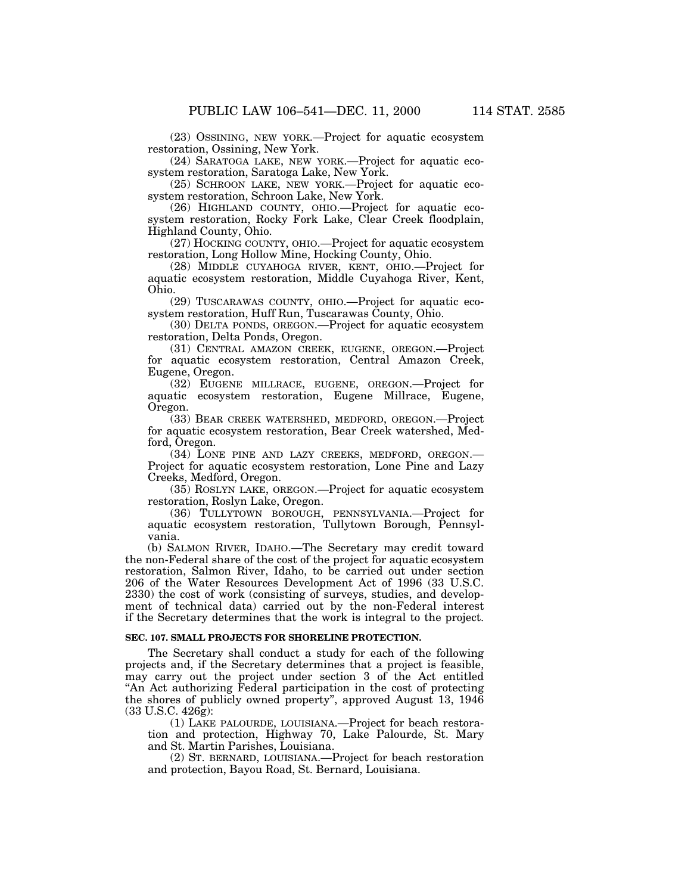(23) OSSINING, NEW YORK.—Project for aquatic ecosystem restoration, Ossining, New York.

(24) SARATOGA LAKE, NEW YORK.—Project for aquatic ecosystem restoration, Saratoga Lake, New York.

(25) SCHROON LAKE, NEW YORK.—Project for aquatic ecosystem restoration, Schroon Lake, New York.

(26) HIGHLAND COUNTY, OHIO.—Project for aquatic ecosystem restoration, Rocky Fork Lake, Clear Creek floodplain, Highland County, Ohio.

(27) HOCKING COUNTY, OHIO.—Project for aquatic ecosystem restoration, Long Hollow Mine, Hocking County, Ohio.

(28) MIDDLE CUYAHOGA RIVER, KENT, OHIO.—Project for aquatic ecosystem restoration, Middle Cuyahoga River, Kent, Ohio.

(29) TUSCARAWAS COUNTY, OHIO.—Project for aquatic ecosystem restoration, Huff Run, Tuscarawas County, Ohio.

(30) DELTA PONDS, OREGON.—Project for aquatic ecosystem restoration, Delta Ponds, Oregon.

(31) CENTRAL AMAZON CREEK, EUGENE, OREGON.—Project for aquatic ecosystem restoration, Central Amazon Creek, Eugene, Oregon.

(32) EUGENE MILLRACE, EUGENE, OREGON.—Project for aquatic ecosystem restoration, Eugene Millrace, Eugene, Oregon.

(33) BEAR CREEK WATERSHED, MEDFORD, OREGON.—Project for aquatic ecosystem restoration, Bear Creek watershed, Medford, Oregon.

(34) LONE PINE AND LAZY CREEKS, MEDFORD, OREGON.—Project for aquatic ecosystem restoration, Lone Pine and Lazy Creeks, Medford, Oregon.

(35) ROSLYN LAKE, OREGON.—Project for aquatic ecosystem restoration, Roslyn Lake, Oregon.

(36) TULLYTOWN BOROUGH, PENNSYLVANIA.—Project for aquatic ecosystem restoration, Tullytown Borough, Pennsylvania.

(b) SALMON RIVER, IDAHO.—The Secretary may credit toward the non-Federal share of the cost of the project for aquatic ecosystem restoration, Salmon River, Idaho, to be carried out under section 206 of the Water Resources Development Act of 1996 (33 U.S.C. 2330) the cost of work (consisting of surveys, studies, and development of technical data) carried out by the non-Federal interest if the Secretary determines that the work is integral to the project.

**SEC. 107. SMALL PROJECTS FOR SHORELINE PROTECTION.**

The Secretary shall conduct a study for each of the following projects and, if the Secretary determines that a project is feasible, may carry out the project under section 3 of the Act entitled "An Act authorizing Federal participation in the cost of protecting the shores of publicly owned property", approved August 13, 1946 (33 U.S.C. 426g):

(1) LAKE PALOURDE, LOUISIANA.—Project for beach restoration and protection, Highway 70, Lake Palourde, St. Mary and St. Martin Parishes, Louisiana.

(2) ST. BERNARD, LOUISIANA.—Project for beach restoration and protection, Bayou Road, St. Bernard, Louisiana.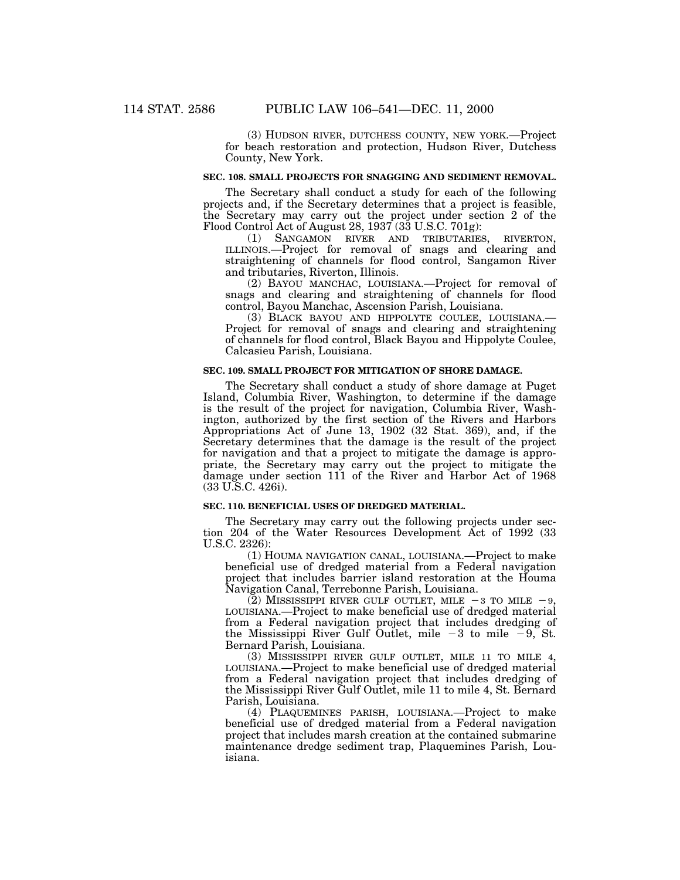(3) HUDSON RIVER, DUTCHESS COUNTY, NEW YORK.—Project for beach restoration and protection, Hudson River, Dutchess County, New York.

**SEC. 108. SMALL PROJECTS FOR SNAGGING AND SEDIMENT REMOVAL.**

The Secretary shall conduct a study for each of the following projects and, if the Secretary determines that a project is feasible, the Secretary may carry out the project under section 2 of the Flood Control Act of August 28, 1937 (33 U.S.C. 701g):

(1) SANGAMON RIVER AND TRIBUTARIES, RIVERTON, ILLINOIS.—Project for removal of snags and clearing and straightening of channels for flood control, Sangamon River and tributaries, Riverton, Illinois.

(2) BAYOU MANCHAC, LOUISIANA.—Project for removal of snags and clearing and straightening of channels for flood control, Bayou Manchac, Ascension Parish, Louisiana.

(3) BLACK BAYOU AND HIPPOLYTE COULEE, LOUISIANA.—Project for removal of snags and clearing and straightening of channels for flood control, Black Bayou and Hippolyte Coulee, Calcasieu Parish, Louisiana.

**SEC. 109. SMALL PROJECT FOR MITIGATION OF SHORE DAMAGE.**

The Secretary shall conduct a study of shore damage at Puget Island, Columbia River, Washington, to determine if the damage is the result of the project for navigation, Columbia River, Washington, authorized by the first section of the Rivers and Harbors Appropriations Act of June 13, 1902 (32 Stat. 369), and, if the Secretary determines that the damage is the result of the project for navigation and that a project to mitigate the damage is appropriate, the Secretary may carry out the project to mitigate the damage under section 111 of the River and Harbor Act of 1968 (33 U.S.C. 426i).

**SEC. 110. BENEFICIAL USES OF DREDGED MATERIAL.**

The Secretary may carry out the following projects under section 204 of the Water Resources Development Act of 1992 (33 U.S.C. 2326):

(1) HOUMA NAVIGATION CANAL, LOUISIANA.—Project to make beneficial use of dredged material from a Federal navigation project that includes barrier island restoration at the Houma Navigation Canal, Terrebonne Parish, Louisiana.

(2) MISSISSIPPI RIVER GULF OUTLET, MILE −3 TO MILE −9, LOUISIANA.—Project to make beneficial use of dredged material from a Federal navigation project that includes dredging of the Mississippi River Gulf Outlet, mile −3 to mile −9, St. Bernard Parish, Louisiana.

(3) MISSISSIPPI RIVER GULF OUTLET, MILE 11 TO MILE 4, LOUISIANA.—Project to make beneficial use of dredged material from a Federal navigation project that includes dredging of the Mississippi River Gulf Outlet, mile 11 to mile 4, St. Bernard Parish, Louisiana.

(4) PLAQUEMINES PARISH, LOUISIANA.—Project to make beneficial use of dredged material from a Federal navigation project that includes marsh creation at the contained submarine maintenance dredge sediment trap, Plaquemines Parish, Louisiana.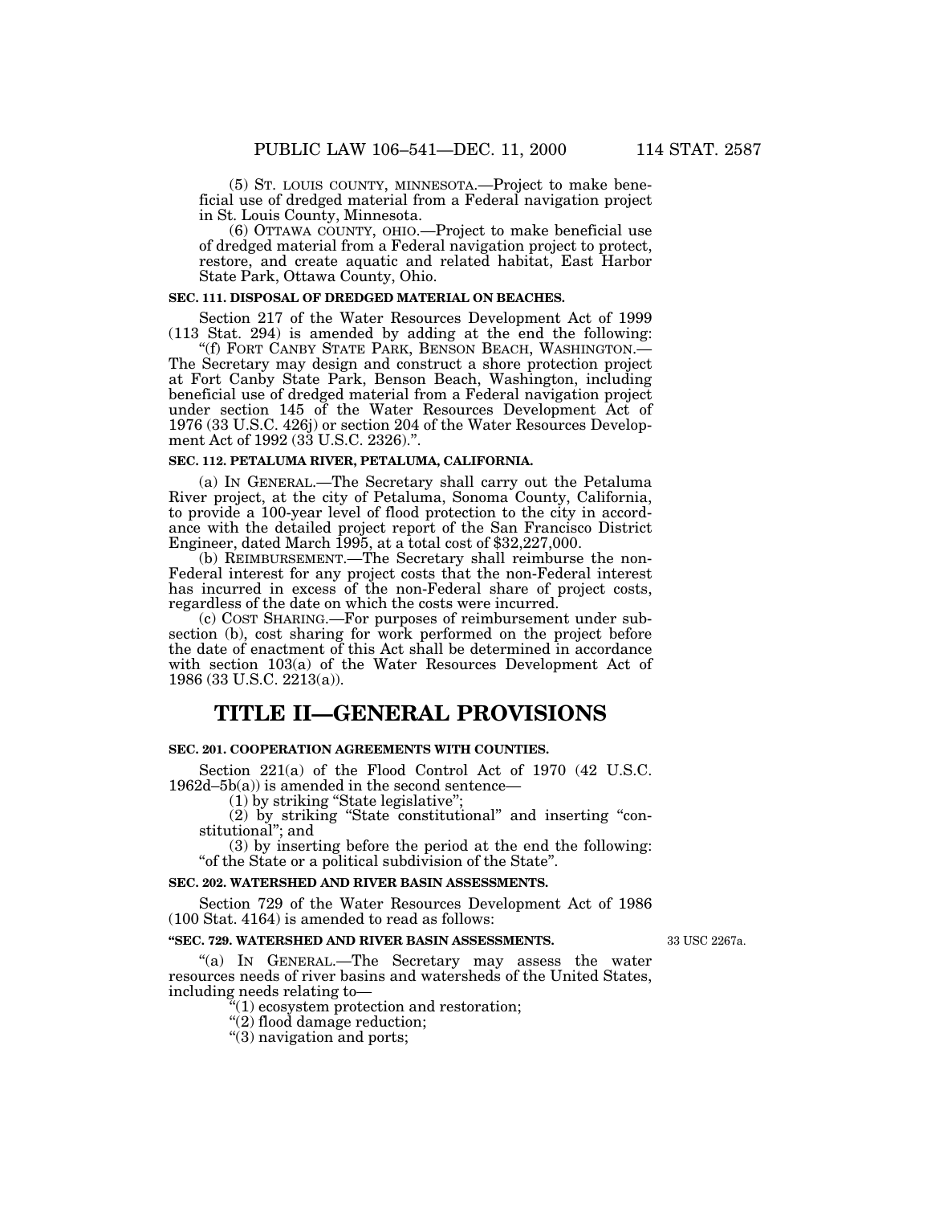(5) ST. LOUIS COUNTY, MINNESOTA.—Project to make beneficial use of dredged material from a Federal navigation project in St. Louis County, Minnesota.

(6) OTTAWA COUNTY, OHIO.—Project to make beneficial use of dredged material from a Federal navigation project to protect, restore, and create aquatic and related habitat, East Harbor State Park, Ottawa County, Ohio.

**SEC. 111. DISPOSAL OF DREDGED MATERIAL ON BEACHES.**

Section 217 of the Water Resources Development Act of 1999 (113 Stat. 294) is amended by adding at the end the following:

"(f) FORT CANBY STATE PARK, BENSON BEACH, WASHINGTON.—The Secretary may design and construct a shore protection project at Fort Canby State Park, Benson Beach, Washington, including beneficial use of dredged material from a Federal navigation project under section 145 of the Water Resources Development Act of 1976 (33 U.S.C. 426j) or section 204 of the Water Resources Development Act of 1992 (33 U.S.C. 2326).".

**SEC. 112. PETALUMA RIVER, PETALUMA, CALIFORNIA.**

(a) IN GENERAL.—The Secretary shall carry out the Petaluma River project, at the city of Petaluma, Sonoma County, California, to provide a 100-year level of flood protection to the city in accordance with the detailed project report of the San Francisco District Engineer, dated March 1995, at a total cost of $32,227,000.

(b) REIMBURSEMENT.—The Secretary shall reimburse the non-Federal interest for any project costs that the non-Federal interest has incurred in excess of the non-Federal share of project costs, regardless of the date on which the costs were incurred.

(c) COST SHARING.—For purposes of reimbursement under subsection (b), cost sharing for work performed on the project before the date of enactment of this Act shall be determined in accordance with section 103(a) of the Water Resources Development Act of 1986 (33 U.S.C. 2213(a)).

# TITLE II—GENERAL PROVISIONS

**SEC. 201. COOPERATION AGREEMENTS WITH COUNTIES.**

Section 221(a) of the Flood Control Act of 1970 (42 U.S.C. 1962d–5b(a)) is amended in the second sentence—

(1) by striking "State legislative";

(2) by striking "State constitutional" and inserting "constitutional"; and

(3) by inserting before the period at the end the following: "of the State or a political subdivision of the State".

**SEC. 202. WATERSHED AND RIVER BASIN ASSESSMENTS.**

Section 729 of the Water Resources Development Act of 1986 (100 Stat. 4164) is amended to read as follows:

**"SEC. 729. WATERSHED AND RIVER BASIN ASSESSMENTS.**

33 USC 2267a.

"(a) IN GENERAL.—The Secretary may assess the water resources needs of river basins and watersheds of the United States, including needs relating to—

"(1) ecosystem protection and restoration;

"(2) flood damage reduction;

"(3) navigation and ports;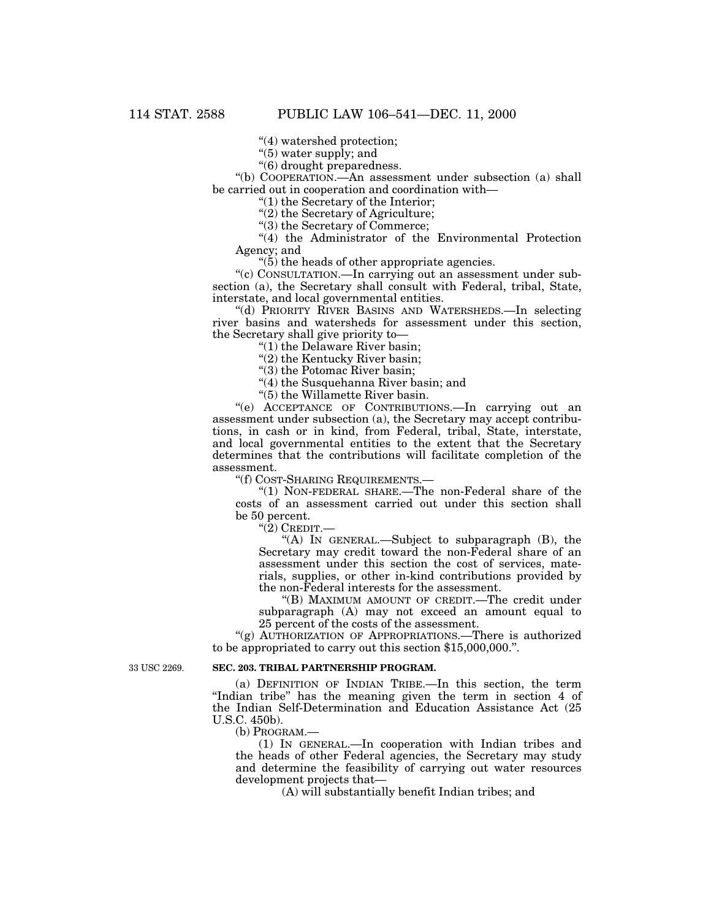"(4) watershed protection;

"(5) water supply; and

"(6) drought preparedness.

"(b) COOPERATION.—An assessment under subsection (a) shall be carried out in cooperation and coordination with—

"(1) the Secretary of the Interior;

"(2) the Secretary of Agriculture;

"(3) the Secretary of Commerce;

"(4) the Administrator of the Environmental Protection Agency; and

"(5) the heads of other appropriate agencies.

"(c) CONSULTATION.—In carrying out an assessment under subsection (a), the Secretary shall consult with Federal, tribal, State, interstate, and local governmental entities.

"(d) PRIORITY RIVER BASINS AND WATERSHEDS.—In selecting river basins and watersheds for assessment under this section, the Secretary shall give priority to—

"(1) the Delaware River basin;

"(2) the Kentucky River basin;

"(3) the Potomac River basin;

"(4) the Susquehanna River basin; and

"(5) the Willamette River basin.

"(e) ACCEPTANCE OF CONTRIBUTIONS.—In carrying out an assessment under subsection (a), the Secretary may accept contributions, in cash or in kind, from Federal, tribal, State, interstate, and local governmental entities to the extent that the Secretary determines that the contributions will facilitate completion of the assessment.

"(f) COST-SHARING REQUIREMENTS.—

"(1) NON-FEDERAL SHARE.—The non-Federal share of the costs of an assessment carried out under this section shall be 50 percent.

"(2) CREDIT.—

"(A) IN GENERAL.—Subject to subparagraph (B), the Secretary may credit toward the non-Federal share of an assessment under this section the cost of services, materials, supplies, or other in-kind contributions provided by the non-Federal interests for the assessment.

"(B) MAXIMUM AMOUNT OF CREDIT.—The credit under subparagraph (A) may not exceed an amount equal to 25 percent of the costs of the assessment.

"(g) AUTHORIZATION OF APPROPRIATIONS.—There is authorized to be appropriated to carry out this section $15,000,000.".

33 USC 2269.

**SEC. 203. TRIBAL PARTNERSHIP PROGRAM.**

(a) DEFINITION OF INDIAN TRIBE.—In this section, the term "Indian tribe" has the meaning given the term in section 4 of the Indian Self-Determination and Education Assistance Act (25 U.S.C. 450b).

(b) PROGRAM.—

(1) IN GENERAL.—In cooperation with Indian tribes and the heads of other Federal agencies, the Secretary may study and determine the feasibility of carrying out water resources development projects that—

(A) will substantially benefit Indian tribes; and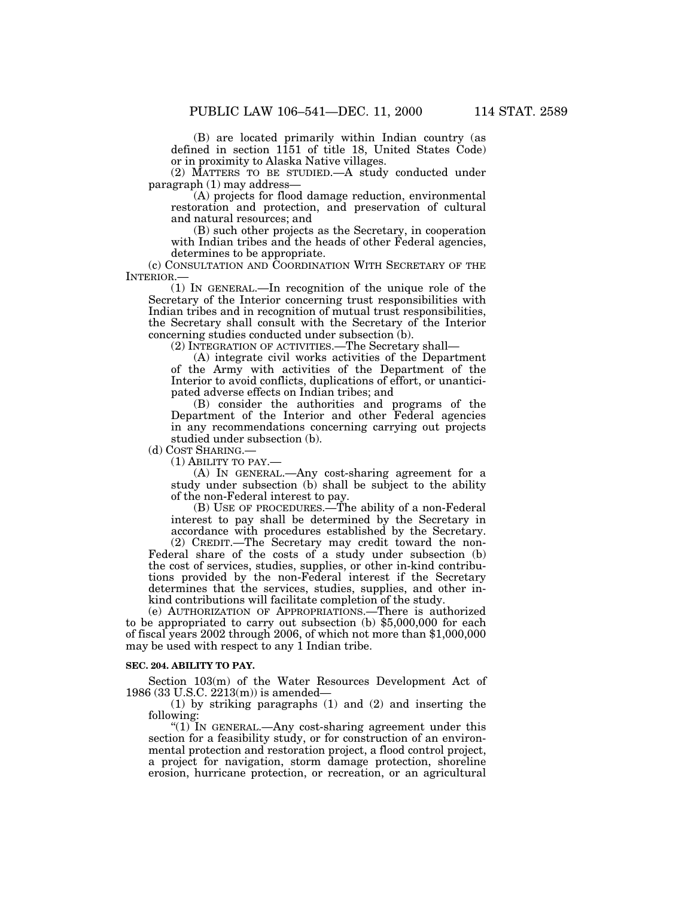(B) are located primarily within Indian country (as defined in section 1151 of title 18, United States Code) or in proximity to Alaska Native villages.

(2) MATTERS TO BE STUDIED.—A study conducted under paragraph (1) may address—

(A) projects for flood damage reduction, environmental restoration and protection, and preservation of cultural and natural resources; and

(B) such other projects as the Secretary, in cooperation with Indian tribes and the heads of other Federal agencies, determines to be appropriate.

(c) CONSULTATION AND COORDINATION WITH SECRETARY OF THE INTERIOR.—

(1) IN GENERAL.—In recognition of the unique role of the Secretary of the Interior concerning trust responsibilities with Indian tribes and in recognition of mutual trust responsibilities, the Secretary shall consult with the Secretary of the Interior concerning studies conducted under subsection (b).

(2) INTEGRATION OF ACTIVITIES.—The Secretary shall—

(A) integrate civil works activities of the Department of the Army with activities of the Department of the Interior to avoid conflicts, duplications of effort, or unanticipated adverse effects on Indian tribes; and

(B) consider the authorities and programs of the Department of the Interior and other Federal agencies in any recommendations concerning carrying out projects studied under subsection (b).

(d) COST SHARING.—

(1) ABILITY TO PAY.—

(A) IN GENERAL.—Any cost-sharing agreement for a study under subsection (b) shall be subject to the ability of the non-Federal interest to pay.

(B) USE OF PROCEDURES.—The ability of a non-Federal interest to pay shall be determined by the Secretary in accordance with procedures established by the Secretary.

(2) CREDIT.—The Secretary may credit toward the non-Federal share of the costs of a study under subsection (b) the cost of services, studies, supplies, or other in-kind contributions provided by the non-Federal interest if the Secretary determines that the services, studies, supplies, and other in-kind contributions will facilitate completion of the study.

(e) AUTHORIZATION OF APPROPRIATIONS.—There is authorized to be appropriated to carry out subsection (b) $5,000,000 for each of fiscal years 2002 through 2006, of which not more than $1,000,000 may be used with respect to any 1 Indian tribe.

**SEC. 204. ABILITY TO PAY.**

Section 103(m) of the Water Resources Development Act of 1986 (33 U.S.C. 2213(m)) is amended—

(1) by striking paragraphs (1) and (2) and inserting the following:

"(1) IN GENERAL.—Any cost-sharing agreement under this section for a feasibility study, or for construction of an environmental protection and restoration project, a flood control project, a project for navigation, storm damage protection, shoreline erosion, hurricane protection, or recreation, or an agricultural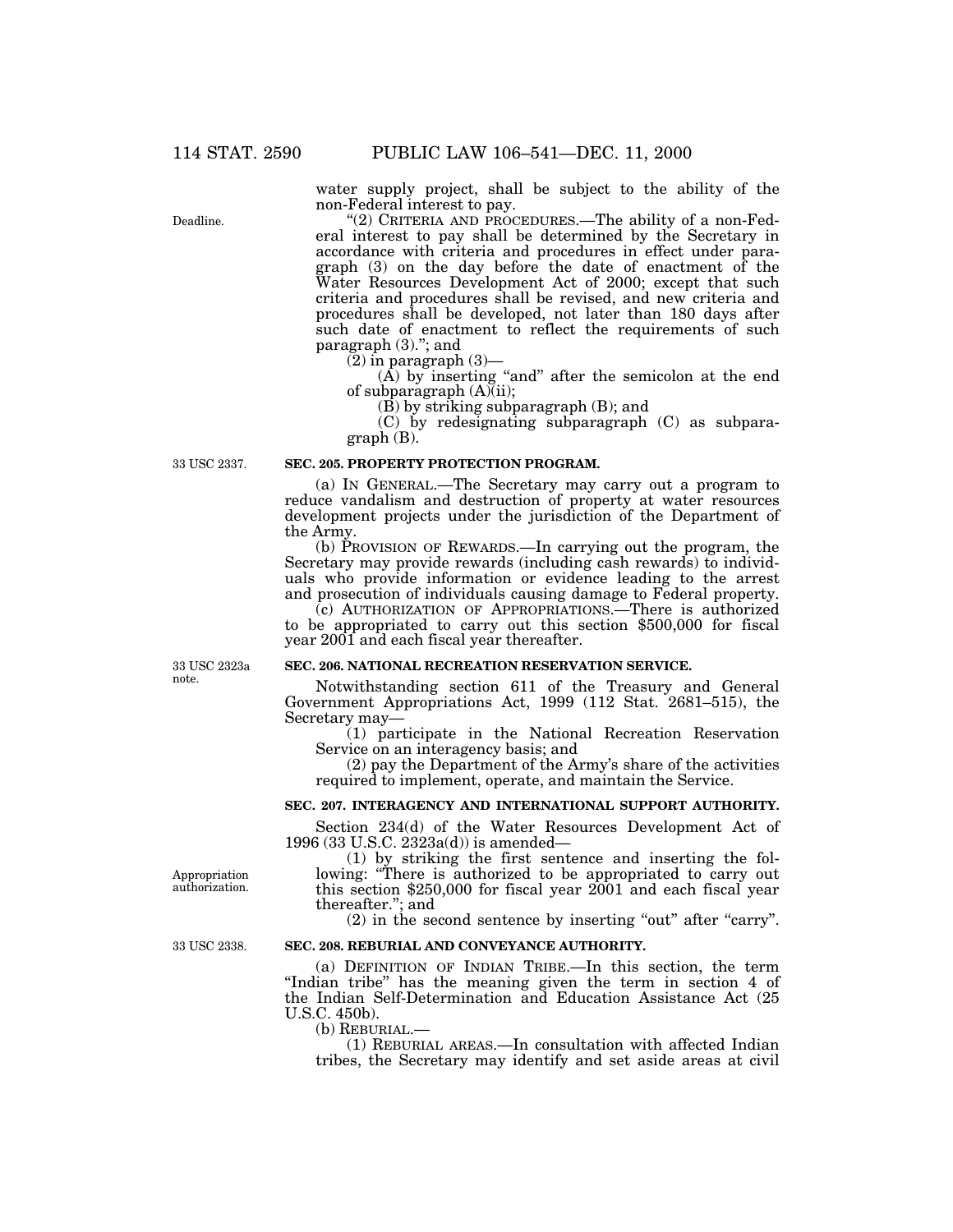water supply project, shall be subject to the ability of the non-Federal interest to pay.

Deadline.

"(2) CRITERIA AND PROCEDURES.—The ability of a non-Federal interest to pay shall be determined by the Secretary in accordance with criteria and procedures in effect under paragraph (3) on the day before the date of enactment of the Water Resources Development Act of 2000; except that such criteria and procedures shall be revised, and new criteria and procedures shall be developed, not later than 180 days after such date of enactment to reflect the requirements of such paragraph (3)."; and

(2) in paragraph (3)—

(A) by inserting "and" after the semicolon at the end of subparagraph (A)(ii);

(B) by striking subparagraph (B); and

(C) by redesignating subparagraph (C) as subparagraph (B).

33 USC 2337.

**SEC. 205. PROPERTY PROTECTION PROGRAM.**

(a) IN GENERAL.—The Secretary may carry out a program to reduce vandalism and destruction of property at water resources development projects under the jurisdiction of the Department of the Army.

(b) PROVISION OF REWARDS.—In carrying out the program, the Secretary may provide rewards (including cash rewards) to individuals who provide information or evidence leading to the arrest and prosecution of individuals causing damage to Federal property.

(c) AUTHORIZATION OF APPROPRIATIONS.—There is authorized to be appropriated to carry out this section $500,000 for fiscal year 2001 and each fiscal year thereafter.

33 USC 2323a note.

**SEC. 206. NATIONAL RECREATION RESERVATION SERVICE.**

Notwithstanding section 611 of the Treasury and General Government Appropriations Act, 1999 (112 Stat. 2681–515), the Secretary may—

(1) participate in the National Recreation Reservation Service on an interagency basis; and

(2) pay the Department of the Army's share of the activities required to implement, operate, and maintain the Service.

**SEC. 207. INTERAGENCY AND INTERNATIONAL SUPPORT AUTHORITY.**

Section 234(d) of the Water Resources Development Act of 1996 (33 U.S.C. 2323a(d)) is amended—

Appropriation authorization.

(1) by striking the first sentence and inserting the following: "There is authorized to be appropriated to carry out this section $250,000 for fiscal year 2001 and each fiscal year thereafter."; and

(2) in the second sentence by inserting "out" after "carry".

33 USC 2338.

**SEC. 208. REBURIAL AND CONVEYANCE AUTHORITY.**

(a) DEFINITION OF INDIAN TRIBE.—In this section, the term "Indian tribe" has the meaning given the term in section 4 of the Indian Self-Determination and Education Assistance Act (25 U.S.C. 450b).

(b) REBURIAL.—

(1) REBURIAL AREAS.—In consultation with affected Indian tribes, the Secretary may identify and set aside areas at civil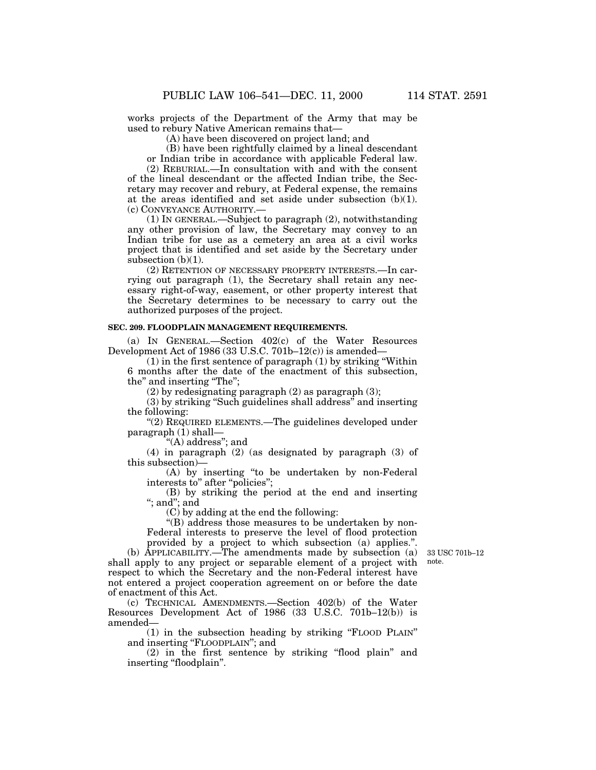works projects of the Department of the Army that may be used to rebury Native American remains that—

(A) have been discovered on project land; and

(B) have been rightfully claimed by a lineal descendant or Indian tribe in accordance with applicable Federal law.

(2) REBURIAL.—In consultation with and with the consent of the lineal descendant or the affected Indian tribe, the Secretary may recover and rebury, at Federal expense, the remains at the areas identified and set aside under subsection (b)(1).

(c) CONVEYANCE AUTHORITY.—

(1) IN GENERAL.—Subject to paragraph (2), notwithstanding any other provision of law, the Secretary may convey to an Indian tribe for use as a cemetery an area at a civil works project that is identified and set aside by the Secretary under subsection (b)(1).

(2) RETENTION OF NECESSARY PROPERTY INTERESTS.—In carrying out paragraph (1), the Secretary shall retain any necessary right-of-way, easement, or other property interest that the Secretary determines to be necessary to carry out the authorized purposes of the project.

**SEC. 209. FLOODPLAIN MANAGEMENT REQUIREMENTS.**

(a) IN GENERAL.—Section 402(c) of the Water Resources Development Act of 1986 (33 U.S.C. 701b–12(c)) is amended—

(1) in the first sentence of paragraph (1) by striking "Within 6 months after the date of the enactment of this subsection, the" and inserting "The";

(2) by redesignating paragraph (2) as paragraph (3);

(3) by striking "Such guidelines shall address" and inserting the following:

"(2) REQUIRED ELEMENTS.—The guidelines developed under paragraph (1) shall—

"(A) address"; and

(4) in paragraph (2) (as designated by paragraph (3) of this subsection)—

(A) by inserting "to be undertaken by non-Federal interests to" after "policies";

(B) by striking the period at the end and inserting "; and"; and

(C) by adding at the end the following:

"(B) address those measures to be undertaken by non-Federal interests to preserve the level of flood protection provided by a project to which subsection (a) applies.".

(b) APPLICABILITY.—The amendments made by subsection (a) shall apply to any project or separable element of a project with respect to which the Secretary and the non-Federal interest have not entered a project cooperation agreement on or before the date of enactment of this Act.

33 USC 701b–12 note.

(c) TECHNICAL AMENDMENTS.—Section 402(b) of the Water Resources Development Act of 1986 (33 U.S.C. 701b–12(b)) is amended—

(1) in the subsection heading by striking "FLOOD PLAIN" and inserting "FLOODPLAIN"; and

(2) in the first sentence by striking "flood plain" and inserting "floodplain".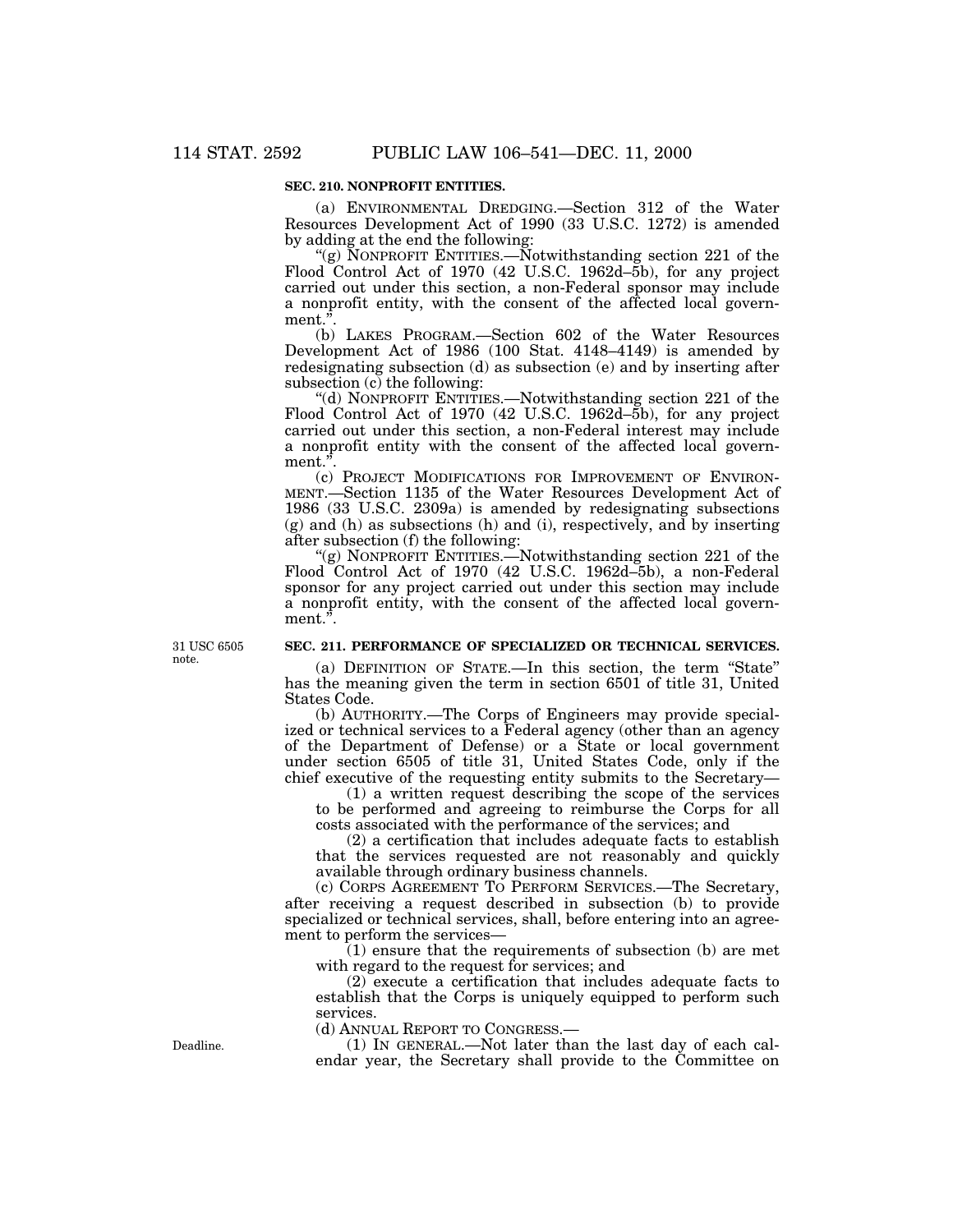### SEC. 210. NONPROFIT ENTITIES.

(a) ENVIRONMENTAL DREDGING.—Section 312 of the Water Resources Development Act of 1990 (33 U.S.C. 1272) is amended by adding at the end the following:

"(g) NONPROFIT ENTITIES.—Notwithstanding section 221 of the Flood Control Act of 1970 (42 U.S.C. 1962d–5b), for any project carried out under this section, a non-Federal sponsor may include a nonprofit entity, with the consent of the affected local government.".

(b) LAKES PROGRAM.—Section 602 of the Water Resources Development Act of 1986 (100 Stat. 4148–4149) is amended by redesignating subsection (d) as subsection (e) and by inserting after subsection (c) the following:

"(d) NONPROFIT ENTITIES.—Notwithstanding section 221 of the Flood Control Act of 1970 (42 U.S.C. 1962d–5b), for any project carried out under this section, a non-Federal interest may include a nonprofit entity with the consent of the affected local government.".

(c) PROJECT MODIFICATIONS FOR IMPROVEMENT OF ENVIRONMENT.—Section 1135 of the Water Resources Development Act of 1986 (33 U.S.C. 2309a) is amended by redesignating subsections (g) and (h) as subsections (h) and (i), respectively, and by inserting after subsection (f) the following:

"(g) NONPROFIT ENTITIES.—Notwithstanding section 221 of the Flood Control Act of 1970 (42 U.S.C. 1962d–5b), a non-Federal sponsor for any project carried out under this section may include a nonprofit entity, with the consent of the affected local government.".

31 USC 6505 note.

### SEC. 211. PERFORMANCE OF SPECIALIZED OR TECHNICAL SERVICES.

(a) DEFINITION OF STATE.—In this section, the term "State" has the meaning given the term in section 6501 of title 31, United States Code.

(b) AUTHORITY.—The Corps of Engineers may provide specialized or technical services to a Federal agency (other than an agency of the Department of Defense) or a State or local government under section 6505 of title 31, United States Code, only if the chief executive of the requesting entity submits to the Secretary—

(1) a written request describing the scope of the services to be performed and agreeing to reimburse the Corps for all costs associated with the performance of the services; and

(2) a certification that includes adequate facts to establish that the services requested are not reasonably and quickly available through ordinary business channels.

(c) CORPS AGREEMENT TO PERFORM SERVICES.—The Secretary, after receiving a request described in subsection (b) to provide specialized or technical services, shall, before entering into an agreement to perform the services—

(1) ensure that the requirements of subsection (b) are met with regard to the request for services; and

(2) execute a certification that includes adequate facts to establish that the Corps is uniquely equipped to perform such services.

(d) ANNUAL REPORT TO CONGRESS.—

Deadline.

(1) IN GENERAL.—Not later than the last day of each calendar year, the Secretary shall provide to the Committee on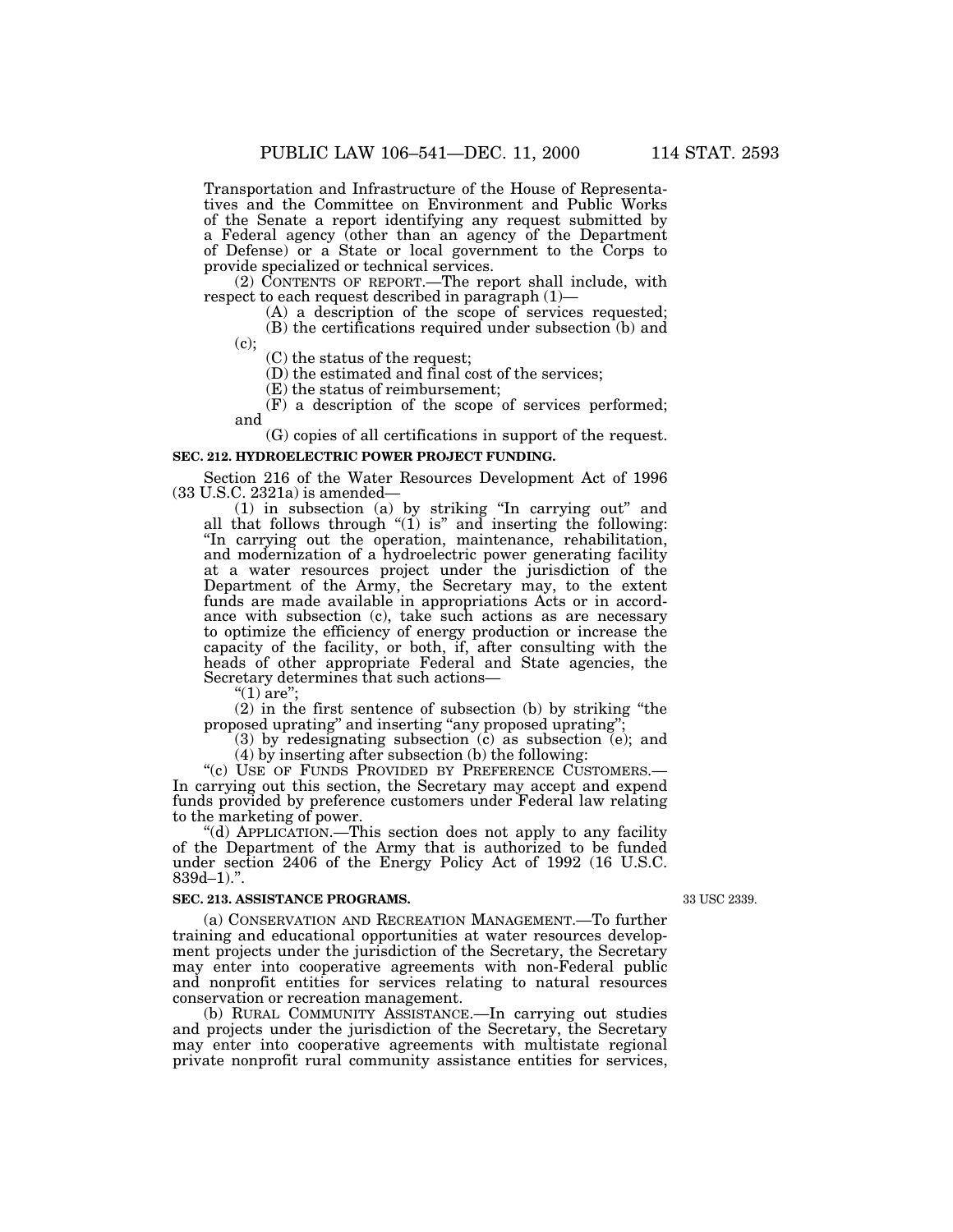Transportation and Infrastructure of the House of Representatives and the Committee on Environment and Public Works of the Senate a report identifying any request submitted by a Federal agency (other than an agency of the Department of Defense) or a State or local government to the Corps to provide specialized or technical services.

(2) CONTENTS OF REPORT.—The report shall include, with respect to each request described in paragraph (1)—

(A) a description of the scope of services requested;

(B) the certifications required under subsection (b) and (c);

(C) the status of the request;

(D) the estimated and final cost of the services;

(E) the status of reimbursement;

(F) a description of the scope of services performed; and

(G) copies of all certifications in support of the request.

**SEC. 212. HYDROELECTRIC POWER PROJECT FUNDING.**

Section 216 of the Water Resources Development Act of 1996 (33 U.S.C. 2321a) is amended—

(1) in subsection (a) by striking "In carrying out" and all that follows through "(1) is" and inserting the following: "In carrying out the operation, maintenance, rehabilitation, and modernization of a hydroelectric power generating facility at a water resources project under the jurisdiction of the Department of the Army, the Secretary may, to the extent funds are made available in appropriations Acts or in accordance with subsection (c), take such actions as are necessary to optimize the efficiency of energy production or increase the capacity of the facility, or both, if, after consulting with the heads of other appropriate Federal and State agencies, the Secretary determines that such actions—

"(1) are";

(2) in the first sentence of subsection (b) by striking "the proposed uprating" and inserting "any proposed uprating";

(3) by redesignating subsection (c) as subsection (e); and

(4) by inserting after subsection (b) the following:

"(c) USE OF FUNDS PROVIDED BY PREFERENCE CUSTOMERS.—In carrying out this section, the Secretary may accept and expend funds provided by preference customers under Federal law relating to the marketing of power.

"(d) APPLICATION.—This section does not apply to any facility of the Department of the Army that is authorized to be funded under section 2406 of the Energy Policy Act of 1992 (16 U.S.C. 839d–1).".

**SEC. 213. ASSISTANCE PROGRAMS.**

33 USC 2339.

(a) CONSERVATION AND RECREATION MANAGEMENT.—To further training and educational opportunities at water resources development projects under the jurisdiction of the Secretary, the Secretary may enter into cooperative agreements with non-Federal public and nonprofit entities for services relating to natural resources conservation or recreation management.

(b) RURAL COMMUNITY ASSISTANCE.—In carrying out studies and projects under the jurisdiction of the Secretary, the Secretary may enter into cooperative agreements with multistate regional private nonprofit rural community assistance entities for services,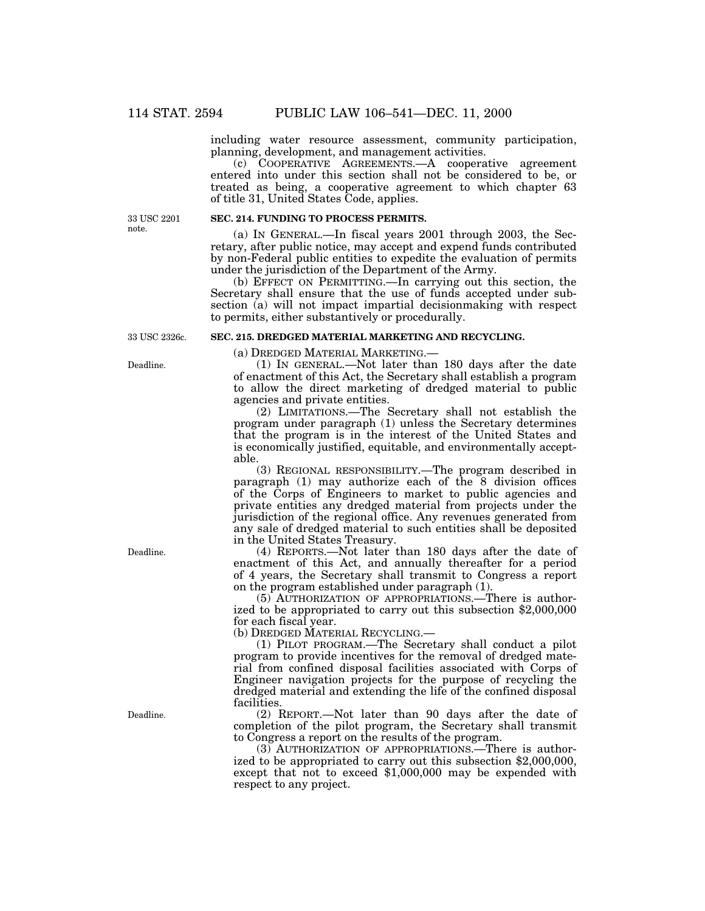including water resource assessment, community participation, planning, development, and management activities.

(c) COOPERATIVE AGREEMENTS.—A cooperative agreement entered into under this section shall not be considered to be, or treated as being, a cooperative agreement to which chapter 63 of title 31, United States Code, applies.

33 USC 2201 note.

**SEC. 214. FUNDING TO PROCESS PERMITS.**

(a) IN GENERAL.—In fiscal years 2001 through 2003, the Secretary, after public notice, may accept and expend funds contributed by non-Federal public entities to expedite the evaluation of permits under the jurisdiction of the Department of the Army.

(b) EFFECT ON PERMITTING.—In carrying out this section, the Secretary shall ensure that the use of funds accepted under subsection (a) will not impact impartial decisionmaking with respect to permits, either substantively or procedurally.

33 USC 2326c.

**SEC. 215. DREDGED MATERIAL MARKETING AND RECYCLING.**

(a) DREDGED MATERIAL MARKETING.—

Deadline.

(1) IN GENERAL.—Not later than 180 days after the date of enactment of this Act, the Secretary shall establish a program to allow the direct marketing of dredged material to public agencies and private entities.

(2) LIMITATIONS.—The Secretary shall not establish the program under paragraph (1) unless the Secretary determines that the program is in the interest of the United States and is economically justified, equitable, and environmentally acceptable.

(3) REGIONAL RESPONSIBILITY.—The program described in paragraph (1) may authorize each of the 8 division offices of the Corps of Engineers to market to public agencies and private entities any dredged material from projects under the jurisdiction of the regional office. Any revenues generated from any sale of dredged material to such entities shall be deposited in the United States Treasury.

Deadline.

(4) REPORTS.—Not later than 180 days after the date of enactment of this Act, and annually thereafter for a period of 4 years, the Secretary shall transmit to Congress a report on the program established under paragraph (1).

(5) AUTHORIZATION OF APPROPRIATIONS.—There is authorized to be appropriated to carry out this subsection $2,000,000 for each fiscal year.

(b) DREDGED MATERIAL RECYCLING.—

(1) PILOT PROGRAM.—The Secretary shall conduct a pilot program to provide incentives for the removal of dredged material from confined disposal facilities associated with Corps of Engineer navigation projects for the purpose of recycling the dredged material and extending the life of the confined disposal facilities.

Deadline.

(2) REPORT.—Not later than 90 days after the date of completion of the pilot program, the Secretary shall transmit to Congress a report on the results of the program.

(3) AUTHORIZATION OF APPROPRIATIONS.—There is authorized to be appropriated to carry out this subsection $2,000,000, except that not to exceed $1,000,000 may be expended with respect to any project.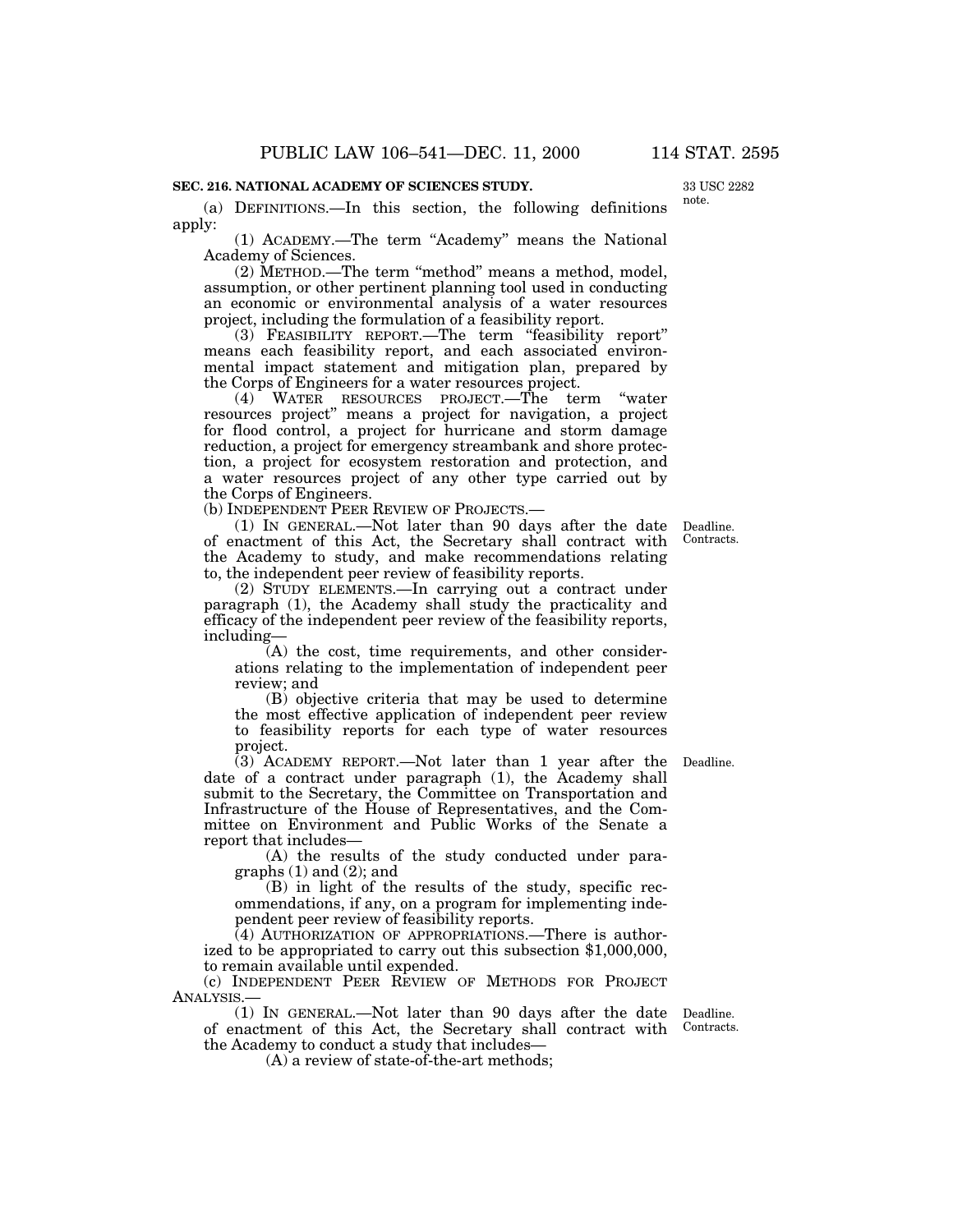## SEC. 216. NATIONAL ACADEMY OF SCIENCES STUDY.

33 USC 2282 note.

(a) DEFINITIONS.—In this section, the following definitions apply:

(1) ACADEMY.—The term "Academy" means the National Academy of Sciences.

(2) METHOD.—The term "method" means a method, model, assumption, or other pertinent planning tool used in conducting an economic or environmental analysis of a water resources project, including the formulation of a feasibility report.

(3) FEASIBILITY REPORT.—The term "feasibility report" means each feasibility report, and each associated environmental impact statement and mitigation plan, prepared by the Corps of Engineers for a water resources project.

(4) WATER RESOURCES PROJECT.—The term "water resources project" means a project for navigation, a project for flood control, a project for hurricane and storm damage reduction, a project for emergency streambank and shore protection, a project for ecosystem restoration and protection, and a water resources project of any other type carried out by the Corps of Engineers.

(b) INDEPENDENT PEER REVIEW OF PROJECTS.—

Deadline. Contracts.

(1) IN GENERAL.—Not later than 90 days after the date of enactment of this Act, the Secretary shall contract with the Academy to study, and make recommendations relating to, the independent peer review of feasibility reports.

(2) STUDY ELEMENTS.—In carrying out a contract under paragraph (1), the Academy shall study the practicality and efficacy of the independent peer review of the feasibility reports, including—

(A) the cost, time requirements, and other considerations relating to the implementation of independent peer review; and

(B) objective criteria that may be used to determine the most effective application of independent peer review to feasibility reports for each type of water resources project.

Deadline.

(3) ACADEMY REPORT.—Not later than 1 year after the date of a contract under paragraph (1), the Academy shall submit to the Secretary, the Committee on Transportation and Infrastructure of the House of Representatives, and the Committee on Environment and Public Works of the Senate a report that includes—

(A) the results of the study conducted under paragraphs (1) and (2); and

(B) in light of the results of the study, specific recommendations, if any, on a program for implementing independent peer review of feasibility reports.

(4) AUTHORIZATION OF APPROPRIATIONS.—There is authorized to be appropriated to carry out this subsection $1,000,000, to remain available until expended.

(c) INDEPENDENT PEER REVIEW OF METHODS FOR PROJECT ANALYSIS.—

Deadline. Contracts.

(1) IN GENERAL.—Not later than 90 days after the date of enactment of this Act, the Secretary shall contract with the Academy to conduct a study that includes—

(A) a review of state-of-the-art methods;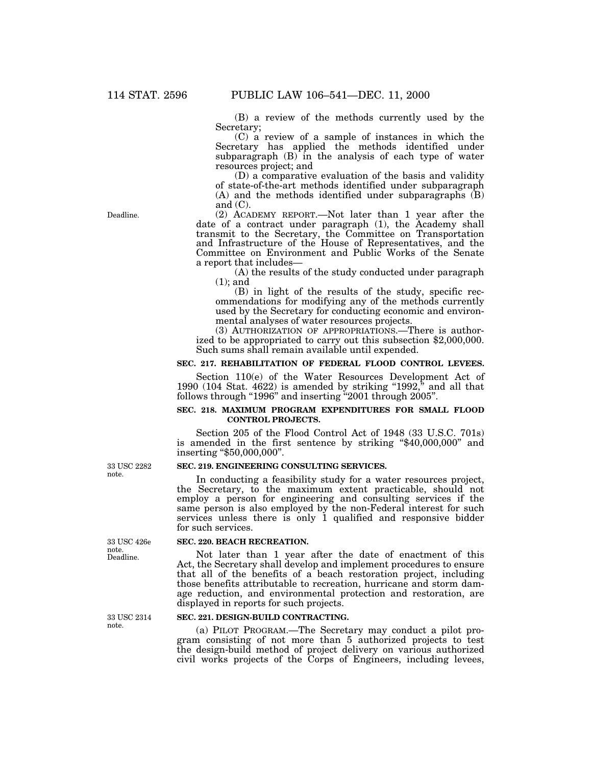(B) a review of the methods currently used by the Secretary;

(C) a review of a sample of instances in which the Secretary has applied the methods identified under subparagraph (B) in the analysis of each type of water resources project; and

(D) a comparative evaluation of the basis and validity of state-of-the-art methods identified under subparagraph (A) and the methods identified under subparagraphs (B) and (C).

Deadline.

(2) ACADEMY REPORT.—Not later than 1 year after the date of a contract under paragraph (1), the Academy shall transmit to the Secretary, the Committee on Transportation and Infrastructure of the House of Representatives, and the Committee on Environment and Public Works of the Senate a report that includes—

(A) the results of the study conducted under paragraph (1); and

(B) in light of the results of the study, specific recommendations for modifying any of the methods currently used by the Secretary for conducting economic and environmental analyses of water resources projects.

(3) AUTHORIZATION OF APPROPRIATIONS.—There is authorized to be appropriated to carry out this subsection $2,000,000. Such sums shall remain available until expended.

**SEC. 217. REHABILITATION OF FEDERAL FLOOD CONTROL LEVEES.**

Section 110(e) of the Water Resources Development Act of 1990 (104 Stat. 4622) is amended by striking "1992," and all that follows through "1996" and inserting "2001 through 2005".

**SEC. 218. MAXIMUM PROGRAM EXPENDITURES FOR SMALL FLOOD CONTROL PROJECTS.**

Section 205 of the Flood Control Act of 1948 (33 U.S.C. 701s) is amended in the first sentence by striking "$40,000,000" and inserting "$50,000,000".

33 USC 2282 note.

**SEC. 219. ENGINEERING CONSULTING SERVICES.**

In conducting a feasibility study for a water resources project, the Secretary, to the maximum extent practicable, should not employ a person for engineering and consulting services if the same person is also employed by the non-Federal interest for such services unless there is only 1 qualified and responsive bidder for such services.

33 USC 426e note. Deadline.

**SEC. 220. BEACH RECREATION.**

Not later than 1 year after the date of enactment of this Act, the Secretary shall develop and implement procedures to ensure that all of the benefits of a beach restoration project, including those benefits attributable to recreation, hurricane and storm damage reduction, and environmental protection and restoration, are displayed in reports for such projects.

33 USC 2314 note.

**SEC. 221. DESIGN-BUILD CONTRACTING.**

(a) PILOT PROGRAM.—The Secretary may conduct a pilot program consisting of not more than 5 authorized projects to test the design-build method of project delivery on various authorized civil works projects of the Corps of Engineers, including levees,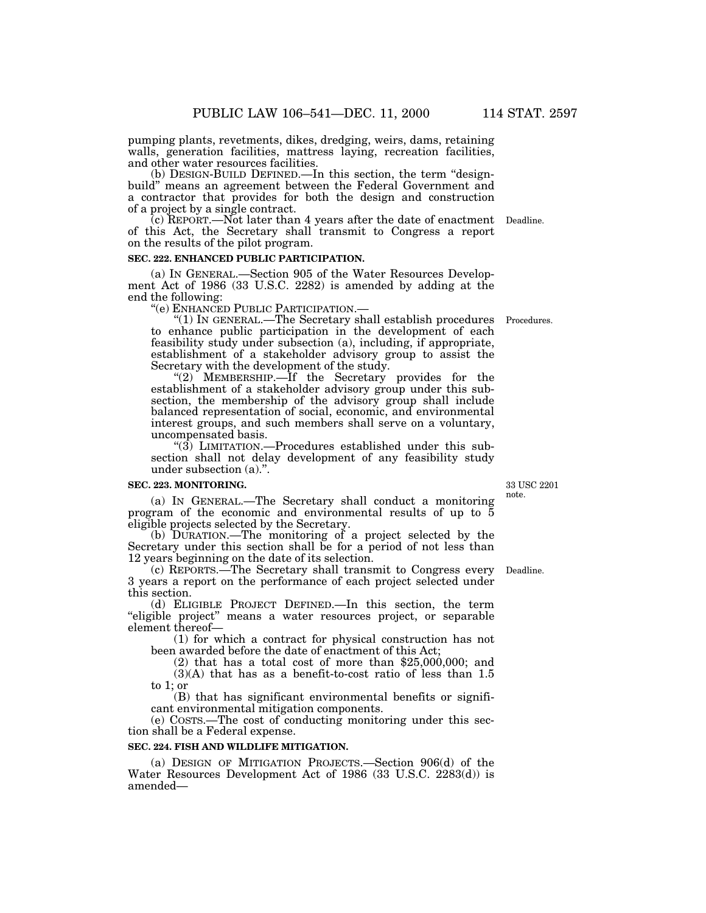pumping plants, revetments, dikes, dredging, weirs, dams, retaining walls, generation facilities, mattress laying, recreation facilities, and other water resources facilities.

(b) DESIGN-BUILD DEFINED.—In this section, the term "design-build" means an agreement between the Federal Government and a contractor that provides for both the design and construction of a project by a single contract.

(c) REPORT.—Not later than 4 years after the date of enactment of this Act, the Secretary shall transmit to Congress a report on the results of the pilot program.

Deadline.

**SEC. 222. ENHANCED PUBLIC PARTICIPATION.**

(a) IN GENERAL.—Section 905 of the Water Resources Development Act of 1986 (33 U.S.C. 2282) is amended by adding at the end the following:

"(e) ENHANCED PUBLIC PARTICIPATION.—

"(1) IN GENERAL.—The Secretary shall establish procedures to enhance public participation in the development of each feasibility study under subsection (a), including, if appropriate, establishment of a stakeholder advisory group to assist the Secretary with the development of the study.

Procedures.

"(2) MEMBERSHIP.—If the Secretary provides for the establishment of a stakeholder advisory group under this subsection, the membership of the advisory group shall include balanced representation of social, economic, and environmental interest groups, and such members shall serve on a voluntary, uncompensated basis.

"(3) LIMITATION.—Procedures established under this subsection shall not delay development of any feasibility study under subsection (a).".

**SEC. 223. MONITORING.**

33 USC 2201 note.

(a) IN GENERAL.—The Secretary shall conduct a monitoring program of the economic and environmental results of up to 5 eligible projects selected by the Secretary.

(b) DURATION.—The monitoring of a project selected by the Secretary under this section shall be for a period of not less than 12 years beginning on the date of its selection.

(c) REPORTS.—The Secretary shall transmit to Congress every 3 years a report on the performance of each project selected under this section.

Deadline.

(d) ELIGIBLE PROJECT DEFINED.—In this section, the term "eligible project" means a water resources project, or separable element thereof—

(1) for which a contract for physical construction has not been awarded before the date of enactment of this Act;

(2) that has a total cost of more than $25,000,000; and

(3)(A) that has as a benefit-to-cost ratio of less than 1.5 to 1; or

(B) that has significant environmental benefits or significant environmental mitigation components.

(e) COSTS.—The cost of conducting monitoring under this section shall be a Federal expense.

**SEC. 224. FISH AND WILDLIFE MITIGATION.**

(a) DESIGN OF MITIGATION PROJECTS.—Section 906(d) of the Water Resources Development Act of 1986 (33 U.S.C. 2283(d)) is amended—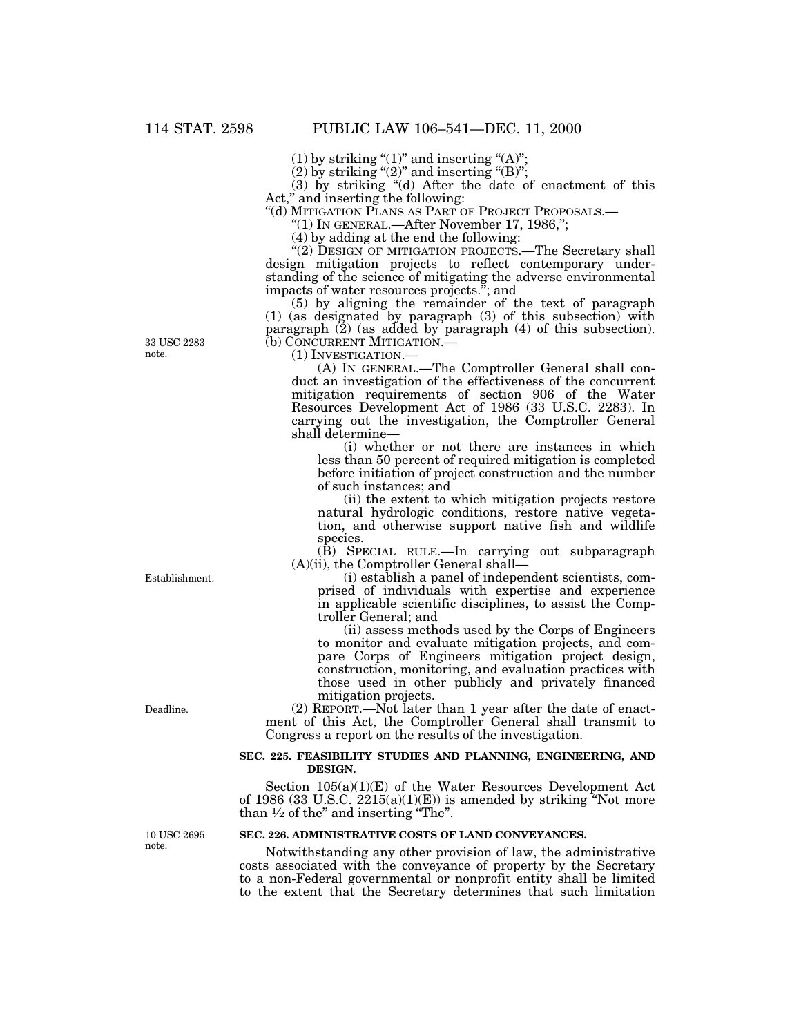(1) by striking "(1)" and inserting "(A)";

(2) by striking "(2)" and inserting "(B)";

(3) by striking "(d) After the date of enactment of this Act," and inserting the following:

"(d) MITIGATION PLANS AS PART OF PROJECT PROPOSALS.—

"(1) IN GENERAL.—After November 17, 1986,";

(4) by adding at the end the following:

"(2) DESIGN OF MITIGATION PROJECTS.—The Secretary shall design mitigation projects to reflect contemporary understanding of the science of mitigating the adverse environmental impacts of water resources projects."; and

(5) by aligning the remainder of the text of paragraph (1) (as designated by paragraph (3) of this subsection) with paragraph (2) (as added by paragraph (4) of this subsection).

33 USC 2283 note.

(b) CONCURRENT MITIGATION.—

(1) INVESTIGATION.—

(A) IN GENERAL.—The Comptroller General shall conduct an investigation of the effectiveness of the concurrent mitigation requirements of section 906 of the Water Resources Development Act of 1986 (33 U.S.C. 2283). In carrying out the investigation, the Comptroller General shall determine—

(i) whether or not there are instances in which less than 50 percent of required mitigation is completed before initiation of project construction and the number of such instances; and

(ii) the extent to which mitigation projects restore natural hydrologic conditions, restore native vegetation, and otherwise support native fish and wildlife species.

(B) SPECIAL RULE.—In carrying out subparagraph (A)(ii), the Comptroller General shall—

Establishment.

(i) establish a panel of independent scientists, comprised of individuals with expertise and experience in applicable scientific disciplines, to assist the Comptroller General; and

(ii) assess methods used by the Corps of Engineers to monitor and evaluate mitigation projects, and compare Corps of Engineers mitigation project design, construction, monitoring, and evaluation practices with those used in other publicly and privately financed mitigation projects.

Deadline.

(2) REPORT.—Not later than 1 year after the date of enactment of this Act, the Comptroller General shall transmit to Congress a report on the results of the investigation.

**SEC. 225. FEASIBILITY STUDIES AND PLANNING, ENGINEERING, AND DESIGN.**

Section 105(a)(1)(E) of the Water Resources Development Act of 1986 (33 U.S.C. 2215(a)(1)(E)) is amended by striking "Not more than ½ of the" and inserting "The".

10 USC 2695 note.

**SEC. 226. ADMINISTRATIVE COSTS OF LAND CONVEYANCES.**

Notwithstanding any other provision of law, the administrative costs associated with the conveyance of property by the Secretary to a non-Federal governmental or nonprofit entity shall be limited to the extent that the Secretary determines that such limitation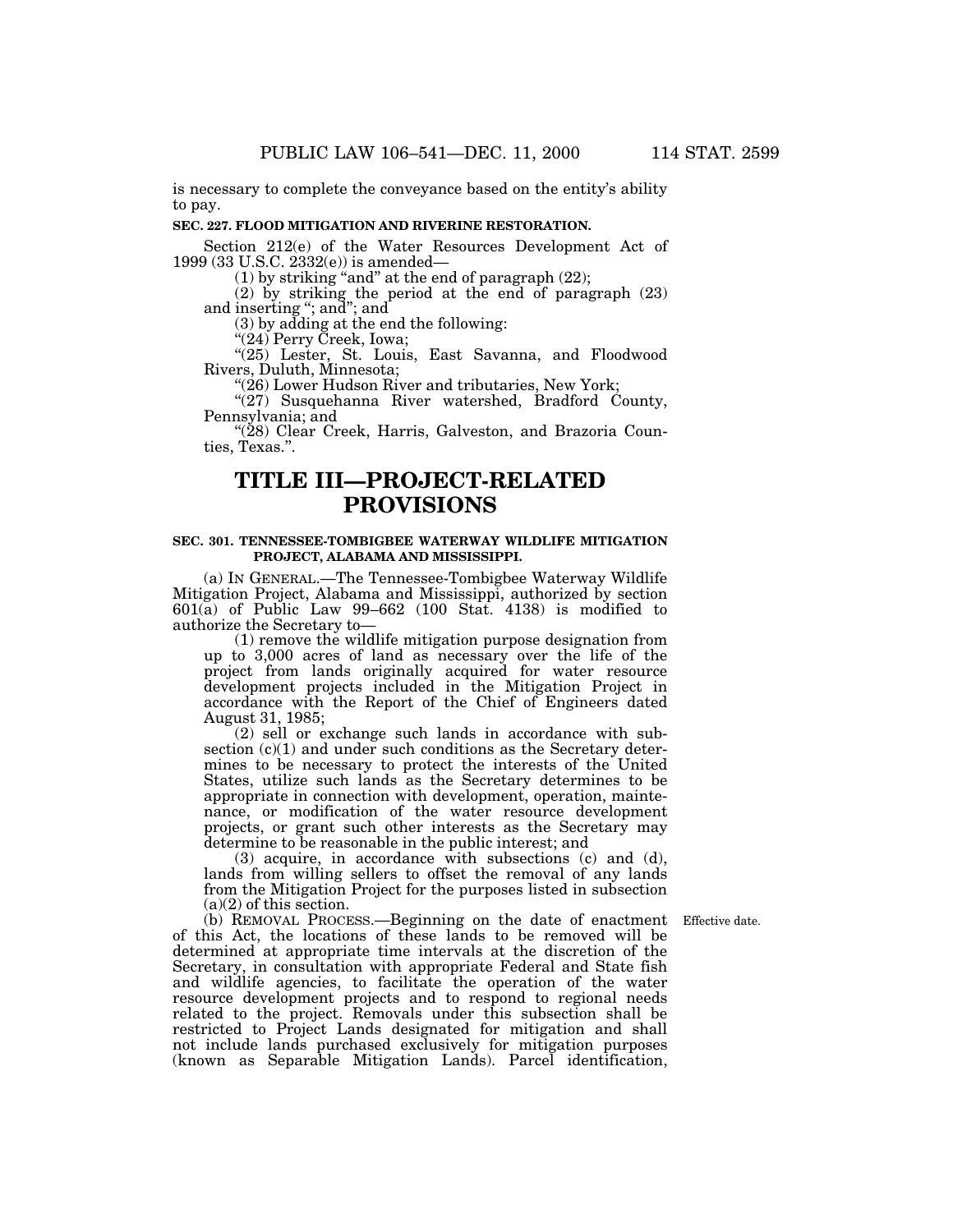is necessary to complete the conveyance based on the entity's ability to pay.

**SEC. 227. FLOOD MITIGATION AND RIVERINE RESTORATION.**

Section 212(e) of the Water Resources Development Act of 1999 (33 U.S.C. 2332(e)) is amended—

(1) by striking "and" at the end of paragraph (22);

(2) by striking the period at the end of paragraph (23) and inserting "; and"; and

(3) by adding at the end the following:

"(24) Perry Creek, Iowa;

"(25) Lester, St. Louis, East Savanna, and Floodwood Rivers, Duluth, Minnesota;

"(26) Lower Hudson River and tributaries, New York;

"(27) Susquehanna River watershed, Bradford County, Pennsylvania; and

"(28) Clear Creek, Harris, Galveston, and Brazoria Counties, Texas.".

# TITLE III—PROJECT-RELATED PROVISIONS

**SEC. 301. TENNESSEE-TOMBIGBEE WATERWAY WILDLIFE MITIGATION PROJECT, ALABAMA AND MISSISSIPPI.**

(a) IN GENERAL.—The Tennessee-Tombigbee Waterway Wildlife Mitigation Project, Alabama and Mississippi, authorized by section 601(a) of Public Law 99–662 (100 Stat. 4138) is modified to authorize the Secretary to—

(1) remove the wildlife mitigation purpose designation from up to 3,000 acres of land as necessary over the life of the project from lands originally acquired for water resource development projects included in the Mitigation Project in accordance with the Report of the Chief of Engineers dated August 31, 1985;

(2) sell or exchange such lands in accordance with subsection (c)(1) and under such conditions as the Secretary determines to be necessary to protect the interests of the United States, utilize such lands as the Secretary determines to be appropriate in connection with development, operation, maintenance, or modification of the water resource development projects, or grant such other interests as the Secretary may determine to be reasonable in the public interest; and

(3) acquire, in accordance with subsections (c) and (d), lands from willing sellers to offset the removal of any lands from the Mitigation Project for the purposes listed in subsection (a)(2) of this section.

Effective date.

(b) REMOVAL PROCESS.—Beginning on the date of enactment of this Act, the locations of these lands to be removed will be determined at appropriate time intervals at the discretion of the Secretary, in consultation with appropriate Federal and State fish and wildlife agencies, to facilitate the operation of the water resource development projects and to respond to regional needs related to the project. Removals under this subsection shall be restricted to Project Lands designated for mitigation and shall not include lands purchased exclusively for mitigation purposes (known as Separable Mitigation Lands). Parcel identification,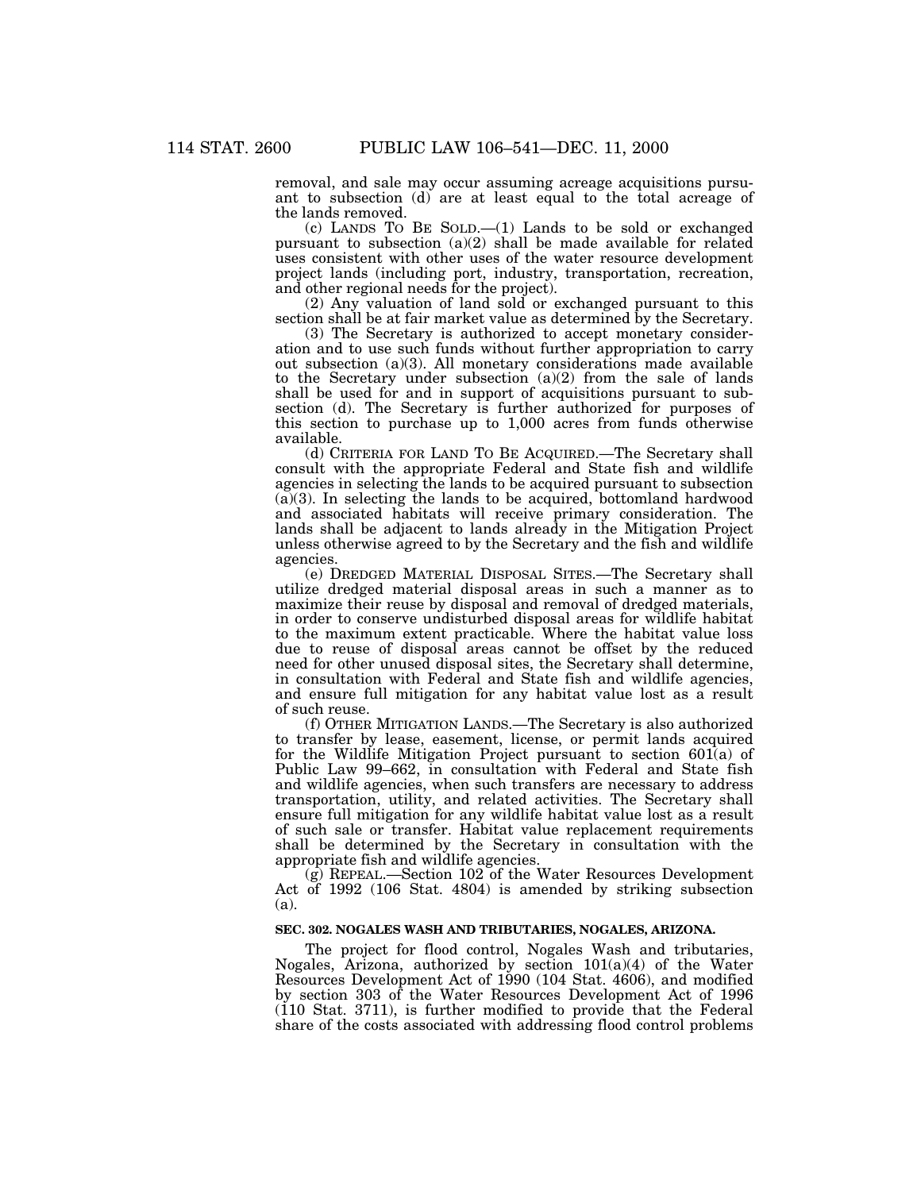removal, and sale may occur assuming acreage acquisitions pursuant to subsection (d) are at least equal to the total acreage of the lands removed.

(c) LANDS TO BE SOLD.—(1) Lands to be sold or exchanged pursuant to subsection (a)(2) shall be made available for related uses consistent with other uses of the water resource development project lands (including port, industry, transportation, recreation, and other regional needs for the project).

(2) Any valuation of land sold or exchanged pursuant to this section shall be at fair market value as determined by the Secretary.

(3) The Secretary is authorized to accept monetary consideration and to use such funds without further appropriation to carry out subsection (a)(3). All monetary considerations made available to the Secretary under subsection (a)(2) from the sale of lands shall be used for and in support of acquisitions pursuant to subsection (d). The Secretary is further authorized for purposes of this section to purchase up to 1,000 acres from funds otherwise available.

(d) CRITERIA FOR LAND TO BE ACQUIRED.—The Secretary shall consult with the appropriate Federal and State fish and wildlife agencies in selecting the lands to be acquired pursuant to subsection (a)(3). In selecting the lands to be acquired, bottomland hardwood and associated habitats will receive primary consideration. The lands shall be adjacent to lands already in the Mitigation Project unless otherwise agreed to by the Secretary and the fish and wildlife agencies.

(e) DREDGED MATERIAL DISPOSAL SITES.—The Secretary shall utilize dredged material disposal areas in such a manner as to maximize their reuse by disposal and removal of dredged materials, in order to conserve undisturbed disposal areas for wildlife habitat to the maximum extent practicable. Where the habitat value loss due to reuse of disposal areas cannot be offset by the reduced need for other unused disposal sites, the Secretary shall determine, in consultation with Federal and State fish and wildlife agencies, and ensure full mitigation for any habitat value lost as a result of such reuse.

(f) OTHER MITIGATION LANDS.—The Secretary is also authorized to transfer by lease, easement, license, or permit lands acquired for the Wildlife Mitigation Project pursuant to section 601(a) of Public Law 99–662, in consultation with Federal and State fish and wildlife agencies, when such transfers are necessary to address transportation, utility, and related activities. The Secretary shall ensure full mitigation for any wildlife habitat value lost as a result of such sale or transfer. Habitat value replacement requirements shall be determined by the Secretary in consultation with the appropriate fish and wildlife agencies.

(g) REPEAL.—Section 102 of the Water Resources Development Act of 1992 (106 Stat. 4804) is amended by striking subsection (a).

**SEC. 302. NOGALES WASH AND TRIBUTARIES, NOGALES, ARIZONA.**

The project for flood control, Nogales Wash and tributaries, Nogales, Arizona, authorized by section 101(a)(4) of the Water Resources Development Act of 1990 (104 Stat. 4606), and modified by section 303 of the Water Resources Development Act of 1996 (110 Stat. 3711), is further modified to provide that the Federal share of the costs associated with addressing flood control problems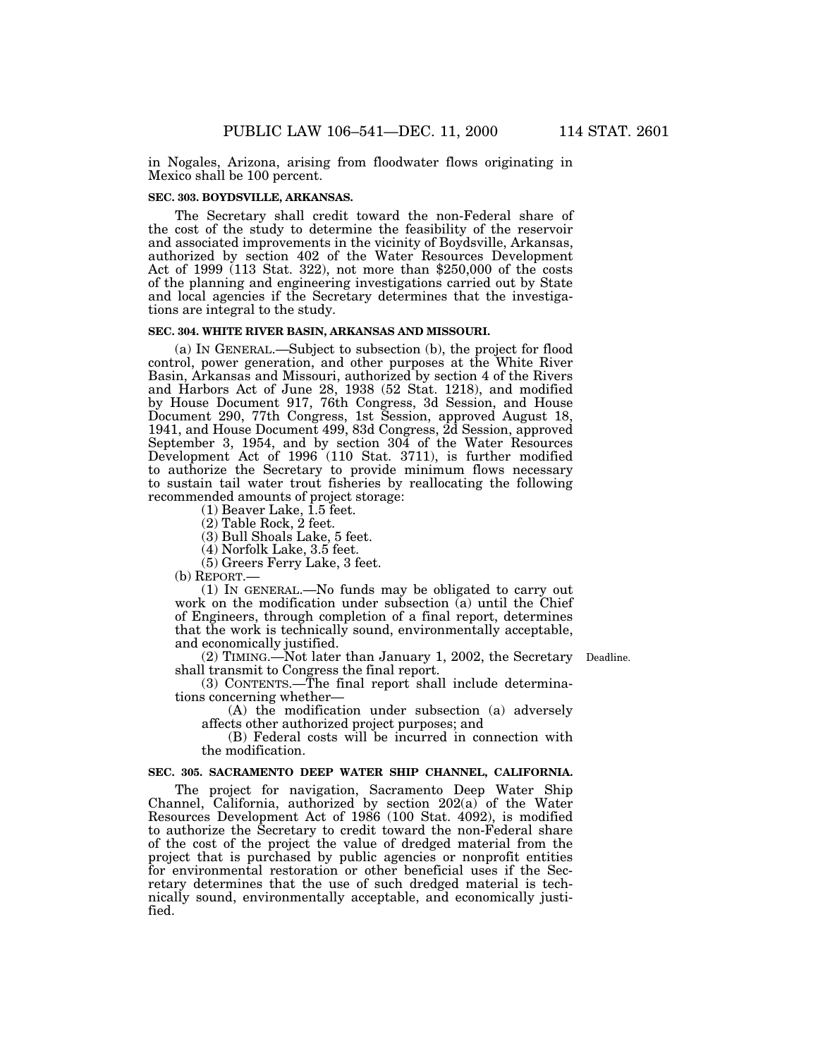in Nogales, Arizona, arising from floodwater flows originating in Mexico shall be 100 percent.

**SEC. 303. BOYDSVILLE, ARKANSAS.**

The Secretary shall credit toward the non-Federal share of the cost of the study to determine the feasibility of the reservoir and associated improvements in the vicinity of Boydsville, Arkansas, authorized by section 402 of the Water Resources Development Act of 1999 (113 Stat. 322), not more than $250,000 of the costs of the planning and engineering investigations carried out by State and local agencies if the Secretary determines that the investigations are integral to the study.

**SEC. 304. WHITE RIVER BASIN, ARKANSAS AND MISSOURI.**

(a) IN GENERAL.—Subject to subsection (b), the project for flood control, power generation, and other purposes at the White River Basin, Arkansas and Missouri, authorized by section 4 of the Rivers and Harbors Act of June 28, 1938 (52 Stat. 1218), and modified by House Document 917, 76th Congress, 3d Session, and House Document 290, 77th Congress, 1st Session, approved August 18, 1941, and House Document 499, 83d Congress, 2d Session, approved September 3, 1954, and by section 304 of the Water Resources Development Act of 1996 (110 Stat. 3711), is further modified to authorize the Secretary to provide minimum flows necessary to sustain tail water trout fisheries by reallocating the following recommended amounts of project storage:

(1) Beaver Lake, 1.5 feet.

(2) Table Rock, 2 feet.

(3) Bull Shoals Lake, 5 feet.

(4) Norfolk Lake, 3.5 feet.

(5) Greers Ferry Lake, 3 feet.

(b) REPORT.—

(1) IN GENERAL.—No funds may be obligated to carry out work on the modification under subsection (a) until the Chief of Engineers, through completion of a final report, determines that the work is technically sound, environmentally acceptable, and economically justified.

(2) TIMING.—Not later than January 1, 2002, the Secretary shall transmit to Congress the final report.

Deadline.

(3) CONTENTS.—The final report shall include determinations concerning whether—

(A) the modification under subsection (a) adversely affects other authorized project purposes; and

(B) Federal costs will be incurred in connection with the modification.

**SEC. 305. SACRAMENTO DEEP WATER SHIP CHANNEL, CALIFORNIA.**

The project for navigation, Sacramento Deep Water Ship Channel, California, authorized by section 202(a) of the Water Resources Development Act of 1986 (100 Stat. 4092), is modified to authorize the Secretary to credit toward the non-Federal share of the cost of the project the value of dredged material from the project that is purchased by public agencies or nonprofit entities for environmental restoration or other beneficial uses if the Secretary determines that the use of such dredged material is technically sound, environmentally acceptable, and economically justified.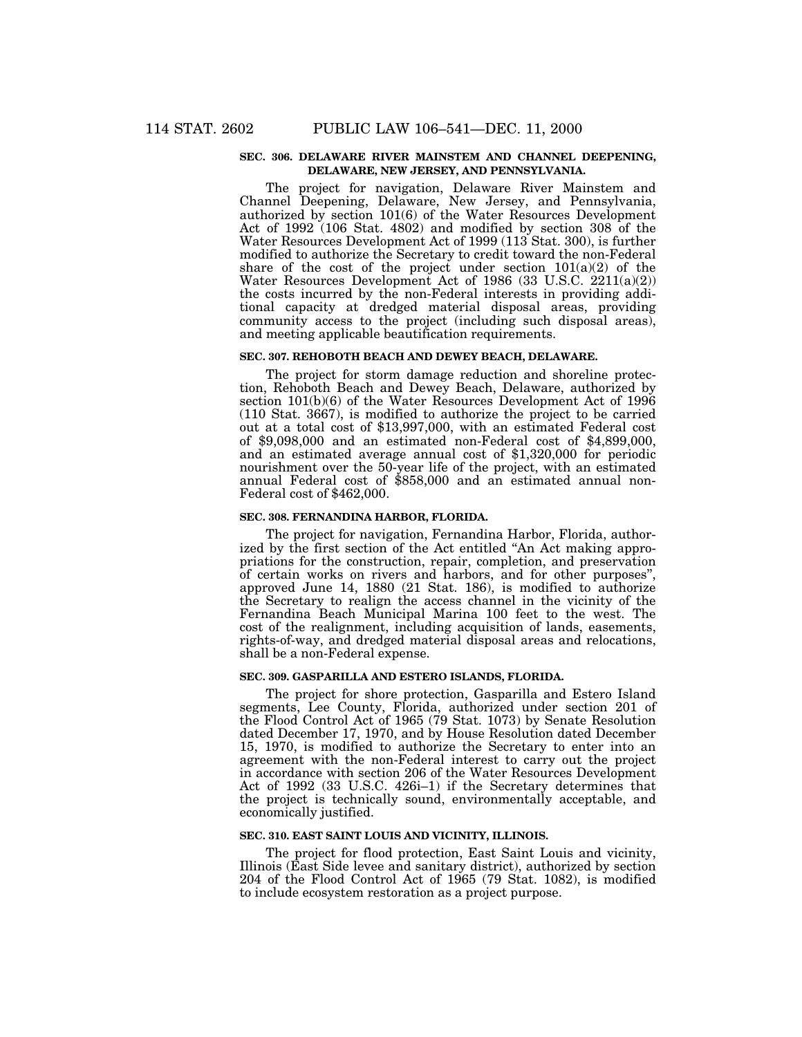**SEC. 306. DELAWARE RIVER MAINSTEM AND CHANNEL DEEPENING, DELAWARE, NEW JERSEY, AND PENNSYLVANIA.**

The project for navigation, Delaware River Mainstem and Channel Deepening, Delaware, New Jersey, and Pennsylvania, authorized by section 101(6) of the Water Resources Development Act of 1992 (106 Stat. 4802) and modified by section 308 of the Water Resources Development Act of 1999 (113 Stat. 300), is further modified to authorize the Secretary to credit toward the non-Federal share of the cost of the project under section 101(a)(2) of the Water Resources Development Act of 1986 (33 U.S.C. 2211(a)(2)) the costs incurred by the non-Federal interests in providing additional capacity at dredged material disposal areas, providing community access to the project (including such disposal areas), and meeting applicable beautification requirements.

**SEC. 307. REHOBOTH BEACH AND DEWEY BEACH, DELAWARE.**

The project for storm damage reduction and shoreline protection, Rehoboth Beach and Dewey Beach, Delaware, authorized by section 101(b)(6) of the Water Resources Development Act of 1996 (110 Stat. 3667), is modified to authorize the project to be carried out at a total cost of $13,997,000, with an estimated Federal cost of $9,098,000 and an estimated non-Federal cost of $4,899,000, and an estimated average annual cost of $1,320,000 for periodic nourishment over the 50-year life of the project, with an estimated annual Federal cost of $858,000 and an estimated annual non-Federal cost of $462,000.

**SEC. 308. FERNANDINA HARBOR, FLORIDA.**

The project for navigation, Fernandina Harbor, Florida, authorized by the first section of the Act entitled "An Act making appropriations for the construction, repair, completion, and preservation of certain works on rivers and harbors, and for other purposes", approved June 14, 1880 (21 Stat. 186), is modified to authorize the Secretary to realign the access channel in the vicinity of the Fernandina Beach Municipal Marina 100 feet to the west. The cost of the realignment, including acquisition of lands, easements, rights-of-way, and dredged material disposal areas and relocations, shall be a non-Federal expense.

**SEC. 309. GASPARILLA AND ESTERO ISLANDS, FLORIDA.**

The project for shore protection, Gasparilla and Estero Island segments, Lee County, Florida, authorized under section 201 of the Flood Control Act of 1965 (79 Stat. 1073) by Senate Resolution dated December 17, 1970, and by House Resolution dated December 15, 1970, is modified to authorize the Secretary to enter into an agreement with the non-Federal interest to carry out the project in accordance with section 206 of the Water Resources Development Act of 1992 (33 U.S.C. 426i–1) if the Secretary determines that the project is technically sound, environmentally acceptable, and economically justified.

**SEC. 310. EAST SAINT LOUIS AND VICINITY, ILLINOIS.**

The project for flood protection, East Saint Louis and vicinity, Illinois (East Side levee and sanitary district), authorized by section 204 of the Flood Control Act of 1965 (79 Stat. 1082), is modified to include ecosystem restoration as a project purpose.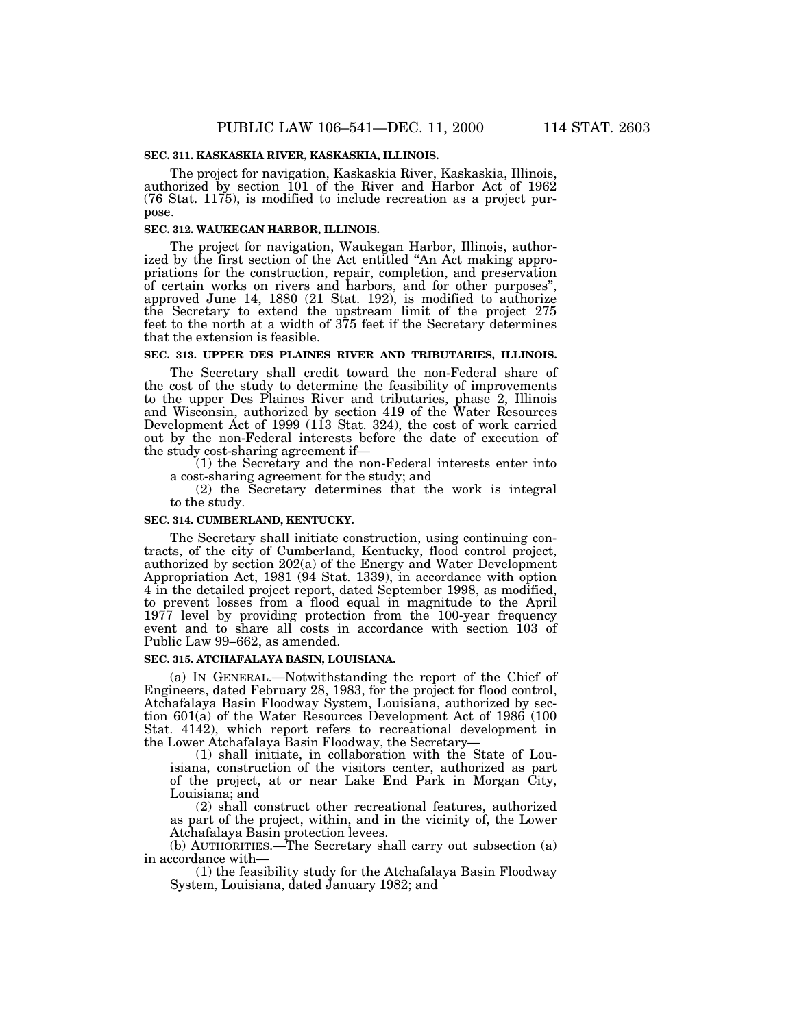**SEC. 311. KASKASKIA RIVER, KASKASKIA, ILLINOIS.**

The project for navigation, Kaskaskia River, Kaskaskia, Illinois, authorized by section 101 of the River and Harbor Act of 1962 (76 Stat. 1175), is modified to include recreation as a project purpose.

**SEC. 312. WAUKEGAN HARBOR, ILLINOIS.**

The project for navigation, Waukegan Harbor, Illinois, authorized by the first section of the Act entitled "An Act making appropriations for the construction, repair, completion, and preservation of certain works on rivers and harbors, and for other purposes", approved June 14, 1880 (21 Stat. 192), is modified to authorize the Secretary to extend the upstream limit of the project 275 feet to the north at a width of 375 feet if the Secretary determines that the extension is feasible.

**SEC. 313. UPPER DES PLAINES RIVER AND TRIBUTARIES, ILLINOIS.**

The Secretary shall credit toward the non-Federal share of the cost of the study to determine the feasibility of improvements to the upper Des Plaines River and tributaries, phase 2, Illinois and Wisconsin, authorized by section 419 of the Water Resources Development Act of 1999 (113 Stat. 324), the cost of work carried out by the non-Federal interests before the date of execution of the study cost-sharing agreement if—

(1) the Secretary and the non-Federal interests enter into a cost-sharing agreement for the study; and

(2) the Secretary determines that the work is integral to the study.

**SEC. 314. CUMBERLAND, KENTUCKY.**

The Secretary shall initiate construction, using continuing contracts, of the city of Cumberland, Kentucky, flood control project, authorized by section 202(a) of the Energy and Water Development Appropriation Act, 1981 (94 Stat. 1339), in accordance with option 4 in the detailed project report, dated September 1998, as modified, to prevent losses from a flood equal in magnitude to the April 1977 level by providing protection from the 100-year frequency event and to share all costs in accordance with section 103 of Public Law 99–662, as amended.

**SEC. 315. ATCHAFALAYA BASIN, LOUISIANA.**

(a) IN GENERAL.—Notwithstanding the report of the Chief of Engineers, dated February 28, 1983, for the project for flood control, Atchafalaya Basin Floodway System, Louisiana, authorized by section 601(a) of the Water Resources Development Act of 1986 (100 Stat. 4142), which report refers to recreational development in the Lower Atchafalaya Basin Floodway, the Secretary—

(1) shall initiate, in collaboration with the State of Louisiana, construction of the visitors center, authorized as part of the project, at or near Lake End Park in Morgan City, Louisiana; and

(2) shall construct other recreational features, authorized as part of the project, within, and in the vicinity of, the Lower Atchafalaya Basin protection levees.

(b) AUTHORITIES.—The Secretary shall carry out subsection (a) in accordance with—

(1) the feasibility study for the Atchafalaya Basin Floodway System, Louisiana, dated January 1982; and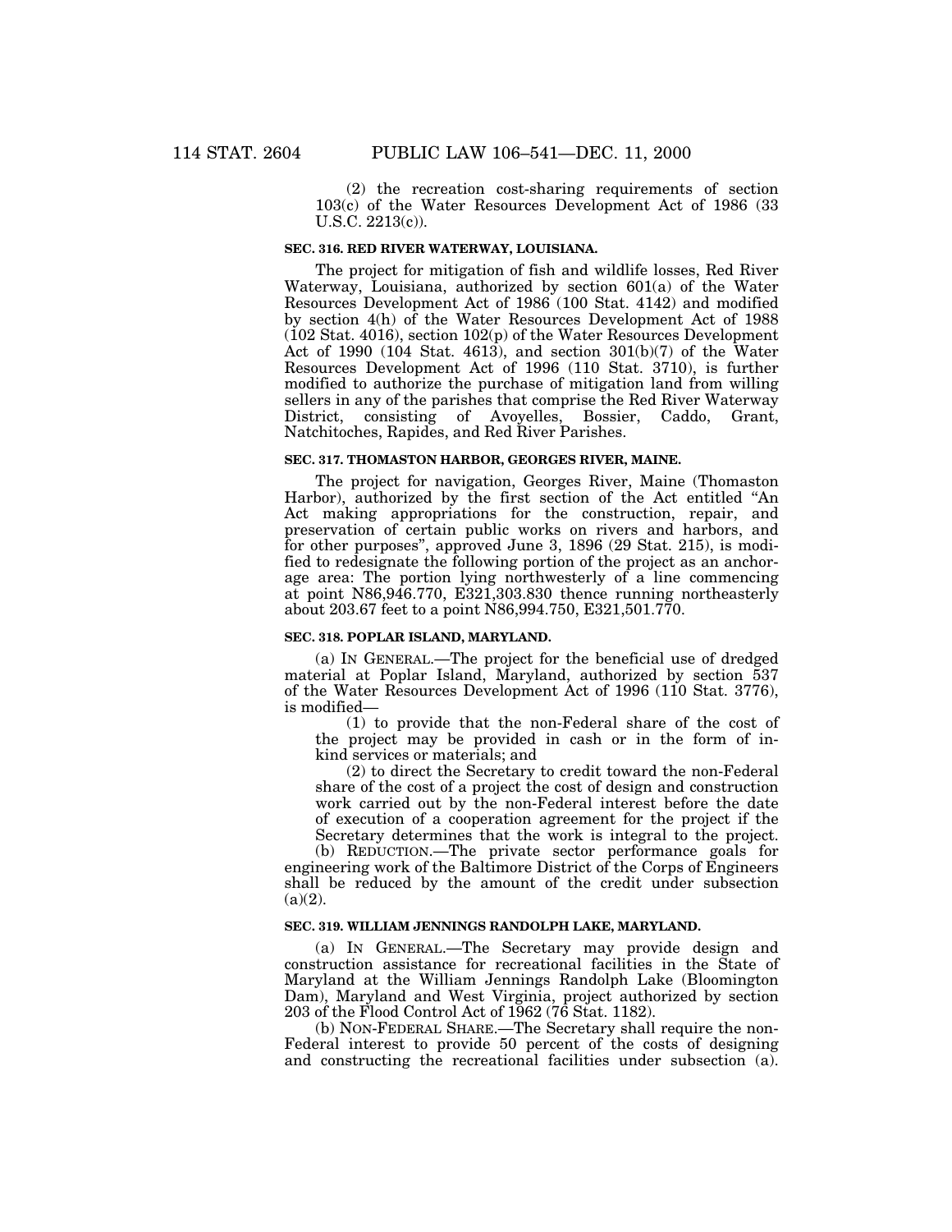(2) the recreation cost-sharing requirements of section 103(c) of the Water Resources Development Act of 1986 (33 U.S.C. 2213(c)).

### SEC. 316. RED RIVER WATERWAY, LOUISIANA.

The project for mitigation of fish and wildlife losses, Red River Waterway, Louisiana, authorized by section 601(a) of the Water Resources Development Act of 1986 (100 Stat. 4142) and modified by section 4(h) of the Water Resources Development Act of 1988 (102 Stat. 4016), section 102(p) of the Water Resources Development Act of 1990 (104 Stat. 4613), and section 301(b)(7) of the Water Resources Development Act of 1996 (110 Stat. 3710), is further modified to authorize the purchase of mitigation land from willing sellers in any of the parishes that comprise the Red River Waterway District, consisting of Avoyelles, Bossier, Caddo, Grant, Natchitoches, Rapides, and Red River Parishes.

### SEC. 317. THOMASTON HARBOR, GEORGES RIVER, MAINE.

The project for navigation, Georges River, Maine (Thomaston Harbor), authorized by the first section of the Act entitled "An Act making appropriations for the construction, repair, and preservation of certain public works on rivers and harbors, and for other purposes", approved June 3, 1896 (29 Stat. 215), is modified to redesignate the following portion of the project as an anchorage area: The portion lying northwesterly of a line commencing at point N86,946.770, E321,303.830 thence running northeasterly about 203.67 feet to a point N86,994.750, E321,501.770.

### SEC. 318. POPLAR ISLAND, MARYLAND.

(a) IN GENERAL.—The project for the beneficial use of dredged material at Poplar Island, Maryland, authorized by section 537 of the Water Resources Development Act of 1996 (110 Stat. 3776), is modified—

(1) to provide that the non-Federal share of the cost of the project may be provided in cash or in the form of in-kind services or materials; and

(2) to direct the Secretary to credit toward the non-Federal share of the cost of a project the cost of design and construction work carried out by the non-Federal interest before the date of execution of a cooperation agreement for the project if the Secretary determines that the work is integral to the project.

(b) REDUCTION.—The private sector performance goals for engineering work of the Baltimore District of the Corps of Engineers shall be reduced by the amount of the credit under subsection (a)(2).

### SEC. 319. WILLIAM JENNINGS RANDOLPH LAKE, MARYLAND.

(a) IN GENERAL.—The Secretary may provide design and construction assistance for recreational facilities in the State of Maryland at the William Jennings Randolph Lake (Bloomington Dam), Maryland and West Virginia, project authorized by section 203 of the Flood Control Act of 1962 (76 Stat. 1182).

(b) NON-FEDERAL SHARE.—The Secretary shall require the non-Federal interest to provide 50 percent of the costs of designing and constructing the recreational facilities under subsection (a).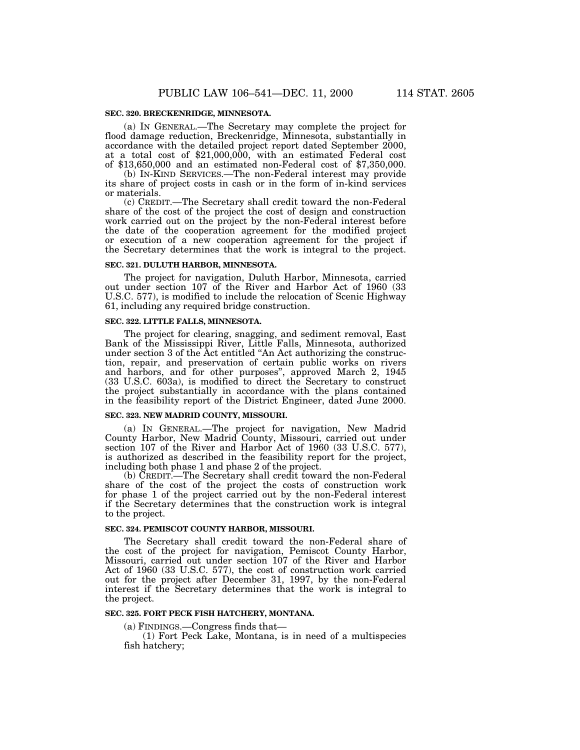**SEC. 320. BRECKENRIDGE, MINNESOTA.**

(a) IN GENERAL.—The Secretary may complete the project for flood damage reduction, Breckenridge, Minnesota, substantially in accordance with the detailed project report dated September 2000, at a total cost of $21,000,000, with an estimated Federal cost of $13,650,000 and an estimated non-Federal cost of $7,350,000.

(b) IN-KIND SERVICES.—The non-Federal interest may provide its share of project costs in cash or in the form of in-kind services or materials.

(c) CREDIT.—The Secretary shall credit toward the non-Federal share of the cost of the project the cost of design and construction work carried out on the project by the non-Federal interest before the date of the cooperation agreement for the modified project or execution of a new cooperation agreement for the project if the Secretary determines that the work is integral to the project.

**SEC. 321. DULUTH HARBOR, MINNESOTA.**

The project for navigation, Duluth Harbor, Minnesota, carried out under section 107 of the River and Harbor Act of 1960 (33 U.S.C. 577), is modified to include the relocation of Scenic Highway 61, including any required bridge construction.

**SEC. 322. LITTLE FALLS, MINNESOTA.**

The project for clearing, snagging, and sediment removal, East Bank of the Mississippi River, Little Falls, Minnesota, authorized under section 3 of the Act entitled "An Act authorizing the construction, repair, and preservation of certain public works on rivers and harbors, and for other purposes", approved March 2, 1945 (33 U.S.C. 603a), is modified to direct the Secretary to construct the project substantially in accordance with the plans contained in the feasibility report of the District Engineer, dated June 2000.

**SEC. 323. NEW MADRID COUNTY, MISSOURI.**

(a) IN GENERAL.—The project for navigation, New Madrid County Harbor, New Madrid County, Missouri, carried out under section 107 of the River and Harbor Act of 1960 (33 U.S.C. 577), is authorized as described in the feasibility report for the project, including both phase 1 and phase 2 of the project.

(b) CREDIT.—The Secretary shall credit toward the non-Federal share of the cost of the project the costs of construction work for phase 1 of the project carried out by the non-Federal interest if the Secretary determines that the construction work is integral to the project.

**SEC. 324. PEMISCOT COUNTY HARBOR, MISSOURI.**

The Secretary shall credit toward the non-Federal share of the cost of the project for navigation, Pemiscot County Harbor, Missouri, carried out under section 107 of the River and Harbor Act of 1960 (33 U.S.C. 577), the cost of construction work carried out for the project after December 31, 1997, by the non-Federal interest if the Secretary determines that the work is integral to the project.

**SEC. 325. FORT PECK FISH HATCHERY, MONTANA.**

(a) FINDINGS.—Congress finds that—

(1) Fort Peck Lake, Montana, is in need of a multispecies fish hatchery;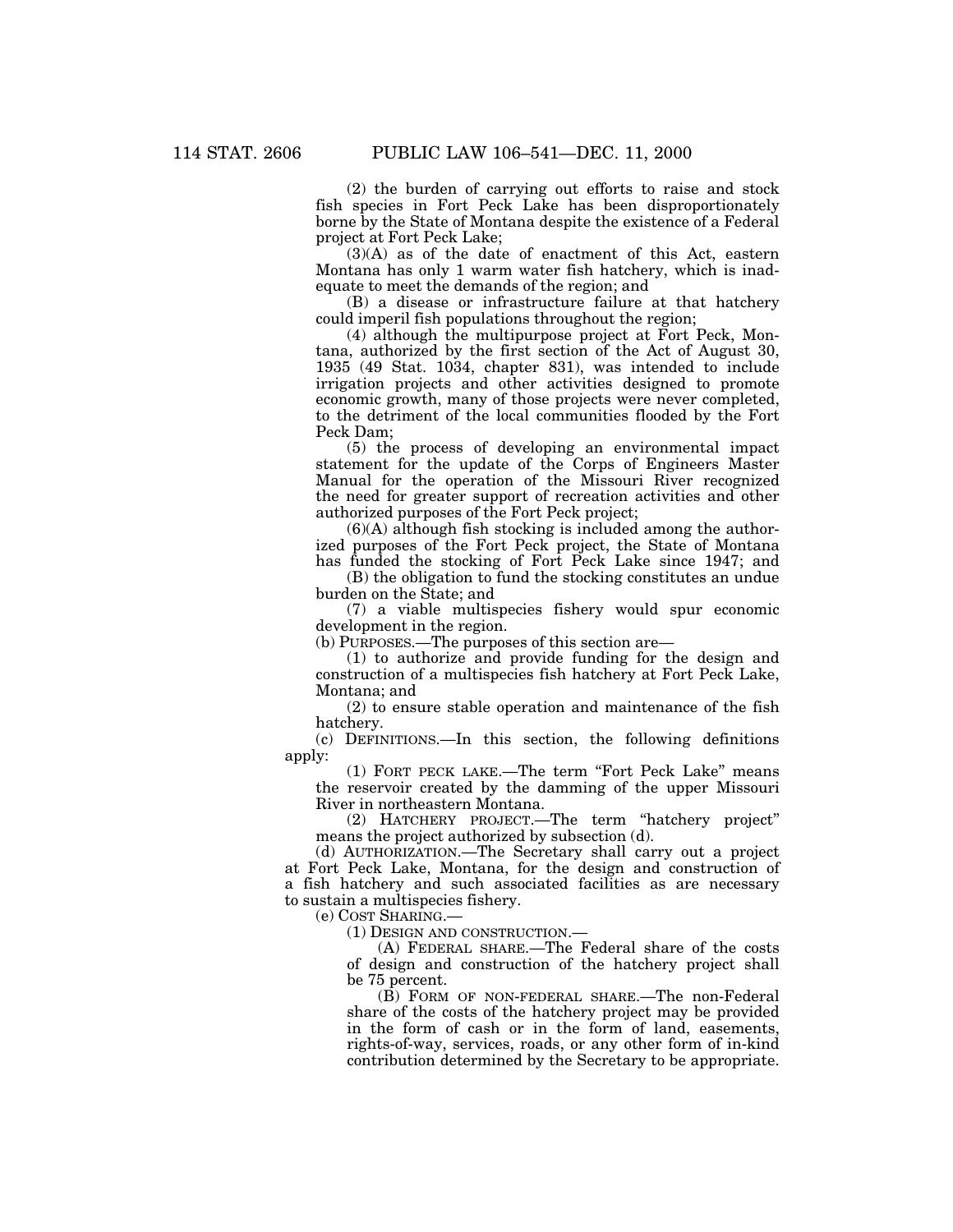(2) the burden of carrying out efforts to raise and stock fish species in Fort Peck Lake has been disproportionately borne by the State of Montana despite the existence of a Federal project at Fort Peck Lake;

(3)(A) as of the date of enactment of this Act, eastern Montana has only 1 warm water fish hatchery, which is inadequate to meet the demands of the region; and

(B) a disease or infrastructure failure at that hatchery could imperil fish populations throughout the region;

(4) although the multipurpose project at Fort Peck, Montana, authorized by the first section of the Act of August 30, 1935 (49 Stat. 1034, chapter 831), was intended to include irrigation projects and other activities designed to promote economic growth, many of those projects were never completed, to the detriment of the local communities flooded by the Fort Peck Dam;

(5) the process of developing an environmental impact statement for the update of the Corps of Engineers Master Manual for the operation of the Missouri River recognized the need for greater support of recreation activities and other authorized purposes of the Fort Peck project;

(6)(A) although fish stocking is included among the authorized purposes of the Fort Peck project, the State of Montana has funded the stocking of Fort Peck Lake since 1947; and

(B) the obligation to fund the stocking constitutes an undue burden on the State; and

(7) a viable multispecies fishery would spur economic development in the region.

(b) PURPOSES.—The purposes of this section are—

(1) to authorize and provide funding for the design and construction of a multispecies fish hatchery at Fort Peck Lake, Montana; and

(2) to ensure stable operation and maintenance of the fish hatchery.

(c) DEFINITIONS.—In this section, the following definitions apply:

(1) FORT PECK LAKE.—The term "Fort Peck Lake" means the reservoir created by the damming of the upper Missouri River in northeastern Montana.

(2) HATCHERY PROJECT.—The term "hatchery project" means the project authorized by subsection (d).

(d) AUTHORIZATION.—The Secretary shall carry out a project at Fort Peck Lake, Montana, for the design and construction of a fish hatchery and such associated facilities as are necessary to sustain a multispecies fishery.

(e) COST SHARING.—

(1) DESIGN AND CONSTRUCTION.—

(A) FEDERAL SHARE.—The Federal share of the costs of design and construction of the hatchery project shall be 75 percent.

(B) FORM OF NON-FEDERAL SHARE.—The non-Federal share of the costs of the hatchery project may be provided in the form of cash or in the form of land, easements, rights-of-way, services, roads, or any other form of in-kind contribution determined by the Secretary to be appropriate.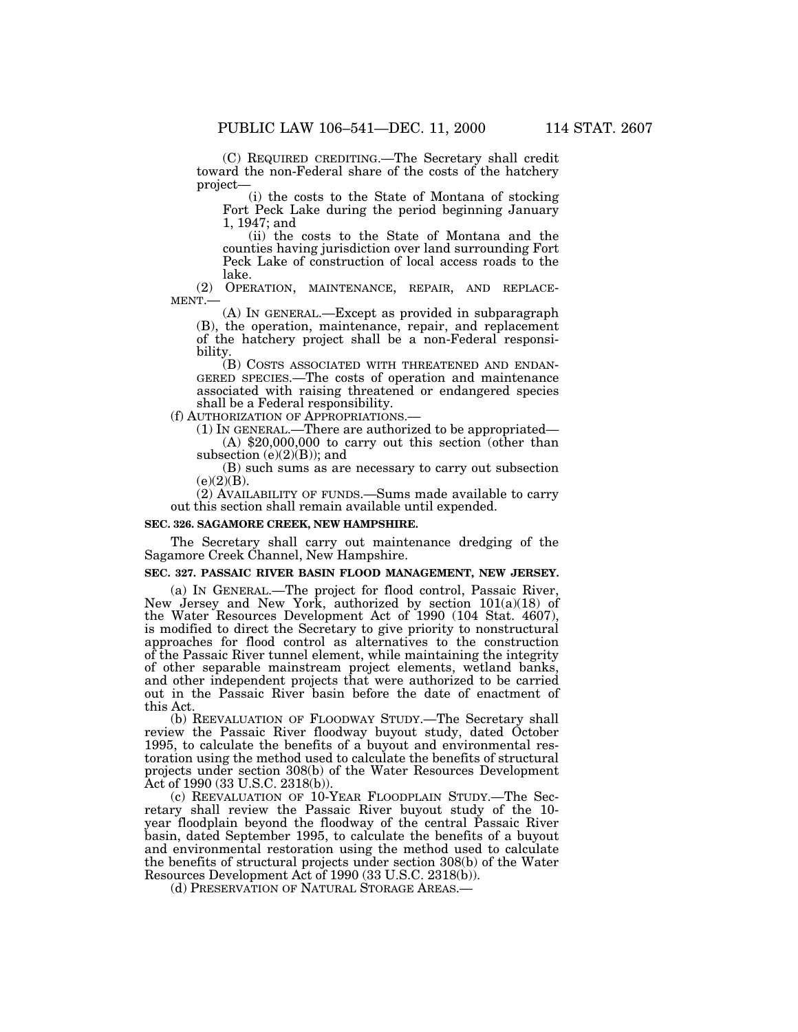(C) REQUIRED CREDITING.—The Secretary shall credit toward the non-Federal share of the costs of the hatchery project—

(i) the costs to the State of Montana of stocking Fort Peck Lake during the period beginning January 1, 1947; and

(ii) the costs to the State of Montana and the counties having jurisdiction over land surrounding Fort Peck Lake of construction of local access roads to the lake.

(2) OPERATION, MAINTENANCE, REPAIR, AND REPLACEMENT.—

(A) IN GENERAL.—Except as provided in subparagraph (B), the operation, maintenance, repair, and replacement of the hatchery project shall be a non-Federal responsibility.

(B) COSTS ASSOCIATED WITH THREATENED AND ENDANGERED SPECIES.—The costs of operation and maintenance associated with raising threatened or endangered species shall be a Federal responsibility.

(f) AUTHORIZATION OF APPROPRIATIONS.—

(1) IN GENERAL.—There are authorized to be appropriated—

(A) $20,000,000 to carry out this section (other than subsection (e)(2)(B)); and

(B) such sums as are necessary to carry out subsection (e)(2)(B).

(2) AVAILABILITY OF FUNDS.—Sums made available to carry out this section shall remain available until expended.

**SEC. 326. SAGAMORE CREEK, NEW HAMPSHIRE.**

The Secretary shall carry out maintenance dredging of the Sagamore Creek Channel, New Hampshire.

**SEC. 327. PASSAIC RIVER BASIN FLOOD MANAGEMENT, NEW JERSEY.**

(a) IN GENERAL.—The project for flood control, Passaic River, New Jersey and New York, authorized by section 101(a)(18) of the Water Resources Development Act of 1990 (104 Stat. 4607), is modified to direct the Secretary to give priority to nonstructural approaches for flood control as alternatives to the construction of the Passaic River tunnel element, while maintaining the integrity of other separable mainstream project elements, wetland banks, and other independent projects that were authorized to be carried out in the Passaic River basin before the date of enactment of this Act.

(b) REEVALUATION OF FLOODWAY STUDY.—The Secretary shall review the Passaic River floodway buyout study, dated October 1995, to calculate the benefits of a buyout and environmental restoration using the method used to calculate the benefits of structural projects under section 308(b) of the Water Resources Development Act of 1990 (33 U.S.C. 2318(b)).

(c) REEVALUATION OF 10-YEAR FLOODPLAIN STUDY.—The Secretary shall review the Passaic River buyout study of the 10-year floodplain beyond the floodway of the central Passaic River basin, dated September 1995, to calculate the benefits of a buyout and environmental restoration using the method used to calculate the benefits of structural projects under section 308(b) of the Water Resources Development Act of 1990 (33 U.S.C. 2318(b)).

(d) PRESERVATION OF NATURAL STORAGE AREAS.—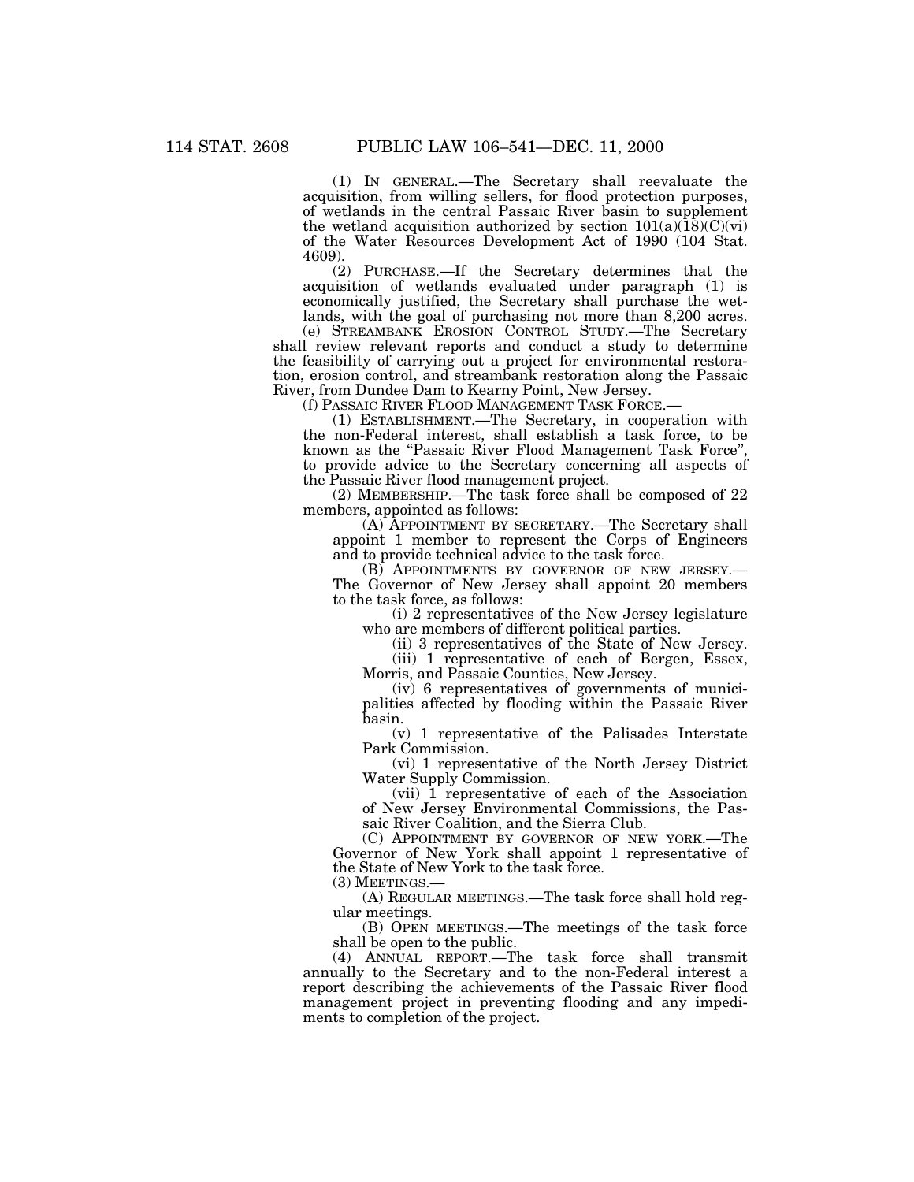(1) IN GENERAL.—The Secretary shall reevaluate the acquisition, from willing sellers, for flood protection purposes, of wetlands in the central Passaic River basin to supplement the wetland acquisition authorized by section 101(a)(18)(C)(vi) of the Water Resources Development Act of 1990 (104 Stat. 4609).

(2) PURCHASE.—If the Secretary determines that the acquisition of wetlands evaluated under paragraph (1) is economically justified, the Secretary shall purchase the wetlands, with the goal of purchasing not more than 8,200 acres.

(e) STREAMBANK EROSION CONTROL STUDY.—The Secretary shall review relevant reports and conduct a study to determine the feasibility of carrying out a project for environmental restoration, erosion control, and streambank restoration along the Passaic River, from Dundee Dam to Kearny Point, New Jersey.

(f) PASSAIC RIVER FLOOD MANAGEMENT TASK FORCE.—

(1) ESTABLISHMENT.—The Secretary, in cooperation with the non-Federal interest, shall establish a task force, to be known as the "Passaic River Flood Management Task Force", to provide advice to the Secretary concerning all aspects of the Passaic River flood management project.

(2) MEMBERSHIP.—The task force shall be composed of 22 members, appointed as follows:

(A) APPOINTMENT BY SECRETARY.—The Secretary shall appoint 1 member to represent the Corps of Engineers and to provide technical advice to the task force.

(B) APPOINTMENTS BY GOVERNOR OF NEW JERSEY.—The Governor of New Jersey shall appoint 20 members to the task force, as follows:

(i) 2 representatives of the New Jersey legislature who are members of different political parties.

(ii) 3 representatives of the State of New Jersey.

(iii) 1 representative of each of Bergen, Essex, Morris, and Passaic Counties, New Jersey.

(iv) 6 representatives of governments of municipalities affected by flooding within the Passaic River basin.

(v) 1 representative of the Palisades Interstate Park Commission.

(vi) 1 representative of the North Jersey District Water Supply Commission.

(vii) 1 representative of each of the Association of New Jersey Environmental Commissions, the Passaic River Coalition, and the Sierra Club.

(C) APPOINTMENT BY GOVERNOR OF NEW YORK.—The Governor of New York shall appoint 1 representative of the State of New York to the task force.

(3) MEETINGS.—

(A) REGULAR MEETINGS.—The task force shall hold regular meetings.

(B) OPEN MEETINGS.—The meetings of the task force shall be open to the public.

(4) ANNUAL REPORT.—The task force shall transmit annually to the Secretary and to the non-Federal interest a report describing the achievements of the Passaic River flood management project in preventing flooding and any impediments to completion of the project.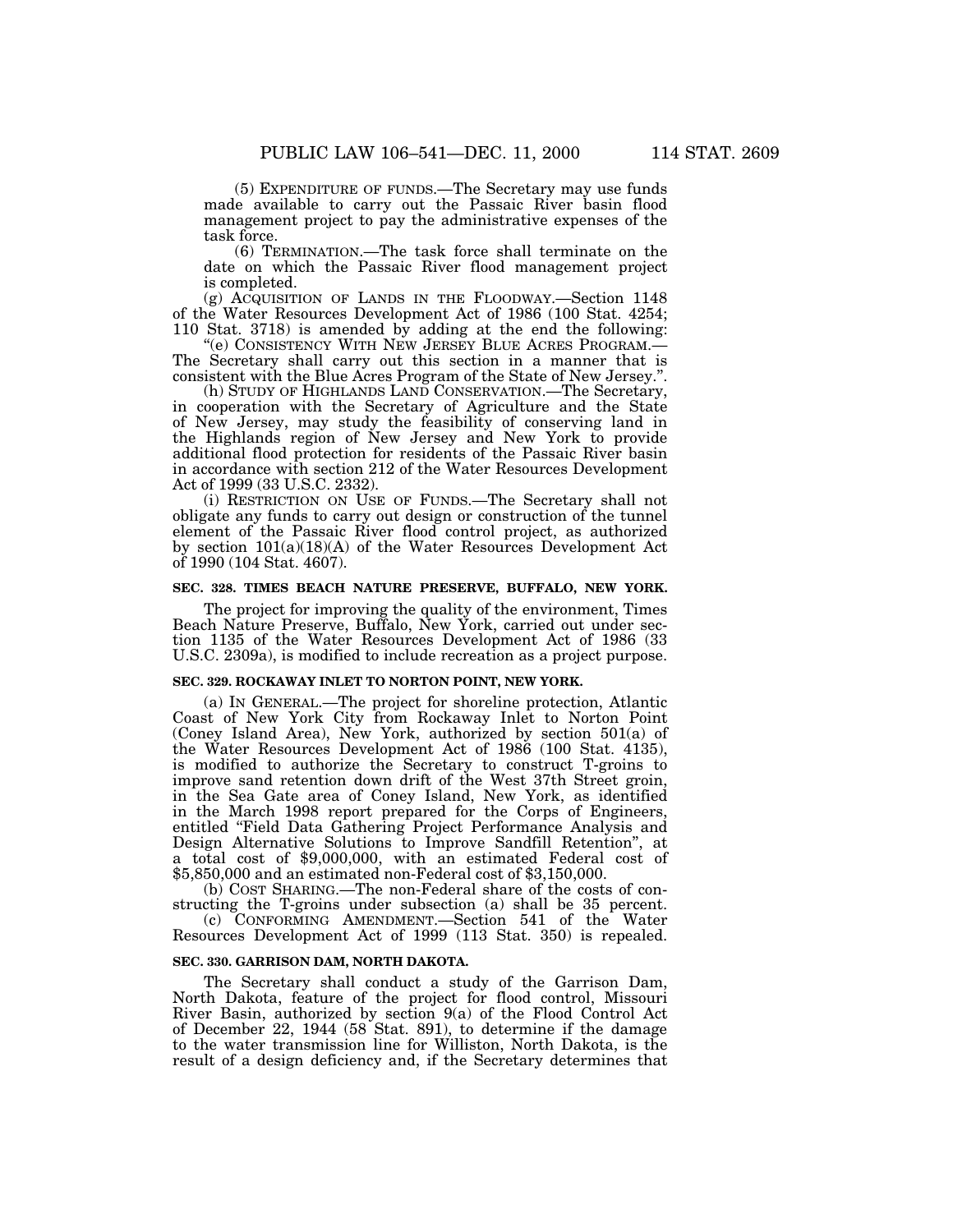(5) EXPENDITURE OF FUNDS.—The Secretary may use funds made available to carry out the Passaic River basin flood management project to pay the administrative expenses of the task force.

(6) TERMINATION.—The task force shall terminate on the date on which the Passaic River flood management project is completed.

(g) ACQUISITION OF LANDS IN THE FLOODWAY.—Section 1148 of the Water Resources Development Act of 1986 (100 Stat. 4254; 110 Stat. 3718) is amended by adding at the end the following:

"(e) CONSISTENCY WITH NEW JERSEY BLUE ACRES PROGRAM.—The Secretary shall carry out this section in a manner that is consistent with the Blue Acres Program of the State of New Jersey.".

(h) STUDY OF HIGHLANDS LAND CONSERVATION.—The Secretary, in cooperation with the Secretary of Agriculture and the State of New Jersey, may study the feasibility of conserving land in the Highlands region of New Jersey and New York to provide additional flood protection for residents of the Passaic River basin in accordance with section 212 of the Water Resources Development Act of 1999 (33 U.S.C. 2332).

(i) RESTRICTION ON USE OF FUNDS.—The Secretary shall not obligate any funds to carry out design or construction of the tunnel element of the Passaic River flood control project, as authorized by section 101(a)(18)(A) of the Water Resources Development Act of 1990 (104 Stat. 4607).

**SEC. 328. TIMES BEACH NATURE PRESERVE, BUFFALO, NEW YORK.**

The project for improving the quality of the environment, Times Beach Nature Preserve, Buffalo, New York, carried out under section 1135 of the Water Resources Development Act of 1986 (33 U.S.C. 2309a), is modified to include recreation as a project purpose.

**SEC. 329. ROCKAWAY INLET TO NORTON POINT, NEW YORK.**

(a) IN GENERAL.—The project for shoreline protection, Atlantic Coast of New York City from Rockaway Inlet to Norton Point (Coney Island Area), New York, authorized by section 501(a) of the Water Resources Development Act of 1986 (100 Stat. 4135), is modified to authorize the Secretary to construct T-groins to improve sand retention down drift of the West 37th Street groin, in the Sea Gate area of Coney Island, New York, as identified in the March 1998 report prepared for the Corps of Engineers, entitled "Field Data Gathering Project Performance Analysis and Design Alternative Solutions to Improve Sandfill Retention", at a total cost of $9,000,000, with an estimated Federal cost of $5,850,000 and an estimated non-Federal cost of $3,150,000.

(b) COST SHARING.—The non-Federal share of the costs of constructing the T-groins under subsection (a) shall be 35 percent.

(c) CONFORMING AMENDMENT.—Section 541 of the Water Resources Development Act of 1999 (113 Stat. 350) is repealed.

**SEC. 330. GARRISON DAM, NORTH DAKOTA.**

The Secretary shall conduct a study of the Garrison Dam, North Dakota, feature of the project for flood control, Missouri River Basin, authorized by section 9(a) of the Flood Control Act of December 22, 1944 (58 Stat. 891), to determine if the damage to the water transmission line for Williston, North Dakota, is the result of a design deficiency and, if the Secretary determines that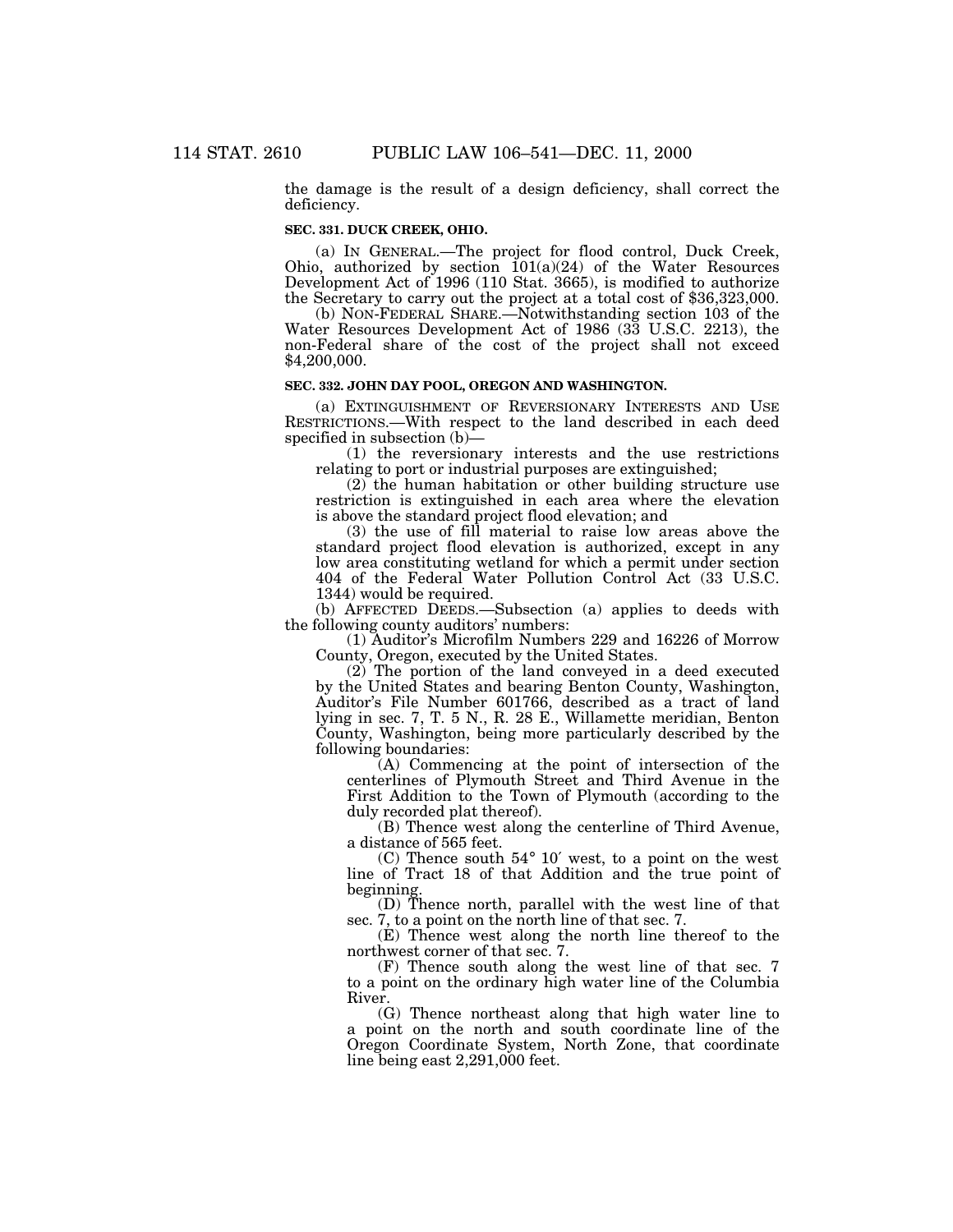the damage is the result of a design deficiency, shall correct the deficiency.

### SEC. 331. DUCK CREEK, OHIO.

(a) IN GENERAL.—The project for flood control, Duck Creek, Ohio, authorized by section 101(a)(24) of the Water Resources Development Act of 1996 (110 Stat. 3665), is modified to authorize the Secretary to carry out the project at a total cost of $36,323,000.

(b) NON-FEDERAL SHARE.—Notwithstanding section 103 of the Water Resources Development Act of 1986 (33 U.S.C. 2213), the non-Federal share of the cost of the project shall not exceed $4,200,000.

### SEC. 332. JOHN DAY POOL, OREGON AND WASHINGTON.

(a) EXTINGUISHMENT OF REVERSIONARY INTERESTS AND USE RESTRICTIONS.—With respect to the land described in each deed specified in subsection (b)—

(1) the reversionary interests and the use restrictions relating to port or industrial purposes are extinguished;

(2) the human habitation or other building structure use restriction is extinguished in each area where the elevation is above the standard project flood elevation; and

(3) the use of fill material to raise low areas above the standard project flood elevation is authorized, except in any low area constituting wetland for which a permit under section 404 of the Federal Water Pollution Control Act (33 U.S.C. 1344) would be required.

(b) AFFECTED DEEDS.—Subsection (a) applies to deeds with the following county auditors' numbers:

(1) Auditor's Microfilm Numbers 229 and 16226 of Morrow County, Oregon, executed by the United States.

(2) The portion of the land conveyed in a deed executed by the United States and bearing Benton County, Washington, Auditor's File Number 601766, described as a tract of land lying in sec. 7, T. 5 N., R. 28 E., Willamette meridian, Benton County, Washington, being more particularly described by the following boundaries:

(A) Commencing at the point of intersection of the centerlines of Plymouth Street and Third Avenue in the First Addition to the Town of Plymouth (according to the duly recorded plat thereof).

(B) Thence west along the centerline of Third Avenue, a distance of 565 feet.

(C) Thence south 54° 10′ west, to a point on the west line of Tract 18 of that Addition and the true point of beginning.

(D) Thence north, parallel with the west line of that sec. 7, to a point on the north line of that sec. 7.

(E) Thence west along the north line thereof to the northwest corner of that sec. 7.

(F) Thence south along the west line of that sec. 7 to a point on the ordinary high water line of the Columbia River.

(G) Thence northeast along that high water line to a point on the north and south coordinate line of the Oregon Coordinate System, North Zone, that coordinate line being east 2,291,000 feet.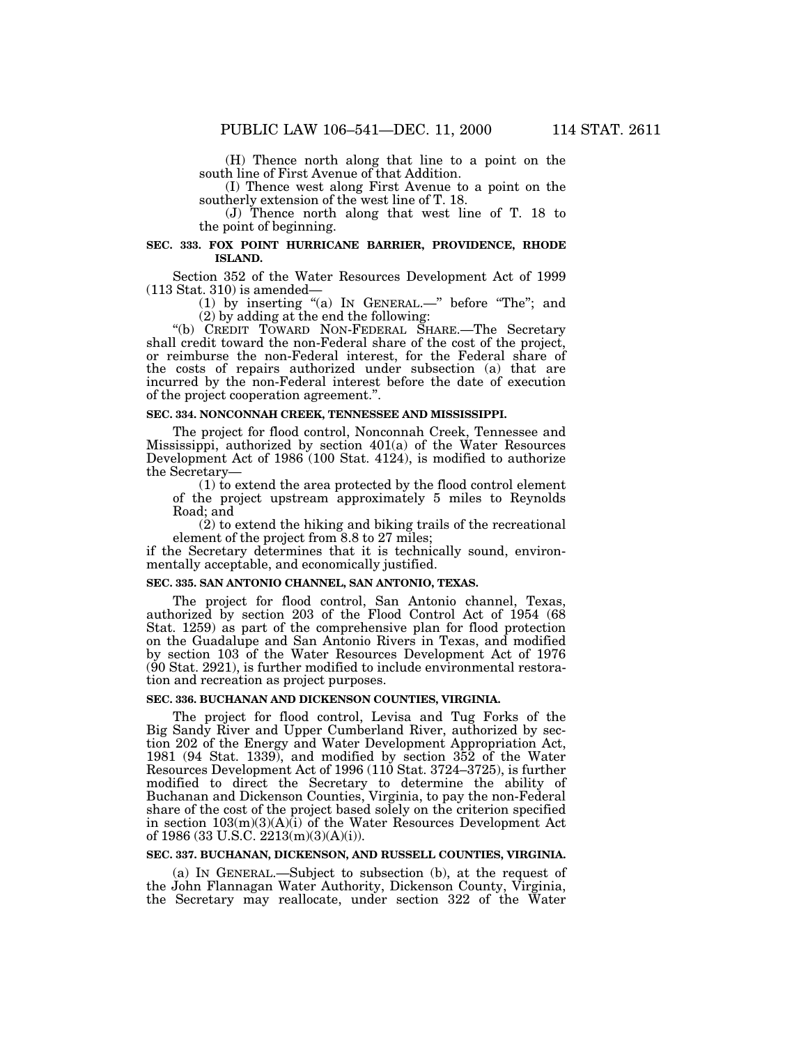(H) Thence north along that line to a point on the south line of First Avenue of that Addition.

(I) Thence west along First Avenue to a point on the southerly extension of the west line of T. 18.

(J) Thence north along that west line of T. 18 to the point of beginning.

### SEC. 333. FOX POINT HURRICANE BARRIER, PROVIDENCE, RHODE ISLAND.

Section 352 of the Water Resources Development Act of 1999 (113 Stat. 310) is amended—

(1) by inserting "(a) IN GENERAL.—" before "The"; and

(2) by adding at the end the following:

"(b) CREDIT TOWARD NON-FEDERAL SHARE.—The Secretary shall credit toward the non-Federal share of the cost of the project, or reimburse the non-Federal interest, for the Federal share of the costs of repairs authorized under subsection (a) that are incurred by the non-Federal interest before the date of execution of the project cooperation agreement.".

### SEC. 334. NONCONNAH CREEK, TENNESSEE AND MISSISSIPPI.

The project for flood control, Nonconnah Creek, Tennessee and Mississippi, authorized by section 401(a) of the Water Resources Development Act of 1986 (100 Stat. 4124), is modified to authorize the Secretary—

(1) to extend the area protected by the flood control element of the project upstream approximately 5 miles to Reynolds Road; and

(2) to extend the hiking and biking trails of the recreational element of the project from 8.8 to 27 miles;

if the Secretary determines that it is technically sound, environmentally acceptable, and economically justified.

### SEC. 335. SAN ANTONIO CHANNEL, SAN ANTONIO, TEXAS.

The project for flood control, San Antonio channel, Texas, authorized by section 203 of the Flood Control Act of 1954 (68 Stat. 1259) as part of the comprehensive plan for flood protection on the Guadalupe and San Antonio Rivers in Texas, and modified by section 103 of the Water Resources Development Act of 1976 (90 Stat. 2921), is further modified to include environmental restoration and recreation as project purposes.

### SEC. 336. BUCHANAN AND DICKENSON COUNTIES, VIRGINIA.

The project for flood control, Levisa and Tug Forks of the Big Sandy River and Upper Cumberland River, authorized by section 202 of the Energy and Water Development Appropriation Act, 1981 (94 Stat. 1339), and modified by section 352 of the Water Resources Development Act of 1996 (110 Stat. 3724–3725), is further modified to direct the Secretary to determine the ability of Buchanan and Dickenson Counties, Virginia, to pay the non-Federal share of the cost of the project based solely on the criterion specified in section 103(m)(3)(A)(i) of the Water Resources Development Act of 1986 (33 U.S.C. 2213(m)(3)(A)(i)).

### SEC. 337. BUCHANAN, DICKENSON, AND RUSSELL COUNTIES, VIRGINIA.

(a) IN GENERAL.—Subject to subsection (b), at the request of the John Flannagan Water Authority, Dickenson County, Virginia, the Secretary may reallocate, under section 322 of the Water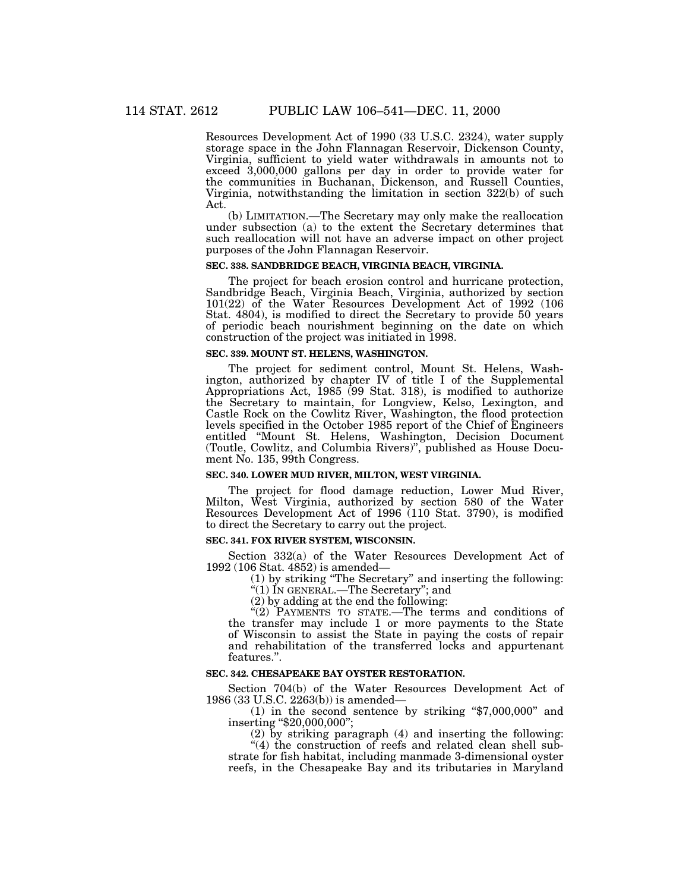Resources Development Act of 1990 (33 U.S.C. 2324), water supply storage space in the John Flannagan Reservoir, Dickenson County, Virginia, sufficient to yield water withdrawals in amounts not to exceed 3,000,000 gallons per day in order to provide water for the communities in Buchanan, Dickenson, and Russell Counties, Virginia, notwithstanding the limitation in section 322(b) of such Act.

(b) LIMITATION.—The Secretary may only make the reallocation under subsection (a) to the extent the Secretary determines that such reallocation will not have an adverse impact on other project purposes of the John Flannagan Reservoir.

**SEC. 338. SANDBRIDGE BEACH, VIRGINIA BEACH, VIRGINIA.**

The project for beach erosion control and hurricane protection, Sandbridge Beach, Virginia Beach, Virginia, authorized by section 101(22) of the Water Resources Development Act of 1992 (106 Stat. 4804), is modified to direct the Secretary to provide 50 years of periodic beach nourishment beginning on the date on which construction of the project was initiated in 1998.

**SEC. 339. MOUNT ST. HELENS, WASHINGTON.**

The project for sediment control, Mount St. Helens, Washington, authorized by chapter IV of title I of the Supplemental Appropriations Act, 1985 (99 Stat. 318), is modified to authorize the Secretary to maintain, for Longview, Kelso, Lexington, and Castle Rock on the Cowlitz River, Washington, the flood protection levels specified in the October 1985 report of the Chief of Engineers entitled "Mount St. Helens, Washington, Decision Document (Toutle, Cowlitz, and Columbia Rivers)", published as House Document No. 135, 99th Congress.

**SEC. 340. LOWER MUD RIVER, MILTON, WEST VIRGINIA.**

The project for flood damage reduction, Lower Mud River, Milton, West Virginia, authorized by section 580 of the Water Resources Development Act of 1996 (110 Stat. 3790), is modified to direct the Secretary to carry out the project.

**SEC. 341. FOX RIVER SYSTEM, WISCONSIN.**

Section 332(a) of the Water Resources Development Act of 1992 (106 Stat. 4852) is amended—

(1) by striking "The Secretary" and inserting the following: "(1) IN GENERAL.—The Secretary"; and

(2) by adding at the end the following:

"(2) PAYMENTS TO STATE.—The terms and conditions of the transfer may include 1 or more payments to the State of Wisconsin to assist the State in paying the costs of repair and rehabilitation of the transferred locks and appurtenant features.".

**SEC. 342. CHESAPEAKE BAY OYSTER RESTORATION.**

Section 704(b) of the Water Resources Development Act of 1986 (33 U.S.C. 2263(b)) is amended—

(1) in the second sentence by striking "$7,000,000" and inserting "$20,000,000";

(2) by striking paragraph (4) and inserting the following:

"(4) the construction of reefs and related clean shell substrate for fish habitat, including manmade 3-dimensional oyster reefs, in the Chesapeake Bay and its tributaries in Maryland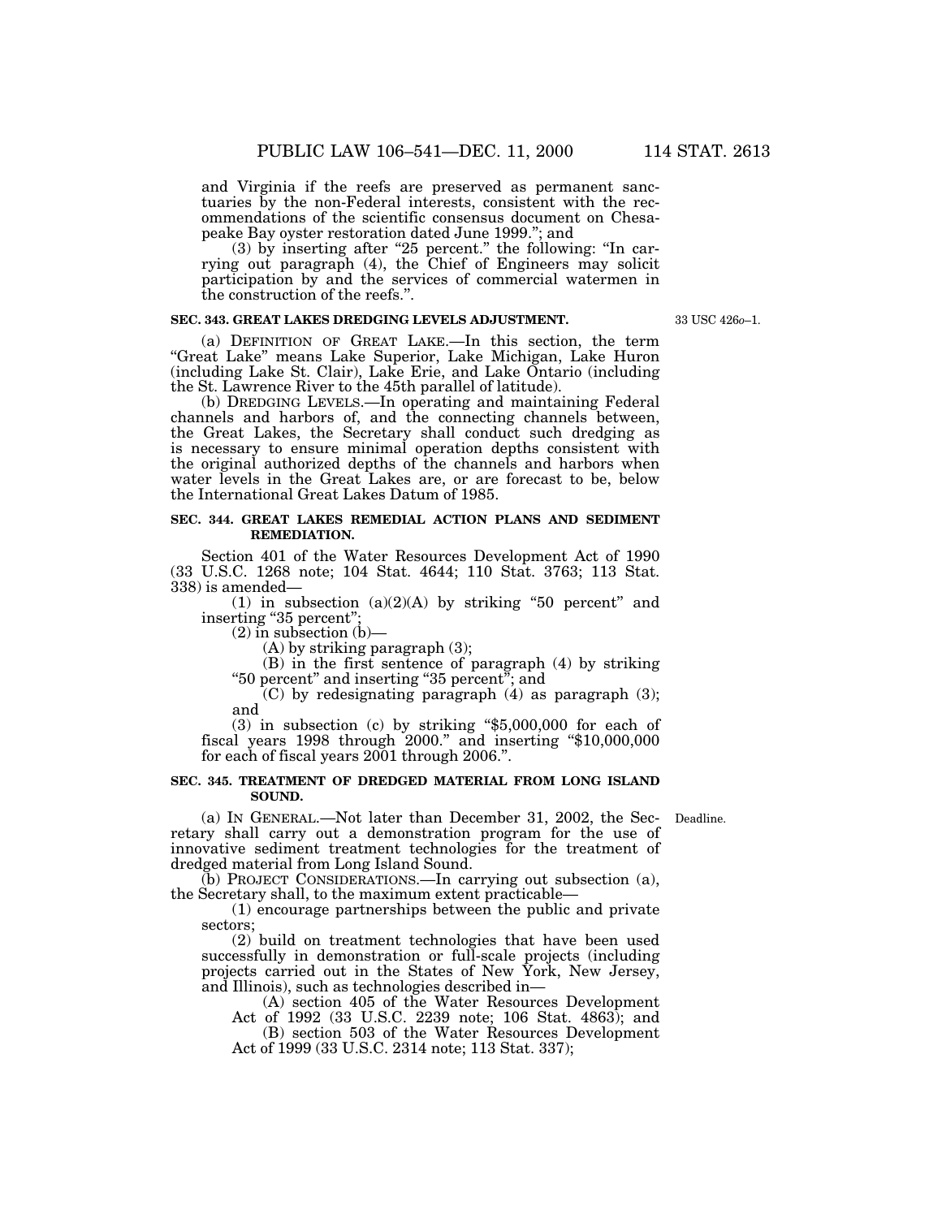and Virginia if the reefs are preserved as permanent sanctuaries by the non-Federal interests, consistent with the recommendations of the scientific consensus document on Chesapeake Bay oyster restoration dated June 1999."; and

(3) by inserting after "25 percent." the following: "In carrying out paragraph (4), the Chief of Engineers may solicit participation by and the services of commercial watermen in the construction of the reefs.".

**SEC. 343. GREAT LAKES DREDGING LEVELS ADJUSTMENT.**

33 USC 426*o*–1.

(a) DEFINITION OF GREAT LAKE.—In this section, the term "Great Lake" means Lake Superior, Lake Michigan, Lake Huron (including Lake St. Clair), Lake Erie, and Lake Ontario (including the St. Lawrence River to the 45th parallel of latitude).

(b) DREDGING LEVELS.—In operating and maintaining Federal channels and harbors of, and the connecting channels between, the Great Lakes, the Secretary shall conduct such dredging as is necessary to ensure minimal operation depths consistent with the original authorized depths of the channels and harbors when water levels in the Great Lakes are, or are forecast to be, below the International Great Lakes Datum of 1985.

**SEC. 344. GREAT LAKES REMEDIAL ACTION PLANS AND SEDIMENT REMEDIATION.**

Section 401 of the Water Resources Development Act of 1990 (33 U.S.C. 1268 note; 104 Stat. 4644; 110 Stat. 3763; 113 Stat. 338) is amended—

(1) in subsection (a)(2)(A) by striking "50 percent" and inserting "35 percent";

(2) in subsection (b)—

(A) by striking paragraph (3);

(B) in the first sentence of paragraph (4) by striking "50 percent" and inserting "35 percent"; and

(C) by redesignating paragraph (4) as paragraph (3); and

(3) in subsection (c) by striking "$5,000,000 for each of fiscal years 1998 through 2000." and inserting "$10,000,000 for each of fiscal years 2001 through 2006.".

**SEC. 345. TREATMENT OF DREDGED MATERIAL FROM LONG ISLAND SOUND.**

Deadline.

(a) IN GENERAL.—Not later than December 31, 2002, the Secretary shall carry out a demonstration program for the use of innovative sediment treatment technologies for the treatment of dredged material from Long Island Sound.

(b) PROJECT CONSIDERATIONS.—In carrying out subsection (a), the Secretary shall, to the maximum extent practicable—

(1) encourage partnerships between the public and private sectors;

(2) build on treatment technologies that have been used successfully in demonstration or full-scale projects (including projects carried out in the States of New York, New Jersey, and Illinois), such as technologies described in—

(A) section 405 of the Water Resources Development Act of 1992 (33 U.S.C. 2239 note; 106 Stat. 4863); and

(B) section 503 of the Water Resources Development Act of 1999 (33 U.S.C. 2314 note; 113 Stat. 337);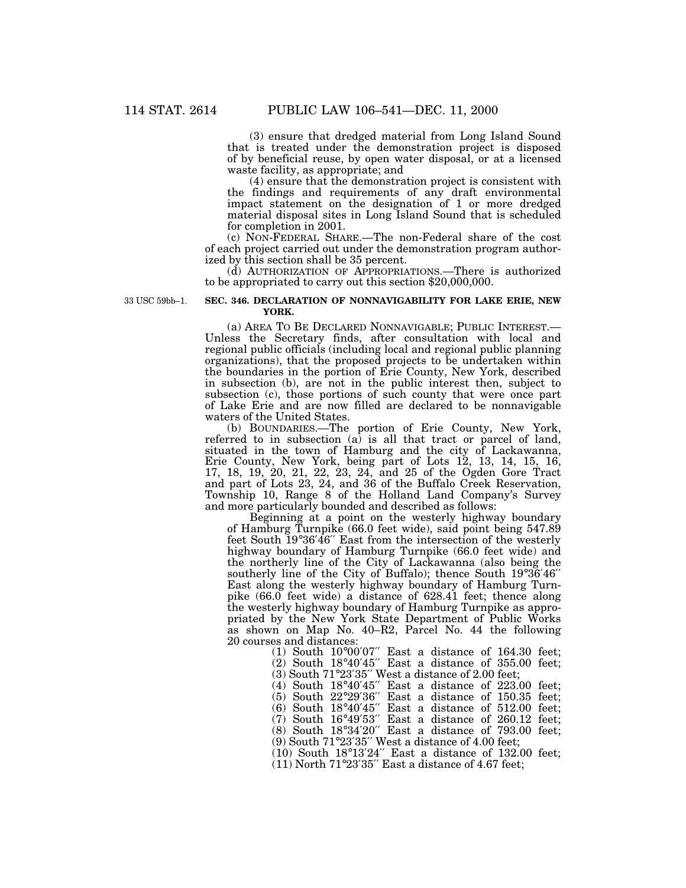(3) ensure that dredged material from Long Island Sound that is treated under the demonstration project is disposed of by beneficial reuse, by open water disposal, or at a licensed waste facility, as appropriate; and

(4) ensure that the demonstration project is consistent with the findings and requirements of any draft environmental impact statement on the designation of 1 or more dredged material disposal sites in Long Island Sound that is scheduled for completion in 2001.

(c) NON-FEDERAL SHARE.—The non-Federal share of the cost of each project carried out under the demonstration program authorized by this section shall be 35 percent.

(d) AUTHORIZATION OF APPROPRIATIONS.—There is authorized to be appropriated to carry out this section $20,000,000.

33 USC 59bb–1.

**SEC. 346. DECLARATION OF NONNAVIGABILITY FOR LAKE ERIE, NEW YORK.**

(a) AREA TO BE DECLARED NONNAVIGABLE; PUBLIC INTEREST.—Unless the Secretary finds, after consultation with local and regional public officials (including local and regional public planning organizations), that the proposed projects to be undertaken within the boundaries in the portion of Erie County, New York, described in subsection (b), are not in the public interest then, subject to subsection (c), those portions of such county that were once part of Lake Erie and are now filled are declared to be nonnavigable waters of the United States.

(b) BOUNDARIES.—The portion of Erie County, New York, referred to in subsection (a) is all that tract or parcel of land, situated in the town of Hamburg and the city of Lackawanna, Erie County, New York, being part of Lots 12, 13, 14, 15, 16, 17, 18, 19, 20, 21, 22, 23, 24, and 25 of the Ogden Gore Tract and part of Lots 23, 24, and 36 of the Buffalo Creek Reservation, Township 10, Range 8 of the Holland Land Company's Survey and more particularly bounded and described as follows:

Beginning at a point on the westerly highway boundary of Hamburg Turnpike (66.0 feet wide), said point being 547.89 feet South 19°36′46′′ East from the intersection of the westerly highway boundary of Hamburg Turnpike (66.0 feet wide) and the northerly line of the City of Lackawanna (also being the southerly line of the City of Buffalo); thence South 19°36′46′′ East along the westerly highway boundary of Hamburg Turnpike (66.0 feet wide) a distance of 628.41 feet; thence along the westerly highway boundary of Hamburg Turnpike as appropriated by the New York State Department of Public Works as shown on Map No. 40–R2, Parcel No. 44 the following 20 courses and distances:

(1) South 10°00′07′′ East a distance of 164.30 feet;
(2) South 18°40′45′′ East a distance of 355.00 feet;
(3) South 71°23′35′′ West a distance of 2.00 feet;
(4) South 18°40′45′′ East a distance of 223.00 feet;
(5) South 22°29′36′′ East a distance of 150.35 feet;
(6) South 18°40′45′′ East a distance of 512.00 feet;
(7) South 16°49′53′′ East a distance of 260.12 feet;
(8) South 18°34′20′′ East a distance of 793.00 feet;
(9) South 71°23′35′′ West a distance of 4.00 feet;
(10) South 18°13′24′′ East a distance of 132.00 feet;
(11) North 71°23′35′′ East a distance of 4.67 feet;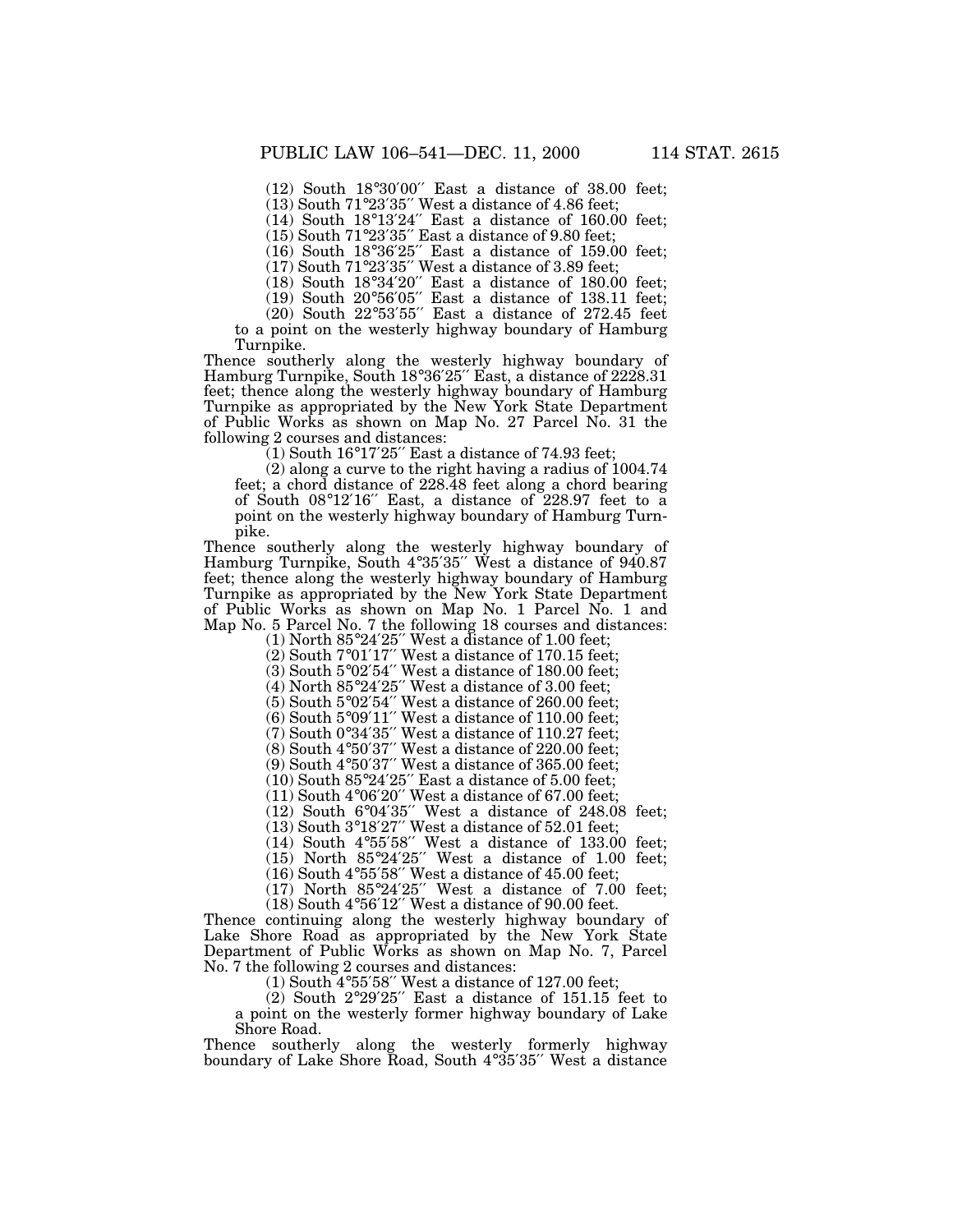(12) South 18°30′00″ East a distance of 38.00 feet;

(13) South 71°23′35″ West a distance of 4.86 feet;

(14) South 18°13′24″ East a distance of 160.00 feet;

(15) South 71°23′35″ East a distance of 9.80 feet;

(16) South 18°36′25″ East a distance of 159.00 feet;

(17) South 71°23′35″ West a distance of 3.89 feet;

(18) South 18°34′20″ East a distance of 180.00 feet;

(19) South 20°56′05″ East a distance of 138.11 feet;

(20) South 22°53′55″ East a distance of 272.45 feet to a point on the westerly highway boundary of Hamburg Turnpike.

Thence southerly along the westerly highway boundary of Hamburg Turnpike, South 18°36′25″ East, a distance of 2228.31 feet; thence along the westerly highway boundary of Hamburg Turnpike as appropriated by the New York State Department of Public Works as shown on Map No. 27 Parcel No. 31 the following 2 courses and distances:

(1) South 16°17′25″ East a distance of 74.93 feet;

(2) along a curve to the right having a radius of 1004.74 feet; a chord distance of 228.48 feet along a chord bearing of South 08°12′16″ East, a distance of 228.97 feet to a point on the westerly highway boundary of Hamburg Turnpike.

Thence southerly along the westerly highway boundary of Hamburg Turnpike, South 4°35′35″ West a distance of 940.87 feet; thence along the westerly highway boundary of Hamburg Turnpike as appropriated by the New York State Department of Public Works as shown on Map No. 1 Parcel No. 1 and Map No. 5 Parcel No. 7 the following 18 courses and distances:

(1) North 85°24′25″ West a distance of 1.00 feet;

(2) South 7°01′17″ West a distance of 170.15 feet;

(3) South 5°02′54″ West a distance of 180.00 feet;

(4) North 85°24′25″ West a distance of 3.00 feet;

(5) South 5°02′54″ West a distance of 260.00 feet;

(6) South 5°09′11″ West a distance of 110.00 feet;

(7) South 0°34′35″ West a distance of 110.27 feet;

(8) South 4°50′37″ West a distance of 220.00 feet;

(9) South 4°50′37″ West a distance of 365.00 feet;

(10) South 85°24′25″ East a distance of 5.00 feet;

(11) South 4°06′20″ West a distance of 67.00 feet;

(12) South 6°04′35″ West a distance of 248.08 feet;

(13) South 3°18′27″ West a distance of 52.01 feet;

(14) South 4°55′58″ West a distance of 133.00 feet;

(15) North 85°24′25″ West a distance of 1.00 feet;

(16) South 4°55′58″ West a distance of 45.00 feet;

(17) North 85°24′25″ West a distance of 7.00 feet;

(18) South 4°56′12″ West a distance of 90.00 feet.

Thence continuing along the westerly highway boundary of Lake Shore Road as appropriated by the New York State Department of Public Works as shown on Map No. 7, Parcel No. 7 the following 2 courses and distances:

(1) South 4°55′58″ West a distance of 127.00 feet;

(2) South 2°29′25″ East a distance of 151.15 feet to a point on the westerly former highway boundary of Lake Shore Road.

Thence southerly along the westerly formerly highway boundary of Lake Shore Road, South 4°35′35″ West a distance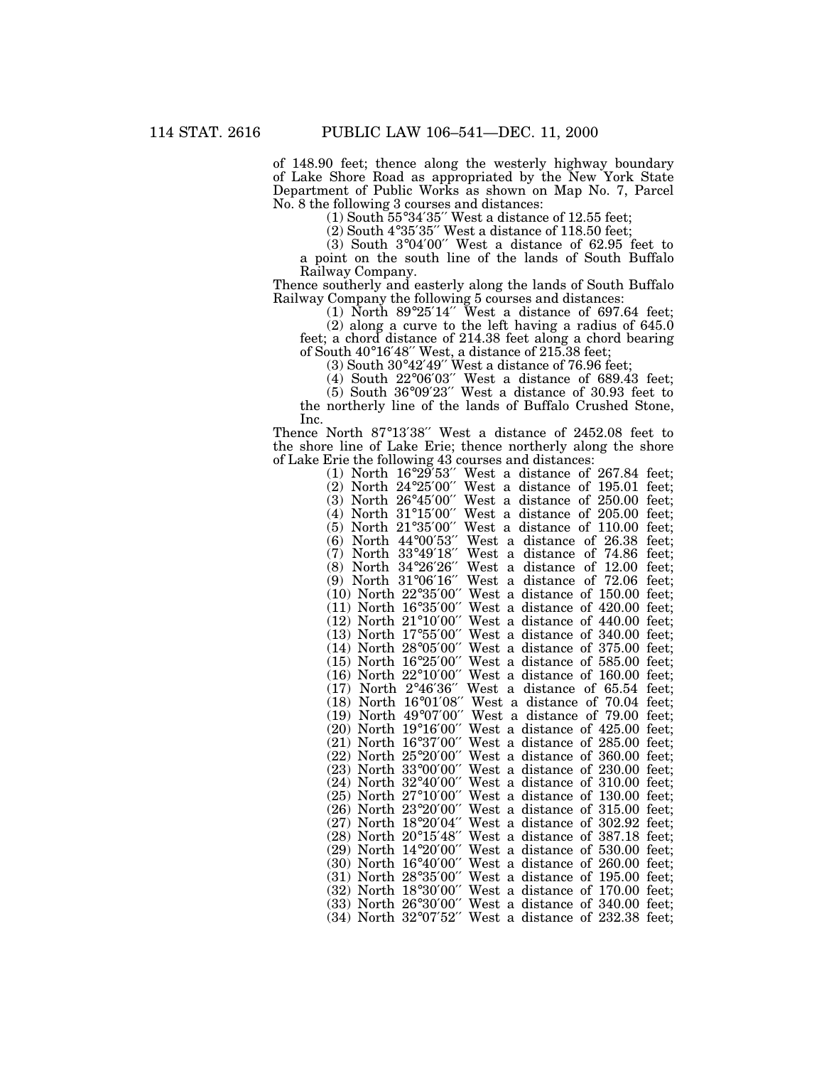of 148.90 feet; thence along the westerly highway boundary of Lake Shore Road as appropriated by the New York State Department of Public Works as shown on Map No. 7, Parcel No. 8 the following 3 courses and distances:

(1) South 55°34′35′′ West a distance of 12.55 feet;

(2) South 4°35′35′′ West a distance of 118.50 feet;

(3) South 3°04′00′′ West a distance of 62.95 feet to a point on the south line of the lands of South Buffalo Railway Company.

Thence southerly and easterly along the lands of South Buffalo Railway Company the following 5 courses and distances:

(1) North 89°25′14′′ West a distance of 697.64 feet;

(2) along a curve to the left having a radius of 645.0 feet; a chord distance of 214.38 feet along a chord bearing of South 40°16′48′′ West, a distance of 215.38 feet;

(3) South 30°42′49′′ West a distance of 76.96 feet;

(4) South 22°06′03′′ West a distance of 689.43 feet;

(5) South 36°09′23′′ West a distance of 30.93 feet to the northerly line of the lands of Buffalo Crushed Stone, Inc.

Thence North 87°13′38′′ West a distance of 2452.08 feet to the shore line of Lake Erie; thence northerly along the shore of Lake Erie the following 43 courses and distances:

(1) North 16°29′53′′ West a distance of 267.84 feet;

(2) North 24°25′00′′ West a distance of 195.01 feet;

(3) North 26°45′00′′ West a distance of 250.00 feet;

(4) North 31°15′00′′ West a distance of 205.00 feet;

(5) North 21°35′00′′ West a distance of 110.00 feet;

(6) North 44°00′53′′ West a distance of 26.38 feet;

(7) North 33°49′18′′ West a distance of 74.86 feet;

(8) North 34°26′26′′ West a distance of 12.00 feet;

(9) North 31°06′16′′ West a distance of 72.06 feet;

(10) North 22°35′00′′ West a distance of 150.00 feet;

(11) North 16°35′00′′ West a distance of 420.00 feet;

(12) North 21°10′00′′ West a distance of 440.00 feet;

(13) North 17°55′00′′ West a distance of 340.00 feet;

(14) North 28°05′00′′ West a distance of 375.00 feet;

(15) North 16°25′00′′ West a distance of 585.00 feet;

(16) North 22°10′00′′ West a distance of 160.00 feet;

(17) North 2°46′36′′ West a distance of 65.54 feet;

(18) North 16°01′08′′ West a distance of 70.04 feet;

(19) North 49°07′00′′ West a distance of 79.00 feet;

(20) North 19°16′00′′ West a distance of 425.00 feet;

(21) North 16°37′00′′ West a distance of 285.00 feet;

(22) North 25°20′00′′ West a distance of 360.00 feet;

(23) North 33°00′00′′ West a distance of 230.00 feet;

(24) North 32°40′00′′ West a distance of 310.00 feet;

(25) North 27°10′00′′ West a distance of 130.00 feet;

(26) North 23°20′00′′ West a distance of 315.00 feet;

(27) North 18°20′04′′ West a distance of 302.92 feet;

(28) North 20°15′48′′ West a distance of 387.18 feet;

(29) North 14°20′00′′ West a distance of 530.00 feet;

(30) North 16°40′00′′ West a distance of 260.00 feet;

(31) North 28°35′00′′ West a distance of 195.00 feet;

(32) North 18°30′00′′ West a distance of 170.00 feet;

(33) North 26°30′00′′ West a distance of 340.00 feet;

(34) North 32°07′52′′ West a distance of 232.38 feet;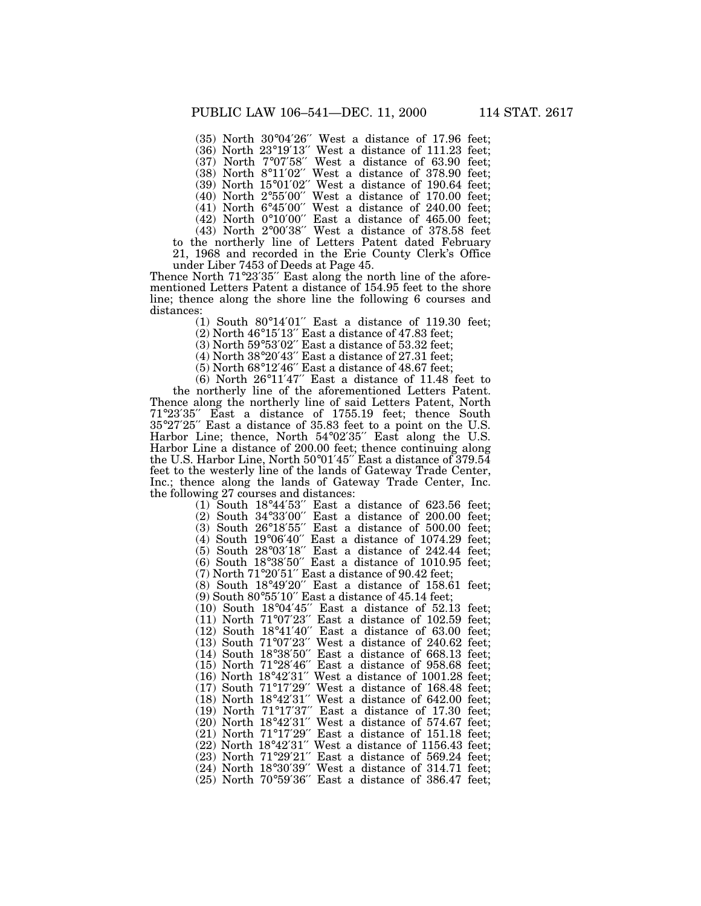(35) North 30°04′26″ West a distance of 17.96 feet;

(36) North 23°19′13″ West a distance of 111.23 feet;

(37) North 7°07′58″ West a distance of 63.90 feet;

(38) North 8°11′02″ West a distance of 378.90 feet;

(39) North 15°01′02″ West a distance of 190.64 feet;

(40) North 2°55′00″ West a distance of 170.00 feet;

(41) North 6°45′00″ West a distance of 240.00 feet;

(42) North 0°10′00″ East a distance of 465.00 feet;

(43) North 2°00′38″ West a distance of 378.58 feet to the northerly line of Letters Patent dated February 21, 1968 and recorded in the Erie County Clerk's Office under Liber 7453 of Deeds at Page 45.

Thence North 71°23′35″ East along the north line of the aforementioned Letters Patent a distance of 154.95 feet to the shore line; thence along the shore line the following 6 courses and distances:

(1) South 80°14′01″ East a distance of 119.30 feet;

(2) North 46°15′13″ East a distance of 47.83 feet;

(3) North 59°53′02″ East a distance of 53.32 feet;

(4) North 38°20′43″ East a distance of 27.31 feet;

(5) North 68°12′46″ East a distance of 48.67 feet;

(6) North 26°11′47″ East a distance of 11.48 feet to the northerly line of the aforementioned Letters Patent.

Thence along the northerly line of said Letters Patent, North 71°23′35″ East a distance of 1755.19 feet; thence South 35°27′25″ East a distance of 35.83 feet to a point on the U.S. Harbor Line; thence, North 54°02′35″ East along the U.S. Harbor Line a distance of 200.00 feet; thence continuing along the U.S. Harbor Line, North 50°01′45″ East a distance of 379.54 feet to the westerly line of the lands of Gateway Trade Center, Inc.; thence along the lands of Gateway Trade Center, Inc. the following 27 courses and distances:

(1) South 18°44′53″ East a distance of 623.56 feet;

(2) South 34°33′00″ East a distance of 200.00 feet;

(3) South 26°18′55″ East a distance of 500.00 feet;

(4) South 19°06′40″ East a distance of 1074.29 feet;

(5) South 28°03′18″ East a distance of 242.44 feet;

(6) South 18°38′50″ East a distance of 1010.95 feet;

(7) North 71°20′51″ East a distance of 90.42 feet;

(8) South 18°49′20″ East a distance of 158.61 feet;

(9) South 80°55′10″ East a distance of 45.14 feet;

(10) South 18°04′45″ East a distance of 52.13 feet;

(11) North 71°07′23″ East a distance of 102.59 feet;

(12) South 18°41′40″ East a distance of 63.00 feet;

(13) South 71°07′23″ West a distance of 240.62 feet;

(14) South 18°38′50″ East a distance of 668.13 feet;

(15) North 71°28′46″ East a distance of 958.68 feet;

(16) North 18°42′31″ West a distance of 1001.28 feet;

(17) South 71°17′29″ West a distance of 168.48 feet;

(18) North 18°42′31″ West a distance of 642.00 feet;

(19) North 71°17′37″ East a distance of 17.30 feet;

(20) North 18°42′31″ West a distance of 574.67 feet;

(21) North 71°17′29″ East a distance of 151.18 feet;

(22) North 18°42′31″ West a distance of 1156.43 feet;

(23) North 71°29′21″ East a distance of 569.24 feet;

(24) North 18°30′39″ West a distance of 314.71 feet;

(25) North 70°59′36″ East a distance of 386.47 feet;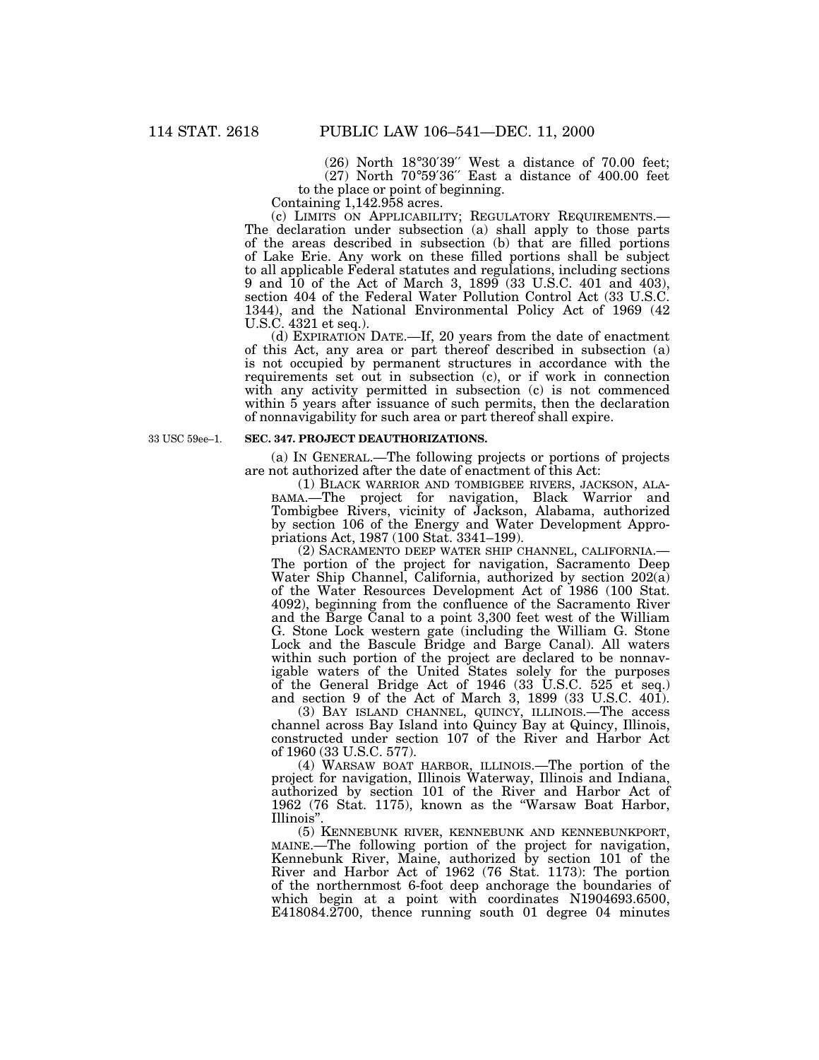(26) North 18°30′39′′ West a distance of 70.00 feet;

(27) North 70°59′36′′ East a distance of 400.00 feet to the place or point of beginning.

Containing 1,142.958 acres.

(c) LIMITS ON APPLICABILITY; REGULATORY REQUIREMENTS.—The declaration under subsection (a) shall apply to those parts of the areas described in subsection (b) that are filled portions of Lake Erie. Any work on these filled portions shall be subject to all applicable Federal statutes and regulations, including sections 9 and 10 of the Act of March 3, 1899 (33 U.S.C. 401 and 403), section 404 of the Federal Water Pollution Control Act (33 U.S.C. 1344), and the National Environmental Policy Act of 1969 (42 U.S.C. 4321 et seq.).

(d) EXPIRATION DATE.—If, 20 years from the date of enactment of this Act, any area or part thereof described in subsection (a) is not occupied by permanent structures in accordance with the requirements set out in subsection (c), or if work in connection with any activity permitted in subsection (c) is not commenced within 5 years after issuance of such permits, then the declaration of nonnavigability for such area or part thereof shall expire.

33 USC 59ee–1.

**SEC. 347. PROJECT DEAUTHORIZATIONS.**

(a) IN GENERAL.—The following projects or portions of projects are not authorized after the date of enactment of this Act:

(1) BLACK WARRIOR AND TOMBIGBEE RIVERS, JACKSON, ALABAMA.—The project for navigation, Black Warrior and Tombigbee Rivers, vicinity of Jackson, Alabama, authorized by section 106 of the Energy and Water Development Appropriations Act, 1987 (100 Stat. 3341–199).

(2) SACRAMENTO DEEP WATER SHIP CHANNEL, CALIFORNIA.—The portion of the project for navigation, Sacramento Deep Water Ship Channel, California, authorized by section 202(a) of the Water Resources Development Act of 1986 (100 Stat. 4092), beginning from the confluence of the Sacramento River and the Barge Canal to a point 3,300 feet west of the William G. Stone Lock western gate (including the William G. Stone Lock and the Bascule Bridge and Barge Canal). All waters within such portion of the project are declared to be nonnavigable waters of the United States solely for the purposes of the General Bridge Act of 1946 (33 U.S.C. 525 et seq.) and section 9 of the Act of March 3, 1899 (33 U.S.C. 401).

(3) BAY ISLAND CHANNEL, QUINCY, ILLINOIS.—The access channel across Bay Island into Quincy Bay at Quincy, Illinois, constructed under section 107 of the River and Harbor Act of 1960 (33 U.S.C. 577).

(4) WARSAW BOAT HARBOR, ILLINOIS.—The portion of the project for navigation, Illinois Waterway, Illinois and Indiana, authorized by section 101 of the River and Harbor Act of 1962 (76 Stat. 1175), known as the "Warsaw Boat Harbor, Illinois".

(5) KENNEBUNK RIVER, KENNEBUNK AND KENNEBUNKPORT, MAINE.—The following portion of the project for navigation, Kennebunk River, Maine, authorized by section 101 of the River and Harbor Act of 1962 (76 Stat. 1173): The portion of the northernmost 6-foot deep anchorage the boundaries of which begin at a point with coordinates N1904693.6500, E418084.2700, thence running south 01 degree 04 minutes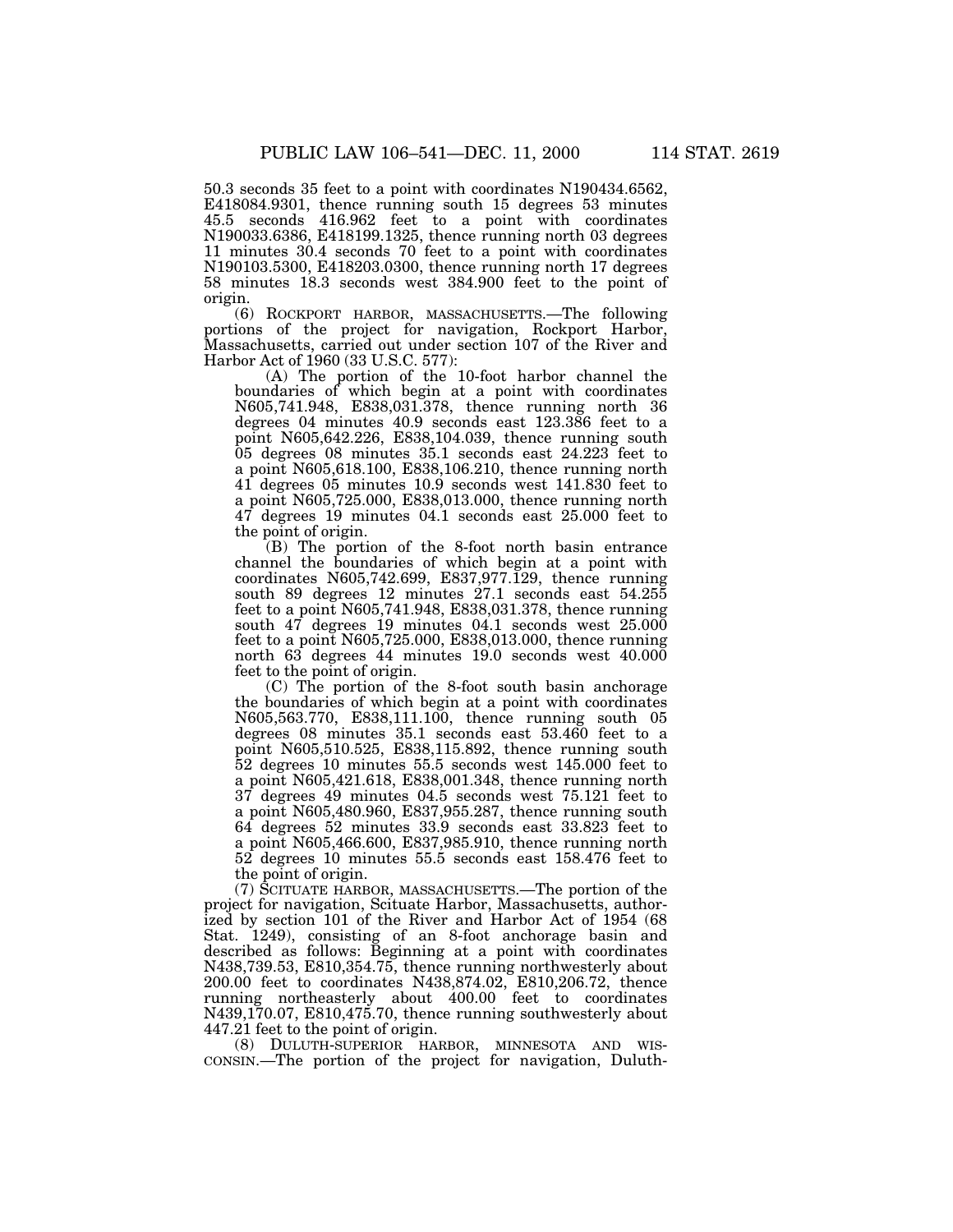50.3 seconds 35 feet to a point with coordinates N190434.6562, E418084.9301, thence running south 15 degrees 53 minutes 45.5 seconds 416.962 feet to a point with coordinates N190033.6386, E418199.1325, thence running north 03 degrees 11 minutes 30.4 seconds 70 feet to a point with coordinates N190103.5300, E418203.0300, thence running north 17 degrees 58 minutes 18.3 seconds west 384.900 feet to the point of origin.

(6) ROCKPORT HARBOR, MASSACHUSETTS.—The following portions of the project for navigation, Rockport Harbor, Massachusetts, carried out under section 107 of the River and Harbor Act of 1960 (33 U.S.C. 577):

(A) The portion of the 10-foot harbor channel the boundaries of which begin at a point with coordinates N605,741.948, E838,031.378, thence running north 36 degrees 04 minutes 40.9 seconds east 123.386 feet to a point N605,642.226, E838,104.039, thence running south 05 degrees 08 minutes 35.1 seconds east 24.223 feet to a point N605,618.100, E838,106.210, thence running north 41 degrees 05 minutes 10.9 seconds west 141.830 feet to a point N605,725.000, E838,013.000, thence running north 47 degrees 19 minutes 04.1 seconds east 25.000 feet to the point of origin.

(B) The portion of the 8-foot north basin entrance channel the boundaries of which begin at a point with coordinates N605,742.699, E837,977.129, thence running south 89 degrees 12 minutes 27.1 seconds east 54.255 feet to a point N605,741.948, E838,031.378, thence running south 47 degrees 19 minutes 04.1 seconds west 25.000 feet to a point N605,725.000, E838,013.000, thence running north 63 degrees 44 minutes 19.0 seconds west 40.000 feet to the point of origin.

(C) The portion of the 8-foot south basin anchorage the boundaries of which begin at a point with coordinates N605,563.770, E838,111.100, thence running south 05 degrees 08 minutes 35.1 seconds east 53.460 feet to a point N605,510.525, E838,115.892, thence running south 52 degrees 10 minutes 55.5 seconds west 145.000 feet to a point N605,421.618, E838,001.348, thence running north 37 degrees 49 minutes 04.5 seconds west 75.121 feet to a point N605,480.960, E837,955.287, thence running south 64 degrees 52 minutes 33.9 seconds east 33.823 feet to a point N605,466.600, E837,985.910, thence running north 52 degrees 10 minutes 55.5 seconds east 158.476 feet to the point of origin.

(7) SCITUATE HARBOR, MASSACHUSETTS.—The portion of the project for navigation, Scituate Harbor, Massachusetts, authorized by section 101 of the River and Harbor Act of 1954 (68 Stat. 1249), consisting of an 8-foot anchorage basin and described as follows: Beginning at a point with coordinates N438,739.53, E810,354.75, thence running northwesterly about 200.00 feet to coordinates N438,874.02, E810,206.72, thence running northeasterly about 400.00 feet to coordinates N439,170.07, E810,475.70, thence running southwesterly about 447.21 feet to the point of origin.

(8) DULUTH-SUPERIOR HARBOR, MINNESOTA AND WISCONSIN.—The portion of the project for navigation, Duluth-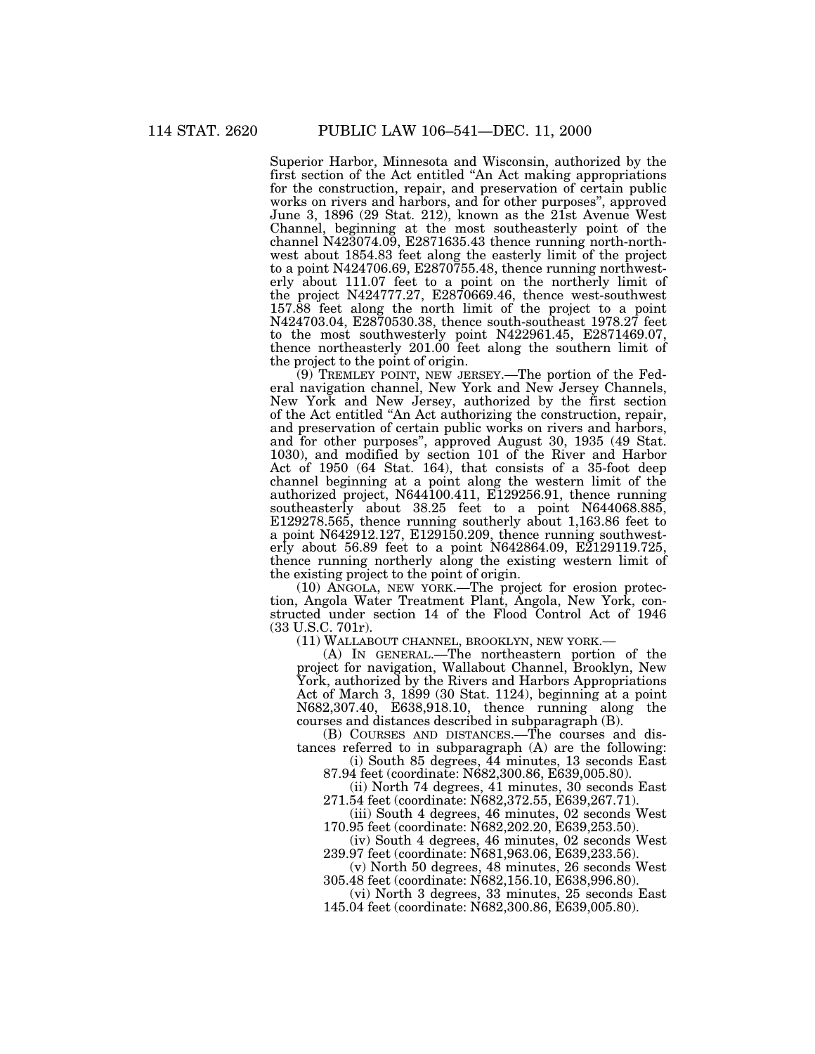Superior Harbor, Minnesota and Wisconsin, authorized by the first section of the Act entitled "An Act making appropriations for the construction, repair, and preservation of certain public works on rivers and harbors, and for other purposes", approved June 3, 1896 (29 Stat. 212), known as the 21st Avenue West Channel, beginning at the most southeasterly point of the channel N423074.09, E2871635.43 thence running north-northwest about 1854.83 feet along the easterly limit of the project to a point N424706.69, E2870755.48, thence running northwesterly about 111.07 feet to a point on the northerly limit of the project N424777.27, E2870669.46, thence west-southwest 157.88 feet along the north limit of the project to a point N424703.04, E2870530.38, thence south-southeast 1978.27 feet to the most southwesterly point N422961.45, E2871469.07, thence northeasterly 201.00 feet along the southern limit of the project to the point of origin.

(9) TREMLEY POINT, NEW JERSEY.—The portion of the Federal navigation channel, New York and New Jersey Channels, New York and New Jersey, authorized by the first section of the Act entitled "An Act authorizing the construction, repair, and preservation of certain public works on rivers and harbors, and for other purposes", approved August 30, 1935 (49 Stat. 1030), and modified by section 101 of the River and Harbor Act of 1950 (64 Stat. 164), that consists of a 35-foot deep channel beginning at a point along the western limit of the authorized project, N644100.411, E129256.91, thence running southeasterly about 38.25 feet to a point N644068.885, E129278.565, thence running southerly about 1,163.86 feet to a point N642912.127, E129150.209, thence running southwesterly about 56.89 feet to a point N642864.09, E2129119.725, thence running northerly along the existing western limit of the existing project to the point of origin.

(10) ANGOLA, NEW YORK.—The project for erosion protection, Angola Water Treatment Plant, Angola, New York, constructed under section 14 of the Flood Control Act of 1946 (33 U.S.C. 701r).

(11) WALLABOUT CHANNEL, BROOKLYN, NEW YORK.—

(A) IN GENERAL.—The northeastern portion of the project for navigation, Wallabout Channel, Brooklyn, New York, authorized by the Rivers and Harbors Appropriations Act of March 3, 1899 (30 Stat. 1124), beginning at a point N682,307.40, E638,918.10, thence running along the courses and distances described in subparagraph (B).

(B) COURSES AND DISTANCES.—The courses and distances referred to in subparagraph (A) are the following:

(i) South 85 degrees, 44 minutes, 13 seconds East 87.94 feet (coordinate: N682,300.86, E639,005.80).

(ii) North 74 degrees, 41 minutes, 30 seconds East 271.54 feet (coordinate: N682,372.55, E639,267.71).

(iii) South 4 degrees, 46 minutes, 02 seconds West 170.95 feet (coordinate: N682,202.20, E639,253.50).

(iv) South 4 degrees, 46 minutes, 02 seconds West 239.97 feet (coordinate: N681,963.06, E639,233.56).

(v) North 50 degrees, 48 minutes, 26 seconds West 305.48 feet (coordinate: N682,156.10, E638,996.80).

(vi) North 3 degrees, 33 minutes, 25 seconds East 145.04 feet (coordinate: N682,300.86, E639,005.80).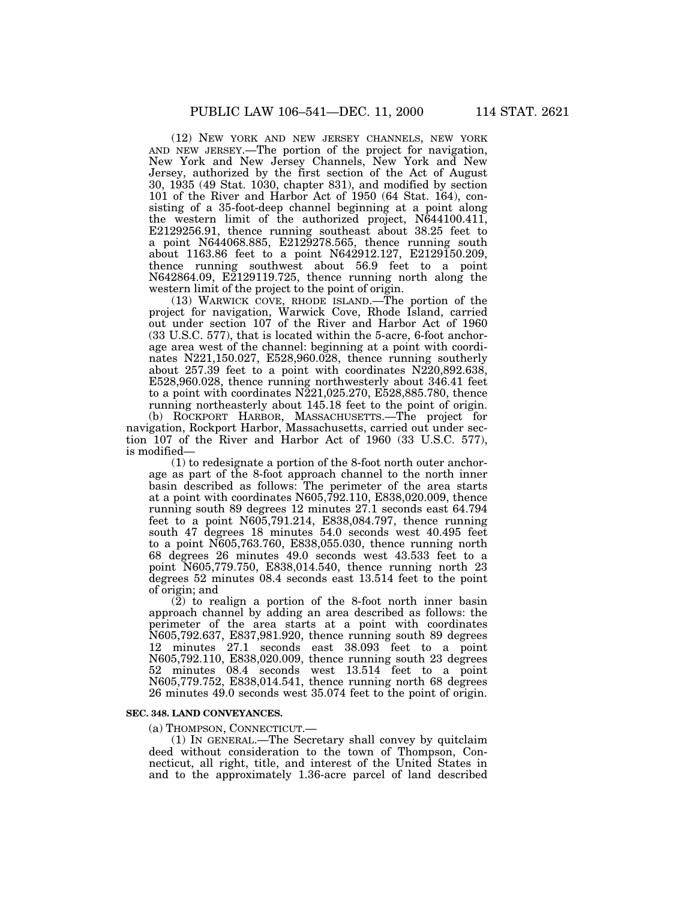(12) NEW YORK AND NEW JERSEY CHANNELS, NEW YORK AND NEW JERSEY.—The portion of the project for navigation, New York and New Jersey Channels, New York and New Jersey, authorized by the first section of the Act of August 30, 1935 (49 Stat. 1030, chapter 831), and modified by section 101 of the River and Harbor Act of 1950 (64 Stat. 164), consisting of a 35-foot-deep channel beginning at a point along the western limit of the authorized project, N644100.411, E2129256.91, thence running southeast about 38.25 feet to a point N644068.885, E2129278.565, thence running south about 1163.86 feet to a point N642912.127, E2129150.209, thence running southwest about 56.9 feet to a point N642864.09, E2129119.725, thence running north along the western limit of the project to the point of origin.

(13) WARWICK COVE, RHODE ISLAND.—The portion of the project for navigation, Warwick Cove, Rhode Island, carried out under section 107 of the River and Harbor Act of 1960 (33 U.S.C. 577), that is located within the 5-acre, 6-foot anchorage area west of the channel: beginning at a point with coordinates N221,150.027, E528,960.028, thence running southerly about 257.39 feet to a point with coordinates N220,892.638, E528,960.028, thence running northwesterly about 346.41 feet to a point with coordinates N221,025.270, E528,885.780, thence running northeasterly about 145.18 feet to the point of origin.

(b) ROCKPORT HARBOR, MASSACHUSETTS.—The project for navigation, Rockport Harbor, Massachusetts, carried out under section 107 of the River and Harbor Act of 1960 (33 U.S.C. 577), is modified—

(1) to redesignate a portion of the 8-foot north outer anchorage as part of the 8-foot approach channel to the north inner basin described as follows: The perimeter of the area starts at a point with coordinates N605,792.110, E838,020.009, thence running south 89 degrees 12 minutes 27.1 seconds east 64.794 feet to a point N605,791.214, E838,084.797, thence running south 47 degrees 18 minutes 54.0 seconds west 40.495 feet to a point N605,763.760, E838,055.030, thence running north 68 degrees 26 minutes 49.0 seconds west 43.533 feet to a point N605,779.750, E838,014.540, thence running north 23 degrees 52 minutes 08.4 seconds east 13.514 feet to the point of origin; and

(2) to realign a portion of the 8-foot north inner basin approach channel by adding an area described as follows: the perimeter of the area starts at a point with coordinates N605,792.637, E837,981.920, thence running south 89 degrees 12 minutes 27.1 seconds east 38.093 feet to a point N605,792.110, E838,020.009, thence running south 23 degrees 52 minutes 08.4 seconds west 13.514 feet to a point N605,779.752, E838,014.541, thence running north 68 degrees 26 minutes 49.0 seconds west 35.074 feet to the point of origin.

**SEC. 348. LAND CONVEYANCES.**

(a) THOMPSON, CONNECTICUT.—

(1) IN GENERAL.—The Secretary shall convey by quitclaim deed without consideration to the town of Thompson, Connecticut, all right, title, and interest of the United States in and to the approximately 1.36-acre parcel of land described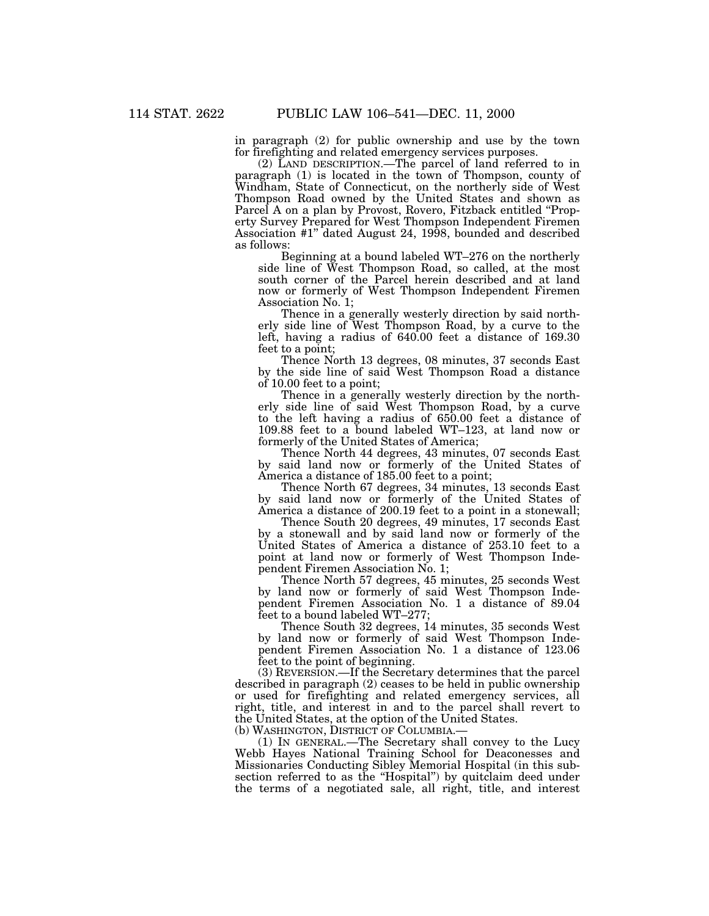in paragraph (2) for public ownership and use by the town for firefighting and related emergency services purposes.

(2) LAND DESCRIPTION.—The parcel of land referred to in paragraph (1) is located in the town of Thompson, county of Windham, State of Connecticut, on the northerly side of West Thompson Road owned by the United States and shown as Parcel A on a plan by Provost, Rovero, Fitzback entitled "Property Survey Prepared for West Thompson Independent Firemen Association #1" dated August 24, 1998, bounded and described as follows:

Beginning at a bound labeled WT–276 on the northerly side line of West Thompson Road, so called, at the most south corner of the Parcel herein described and at land now or formerly of West Thompson Independent Firemen Association No. 1;

Thence in a generally westerly direction by said northerly side line of West Thompson Road, by a curve to the left, having a radius of 640.00 feet a distance of 169.30 feet to a point;

Thence North 13 degrees, 08 minutes, 37 seconds East by the side line of said West Thompson Road a distance of 10.00 feet to a point;

Thence in a generally westerly direction by the northerly side line of said West Thompson Road, by a curve to the left having a radius of 650.00 feet a distance of 109.88 feet to a bound labeled WT–123, at land now or formerly of the United States of America;

Thence North 44 degrees, 43 minutes, 07 seconds East by said land now or formerly of the United States of America a distance of 185.00 feet to a point;

Thence North 67 degrees, 34 minutes, 13 seconds East by said land now or formerly of the United States of America a distance of 200.19 feet to a point in a stonewall;

Thence South 20 degrees, 49 minutes, 17 seconds East by a stonewall and by said land now or formerly of the United States of America a distance of 253.10 feet to a point at land now or formerly of West Thompson Independent Firemen Association No. 1;

Thence North 57 degrees, 45 minutes, 25 seconds West by land now or formerly of said West Thompson Independent Firemen Association No. 1 a distance of 89.04 feet to a bound labeled WT–277;

Thence South 32 degrees, 14 minutes, 35 seconds West by land now or formerly of said West Thompson Independent Firemen Association No. 1 a distance of 123.06 feet to the point of beginning.

(3) REVERSION.—If the Secretary determines that the parcel described in paragraph (2) ceases to be held in public ownership or used for firefighting and related emergency services, all right, title, and interest in and to the parcel shall revert to the United States, at the option of the United States.

(b) WASHINGTON, DISTRICT OF COLUMBIA.—

(1) IN GENERAL.—The Secretary shall convey to the Lucy Webb Hayes National Training School for Deaconesses and Missionaries Conducting Sibley Memorial Hospital (in this subsection referred to as the "Hospital") by quitclaim deed under the terms of a negotiated sale, all right, title, and interest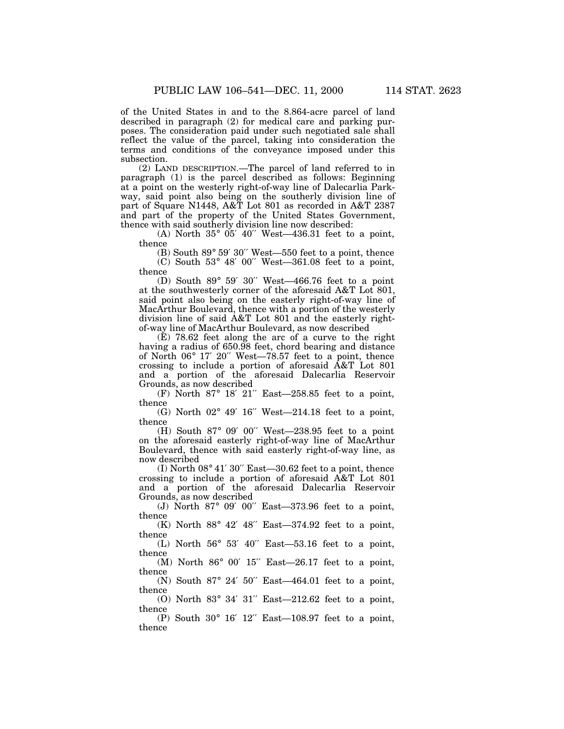of the United States in and to the 8.864-acre parcel of land described in paragraph (2) for medical care and parking purposes. The consideration paid under such negotiated sale shall reflect the value of the parcel, taking into consideration the terms and conditions of the conveyance imposed under this subsection.

(2) LAND DESCRIPTION.—The parcel of land referred to in paragraph (1) is the parcel described as follows: Beginning at a point on the westerly right-of-way line of Dalecarlia Parkway, said point also being on the southerly division line of part of Square N1448, A&T Lot 801 as recorded in A&T 2387 and part of the property of the United States Government, thence with said southerly division line now described:

(A) North 35° 05′ 40″ West—436.31 feet to a point, thence

(B) South 89° 59′ 30″ West—550 feet to a point, thence

(C) South 53° 48′ 00″ West—361.08 feet to a point, thence

(D) South 89° 59′ 30″ West—466.76 feet to a point at the southwesterly corner of the aforesaid A&T Lot 801, said point also being on the easterly right-of-way line of MacArthur Boulevard, thence with a portion of the westerly division line of said A&T Lot 801 and the easterly right-of-way line of MacArthur Boulevard, as now described

(E) 78.62 feet along the arc of a curve to the right having a radius of 650.98 feet, chord bearing and distance of North 06° 17′ 20″ West—78.57 feet to a point, thence crossing to include a portion of aforesaid A&T Lot 801 and a portion of the aforesaid Dalecarlia Reservoir Grounds, as now described

(F) North 87° 18′ 21″ East—258.85 feet to a point, thence

(G) North 02° 49′ 16″ West—214.18 feet to a point, thence

(H) South 87° 09′ 00″ West—238.95 feet to a point on the aforesaid easterly right-of-way line of MacArthur Boulevard, thence with said easterly right-of-way line, as now described

(I) North 08° 41′ 30″ East—30.62 feet to a point, thence crossing to include a portion of aforesaid A&T Lot 801 and a portion of the aforesaid Dalecarlia Reservoir Grounds, as now described

(J) North 87° 09′ 00″ East—373.96 feet to a point, thence

(K) North 88° 42′ 48″ East—374.92 feet to a point, thence

(L) North 56° 53′ 40″ East—53.16 feet to a point, thence

(M) North 86° 00′ 15″ East—26.17 feet to a point, thence

(N) South 87° 24′ 50″ East—464.01 feet to a point, thence

(O) North 83° 34′ 31″ East—212.62 feet to a point, thence

(P) South 30° 16′ 12″ East—108.97 feet to a point, thence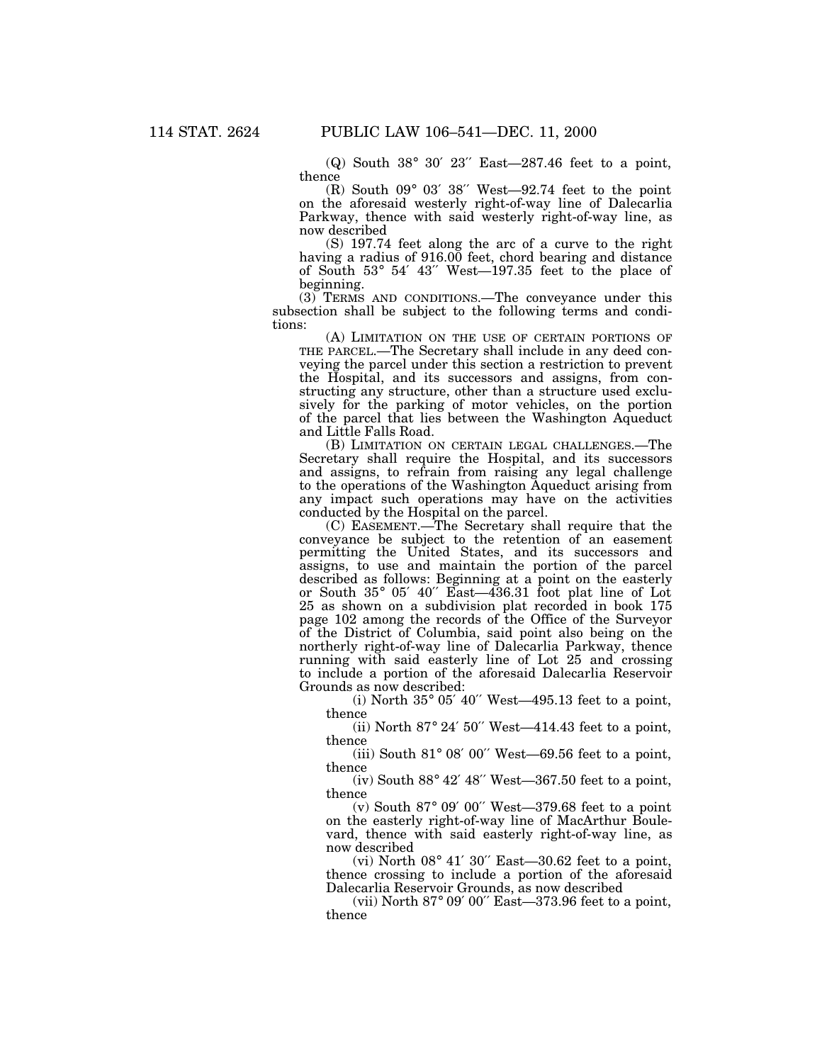(Q) South 38° 30′ 23″ East—287.46 feet to a point, thence

(R) South 09° 03′ 38″ West—92.74 feet to the point on the aforesaid westerly right-of-way line of Dalecarlia Parkway, thence with said westerly right-of-way line, as now described

(S) 197.74 feet along the arc of a curve to the right having a radius of 916.00 feet, chord bearing and distance of South 53° 54′ 43″ West—197.35 feet to the place of beginning.

(3) TERMS AND CONDITIONS.—The conveyance under this subsection shall be subject to the following terms and conditions:

(A) LIMITATION ON THE USE OF CERTAIN PORTIONS OF THE PARCEL.—The Secretary shall include in any deed conveying the parcel under this section a restriction to prevent the Hospital, and its successors and assigns, from constructing any structure, other than a structure used exclusively for the parking of motor vehicles, on the portion of the parcel that lies between the Washington Aqueduct and Little Falls Road.

(B) LIMITATION ON CERTAIN LEGAL CHALLENGES.—The Secretary shall require the Hospital, and its successors and assigns, to refrain from raising any legal challenge to the operations of the Washington Aqueduct arising from any impact such operations may have on the activities conducted by the Hospital on the parcel.

(C) EASEMENT.—The Secretary shall require that the conveyance be subject to the retention of an easement permitting the United States, and its successors and assigns, to use and maintain the portion of the parcel described as follows: Beginning at a point on the easterly or South 35° 05′ 40″ East—436.31 foot plat line of Lot 25 as shown on a subdivision plat recorded in book 175 page 102 among the records of the Office of the Surveyor of the District of Columbia, said point also being on the northerly right-of-way line of Dalecarlia Parkway, thence running with said easterly line of Lot 25 and crossing to include a portion of the aforesaid Dalecarlia Reservoir Grounds as now described:

(i) North 35° 05′ 40″ West—495.13 feet to a point, thence

(ii) North 87° 24′ 50″ West—414.43 feet to a point, thence

(iii) South 81° 08′ 00″ West—69.56 feet to a point, thence

(iv) South 88° 42′ 48″ West—367.50 feet to a point, thence

(v) South 87° 09′ 00″ West—379.68 feet to a point on the easterly right-of-way line of MacArthur Boulevard, thence with said easterly right-of-way line, as now described

(vi) North 08° 41′ 30″ East—30.62 feet to a point, thence crossing to include a portion of the aforesaid Dalecarlia Reservoir Grounds, as now described

(vii) North 87° 09′ 00″ East—373.96 feet to a point, thence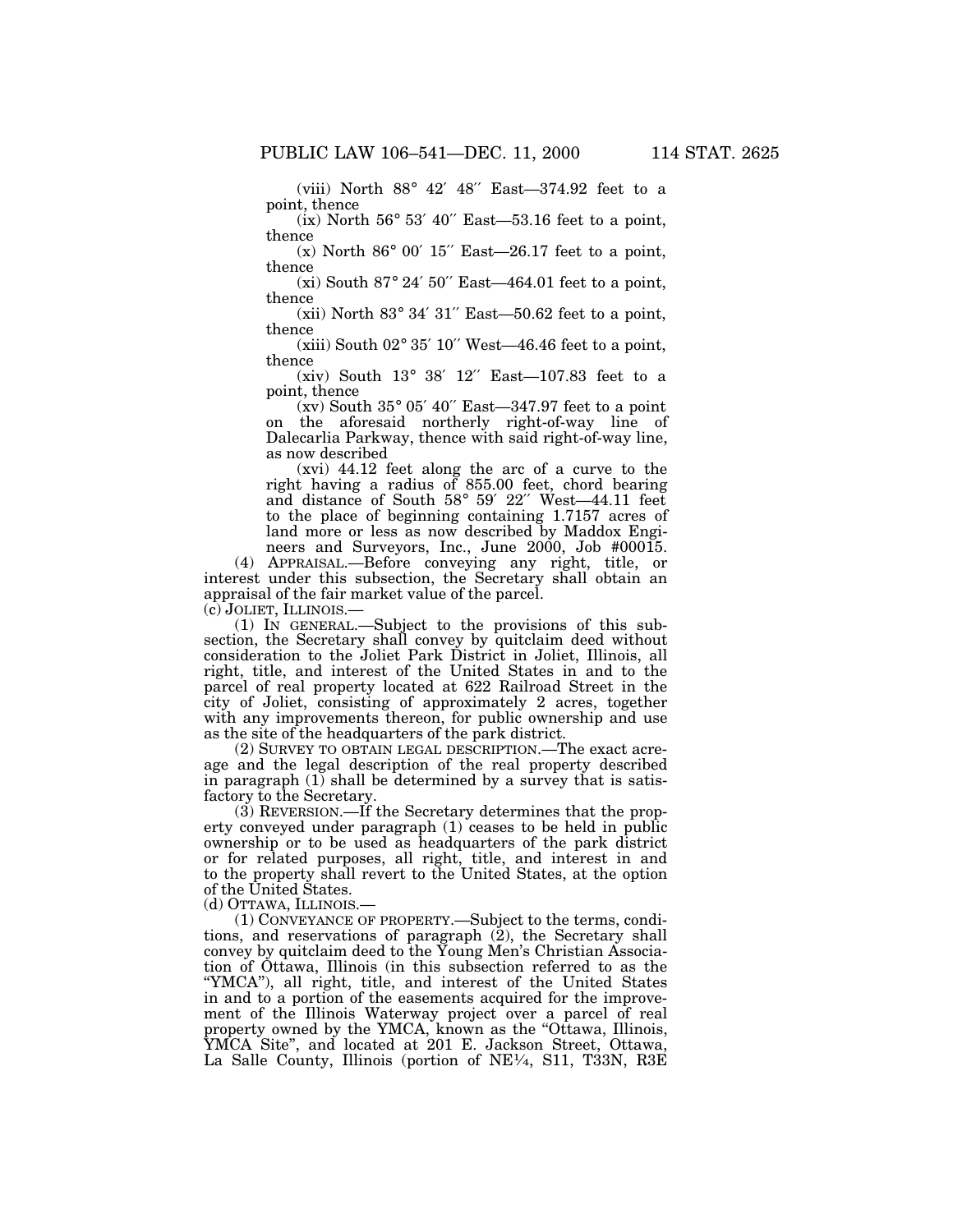(viii) North 88° 42′ 48″ East—374.92 feet to a point, thence

(ix) North 56° 53′ 40″ East—53.16 feet to a point, thence

(x) North 86° 00′ 15″ East—26.17 feet to a point, thence

(xi) South 87° 24′ 50″ East—464.01 feet to a point, thence

(xii) North 83° 34′ 31″ East—50.62 feet to a point, thence

(xiii) South 02° 35′ 10″ West—46.46 feet to a point, thence

(xiv) South 13° 38′ 12″ East—107.83 feet to a point, thence

(xv) South 35° 05′ 40″ East—347.97 feet to a point on the aforesaid northerly right-of-way line of Dalecarlia Parkway, thence with said right-of-way line, as now described

(xvi) 44.12 feet along the arc of a curve to the right having a radius of 855.00 feet, chord bearing and distance of South 58° 59′ 22″ West—44.11 feet to the place of beginning containing 1.7157 acres of land more or less as now described by Maddox Engineers and Surveyors, Inc., June 2000, Job #00015.

(4) APPRAISAL.—Before conveying any right, title, or interest under this subsection, the Secretary shall obtain an appraisal of the fair market value of the parcel.

(c) JOLIET, ILLINOIS.—

(1) IN GENERAL.—Subject to the provisions of this subsection, the Secretary shall convey by quitclaim deed without consideration to the Joliet Park District in Joliet, Illinois, all right, title, and interest of the United States in and to the parcel of real property located at 622 Railroad Street in the city of Joliet, consisting of approximately 2 acres, together with any improvements thereon, for public ownership and use as the site of the headquarters of the park district.

(2) SURVEY TO OBTAIN LEGAL DESCRIPTION.—The exact acreage and the legal description of the real property described in paragraph (1) shall be determined by a survey that is satisfactory to the Secretary.

(3) REVERSION.—If the Secretary determines that the property conveyed under paragraph (1) ceases to be held in public ownership or to be used as headquarters of the park district or for related purposes, all right, title, and interest in and to the property shall revert to the United States, at the option of the United States.

(d) OTTAWA, ILLINOIS.—

(1) CONVEYANCE OF PROPERTY.—Subject to the terms, conditions, and reservations of paragraph (2), the Secretary shall convey by quitclaim deed to the Young Men's Christian Association of Ottawa, Illinois (in this subsection referred to as the "YMCA"), all right, title, and interest of the United States in and to a portion of the easements acquired for the improvement of the Illinois Waterway project over a parcel of real property owned by the YMCA, known as the "Ottawa, Illinois, YMCA Site", and located at 201 E. Jackson Street, Ottawa, La Salle County, Illinois (portion of NE¼, S11, T33N, R3E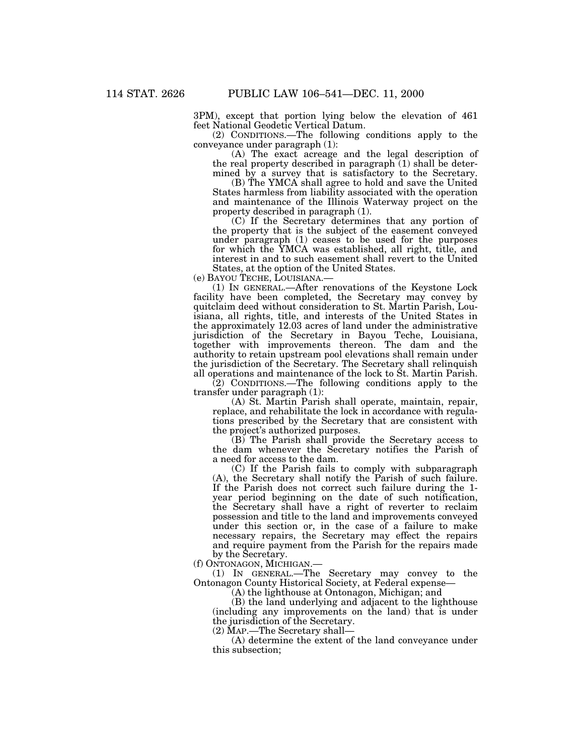3PM), except that portion lying below the elevation of 461 feet National Geodetic Vertical Datum.

(2) CONDITIONS.—The following conditions apply to the conveyance under paragraph (1):

(A) The exact acreage and the legal description of the real property described in paragraph (1) shall be determined by a survey that is satisfactory to the Secretary.

(B) The YMCA shall agree to hold and save the United States harmless from liability associated with the operation and maintenance of the Illinois Waterway project on the property described in paragraph (1).

(C) If the Secretary determines that any portion of the property that is the subject of the easement conveyed under paragraph (1) ceases to be used for the purposes for which the YMCA was established, all right, title, and interest in and to such easement shall revert to the United States, at the option of the United States.

(e) BAYOU TECHE, LOUISIANA.—

(1) IN GENERAL.—After renovations of the Keystone Lock facility have been completed, the Secretary may convey by quitclaim deed without consideration to St. Martin Parish, Louisiana, all rights, title, and interests of the United States in the approximately 12.03 acres of land under the administrative jurisdiction of the Secretary in Bayou Teche, Louisiana, together with improvements thereon. The dam and the authority to retain upstream pool elevations shall remain under the jurisdiction of the Secretary. The Secretary shall relinquish all operations and maintenance of the lock to St. Martin Parish.

(2) CONDITIONS.—The following conditions apply to the transfer under paragraph (1):

(A) St. Martin Parish shall operate, maintain, repair, replace, and rehabilitate the lock in accordance with regulations prescribed by the Secretary that are consistent with the project's authorized purposes.

(B) The Parish shall provide the Secretary access to the dam whenever the Secretary notifies the Parish of a need for access to the dam.

(C) If the Parish fails to comply with subparagraph (A), the Secretary shall notify the Parish of such failure. If the Parish does not correct such failure during the 1-year period beginning on the date of such notification, the Secretary shall have a right of reverter to reclaim possession and title to the land and improvements conveyed under this section or, in the case of a failure to make necessary repairs, the Secretary may effect the repairs and require payment from the Parish for the repairs made by the Secretary.

(f) ONTONAGON, MICHIGAN.—

(1) IN GENERAL.—The Secretary may convey to the Ontonagon County Historical Society, at Federal expense—

(A) the lighthouse at Ontonagon, Michigan; and

(B) the land underlying and adjacent to the lighthouse (including any improvements on the land) that is under the jurisdiction of the Secretary.

(2) MAP.—The Secretary shall—

(A) determine the extent of the land conveyance under this subsection;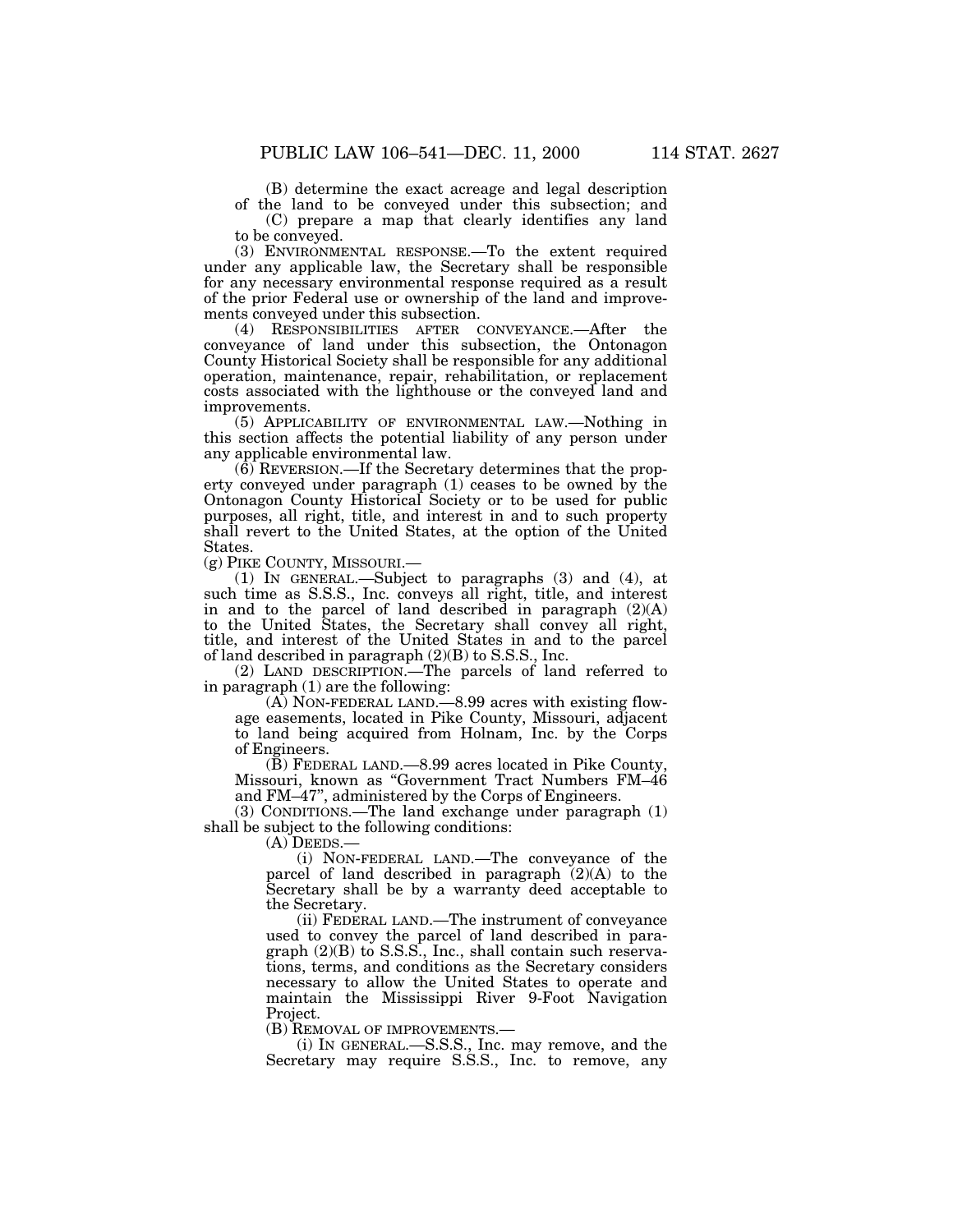(B) determine the exact acreage and legal description of the land to be conveyed under this subsection; and

(C) prepare a map that clearly identifies any land to be conveyed.

(3) ENVIRONMENTAL RESPONSE.—To the extent required under any applicable law, the Secretary shall be responsible for any necessary environmental response required as a result of the prior Federal use or ownership of the land and improvements conveyed under this subsection.

(4) RESPONSIBILITIES AFTER CONVEYANCE.—After the conveyance of land under this subsection, the Ontonagon County Historical Society shall be responsible for any additional operation, maintenance, repair, rehabilitation, or replacement costs associated with the lighthouse or the conveyed land and improvements.

(5) APPLICABILITY OF ENVIRONMENTAL LAW.—Nothing in this section affects the potential liability of any person under any applicable environmental law.

(6) REVERSION.—If the Secretary determines that the property conveyed under paragraph (1) ceases to be owned by the Ontonagon County Historical Society or to be used for public purposes, all right, title, and interest in and to such property shall revert to the United States, at the option of the United States.

(g) PIKE COUNTY, MISSOURI.—

(1) IN GENERAL.—Subject to paragraphs (3) and (4), at such time as S.S.S., Inc. conveys all right, title, and interest in and to the parcel of land described in paragraph (2)(A) to the United States, the Secretary shall convey all right, title, and interest of the United States in and to the parcel of land described in paragraph (2)(B) to S.S.S., Inc.

(2) LAND DESCRIPTION.—The parcels of land referred to in paragraph (1) are the following:

(A) NON-FEDERAL LAND.—8.99 acres with existing flowage easements, located in Pike County, Missouri, adjacent to land being acquired from Holnam, Inc. by the Corps of Engineers.

(B) FEDERAL LAND.—8.99 acres located in Pike County, Missouri, known as "Government Tract Numbers FM–46 and FM–47", administered by the Corps of Engineers.

(3) CONDITIONS.—The land exchange under paragraph (1) shall be subject to the following conditions:

(A) DEEDS.—

(i) NON-FEDERAL LAND.—The conveyance of the parcel of land described in paragraph (2)(A) to the Secretary shall be by a warranty deed acceptable to the Secretary.

(ii) FEDERAL LAND.—The instrument of conveyance used to convey the parcel of land described in paragraph (2)(B) to S.S.S., Inc., shall contain such reservations, terms, and conditions as the Secretary considers necessary to allow the United States to operate and maintain the Mississippi River 9-Foot Navigation Project.

(B) REMOVAL OF IMPROVEMENTS.—

(i) IN GENERAL.—S.S.S., Inc. may remove, and the Secretary may require S.S.S., Inc. to remove, any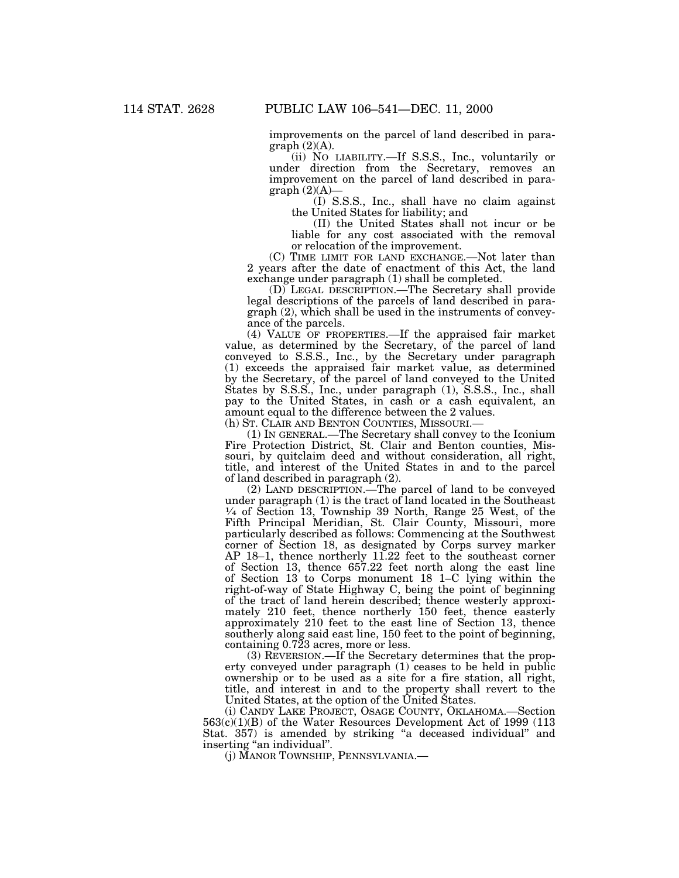improvements on the parcel of land described in paragraph (2)(A).

(ii) NO LIABILITY.—If S.S.S., Inc., voluntarily or under direction from the Secretary, removes an improvement on the parcel of land described in paragraph (2)(A)—

(I) S.S.S., Inc., shall have no claim against the United States for liability; and

(II) the United States shall not incur or be liable for any cost associated with the removal or relocation of the improvement.

(C) TIME LIMIT FOR LAND EXCHANGE.—Not later than 2 years after the date of enactment of this Act, the land exchange under paragraph (1) shall be completed.

(D) LEGAL DESCRIPTION.—The Secretary shall provide legal descriptions of the parcels of land described in paragraph (2), which shall be used in the instruments of conveyance of the parcels.

(4) VALUE OF PROPERTIES.—If the appraised fair market value, as determined by the Secretary, of the parcel of land conveyed to S.S.S., Inc., by the Secretary under paragraph (1) exceeds the appraised fair market value, as determined by the Secretary, of the parcel of land conveyed to the United States by S.S.S., Inc., under paragraph (1), S.S.S., Inc., shall pay to the United States, in cash or a cash equivalent, an amount equal to the difference between the 2 values.

(h) ST. CLAIR AND BENTON COUNTIES, MISSOURI.—

(1) IN GENERAL.—The Secretary shall convey to the Iconium Fire Protection District, St. Clair and Benton counties, Missouri, by quitclaim deed and without consideration, all right, title, and interest of the United States in and to the parcel of land described in paragraph (2).

(2) LAND DESCRIPTION.—The parcel of land to be conveyed under paragraph (1) is the tract of land located in the Southeast ¼ of Section 13, Township 39 North, Range 25 West, of the Fifth Principal Meridian, St. Clair County, Missouri, more particularly described as follows: Commencing at the Southwest corner of Section 18, as designated by Corps survey marker AP 18–1, thence northerly 11.22 feet to the southeast corner of Section 13, thence 657.22 feet north along the east line of Section 13 to Corps monument 18 1–C lying within the right-of-way of State Highway C, being the point of beginning of the tract of land herein described; thence westerly approximately 210 feet, thence northerly 150 feet, thence easterly approximately 210 feet to the east line of Section 13, thence southerly along said east line, 150 feet to the point of beginning, containing 0.723 acres, more or less.

(3) REVERSION.—If the Secretary determines that the property conveyed under paragraph (1) ceases to be held in public ownership or to be used as a site for a fire station, all right, title, and interest in and to the property shall revert to the United States, at the option of the United States.

(i) CANDY LAKE PROJECT, OSAGE COUNTY, OKLAHOMA.—Section 563(c)(1)(B) of the Water Resources Development Act of 1999 (113 Stat. 357) is amended by striking "a deceased individual" and inserting "an individual".

(j) MANOR TOWNSHIP, PENNSYLVANIA.—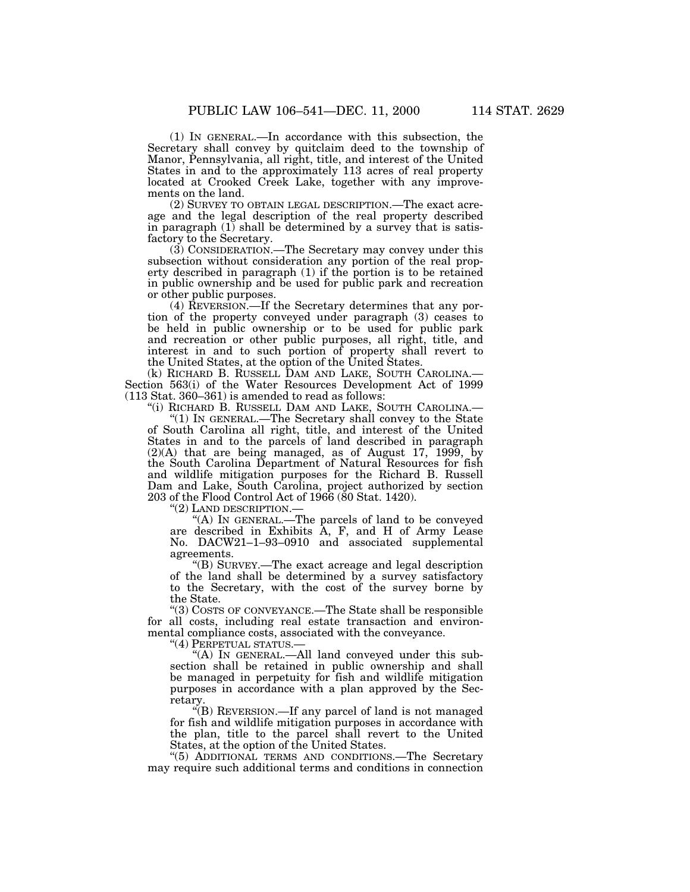(1) IN GENERAL.—In accordance with this subsection, the Secretary shall convey by quitclaim deed to the township of Manor, Pennsylvania, all right, title, and interest of the United States in and to the approximately 113 acres of real property located at Crooked Creek Lake, together with any improvements on the land.

(2) SURVEY TO OBTAIN LEGAL DESCRIPTION.—The exact acreage and the legal description of the real property described in paragraph (1) shall be determined by a survey that is satisfactory to the Secretary.

(3) CONSIDERATION.—The Secretary may convey under this subsection without consideration any portion of the real property described in paragraph (1) if the portion is to be retained in public ownership and be used for public park and recreation or other public purposes.

(4) REVERSION.—If the Secretary determines that any portion of the property conveyed under paragraph (3) ceases to be held in public ownership or to be used for public park and recreation or other public purposes, all right, title, and interest in and to such portion of property shall revert to the United States, at the option of the United States.

(k) RICHARD B. RUSSELL DAM AND LAKE, SOUTH CAROLINA.—Section 563(i) of the Water Resources Development Act of 1999 (113 Stat. 360–361) is amended to read as follows:

"(i) RICHARD B. RUSSELL DAM AND LAKE, SOUTH CAROLINA.—

"(1) IN GENERAL.—The Secretary shall convey to the State of South Carolina all right, title, and interest of the United States in and to the parcels of land described in paragraph (2)(A) that are being managed, as of August 17, 1999, by the South Carolina Department of Natural Resources for fish and wildlife mitigation purposes for the Richard B. Russell Dam and Lake, South Carolina, project authorized by section 203 of the Flood Control Act of 1966 (80 Stat. 1420).

"(2) LAND DESCRIPTION.—

"(A) IN GENERAL.—The parcels of land to be conveyed are described in Exhibits A, F, and H of Army Lease No. DACW21–1–93–0910 and associated supplemental agreements.

"(B) SURVEY.—The exact acreage and legal description of the land shall be determined by a survey satisfactory to the Secretary, with the cost of the survey borne by the State.

"(3) COSTS OF CONVEYANCE.—The State shall be responsible for all costs, including real estate transaction and environmental compliance costs, associated with the conveyance.

"(4) PERPETUAL STATUS.—

"(A) IN GENERAL.—All land conveyed under this subsection shall be retained in public ownership and shall be managed in perpetuity for fish and wildlife mitigation purposes in accordance with a plan approved by the Secretary.

"(B) REVERSION.—If any parcel of land is not managed for fish and wildlife mitigation purposes in accordance with the plan, title to the parcel shall revert to the United States, at the option of the United States.

"(5) ADDITIONAL TERMS AND CONDITIONS.—The Secretary may require such additional terms and conditions in connection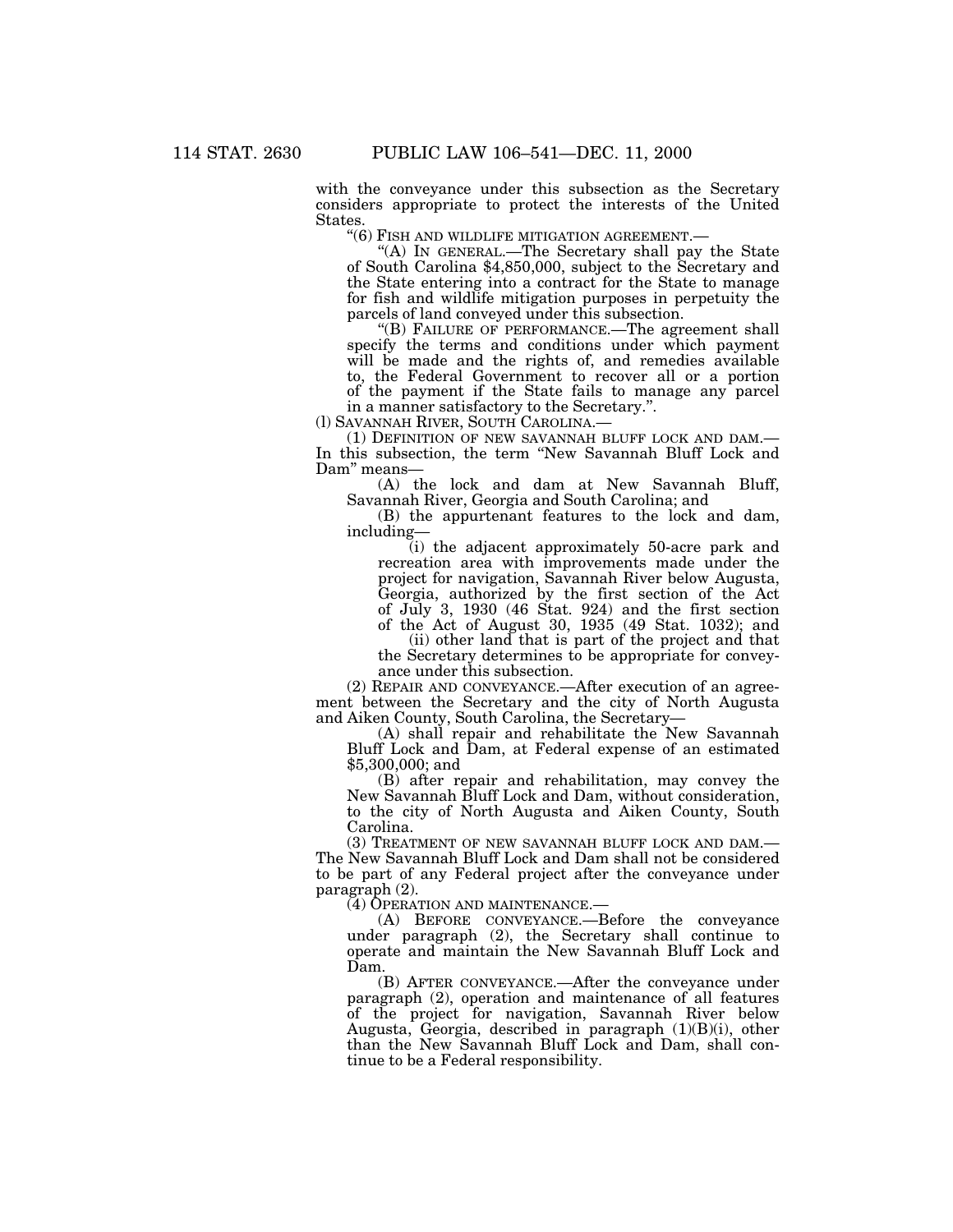with the conveyance under this subsection as the Secretary considers appropriate to protect the interests of the United States.

"(6) FISH AND WILDLIFE MITIGATION AGREEMENT.—

"(A) IN GENERAL.—The Secretary shall pay the State of South Carolina $4,850,000, subject to the Secretary and the State entering into a contract for the State to manage for fish and wildlife mitigation purposes in perpetuity the parcels of land conveyed under this subsection.

"(B) FAILURE OF PERFORMANCE.—The agreement shall specify the terms and conditions under which payment will be made and the rights of, and remedies available to, the Federal Government to recover all or a portion of the payment if the State fails to manage any parcel in a manner satisfactory to the Secretary.".

(l) SAVANNAH RIVER, SOUTH CAROLINA.—

(1) DEFINITION OF NEW SAVANNAH BLUFF LOCK AND DAM.—In this subsection, the term "New Savannah Bluff Lock and Dam" means—

(A) the lock and dam at New Savannah Bluff, Savannah River, Georgia and South Carolina; and

(B) the appurtenant features to the lock and dam, including—

(i) the adjacent approximately 50-acre park and recreation area with improvements made under the project for navigation, Savannah River below Augusta, Georgia, authorized by the first section of the Act of July 3, 1930 (46 Stat. 924) and the first section of the Act of August 30, 1935 (49 Stat. 1032); and

(ii) other land that is part of the project and that the Secretary determines to be appropriate for conveyance under this subsection.

(2) REPAIR AND CONVEYANCE.—After execution of an agreement between the Secretary and the city of North Augusta and Aiken County, South Carolina, the Secretary—

(A) shall repair and rehabilitate the New Savannah Bluff Lock and Dam, at Federal expense of an estimated $5,300,000; and

(B) after repair and rehabilitation, may convey the New Savannah Bluff Lock and Dam, without consideration, to the city of North Augusta and Aiken County, South Carolina.

(3) TREATMENT OF NEW SAVANNAH BLUFF LOCK AND DAM.—The New Savannah Bluff Lock and Dam shall not be considered to be part of any Federal project after the conveyance under paragraph (2).

(4) OPERATION AND MAINTENANCE.—

(A) BEFORE CONVEYANCE.—Before the conveyance under paragraph (2), the Secretary shall continue to operate and maintain the New Savannah Bluff Lock and Dam.

(B) AFTER CONVEYANCE.—After the conveyance under paragraph (2), operation and maintenance of all features of the project for navigation, Savannah River below Augusta, Georgia, described in paragraph (1)(B)(i), other than the New Savannah Bluff Lock and Dam, shall continue to be a Federal responsibility.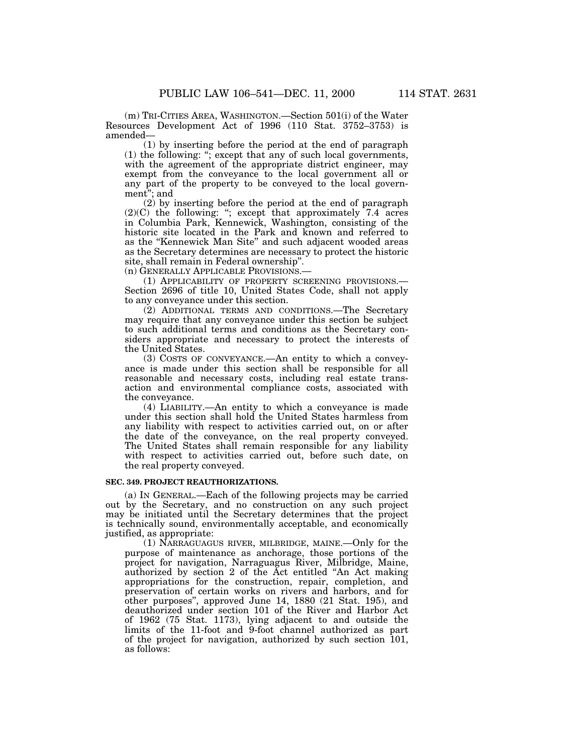(m) TRI-CITIES AREA, WASHINGTON.—Section 501(i) of the Water Resources Development Act of 1996 (110 Stat. 3752–3753) is amended—

(1) by inserting before the period at the end of paragraph (1) the following: "; except that any of such local governments, with the agreement of the appropriate district engineer, may exempt from the conveyance to the local government all or any part of the property to be conveyed to the local government"; and

(2) by inserting before the period at the end of paragraph (2)(C) the following: "; except that approximately 7.4 acres in Columbia Park, Kennewick, Washington, consisting of the historic site located in the Park and known and referred to as the "Kennewick Man Site" and such adjacent wooded areas as the Secretary determines are necessary to protect the historic site, shall remain in Federal ownership".

(n) GENERALLY APPLICABLE PROVISIONS.—

(1) APPLICABILITY OF PROPERTY SCREENING PROVISIONS.—Section 2696 of title 10, United States Code, shall not apply to any conveyance under this section.

(2) ADDITIONAL TERMS AND CONDITIONS.—The Secretary may require that any conveyance under this section be subject to such additional terms and conditions as the Secretary considers appropriate and necessary to protect the interests of the United States.

(3) COSTS OF CONVEYANCE.—An entity to which a conveyance is made under this section shall be responsible for all reasonable and necessary costs, including real estate transaction and environmental compliance costs, associated with the conveyance.

(4) LIABILITY.—An entity to which a conveyance is made under this section shall hold the United States harmless from any liability with respect to activities carried out, on or after the date of the conveyance, on the real property conveyed. The United States shall remain responsible for any liability with respect to activities carried out, before such date, on the real property conveyed.

**SEC. 349. PROJECT REAUTHORIZATIONS.**

(a) IN GENERAL.—Each of the following projects may be carried out by the Secretary, and no construction on any such project may be initiated until the Secretary determines that the project is technically sound, environmentally acceptable, and economically justified, as appropriate:

(1) NARRAGUAGUS RIVER, MILBRIDGE, MAINE.—Only for the purpose of maintenance as anchorage, those portions of the project for navigation, Narraguagus River, Milbridge, Maine, authorized by section 2 of the Act entitled "An Act making appropriations for the construction, repair, completion, and preservation of certain works on rivers and harbors, and for other purposes", approved June 14, 1880 (21 Stat. 195), and deauthorized under section 101 of the River and Harbor Act of 1962 (75 Stat. 1173), lying adjacent to and outside the limits of the 11-foot and 9-foot channel authorized as part of the project for navigation, authorized by such section 101, as follows: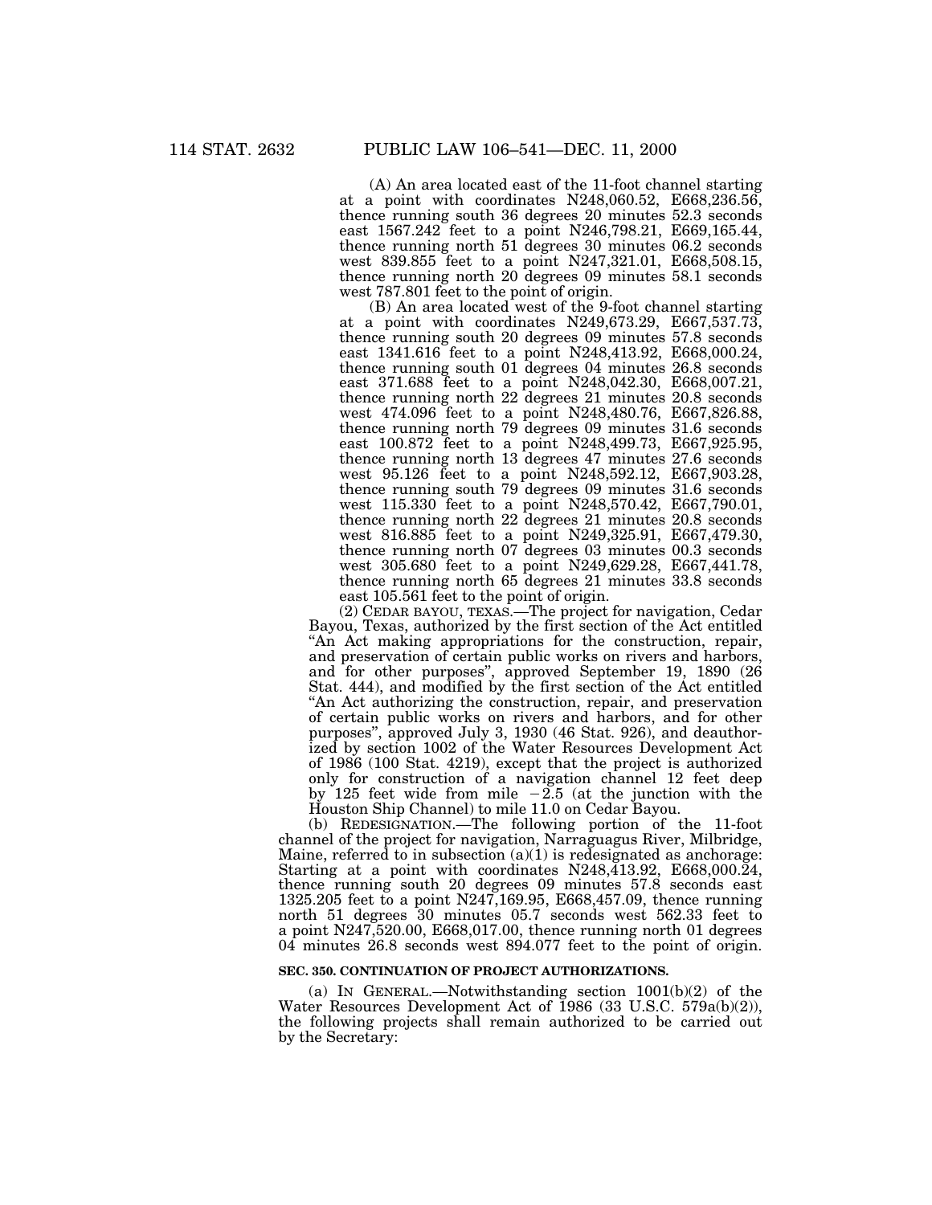(A) An area located east of the 11-foot channel starting at a point with coordinates N248,060.52, E668,236.56, thence running south 36 degrees 20 minutes 52.3 seconds east 1567.242 feet to a point N246,798.21, E669,165.44, thence running north 51 degrees 30 minutes 06.2 seconds west 839.855 feet to a point N247,321.01, E668,508.15, thence running north 20 degrees 09 minutes 58.1 seconds west 787.801 feet to the point of origin.

(B) An area located west of the 9-foot channel starting at a point with coordinates N249,673.29, E667,537.73, thence running south 20 degrees 09 minutes 57.8 seconds east 1341.616 feet to a point N248,413.92, E668,000.24, thence running south 01 degrees 04 minutes 26.8 seconds east 371.688 feet to a point N248,042.30, E668,007.21, thence running north 22 degrees 21 minutes 20.8 seconds west 474.096 feet to a point N248,480.76, E667,826.88, thence running north 79 degrees 09 minutes 31.6 seconds east 100.872 feet to a point N248,499.73, E667,925.95, thence running north 13 degrees 47 minutes 27.6 seconds west 95.126 feet to a point N248,592.12, E667,903.28, thence running south 79 degrees 09 minutes 31.6 seconds west 115.330 feet to a point N248,570.42, E667,790.01, thence running north 22 degrees 21 minutes 20.8 seconds west 816.885 feet to a point N249,325.91, E667,479.30, thence running north 07 degrees 03 minutes 00.3 seconds west 305.680 feet to a point N249,629.28, E667,441.78, thence running north 65 degrees 21 minutes 33.8 seconds east 105.561 feet to the point of origin.

(2) CEDAR BAYOU, TEXAS.—The project for navigation, Cedar Bayou, Texas, authorized by the first section of the Act entitled "An Act making appropriations for the construction, repair, and preservation of certain public works on rivers and harbors, and for other purposes", approved September 19, 1890 (26 Stat. 444), and modified by the first section of the Act entitled "An Act authorizing the construction, repair, and preservation of certain public works on rivers and harbors, and for other purposes", approved July 3, 1930 (46 Stat. 926), and deauthorized by section 1002 of the Water Resources Development Act of 1986 (100 Stat. 4219), except that the project is authorized only for construction of a navigation channel 12 feet deep by 125 feet wide from mile −2.5 (at the junction with the Houston Ship Channel) to mile 11.0 on Cedar Bayou.

(b) REDESIGNATION.—The following portion of the 11-foot channel of the project for navigation, Narraguagus River, Milbridge, Maine, referred to in subsection (a)(1) is redesignated as anchorage: Starting at a point with coordinates N248,413.92, E668,000.24, thence running south 20 degrees 09 minutes 57.8 seconds east 1325.205 feet to a point N247,169.95, E668,457.09, thence running north 51 degrees 30 minutes 05.7 seconds west 562.33 feet to a point N247,520.00, E668,017.00, thence running north 01 degrees 04 minutes 26.8 seconds west 894.077 feet to the point of origin.

**SEC. 350. CONTINUATION OF PROJECT AUTHORIZATIONS.**

(a) IN GENERAL.—Notwithstanding section 1001(b)(2) of the Water Resources Development Act of 1986 (33 U.S.C. 579a(b)(2)), the following projects shall remain authorized to be carried out by the Secretary: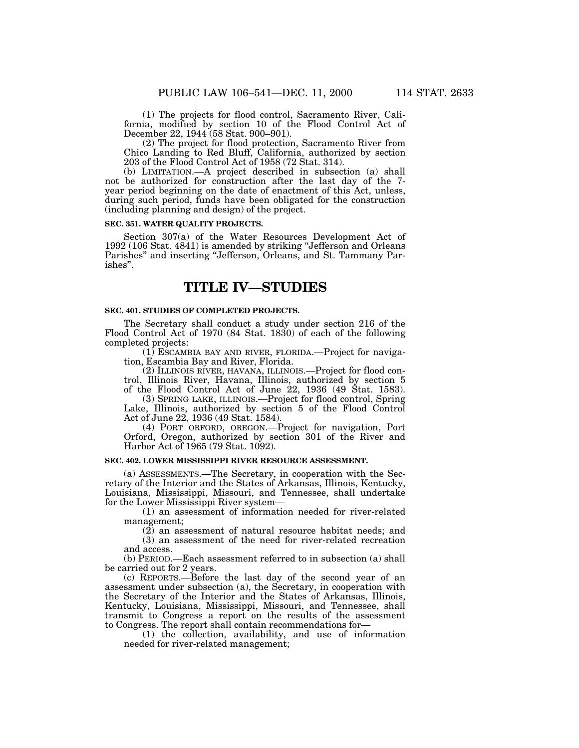(1) The projects for flood control, Sacramento River, California, modified by section 10 of the Flood Control Act of December 22, 1944 (58 Stat. 900–901).

(2) The project for flood protection, Sacramento River from Chico Landing to Red Bluff, California, authorized by section 203 of the Flood Control Act of 1958 (72 Stat. 314).

(b) LIMITATION.—A project described in subsection (a) shall not be authorized for construction after the last day of the 7-year period beginning on the date of enactment of this Act, unless, during such period, funds have been obligated for the construction (including planning and design) of the project.

**SEC. 351. WATER QUALITY PROJECTS.**

Section 307(a) of the Water Resources Development Act of 1992 (106 Stat. 4841) is amended by striking "Jefferson and Orleans Parishes" and inserting "Jefferson, Orleans, and St. Tammany Parishes".

# TITLE IV—STUDIES

**SEC. 401. STUDIES OF COMPLETED PROJECTS.**

The Secretary shall conduct a study under section 216 of the Flood Control Act of 1970 (84 Stat. 1830) of each of the following completed projects:

(1) ESCAMBIA BAY AND RIVER, FLORIDA.—Project for navigation, Escambia Bay and River, Florida.

(2) ILLINOIS RIVER, HAVANA, ILLINOIS.—Project for flood control, Illinois River, Havana, Illinois, authorized by section 5 of the Flood Control Act of June 22, 1936 (49 Stat. 1583).

(3) SPRING LAKE, ILLINOIS.—Project for flood control, Spring Lake, Illinois, authorized by section 5 of the Flood Control Act of June 22, 1936 (49 Stat. 1584).

(4) PORT ORFORD, OREGON.—Project for navigation, Port Orford, Oregon, authorized by section 301 of the River and Harbor Act of 1965 (79 Stat. 1092).

**SEC. 402. LOWER MISSISSIPPI RIVER RESOURCE ASSESSMENT.**

(a) ASSESSMENTS.—The Secretary, in cooperation with the Secretary of the Interior and the States of Arkansas, Illinois, Kentucky, Louisiana, Mississippi, Missouri, and Tennessee, shall undertake for the Lower Mississippi River system—

(1) an assessment of information needed for river-related management;

(2) an assessment of natural resource habitat needs; and

(3) an assessment of the need for river-related recreation and access.

(b) PERIOD.—Each assessment referred to in subsection (a) shall be carried out for 2 years.

(c) REPORTS.—Before the last day of the second year of an assessment under subsection (a), the Secretary, in cooperation with the Secretary of the Interior and the States of Arkansas, Illinois, Kentucky, Louisiana, Mississippi, Missouri, and Tennessee, shall transmit to Congress a report on the results of the assessment to Congress. The report shall contain recommendations for—

(1) the collection, availability, and use of information needed for river-related management;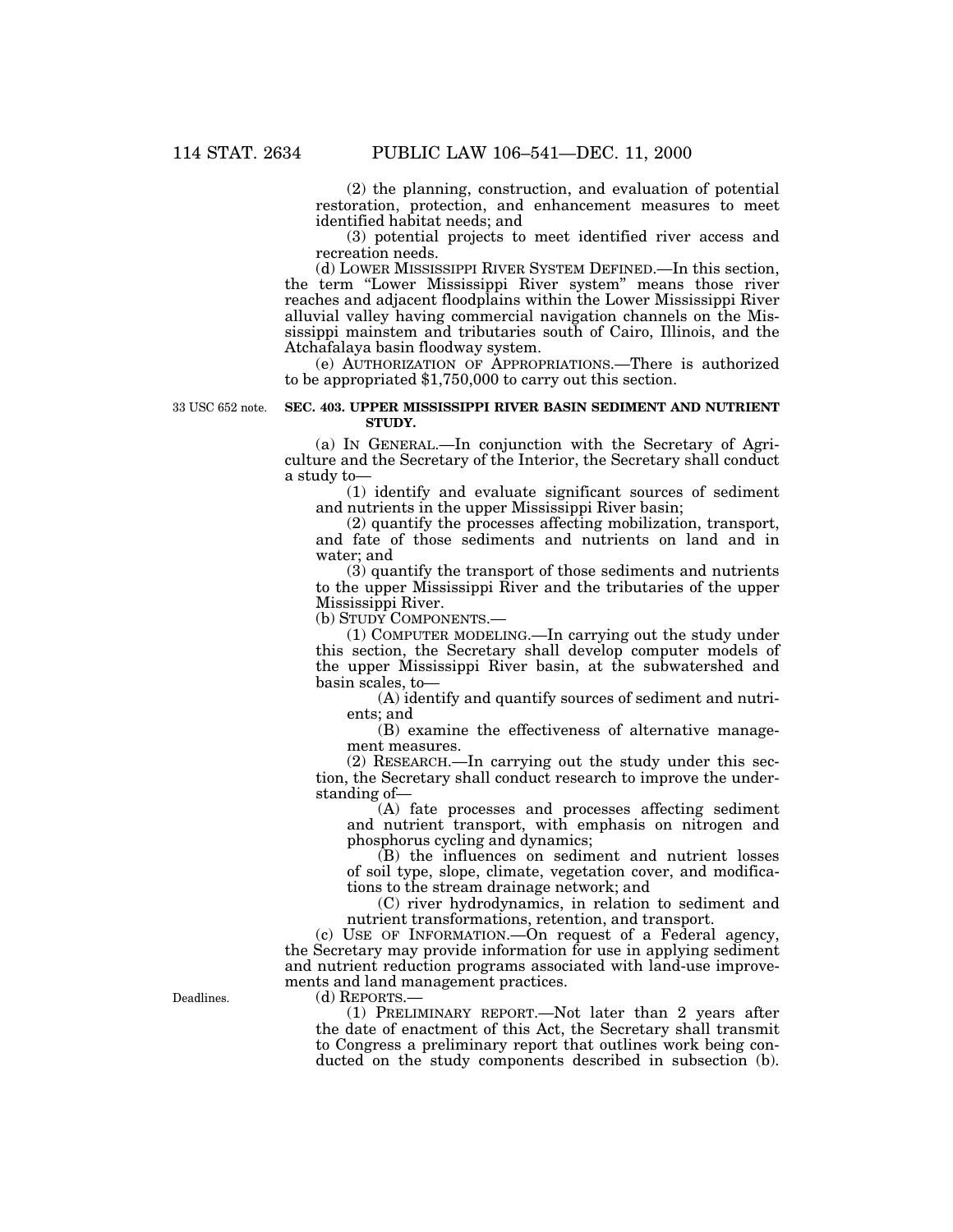(2) the planning, construction, and evaluation of potential restoration, protection, and enhancement measures to meet identified habitat needs; and

(3) potential projects to meet identified river access and recreation needs.

(d) LOWER MISSISSIPPI RIVER SYSTEM DEFINED.—In this section, the term "Lower Mississippi River system" means those river reaches and adjacent floodplains within the Lower Mississippi River alluvial valley having commercial navigation channels on the Mississippi mainstem and tributaries south of Cairo, Illinois, and the Atchafalaya basin floodway system.

(e) AUTHORIZATION OF APPROPRIATIONS.—There is authorized to be appropriated $1,750,000 to carry out this section.

33 USC 652 note.

**SEC. 403. UPPER MISSISSIPPI RIVER BASIN SEDIMENT AND NUTRIENT STUDY.**

(a) IN GENERAL.—In conjunction with the Secretary of Agriculture and the Secretary of the Interior, the Secretary shall conduct a study to—

(1) identify and evaluate significant sources of sediment and nutrients in the upper Mississippi River basin;

(2) quantify the processes affecting mobilization, transport, and fate of those sediments and nutrients on land and in water; and

(3) quantify the transport of those sediments and nutrients to the upper Mississippi River and the tributaries of the upper Mississippi River.

(b) STUDY COMPONENTS.—

(1) COMPUTER MODELING.—In carrying out the study under this section, the Secretary shall develop computer models of the upper Mississippi River basin, at the subwatershed and basin scales, to—

(A) identify and quantify sources of sediment and nutrients; and

(B) examine the effectiveness of alternative management measures.

(2) RESEARCH.—In carrying out the study under this section, the Secretary shall conduct research to improve the understanding of—

(A) fate processes and processes affecting sediment and nutrient transport, with emphasis on nitrogen and phosphorus cycling and dynamics;

(B) the influences on sediment and nutrient losses of soil type, slope, climate, vegetation cover, and modifications to the stream drainage network; and

(C) river hydrodynamics, in relation to sediment and nutrient transformations, retention, and transport.

(c) USE OF INFORMATION.—On request of a Federal agency, the Secretary may provide information for use in applying sediment and nutrient reduction programs associated with land-use improvements and land management practices.

Deadlines.

(d) REPORTS.—

(1) PRELIMINARY REPORT.—Not later than 2 years after the date of enactment of this Act, the Secretary shall transmit to Congress a preliminary report that outlines work being conducted on the study components described in subsection (b).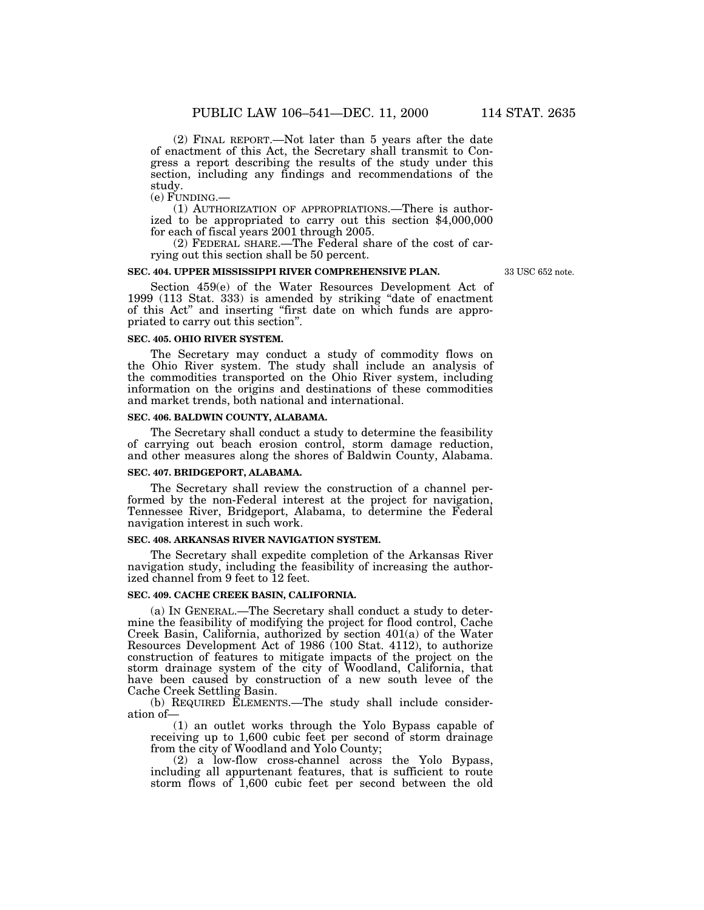(2) FINAL REPORT.—Not later than 5 years after the date of enactment of this Act, the Secretary shall transmit to Congress a report describing the results of the study under this section, including any findings and recommendations of the study.

(e) FUNDING.—

(1) AUTHORIZATION OF APPROPRIATIONS.—There is authorized to be appropriated to carry out this section $4,000,000 for each of fiscal years 2001 through 2005.

(2) FEDERAL SHARE.—The Federal share of the cost of carrying out this section shall be 50 percent.

**SEC. 404. UPPER MISSISSIPPI RIVER COMPREHENSIVE PLAN.**

33 USC 652 note.

Section 459(e) of the Water Resources Development Act of 1999 (113 Stat. 333) is amended by striking "date of enactment of this Act" and inserting "first date on which funds are appropriated to carry out this section".

**SEC. 405. OHIO RIVER SYSTEM.**

The Secretary may conduct a study of commodity flows on the Ohio River system. The study shall include an analysis of the commodities transported on the Ohio River system, including information on the origins and destinations of these commodities and market trends, both national and international.

**SEC. 406. BALDWIN COUNTY, ALABAMA.**

The Secretary shall conduct a study to determine the feasibility of carrying out beach erosion control, storm damage reduction, and other measures along the shores of Baldwin County, Alabama.

**SEC. 407. BRIDGEPORT, ALABAMA.**

The Secretary shall review the construction of a channel performed by the non-Federal interest at the project for navigation, Tennessee River, Bridgeport, Alabama, to determine the Federal navigation interest in such work.

**SEC. 408. ARKANSAS RIVER NAVIGATION SYSTEM.**

The Secretary shall expedite completion of the Arkansas River navigation study, including the feasibility of increasing the authorized channel from 9 feet to 12 feet.

**SEC. 409. CACHE CREEK BASIN, CALIFORNIA.**

(a) IN GENERAL.—The Secretary shall conduct a study to determine the feasibility of modifying the project for flood control, Cache Creek Basin, California, authorized by section 401(a) of the Water Resources Development Act of 1986 (100 Stat. 4112), to authorize construction of features to mitigate impacts of the project on the storm drainage system of the city of Woodland, California, that have been caused by construction of a new south levee of the Cache Creek Settling Basin.

(b) REQUIRED ELEMENTS.—The study shall include consideration of—

(1) an outlet works through the Yolo Bypass capable of receiving up to 1,600 cubic feet per second of storm drainage from the city of Woodland and Yolo County;

(2) a low-flow cross-channel across the Yolo Bypass, including all appurtenant features, that is sufficient to route storm flows of 1,600 cubic feet per second between the old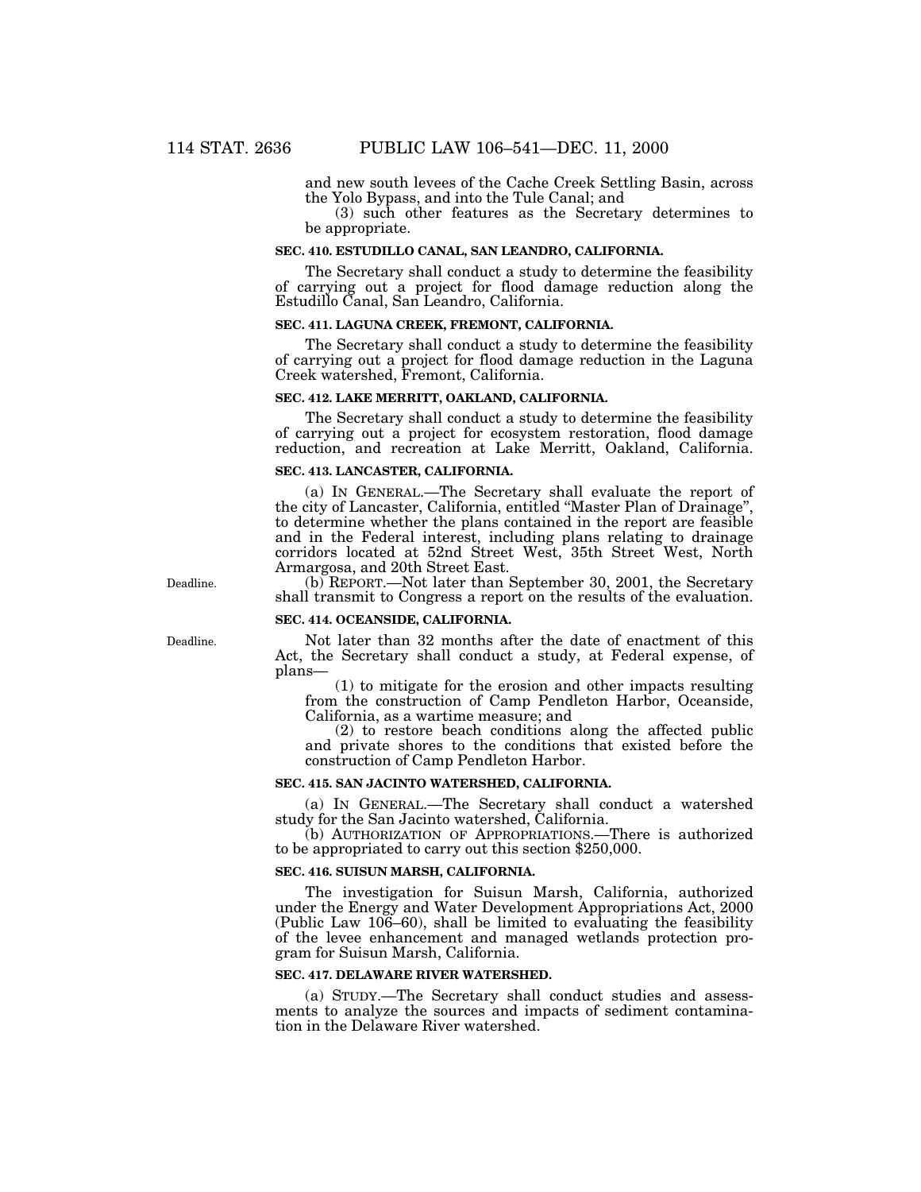and new south levees of the Cache Creek Settling Basin, across the Yolo Bypass, and into the Tule Canal; and

(3) such other features as the Secretary determines to be appropriate.

### SEC. 410. ESTUDILLO CANAL, SAN LEANDRO, CALIFORNIA.

The Secretary shall conduct a study to determine the feasibility of carrying out a project for flood damage reduction along the Estudillo Canal, San Leandro, California.

### SEC. 411. LAGUNA CREEK, FREMONT, CALIFORNIA.

The Secretary shall conduct a study to determine the feasibility of carrying out a project for flood damage reduction in the Laguna Creek watershed, Fremont, California.

### SEC. 412. LAKE MERRITT, OAKLAND, CALIFORNIA.

The Secretary shall conduct a study to determine the feasibility of carrying out a project for ecosystem restoration, flood damage reduction, and recreation at Lake Merritt, Oakland, California.

### SEC. 413. LANCASTER, CALIFORNIA.

(a) IN GENERAL.—The Secretary shall evaluate the report of the city of Lancaster, California, entitled "Master Plan of Drainage", to determine whether the plans contained in the report are feasible and in the Federal interest, including plans relating to drainage corridors located at 52nd Street West, 35th Street West, North Armargosa, and 20th Street East.

Deadline.

(b) REPORT.—Not later than September 30, 2001, the Secretary shall transmit to Congress a report on the results of the evaluation.

### SEC. 414. OCEANSIDE, CALIFORNIA.

Deadline.

Not later than 32 months after the date of enactment of this Act, the Secretary shall conduct a study, at Federal expense, of plans—

(1) to mitigate for the erosion and other impacts resulting from the construction of Camp Pendleton Harbor, Oceanside, California, as a wartime measure; and

(2) to restore beach conditions along the affected public and private shores to the conditions that existed before the construction of Camp Pendleton Harbor.

### SEC. 415. SAN JACINTO WATERSHED, CALIFORNIA.

(a) IN GENERAL.—The Secretary shall conduct a watershed study for the San Jacinto watershed, California.

(b) AUTHORIZATION OF APPROPRIATIONS.—There is authorized to be appropriated to carry out this section $250,000.

### SEC. 416. SUISUN MARSH, CALIFORNIA.

The investigation for Suisun Marsh, California, authorized under the Energy and Water Development Appropriations Act, 2000 (Public Law 106–60), shall be limited to evaluating the feasibility of the levee enhancement and managed wetlands protection program for Suisun Marsh, California.

### SEC. 417. DELAWARE RIVER WATERSHED.

(a) STUDY.—The Secretary shall conduct studies and assessments to analyze the sources and impacts of sediment contamination in the Delaware River watershed.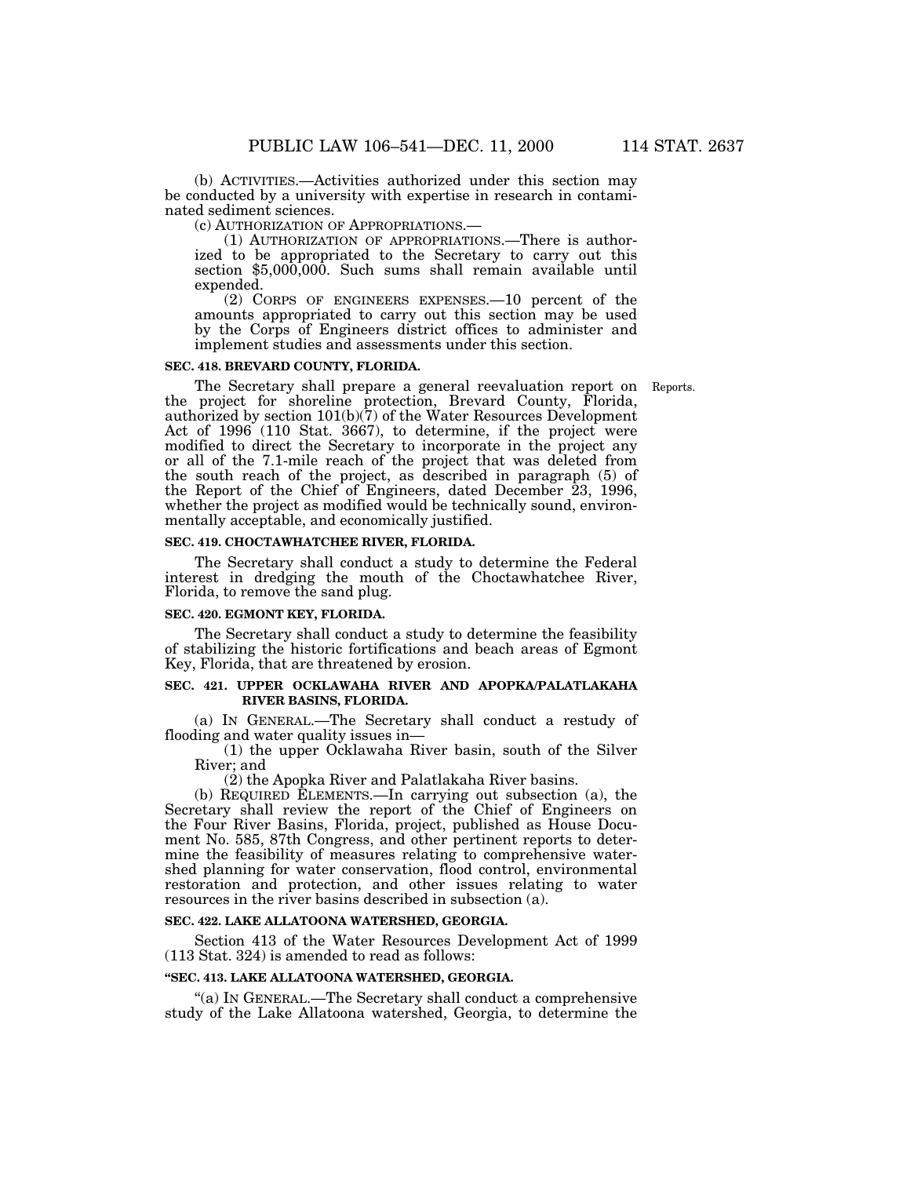(b) ACTIVITIES.—Activities authorized under this section may be conducted by a university with expertise in research in contaminated sediment sciences.

(c) AUTHORIZATION OF APPROPRIATIONS.—

(1) AUTHORIZATION OF APPROPRIATIONS.—There is authorized to be appropriated to the Secretary to carry out this section $5,000,000. Such sums shall remain available until expended.

(2) CORPS OF ENGINEERS EXPENSES.—10 percent of the amounts appropriated to carry out this section may be used by the Corps of Engineers district offices to administer and implement studies and assessments under this section.

**SEC. 418. BREVARD COUNTY, FLORIDA.**

Reports.

The Secretary shall prepare a general reevaluation report on the project for shoreline protection, Brevard County, Florida, authorized by section 101(b)(7) of the Water Resources Development Act of 1996 (110 Stat. 3667), to determine, if the project were modified to direct the Secretary to incorporate in the project any or all of the 7.1-mile reach of the project that was deleted from the south reach of the project, as described in paragraph (5) of the Report of the Chief of Engineers, dated December 23, 1996, whether the project as modified would be technically sound, environmentally acceptable, and economically justified.

**SEC. 419. CHOCTAWHATCHEE RIVER, FLORIDA.**

The Secretary shall conduct a study to determine the Federal interest in dredging the mouth of the Choctawhatchee River, Florida, to remove the sand plug.

**SEC. 420. EGMONT KEY, FLORIDA.**

The Secretary shall conduct a study to determine the feasibility of stabilizing the historic fortifications and beach areas of Egmont Key, Florida, that are threatened by erosion.

**SEC. 421. UPPER OCKLAWAHA RIVER AND APOPKA/PALATLAKAHA RIVER BASINS, FLORIDA.**

(a) IN GENERAL.—The Secretary shall conduct a restudy of flooding and water quality issues in—

(1) the upper Ocklawaha River basin, south of the Silver River; and

(2) the Apopka River and Palatlakaha River basins.

(b) REQUIRED ELEMENTS.—In carrying out subsection (a), the Secretary shall review the report of the Chief of Engineers on the Four River Basins, Florida, project, published as House Document No. 585, 87th Congress, and other pertinent reports to determine the feasibility of measures relating to comprehensive watershed planning for water conservation, flood control, environmental restoration and protection, and other issues relating to water resources in the river basins described in subsection (a).

**SEC. 422. LAKE ALLATOONA WATERSHED, GEORGIA.**

Section 413 of the Water Resources Development Act of 1999 (113 Stat. 324) is amended to read as follows:

**"SEC. 413. LAKE ALLATOONA WATERSHED, GEORGIA.**

"(a) IN GENERAL.—The Secretary shall conduct a comprehensive study of the Lake Allatoona watershed, Georgia, to determine the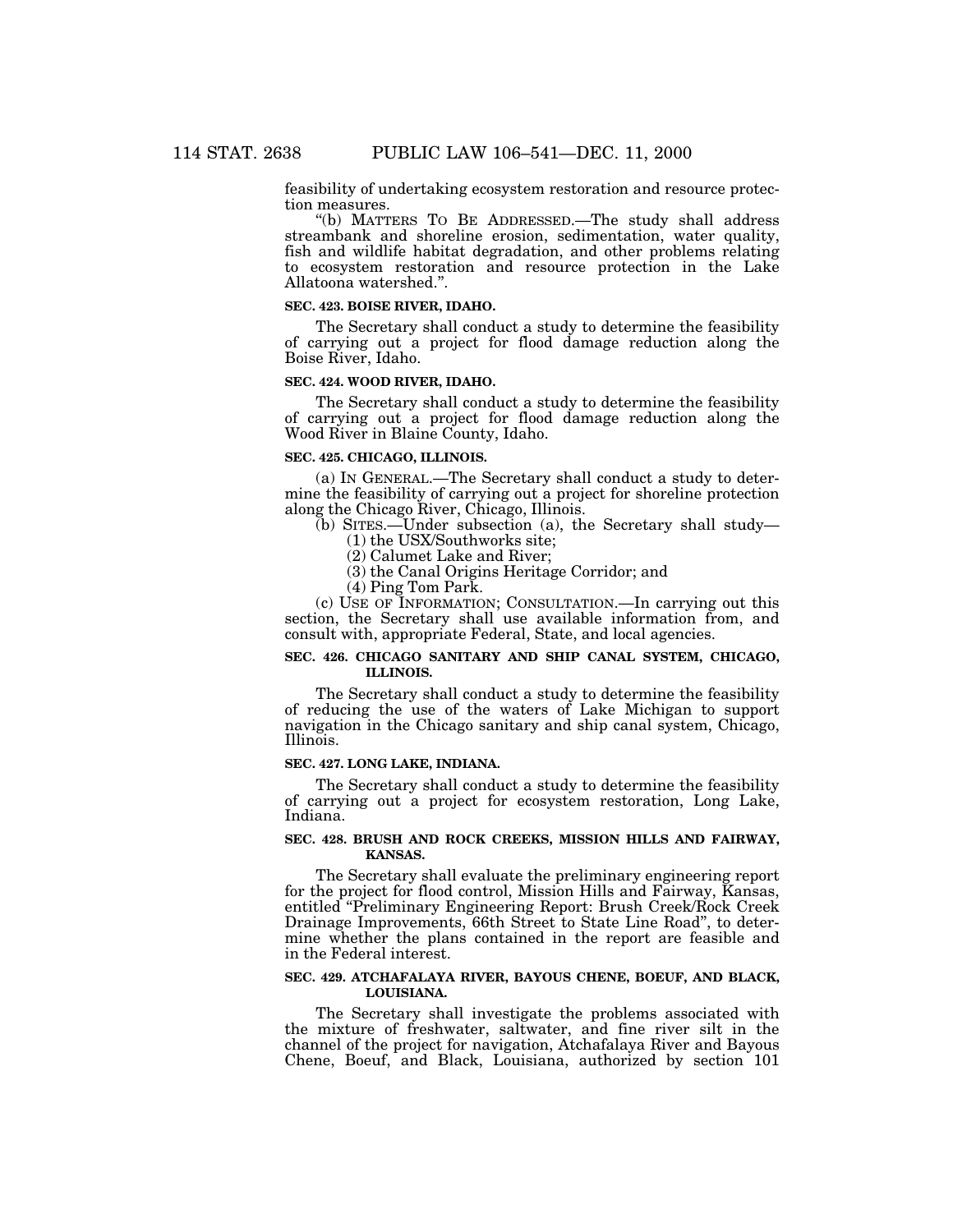feasibility of undertaking ecosystem restoration and resource protection measures.

"(b) MATTERS TO BE ADDRESSED.—The study shall address streambank and shoreline erosion, sedimentation, water quality, fish and wildlife habitat degradation, and other problems relating to ecosystem restoration and resource protection in the Lake Allatoona watershed.".

**SEC. 423. BOISE RIVER, IDAHO.**

The Secretary shall conduct a study to determine the feasibility of carrying out a project for flood damage reduction along the Boise River, Idaho.

**SEC. 424. WOOD RIVER, IDAHO.**

The Secretary shall conduct a study to determine the feasibility of carrying out a project for flood damage reduction along the Wood River in Blaine County, Idaho.

**SEC. 425. CHICAGO, ILLINOIS.**

(a) IN GENERAL.—The Secretary shall conduct a study to determine the feasibility of carrying out a project for shoreline protection along the Chicago River, Chicago, Illinois.

(b) SITES.—Under subsection (a), the Secretary shall study—

(1) the USX/Southworks site;

(2) Calumet Lake and River;

(3) the Canal Origins Heritage Corridor; and

(4) Ping Tom Park.

(c) USE OF INFORMATION; CONSULTATION.—In carrying out this section, the Secretary shall use available information from, and consult with, appropriate Federal, State, and local agencies.

**SEC. 426. CHICAGO SANITARY AND SHIP CANAL SYSTEM, CHICAGO, ILLINOIS.**

The Secretary shall conduct a study to determine the feasibility of reducing the use of the waters of Lake Michigan to support navigation in the Chicago sanitary and ship canal system, Chicago, Illinois.

**SEC. 427. LONG LAKE, INDIANA.**

The Secretary shall conduct a study to determine the feasibility of carrying out a project for ecosystem restoration, Long Lake, Indiana.

**SEC. 428. BRUSH AND ROCK CREEKS, MISSION HILLS AND FAIRWAY, KANSAS.**

The Secretary shall evaluate the preliminary engineering report for the project for flood control, Mission Hills and Fairway, Kansas, entitled "Preliminary Engineering Report: Brush Creek/Rock Creek Drainage Improvements, 66th Street to State Line Road", to determine whether the plans contained in the report are feasible and in the Federal interest.

**SEC. 429. ATCHAFALAYA RIVER, BAYOUS CHENE, BOEUF, AND BLACK, LOUISIANA.**

The Secretary shall investigate the problems associated with the mixture of freshwater, saltwater, and fine river silt in the channel of the project for navigation, Atchafalaya River and Bayous Chene, Boeuf, and Black, Louisiana, authorized by section 101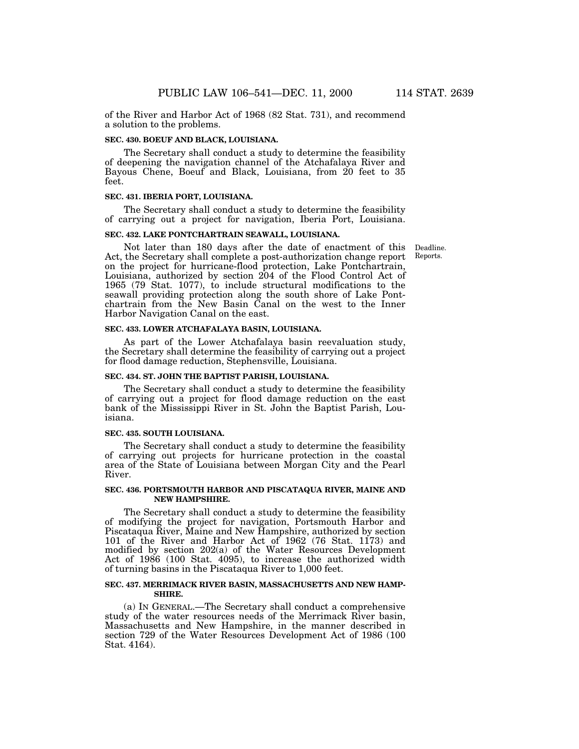of the River and Harbor Act of 1968 (82 Stat. 731), and recommend a solution to the problems.

**SEC. 430. BOEUF AND BLACK, LOUISIANA.**

The Secretary shall conduct a study to determine the feasibility of deepening the navigation channel of the Atchafalaya River and Bayous Chene, Boeuf and Black, Louisiana, from 20 feet to 35 feet.

**SEC. 431. IBERIA PORT, LOUISIANA.**

The Secretary shall conduct a study to determine the feasibility of carrying out a project for navigation, Iberia Port, Louisiana.

**SEC. 432. LAKE PONTCHARTRAIN SEAWALL, LOUISIANA.**

Deadline.
Reports.

Not later than 180 days after the date of enactment of this Act, the Secretary shall complete a post-authorization change report on the project for hurricane-flood protection, Lake Pontchartrain, Louisiana, authorized by section 204 of the Flood Control Act of 1965 (79 Stat. 1077), to include structural modifications to the seawall providing protection along the south shore of Lake Pontchartrain from the New Basin Canal on the west to the Inner Harbor Navigation Canal on the east.

**SEC. 433. LOWER ATCHAFALAYA BASIN, LOUISIANA.**

As part of the Lower Atchafalaya basin reevaluation study, the Secretary shall determine the feasibility of carrying out a project for flood damage reduction, Stephensville, Louisiana.

**SEC. 434. ST. JOHN THE BAPTIST PARISH, LOUISIANA.**

The Secretary shall conduct a study to determine the feasibility of carrying out a project for flood damage reduction on the east bank of the Mississippi River in St. John the Baptist Parish, Louisiana.

**SEC. 435. SOUTH LOUISIANA.**

The Secretary shall conduct a study to determine the feasibility of carrying out projects for hurricane protection in the coastal area of the State of Louisiana between Morgan City and the Pearl River.

**SEC. 436. PORTSMOUTH HARBOR AND PISCATAQUA RIVER, MAINE AND NEW HAMPSHIRE.**

The Secretary shall conduct a study to determine the feasibility of modifying the project for navigation, Portsmouth Harbor and Piscataqua River, Maine and New Hampshire, authorized by section 101 of the River and Harbor Act of 1962 (76 Stat. 1173) and modified by section 202(a) of the Water Resources Development Act of 1986 (100 Stat. 4095), to increase the authorized width of turning basins in the Piscataqua River to 1,000 feet.

**SEC. 437. MERRIMACK RIVER BASIN, MASSACHUSETTS AND NEW HAMPSHIRE.**

(a) IN GENERAL.—The Secretary shall conduct a comprehensive study of the water resources needs of the Merrimack River basin, Massachusetts and New Hampshire, in the manner described in section 729 of the Water Resources Development Act of 1986 (100 Stat. 4164).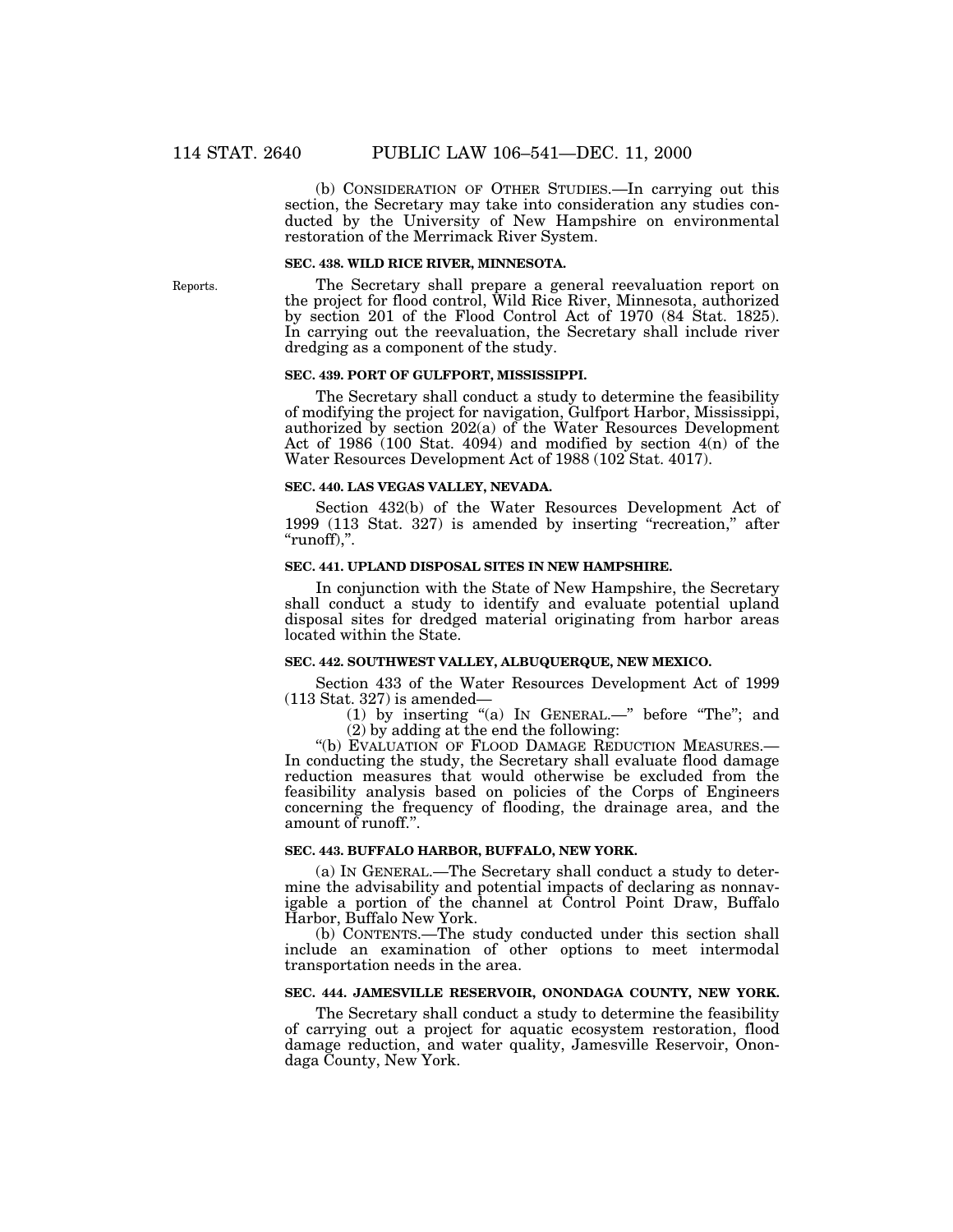(b) CONSIDERATION OF OTHER STUDIES.—In carrying out this section, the Secretary may take into consideration any studies conducted by the University of New Hampshire on environmental restoration of the Merrimack River System.

**SEC. 438. WILD RICE RIVER, MINNESOTA.**

Reports.

The Secretary shall prepare a general reevaluation report on the project for flood control, Wild Rice River, Minnesota, authorized by section 201 of the Flood Control Act of 1970 (84 Stat. 1825). In carrying out the reevaluation, the Secretary shall include river dredging as a component of the study.

**SEC. 439. PORT OF GULFPORT, MISSISSIPPI.**

The Secretary shall conduct a study to determine the feasibility of modifying the project for navigation, Gulfport Harbor, Mississippi, authorized by section 202(a) of the Water Resources Development Act of 1986 (100 Stat. 4094) and modified by section 4(n) of the Water Resources Development Act of 1988 (102 Stat. 4017).

**SEC. 440. LAS VEGAS VALLEY, NEVADA.**

Section 432(b) of the Water Resources Development Act of 1999 (113 Stat. 327) is amended by inserting "recreation," after "runoff),".

**SEC. 441. UPLAND DISPOSAL SITES IN NEW HAMPSHIRE.**

In conjunction with the State of New Hampshire, the Secretary shall conduct a study to identify and evaluate potential upland disposal sites for dredged material originating from harbor areas located within the State.

**SEC. 442. SOUTHWEST VALLEY, ALBUQUERQUE, NEW MEXICO.**

Section 433 of the Water Resources Development Act of 1999 (113 Stat. 327) is amended—

(1) by inserting "(a) IN GENERAL.—" before "The"; and

(2) by adding at the end the following:

"(b) EVALUATION OF FLOOD DAMAGE REDUCTION MEASURES.—In conducting the study, the Secretary shall evaluate flood damage reduction measures that would otherwise be excluded from the feasibility analysis based on policies of the Corps of Engineers concerning the frequency of flooding, the drainage area, and the amount of runoff.".

**SEC. 443. BUFFALO HARBOR, BUFFALO, NEW YORK.**

(a) IN GENERAL.—The Secretary shall conduct a study to determine the advisability and potential impacts of declaring as nonnavigable a portion of the channel at Control Point Draw, Buffalo Harbor, Buffalo New York.

(b) CONTENTS.—The study conducted under this section shall include an examination of other options to meet intermodal transportation needs in the area.

**SEC. 444. JAMESVILLE RESERVOIR, ONONDAGA COUNTY, NEW YORK.**

The Secretary shall conduct a study to determine the feasibility of carrying out a project for aquatic ecosystem restoration, flood damage reduction, and water quality, Jamesville Reservoir, Onondaga County, New York.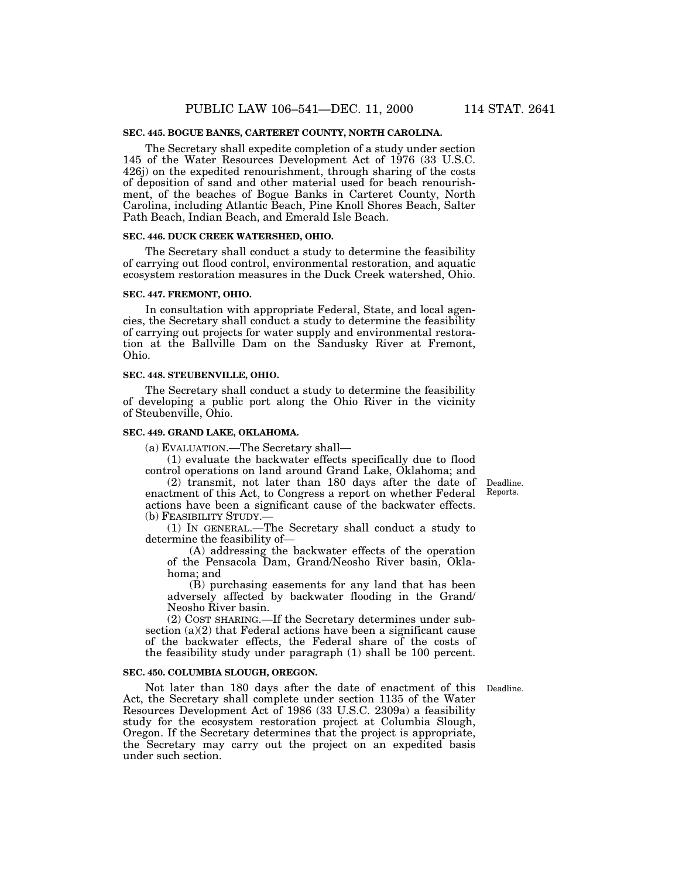**SEC. 445. BOGUE BANKS, CARTERET COUNTY, NORTH CAROLINA.**

The Secretary shall expedite completion of a study under section 145 of the Water Resources Development Act of 1976 (33 U.S.C. 426j) on the expedited renourishment, through sharing of the costs of deposition of sand and other material used for beach renourishment, of the beaches of Bogue Banks in Carteret County, North Carolina, including Atlantic Beach, Pine Knoll Shores Beach, Salter Path Beach, Indian Beach, and Emerald Isle Beach.

**SEC. 446. DUCK CREEK WATERSHED, OHIO.**

The Secretary shall conduct a study to determine the feasibility of carrying out flood control, environmental restoration, and aquatic ecosystem restoration measures in the Duck Creek watershed, Ohio.

**SEC. 447. FREMONT, OHIO.**

In consultation with appropriate Federal, State, and local agencies, the Secretary shall conduct a study to determine the feasibility of carrying out projects for water supply and environmental restoration at the Ballville Dam on the Sandusky River at Fremont, Ohio.

**SEC. 448. STEUBENVILLE, OHIO.**

The Secretary shall conduct a study to determine the feasibility of developing a public port along the Ohio River in the vicinity of Steubenville, Ohio.

**SEC. 449. GRAND LAKE, OKLAHOMA.**

(a) EVALUATION.—The Secretary shall—

(1) evaluate the backwater effects specifically due to flood control operations on land around Grand Lake, Oklahoma; and

(2) transmit, not later than 180 days after the date of enactment of this Act, to Congress a report on whether Federal actions have been a significant cause of the backwater effects.

Deadline. Reports.

(b) FEASIBILITY STUDY.—

(1) IN GENERAL.—The Secretary shall conduct a study to determine the feasibility of—

(A) addressing the backwater effects of the operation of the Pensacola Dam, Grand/Neosho River basin, Oklahoma; and

(B) purchasing easements for any land that has been adversely affected by backwater flooding in the Grand/Neosho River basin.

(2) COST SHARING.—If the Secretary determines under subsection (a)(2) that Federal actions have been a significant cause of the backwater effects, the Federal share of the costs of the feasibility study under paragraph (1) shall be 100 percent.

**SEC. 450. COLUMBIA SLOUGH, OREGON.**

Deadline.

Not later than 180 days after the date of enactment of this Act, the Secretary shall complete under section 1135 of the Water Resources Development Act of 1986 (33 U.S.C. 2309a) a feasibility study for the ecosystem restoration project at Columbia Slough, Oregon. If the Secretary determines that the project is appropriate, the Secretary may carry out the project on an expedited basis under such section.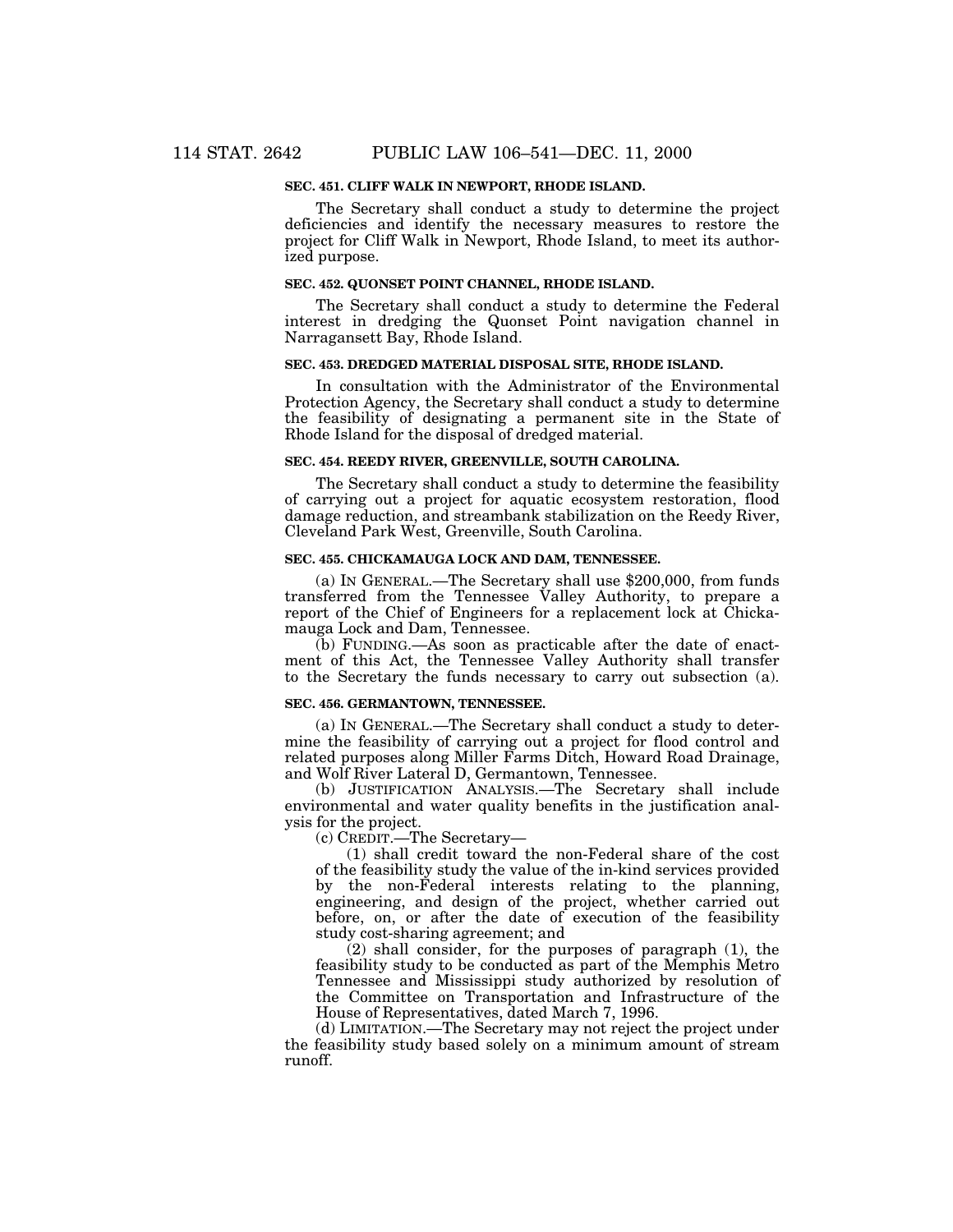### SEC. 451. CLIFF WALK IN NEWPORT, RHODE ISLAND.

The Secretary shall conduct a study to determine the project deficiencies and identify the necessary measures to restore the project for Cliff Walk in Newport, Rhode Island, to meet its authorized purpose.

### SEC. 452. QUONSET POINT CHANNEL, RHODE ISLAND.

The Secretary shall conduct a study to determine the Federal interest in dredging the Quonset Point navigation channel in Narragansett Bay, Rhode Island.

### SEC. 453. DREDGED MATERIAL DISPOSAL SITE, RHODE ISLAND.

In consultation with the Administrator of the Environmental Protection Agency, the Secretary shall conduct a study to determine the feasibility of designating a permanent site in the State of Rhode Island for the disposal of dredged material.

### SEC. 454. REEDY RIVER, GREENVILLE, SOUTH CAROLINA.

The Secretary shall conduct a study to determine the feasibility of carrying out a project for aquatic ecosystem restoration, flood damage reduction, and streambank stabilization on the Reedy River, Cleveland Park West, Greenville, South Carolina.

### SEC. 455. CHICKAMAUGA LOCK AND DAM, TENNESSEE.

(a) IN GENERAL.—The Secretary shall use $200,000, from funds transferred from the Tennessee Valley Authority, to prepare a report of the Chief of Engineers for a replacement lock at Chickamauga Lock and Dam, Tennessee.

(b) FUNDING.—As soon as practicable after the date of enactment of this Act, the Tennessee Valley Authority shall transfer to the Secretary the funds necessary to carry out subsection (a).

### SEC. 456. GERMANTOWN, TENNESSEE.

(a) IN GENERAL.—The Secretary shall conduct a study to determine the feasibility of carrying out a project for flood control and related purposes along Miller Farms Ditch, Howard Road Drainage, and Wolf River Lateral D, Germantown, Tennessee.

(b) JUSTIFICATION ANALYSIS.—The Secretary shall include environmental and water quality benefits in the justification analysis for the project.

(c) CREDIT.—The Secretary—

(1) shall credit toward the non-Federal share of the cost of the feasibility study the value of the in-kind services provided by the non-Federal interests relating to the planning, engineering, and design of the project, whether carried out before, on, or after the date of execution of the feasibility study cost-sharing agreement; and

(2) shall consider, for the purposes of paragraph (1), the feasibility study to be conducted as part of the Memphis Metro Tennessee and Mississippi study authorized by resolution of the Committee on Transportation and Infrastructure of the House of Representatives, dated March 7, 1996.

(d) LIMITATION.—The Secretary may not reject the project under the feasibility study based solely on a minimum amount of stream runoff.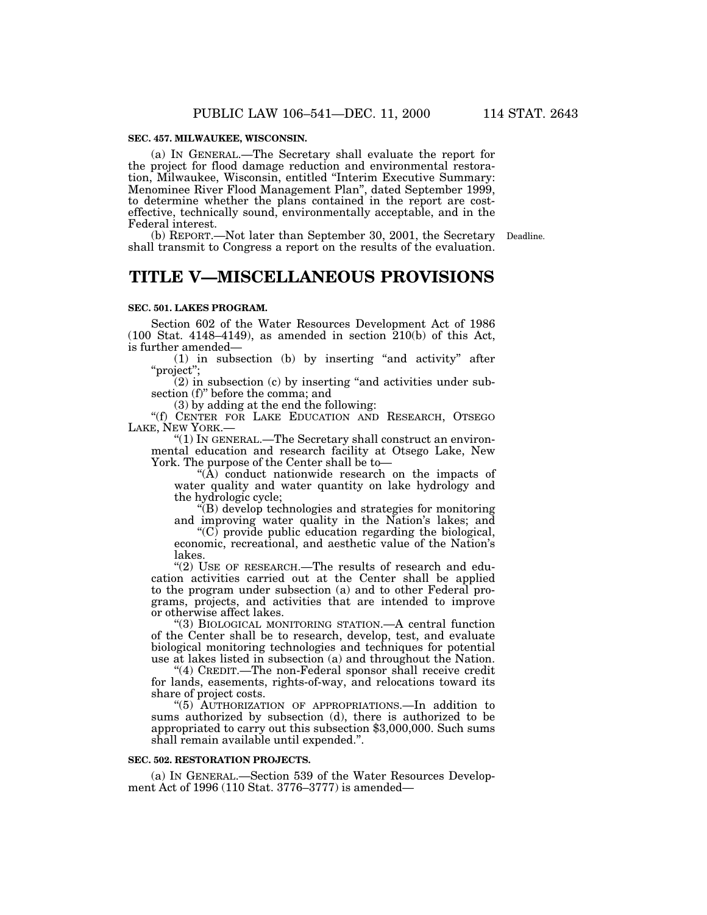**SEC. 457. MILWAUKEE, WISCONSIN.**

(a) IN GENERAL.—The Secretary shall evaluate the report for the project for flood damage reduction and environmental restoration, Milwaukee, Wisconsin, entitled "Interim Executive Summary: Menominee River Flood Management Plan", dated September 1999, to determine whether the plans contained in the report are cost-effective, technically sound, environmentally acceptable, and in the Federal interest.

(b) REPORT.—Not later than September 30, 2001, the Secretary shall transmit to Congress a report on the results of the evaluation.

Deadline.

# TITLE V—MISCELLANEOUS PROVISIONS

**SEC. 501. LAKES PROGRAM.**

Section 602 of the Water Resources Development Act of 1986 (100 Stat. 4148–4149), as amended in section 210(b) of this Act, is further amended—

(1) in subsection (b) by inserting "and activity" after "project";

(2) in subsection (c) by inserting "and activities under subsection (f)" before the comma; and

(3) by adding at the end the following:

"(f) CENTER FOR LAKE EDUCATION AND RESEARCH, OTSEGO LAKE, NEW YORK.—

"(1) IN GENERAL.—The Secretary shall construct an environmental education and research facility at Otsego Lake, New York. The purpose of the Center shall be to—

"(A) conduct nationwide research on the impacts of water quality and water quantity on lake hydrology and the hydrologic cycle;

"(B) develop technologies and strategies for monitoring and improving water quality in the Nation's lakes; and

"(C) provide public education regarding the biological, economic, recreational, and aesthetic value of the Nation's lakes.

"(2) USE OF RESEARCH.—The results of research and education activities carried out at the Center shall be applied to the program under subsection (a) and to other Federal programs, projects, and activities that are intended to improve or otherwise affect lakes.

"(3) BIOLOGICAL MONITORING STATION.—A central function of the Center shall be to research, develop, test, and evaluate biological monitoring technologies and techniques for potential use at lakes listed in subsection (a) and throughout the Nation.

"(4) CREDIT.—The non-Federal sponsor shall receive credit for lands, easements, rights-of-way, and relocations toward its share of project costs.

"(5) AUTHORIZATION OF APPROPRIATIONS.—In addition to sums authorized by subsection (d), there is authorized to be appropriated to carry out this subsection $3,000,000. Such sums shall remain available until expended.".

**SEC. 502. RESTORATION PROJECTS.**

(a) IN GENERAL.—Section 539 of the Water Resources Development Act of 1996 (110 Stat. 3776–3777) is amended—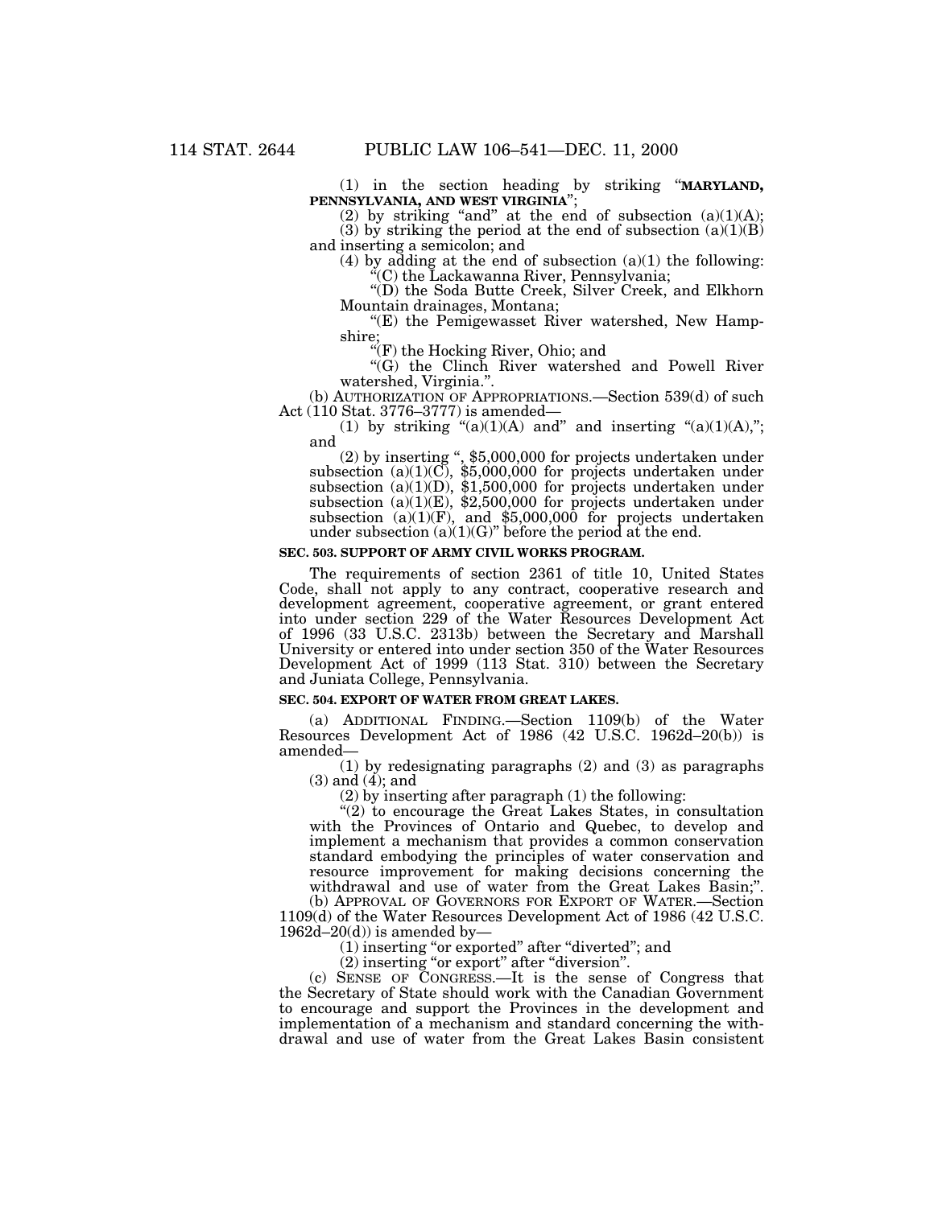(1) in the section heading by striking "**MARYLAND, PENNSYLVANIA, AND WEST VIRGINIA**";

(2) by striking "and" at the end of subsection (a)(1)(A);

(3) by striking the period at the end of subsection (a)(1)(B) and inserting a semicolon; and

(4) by adding at the end of subsection (a)(1) the following:

"(C) the Lackawanna River, Pennsylvania;

"(D) the Soda Butte Creek, Silver Creek, and Elkhorn Mountain drainages, Montana;

"(E) the Pemigewasset River watershed, New Hampshire;

"(F) the Hocking River, Ohio; and

"(G) the Clinch River watershed and Powell River watershed, Virginia.".

(b) AUTHORIZATION OF APPROPRIATIONS.—Section 539(d) of such Act (110 Stat. 3776–3777) is amended—

(1) by striking "(a)(1)(A) and" and inserting "(a)(1)(A),"; and

(2) by inserting ", $5,000,000 for projects undertaken under subsection (a)(1)(C), $5,000,000 for projects undertaken under subsection (a)(1)(D), $1,500,000 for projects undertaken under subsection (a)(1)(E), $2,500,000 for projects undertaken under subsection (a)(1)(F), and $5,000,000 for projects undertaken under subsection (a)(1)(G)" before the period at the end.

### SEC. 503. SUPPORT OF ARMY CIVIL WORKS PROGRAM.

The requirements of section 2361 of title 10, United States Code, shall not apply to any contract, cooperative research and development agreement, cooperative agreement, or grant entered into under section 229 of the Water Resources Development Act of 1996 (33 U.S.C. 2313b) between the Secretary and Marshall University or entered into under section 350 of the Water Resources Development Act of 1999 (113 Stat. 310) between the Secretary and Juniata College, Pennsylvania.

### SEC. 504. EXPORT OF WATER FROM GREAT LAKES.

(a) ADDITIONAL FINDING.—Section 1109(b) of the Water Resources Development Act of 1986 (42 U.S.C. 1962d–20(b)) is amended—

(1) by redesignating paragraphs (2) and (3) as paragraphs (3) and (4); and

(2) by inserting after paragraph (1) the following:

"(2) to encourage the Great Lakes States, in consultation with the Provinces of Ontario and Quebec, to develop and implement a mechanism that provides a common conservation standard embodying the principles of water conservation and resource improvement for making decisions concerning the withdrawal and use of water from the Great Lakes Basin;".

(b) APPROVAL OF GOVERNORS FOR EXPORT OF WATER.—Section 1109(d) of the Water Resources Development Act of 1986 (42 U.S.C. 1962d–20(d)) is amended by—

(1) inserting "or exported" after "diverted"; and

(2) inserting "or export" after "diversion".

(c) SENSE OF CONGRESS.—It is the sense of Congress that the Secretary of State should work with the Canadian Government to encourage and support the Provinces in the development and implementation of a mechanism and standard concerning the withdrawal and use of water from the Great Lakes Basin consistent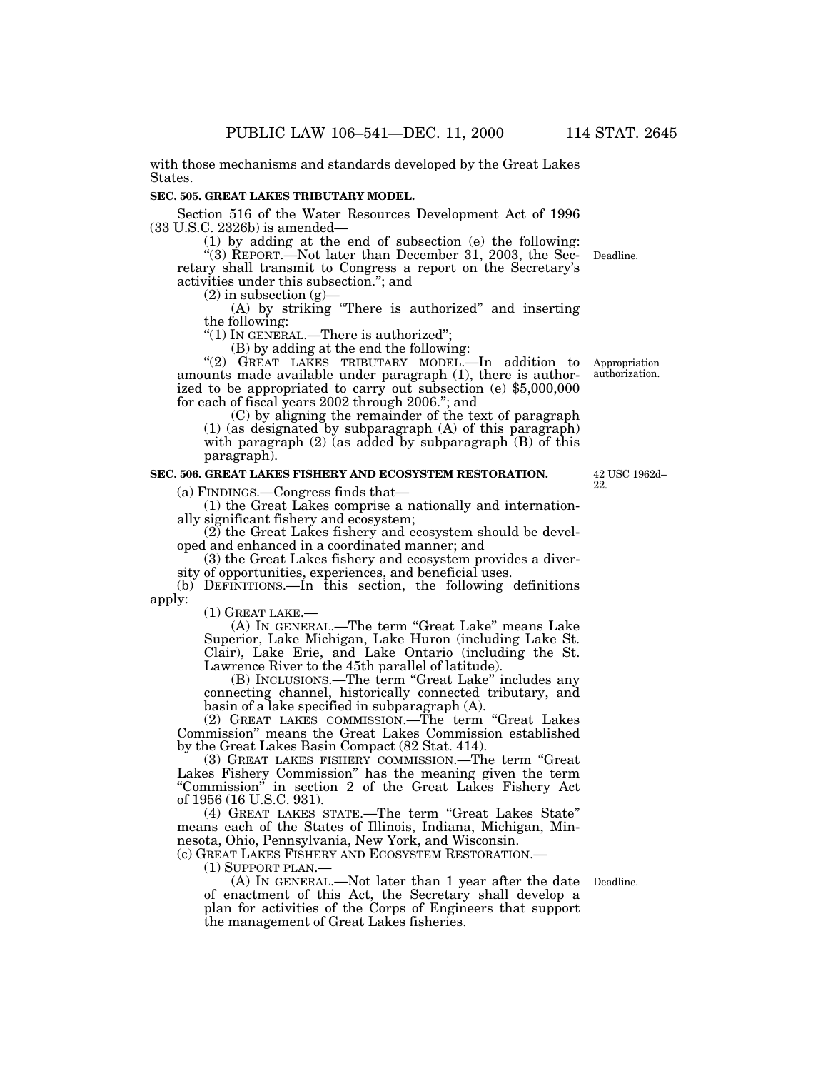with those mechanisms and standards developed by the Great Lakes States.

**SEC. 505. GREAT LAKES TRIBUTARY MODEL.**

Section 516 of the Water Resources Development Act of 1996 (33 U.S.C. 2326b) is amended—

(1) by adding at the end of subsection (e) the following:

"(3) REPORT.—Not later than December 31, 2003, the Secretary shall transmit to Congress a report on the Secretary's activities under this subsection."; and

Deadline.

(2) in subsection (g)—

(A) by striking "There is authorized" and inserting the following:

"(1) IN GENERAL.—There is authorized";

(B) by adding at the end the following:

"(2) GREAT LAKES TRIBUTARY MODEL.—In addition to amounts made available under paragraph (1), there is authorized to be appropriated to carry out subsection (e) $5,000,000 for each of fiscal years 2002 through 2006."; and

Appropriation authorization.

(C) by aligning the remainder of the text of paragraph (1) (as designated by subparagraph (A) of this paragraph) with paragraph (2) (as added by subparagraph (B) of this paragraph).

**SEC. 506. GREAT LAKES FISHERY AND ECOSYSTEM RESTORATION.**

42 USC 1962d–22.

(a) FINDINGS.—Congress finds that—

(1) the Great Lakes comprise a nationally and internationally significant fishery and ecosystem;

(2) the Great Lakes fishery and ecosystem should be developed and enhanced in a coordinated manner; and

(3) the Great Lakes fishery and ecosystem provides a diversity of opportunities, experiences, and beneficial uses.

(b) DEFINITIONS.—In this section, the following definitions apply:

(1) GREAT LAKE.—

(A) IN GENERAL.—The term "Great Lake" means Lake Superior, Lake Michigan, Lake Huron (including Lake St. Clair), Lake Erie, and Lake Ontario (including the St. Lawrence River to the 45th parallel of latitude).

(B) INCLUSIONS.—The term "Great Lake" includes any connecting channel, historically connected tributary, and basin of a lake specified in subparagraph (A).

(2) GREAT LAKES COMMISSION.—The term "Great Lakes Commission" means the Great Lakes Commission established by the Great Lakes Basin Compact (82 Stat. 414).

(3) GREAT LAKES FISHERY COMMISSION.—The term "Great Lakes Fishery Commission" has the meaning given the term "Commission" in section 2 of the Great Lakes Fishery Act of 1956 (16 U.S.C. 931).

(4) GREAT LAKES STATE.—The term "Great Lakes State" means each of the States of Illinois, Indiana, Michigan, Minnesota, Ohio, Pennsylvania, New York, and Wisconsin.

(c) GREAT LAKES FISHERY AND ECOSYSTEM RESTORATION.—

(1) SUPPORT PLAN.—

(A) IN GENERAL.—Not later than 1 year after the date of enactment of this Act, the Secretary shall develop a plan for activities of the Corps of Engineers that support the management of Great Lakes fisheries.

Deadline.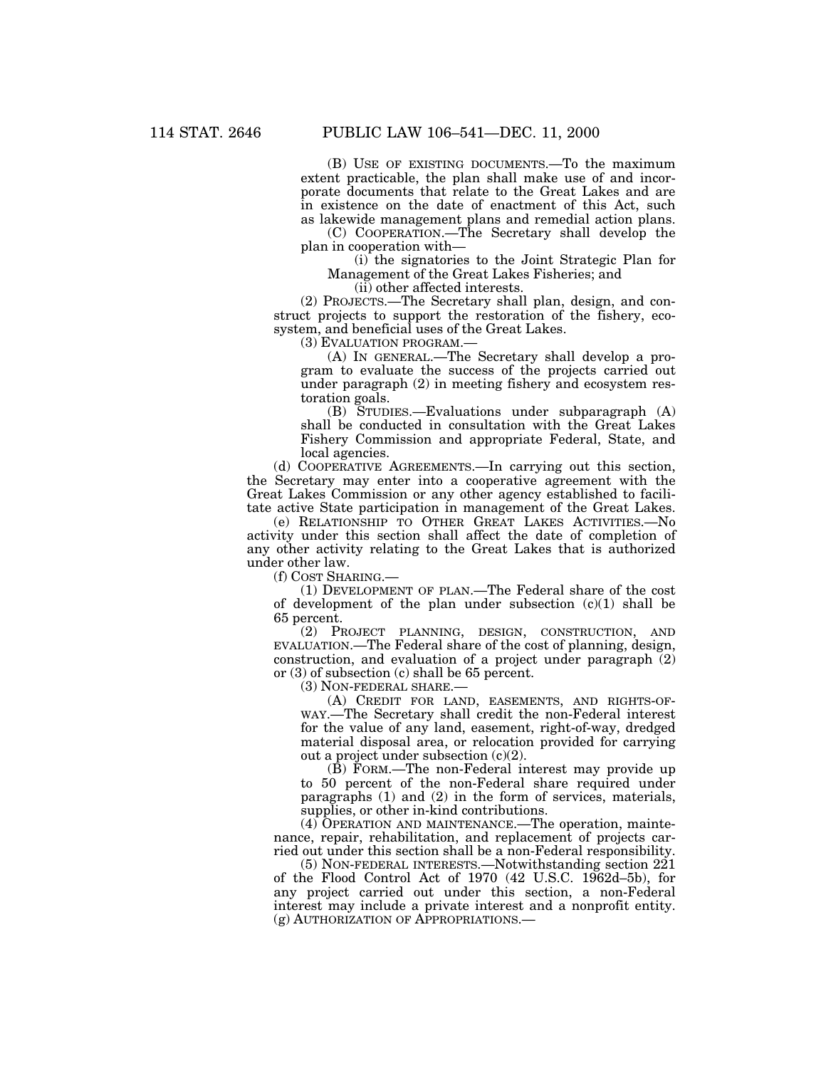(B) USE OF EXISTING DOCUMENTS.—To the maximum extent practicable, the plan shall make use of and incorporate documents that relate to the Great Lakes and are in existence on the date of enactment of this Act, such as lakewide management plans and remedial action plans.

(C) COOPERATION.—The Secretary shall develop the plan in cooperation with—

(i) the signatories to the Joint Strategic Plan for Management of the Great Lakes Fisheries; and

(ii) other affected interests.

(2) PROJECTS.—The Secretary shall plan, design, and construct projects to support the restoration of the fishery, ecosystem, and beneficial uses of the Great Lakes.

(3) EVALUATION PROGRAM.—

(A) IN GENERAL.—The Secretary shall develop a program to evaluate the success of the projects carried out under paragraph (2) in meeting fishery and ecosystem restoration goals.

(B) STUDIES.—Evaluations under subparagraph (A) shall be conducted in consultation with the Great Lakes Fishery Commission and appropriate Federal, State, and local agencies.

(d) COOPERATIVE AGREEMENTS.—In carrying out this section, the Secretary may enter into a cooperative agreement with the Great Lakes Commission or any other agency established to facilitate active State participation in management of the Great Lakes.

(e) RELATIONSHIP TO OTHER GREAT LAKES ACTIVITIES.—No activity under this section shall affect the date of completion of any other activity relating to the Great Lakes that is authorized under other law.

(f) COST SHARING.—

(1) DEVELOPMENT OF PLAN.—The Federal share of the cost of development of the plan under subsection (c)(1) shall be 65 percent.

(2) PROJECT PLANNING, DESIGN, CONSTRUCTION, AND EVALUATION.—The Federal share of the cost of planning, design, construction, and evaluation of a project under paragraph (2) or (3) of subsection (c) shall be 65 percent.

(3) NON-FEDERAL SHARE.—

(A) CREDIT FOR LAND, EASEMENTS, AND RIGHTS-OF-WAY.—The Secretary shall credit the non-Federal interest for the value of any land, easement, right-of-way, dredged material disposal area, or relocation provided for carrying out a project under subsection (c)(2).

(B) FORM.—The non-Federal interest may provide up to 50 percent of the non-Federal share required under paragraphs (1) and (2) in the form of services, materials, supplies, or other in-kind contributions.

(4) OPERATION AND MAINTENANCE.—The operation, maintenance, repair, rehabilitation, and replacement of projects carried out under this section shall be a non-Federal responsibility.

(5) NON-FEDERAL INTERESTS.—Notwithstanding section 221 of the Flood Control Act of 1970 (42 U.S.C. 1962d–5b), for any project carried out under this section, a non-Federal interest may include a private interest and a nonprofit entity.

(g) AUTHORIZATION OF APPROPRIATIONS.—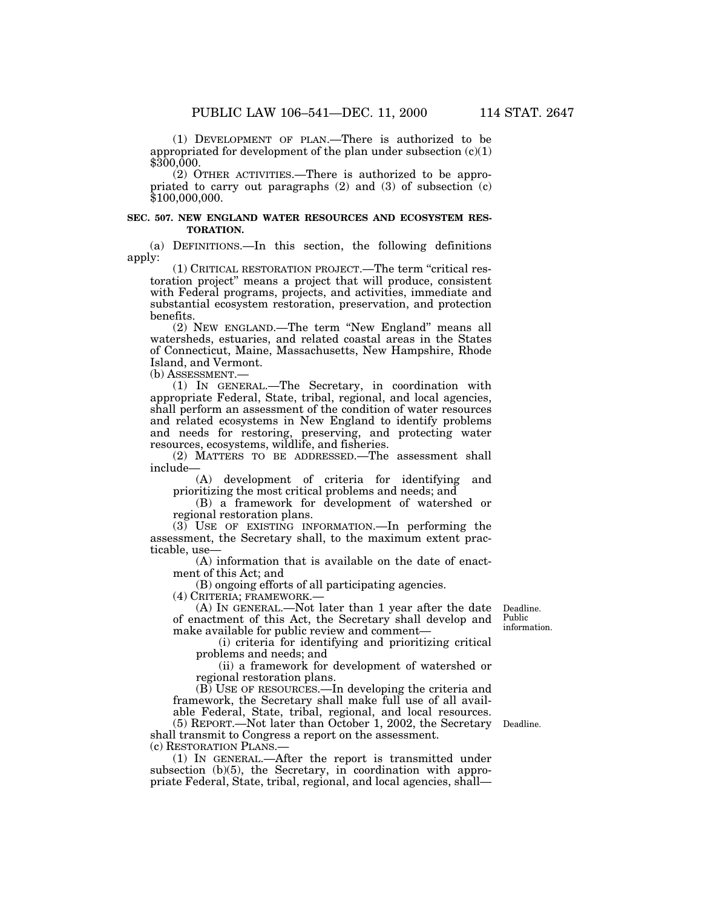(1) DEVELOPMENT OF PLAN.—There is authorized to be appropriated for development of the plan under subsection (c)(1) $300,000.

(2) OTHER ACTIVITIES.—There is authorized to be appropriated to carry out paragraphs (2) and (3) of subsection (c) $100,000,000.

**SEC. 507. NEW ENGLAND WATER RESOURCES AND ECOSYSTEM RESTORATION.**

(a) DEFINITIONS.—In this section, the following definitions apply:

(1) CRITICAL RESTORATION PROJECT.—The term "critical restoration project" means a project that will produce, consistent with Federal programs, projects, and activities, immediate and substantial ecosystem restoration, preservation, and protection benefits.

(2) NEW ENGLAND.—The term "New England" means all watersheds, estuaries, and related coastal areas in the States of Connecticut, Maine, Massachusetts, New Hampshire, Rhode Island, and Vermont.

(b) ASSESSMENT.—

(1) IN GENERAL.—The Secretary, in coordination with appropriate Federal, State, tribal, regional, and local agencies, shall perform an assessment of the condition of water resources and related ecosystems in New England to identify problems and needs for restoring, preserving, and protecting water resources, ecosystems, wildlife, and fisheries.

(2) MATTERS TO BE ADDRESSED.—The assessment shall include—

(A) development of criteria for identifying and prioritizing the most critical problems and needs; and

(B) a framework for development of watershed or regional restoration plans.

(3) USE OF EXISTING INFORMATION.—In performing the assessment, the Secretary shall, to the maximum extent practicable, use—

(A) information that is available on the date of enactment of this Act; and

(B) ongoing efforts of all participating agencies.

(4) CRITERIA; FRAMEWORK.—

Deadline. Public information.

(A) IN GENERAL.—Not later than 1 year after the date of enactment of this Act, the Secretary shall develop and make available for public review and comment—

(i) criteria for identifying and prioritizing critical problems and needs; and

(ii) a framework for development of watershed or regional restoration plans.

(B) USE OF RESOURCES.—In developing the criteria and framework, the Secretary shall make full use of all available Federal, State, tribal, regional, and local resources.

Deadline.

(5) REPORT.—Not later than October 1, 2002, the Secretary shall transmit to Congress a report on the assessment.

(c) RESTORATION PLANS.—

(1) IN GENERAL.—After the report is transmitted under subsection (b)(5), the Secretary, in coordination with appropriate Federal, State, tribal, regional, and local agencies, shall—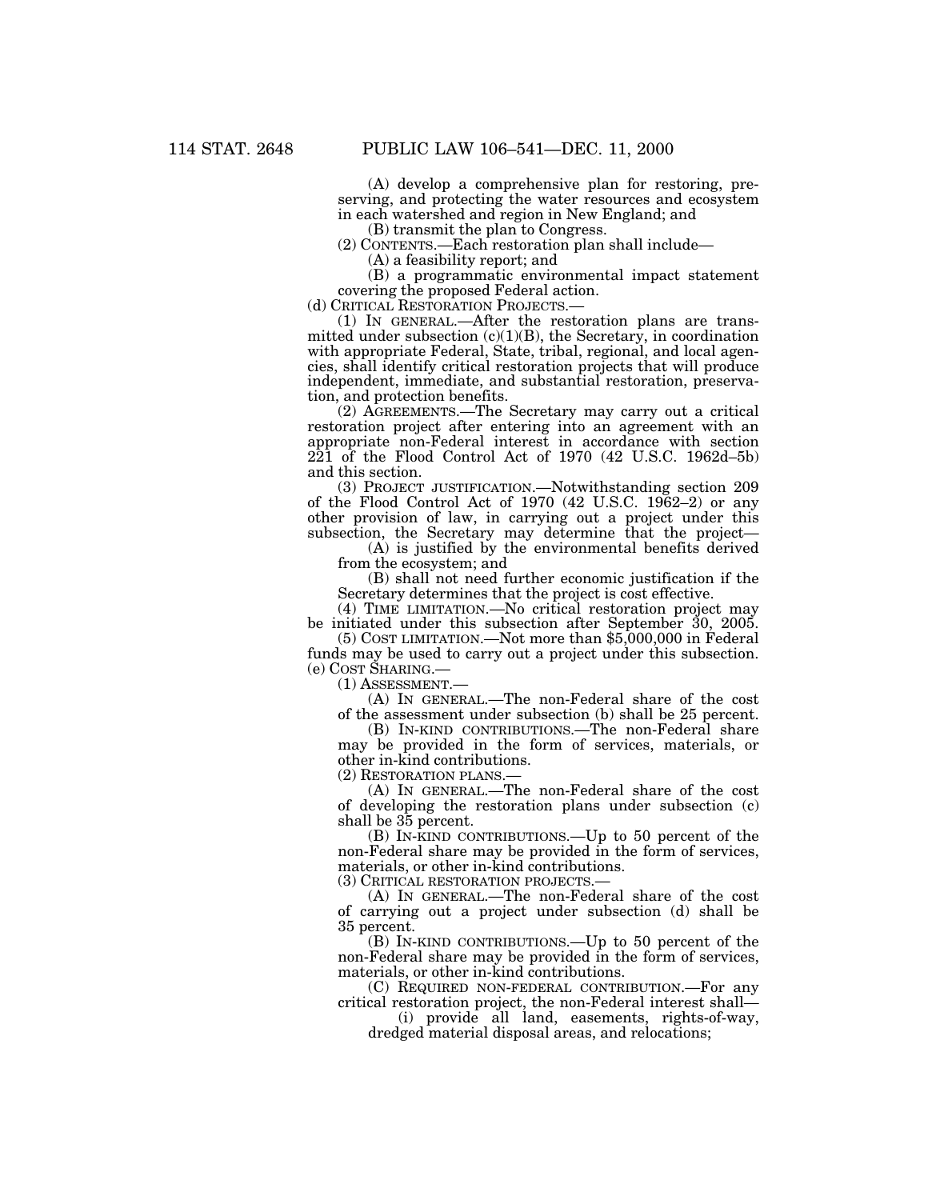(A) develop a comprehensive plan for restoring, preserving, and protecting the water resources and ecosystem in each watershed and region in New England; and

(B) transmit the plan to Congress.

(2) CONTENTS.—Each restoration plan shall include—

(A) a feasibility report; and

(B) a programmatic environmental impact statement covering the proposed Federal action.

(d) CRITICAL RESTORATION PROJECTS.—

(1) IN GENERAL.—After the restoration plans are transmitted under subsection (c)(1)(B), the Secretary, in coordination with appropriate Federal, State, tribal, regional, and local agencies, shall identify critical restoration projects that will produce independent, immediate, and substantial restoration, preservation, and protection benefits.

(2) AGREEMENTS.—The Secretary may carry out a critical restoration project after entering into an agreement with an appropriate non-Federal interest in accordance with section 221 of the Flood Control Act of 1970 (42 U.S.C. 1962d–5b) and this section.

(3) PROJECT JUSTIFICATION.—Notwithstanding section 209 of the Flood Control Act of 1970 (42 U.S.C. 1962–2) or any other provision of law, in carrying out a project under this subsection, the Secretary may determine that the project—

(A) is justified by the environmental benefits derived from the ecosystem; and

(B) shall not need further economic justification if the Secretary determines that the project is cost effective.

(4) TIME LIMITATION.—No critical restoration project may be initiated under this subsection after September 30, 2005.

(5) COST LIMITATION.—Not more than $5,000,000 in Federal funds may be used to carry out a project under this subsection.

(e) COST SHARING.—

(1) ASSESSMENT.—

(A) IN GENERAL.—The non-Federal share of the cost of the assessment under subsection (b) shall be 25 percent.

(B) IN-KIND CONTRIBUTIONS.—The non-Federal share may be provided in the form of services, materials, or other in-kind contributions.

(2) RESTORATION PLANS.—

(A) IN GENERAL.—The non-Federal share of the cost of developing the restoration plans under subsection (c) shall be 35 percent.

(B) IN-KIND CONTRIBUTIONS.—Up to 50 percent of the non-Federal share may be provided in the form of services, materials, or other in-kind contributions.

(3) CRITICAL RESTORATION PROJECTS.—

(A) IN GENERAL.—The non-Federal share of the cost of carrying out a project under subsection (d) shall be 35 percent.

(B) IN-KIND CONTRIBUTIONS.—Up to 50 percent of the non-Federal share may be provided in the form of services, materials, or other in-kind contributions.

(C) REQUIRED NON-FEDERAL CONTRIBUTION.—For any critical restoration project, the non-Federal interest shall—

(i) provide all land, easements, rights-of-way, dredged material disposal areas, and relocations;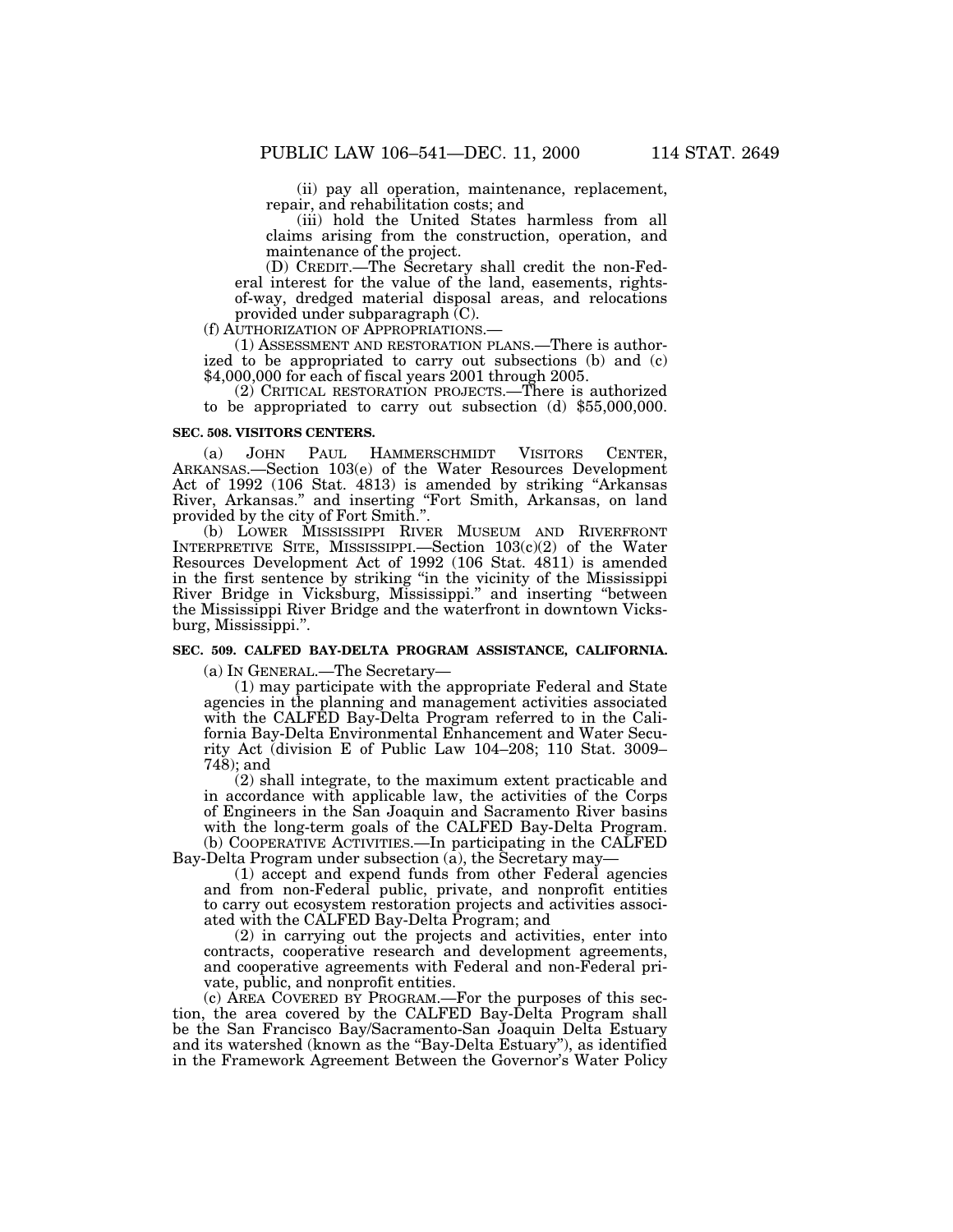(ii) pay all operation, maintenance, replacement, repair, and rehabilitation costs; and

(iii) hold the United States harmless from all claims arising from the construction, operation, and maintenance of the project.

(D) CREDIT.—The Secretary shall credit the non-Federal interest for the value of the land, easements, rights-of-way, dredged material disposal areas, and relocations provided under subparagraph (C).

(f) AUTHORIZATION OF APPROPRIATIONS.—

(1) ASSESSMENT AND RESTORATION PLANS.—There is authorized to be appropriated to carry out subsections (b) and (c) $4,000,000 for each of fiscal years 2001 through 2005.

(2) CRITICAL RESTORATION PROJECTS.—There is authorized to be appropriated to carry out subsection (d) $55,000,000.

**SEC. 508. VISITORS CENTERS.**

(a) JOHN PAUL HAMMERSCHMIDT VISITORS CENTER, ARKANSAS.—Section 103(e) of the Water Resources Development Act of 1992 (106 Stat. 4813) is amended by striking "Arkansas River, Arkansas." and inserting "Fort Smith, Arkansas, on land provided by the city of Fort Smith.".

(b) LOWER MISSISSIPPI RIVER MUSEUM AND RIVERFRONT INTERPRETIVE SITE, MISSISSIPPI.—Section 103(c)(2) of the Water Resources Development Act of 1992 (106 Stat. 4811) is amended in the first sentence by striking "in the vicinity of the Mississippi River Bridge in Vicksburg, Mississippi." and inserting "between the Mississippi River Bridge and the waterfront in downtown Vicksburg, Mississippi.".

**SEC. 509. CALFED BAY-DELTA PROGRAM ASSISTANCE, CALIFORNIA.**

(a) IN GENERAL.—The Secretary—

(1) may participate with the appropriate Federal and State agencies in the planning and management activities associated with the CALFED Bay-Delta Program referred to in the California Bay-Delta Environmental Enhancement and Water Security Act (division E of Public Law 104–208; 110 Stat. 3009–748); and

(2) shall integrate, to the maximum extent practicable and in accordance with applicable law, the activities of the Corps of Engineers in the San Joaquin and Sacramento River basins with the long-term goals of the CALFED Bay-Delta Program.

(b) COOPERATIVE ACTIVITIES.—In participating in the CALFED Bay-Delta Program under subsection (a), the Secretary may—

(1) accept and expend funds from other Federal agencies and from non-Federal public, private, and nonprofit entities to carry out ecosystem restoration projects and activities associated with the CALFED Bay-Delta Program; and

(2) in carrying out the projects and activities, enter into contracts, cooperative research and development agreements, and cooperative agreements with Federal and non-Federal private, public, and nonprofit entities.

(c) AREA COVERED BY PROGRAM.—For the purposes of this section, the area covered by the CALFED Bay-Delta Program shall be the San Francisco Bay/Sacramento-San Joaquin Delta Estuary and its watershed (known as the "Bay-Delta Estuary"), as identified in the Framework Agreement Between the Governor's Water Policy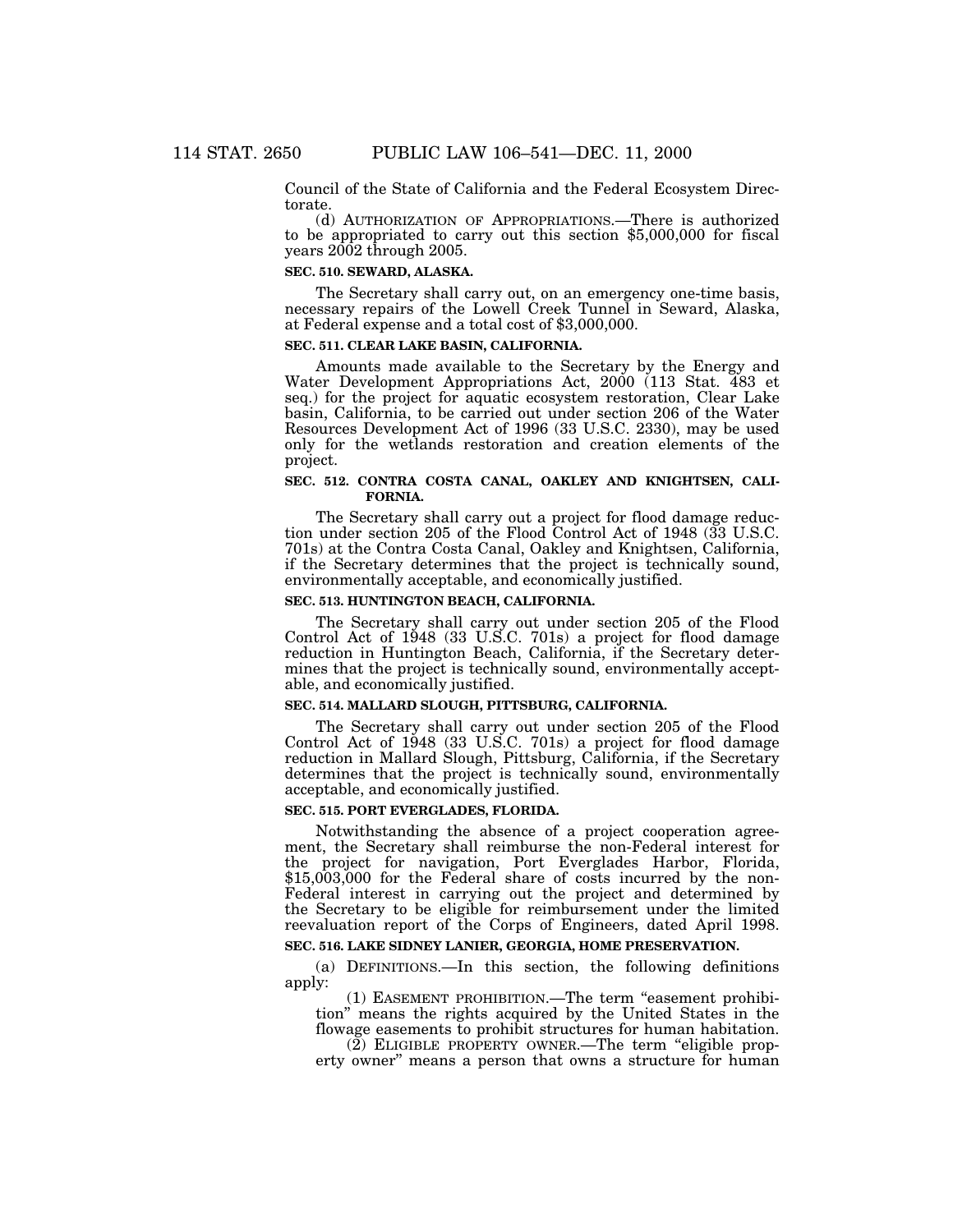Council of the State of California and the Federal Ecosystem Directorate.

(d) AUTHORIZATION OF APPROPRIATIONS.—There is authorized to be appropriated to carry out this section $5,000,000 for fiscal years 2002 through 2005.

**SEC. 510. SEWARD, ALASKA.**

The Secretary shall carry out, on an emergency one-time basis, necessary repairs of the Lowell Creek Tunnel in Seward, Alaska, at Federal expense and a total cost of $3,000,000.

**SEC. 511. CLEAR LAKE BASIN, CALIFORNIA.**

Amounts made available to the Secretary by the Energy and Water Development Appropriations Act, 2000 (113 Stat. 483 et seq.) for the project for aquatic ecosystem restoration, Clear Lake basin, California, to be carried out under section 206 of the Water Resources Development Act of 1996 (33 U.S.C. 2330), may be used only for the wetlands restoration and creation elements of the project.

**SEC. 512. CONTRA COSTA CANAL, OAKLEY AND KNIGHTSEN, CALIFORNIA.**

The Secretary shall carry out a project for flood damage reduction under section 205 of the Flood Control Act of 1948 (33 U.S.C. 701s) at the Contra Costa Canal, Oakley and Knightsen, California, if the Secretary determines that the project is technically sound, environmentally acceptable, and economically justified.

**SEC. 513. HUNTINGTON BEACH, CALIFORNIA.**

The Secretary shall carry out under section 205 of the Flood Control Act of 1948 (33 U.S.C. 701s) a project for flood damage reduction in Huntington Beach, California, if the Secretary determines that the project is technically sound, environmentally acceptable, and economically justified.

**SEC. 514. MALLARD SLOUGH, PITTSBURG, CALIFORNIA.**

The Secretary shall carry out under section 205 of the Flood Control Act of 1948 (33 U.S.C. 701s) a project for flood damage reduction in Mallard Slough, Pittsburg, California, if the Secretary determines that the project is technically sound, environmentally acceptable, and economically justified.

**SEC. 515. PORT EVERGLADES, FLORIDA.**

Notwithstanding the absence of a project cooperation agreement, the Secretary shall reimburse the non-Federal interest for the project for navigation, Port Everglades Harbor, Florida, $15,003,000 for the Federal share of costs incurred by the non-Federal interest in carrying out the project and determined by the Secretary to be eligible for reimbursement under the limited reevaluation report of the Corps of Engineers, dated April 1998.

**SEC. 516. LAKE SIDNEY LANIER, GEORGIA, HOME PRESERVATION.**

(a) DEFINITIONS.—In this section, the following definitions apply:

(1) EASEMENT PROHIBITION.—The term "easement prohibition" means the rights acquired by the United States in the flowage easements to prohibit structures for human habitation.

(2) ELIGIBLE PROPERTY OWNER.—The term "eligible property owner" means a person that owns a structure for human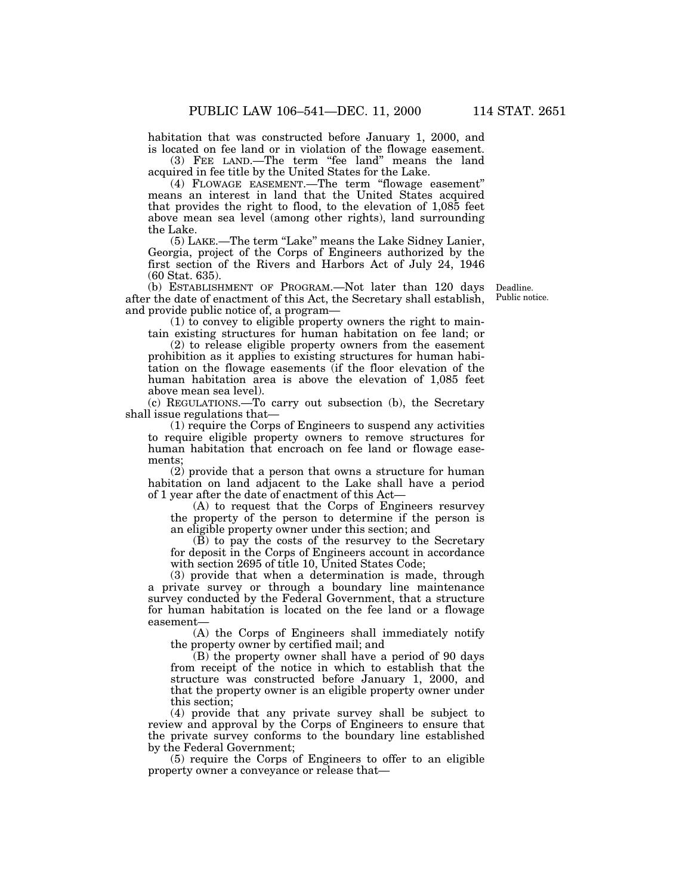habitation that was constructed before January 1, 2000, and is located on fee land or in violation of the flowage easement.

(3) FEE LAND.—The term "fee land" means the land acquired in fee title by the United States for the Lake.

(4) FLOWAGE EASEMENT.—The term "flowage easement" means an interest in land that the United States acquired that provides the right to flood, to the elevation of 1,085 feet above mean sea level (among other rights), land surrounding the Lake.

(5) LAKE.—The term "Lake" means the Lake Sidney Lanier, Georgia, project of the Corps of Engineers authorized by the first section of the Rivers and Harbors Act of July 24, 1946 (60 Stat. 635).

(b) ESTABLISHMENT OF PROGRAM.—Not later than 120 days after the date of enactment of this Act, the Secretary shall establish, and provide public notice of, a program—

Deadline. Public notice.

(1) to convey to eligible property owners the right to maintain existing structures for human habitation on fee land; or

(2) to release eligible property owners from the easement prohibition as it applies to existing structures for human habitation on the flowage easements (if the floor elevation of the human habitation area is above the elevation of 1,085 feet above mean sea level).

(c) REGULATIONS.—To carry out subsection (b), the Secretary shall issue regulations that—

(1) require the Corps of Engineers to suspend any activities to require eligible property owners to remove structures for human habitation that encroach on fee land or flowage easements;

(2) provide that a person that owns a structure for human habitation on land adjacent to the Lake shall have a period of 1 year after the date of enactment of this Act—

(A) to request that the Corps of Engineers resurvey the property of the person to determine if the person is an eligible property owner under this section; and

(B) to pay the costs of the resurvey to the Secretary for deposit in the Corps of Engineers account in accordance with section 2695 of title 10, United States Code;

(3) provide that when a determination is made, through a private survey or through a boundary line maintenance survey conducted by the Federal Government, that a structure for human habitation is located on the fee land or a flowage easement—

(A) the Corps of Engineers shall immediately notify the property owner by certified mail; and

(B) the property owner shall have a period of 90 days from receipt of the notice in which to establish that the structure was constructed before January 1, 2000, and that the property owner is an eligible property owner under this section;

(4) provide that any private survey shall be subject to review and approval by the Corps of Engineers to ensure that the private survey conforms to the boundary line established by the Federal Government;

(5) require the Corps of Engineers to offer to an eligible property owner a conveyance or release that—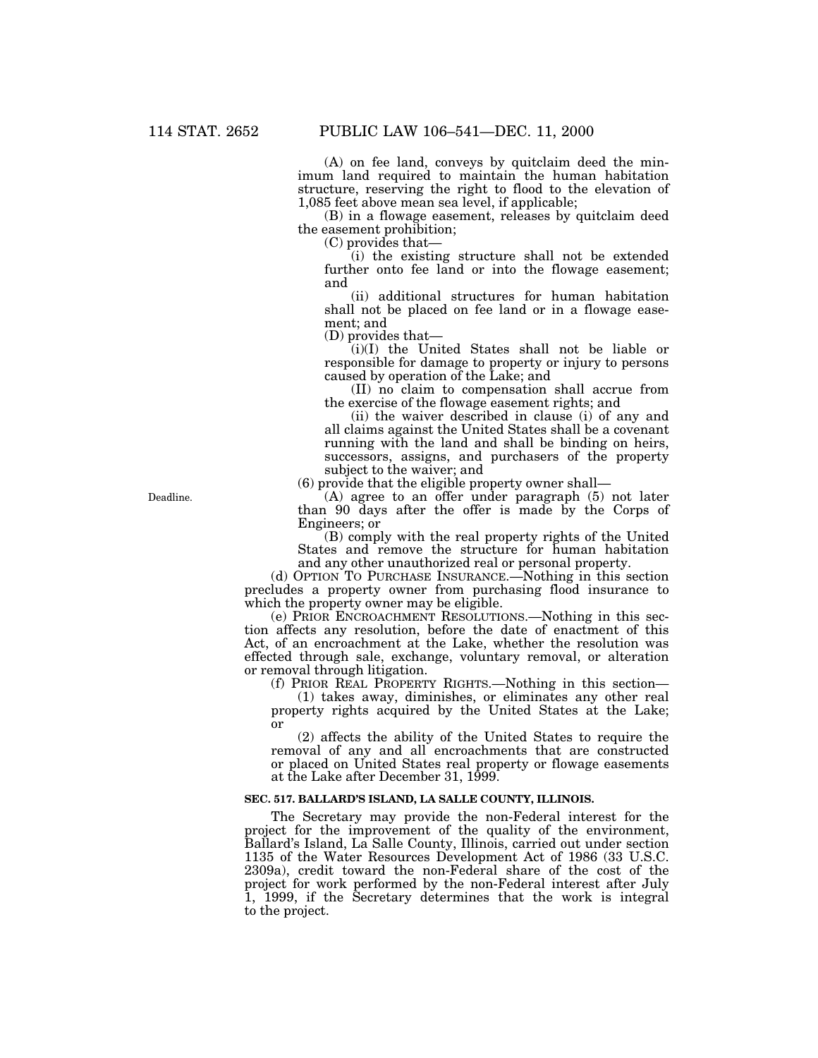(A) on fee land, conveys by quitclaim deed the minimum land required to maintain the human habitation structure, reserving the right to flood to the elevation of 1,085 feet above mean sea level, if applicable;

(B) in a flowage easement, releases by quitclaim deed the easement prohibition;

(C) provides that—

(i) the existing structure shall not be extended further onto fee land or into the flowage easement; and

(ii) additional structures for human habitation shall not be placed on fee land or in a flowage easement; and

(D) provides that—

(i)(I) the United States shall not be liable or responsible for damage to property or injury to persons caused by operation of the Lake; and

(II) no claim to compensation shall accrue from the exercise of the flowage easement rights; and

(ii) the waiver described in clause (i) of any and all claims against the United States shall be a covenant running with the land and shall be binding on heirs, successors, assigns, and purchasers of the property subject to the waiver; and

(6) provide that the eligible property owner shall—

Deadline.

(A) agree to an offer under paragraph (5) not later than 90 days after the offer is made by the Corps of Engineers; or

(B) comply with the real property rights of the United States and remove the structure for human habitation and any other unauthorized real or personal property.

(d) OPTION TO PURCHASE INSURANCE.—Nothing in this section precludes a property owner from purchasing flood insurance to which the property owner may be eligible.

(e) PRIOR ENCROACHMENT RESOLUTIONS.—Nothing in this section affects any resolution, before the date of enactment of this Act, of an encroachment at the Lake, whether the resolution was effected through sale, exchange, voluntary removal, or alteration or removal through litigation.

(f) PRIOR REAL PROPERTY RIGHTS.—Nothing in this section—

(1) takes away, diminishes, or eliminates any other real property rights acquired by the United States at the Lake; or

(2) affects the ability of the United States to require the removal of any and all encroachments that are constructed or placed on United States real property or flowage easements at the Lake after December 31, 1999.

### SEC. 517. BALLARD'S ISLAND, LA SALLE COUNTY, ILLINOIS.

The Secretary may provide the non-Federal interest for the project for the improvement of the quality of the environment, Ballard's Island, La Salle County, Illinois, carried out under section 1135 of the Water Resources Development Act of 1986 (33 U.S.C. 2309a), credit toward the non-Federal share of the cost of the project for work performed by the non-Federal interest after July 1, 1999, if the Secretary determines that the work is integral to the project.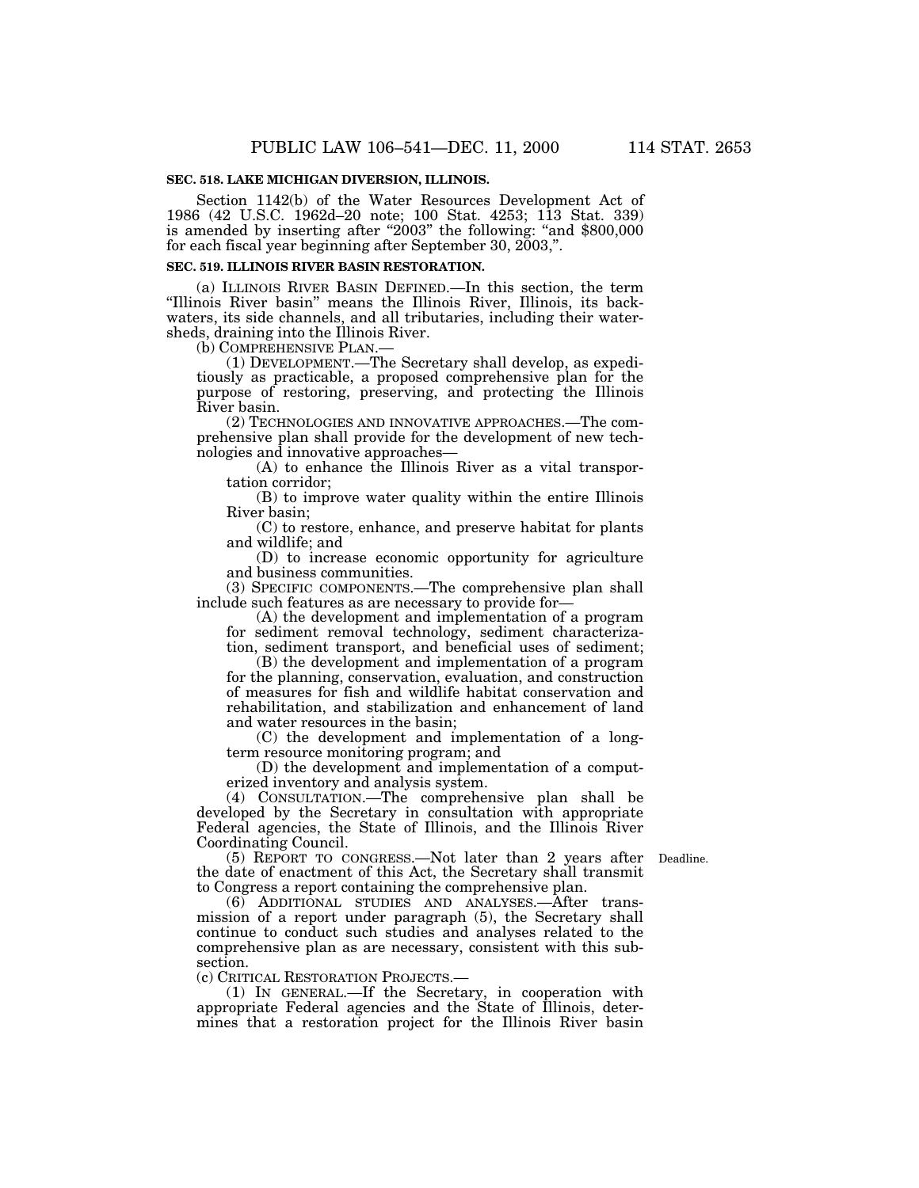**SEC. 518. LAKE MICHIGAN DIVERSION, ILLINOIS.**

Section 1142(b) of the Water Resources Development Act of 1986 (42 U.S.C. 1962d–20 note; 100 Stat. 4253; 113 Stat. 339) is amended by inserting after "2003" the following: "and $800,000 for each fiscal year beginning after September 30, 2003,".

**SEC. 519. ILLINOIS RIVER BASIN RESTORATION.**

(a) ILLINOIS RIVER BASIN DEFINED.—In this section, the term "Illinois River basin" means the Illinois River, Illinois, its backwaters, its side channels, and all tributaries, including their watersheds, draining into the Illinois River.

(b) COMPREHENSIVE PLAN.—

(1) DEVELOPMENT.—The Secretary shall develop, as expeditiously as practicable, a proposed comprehensive plan for the purpose of restoring, preserving, and protecting the Illinois River basin.

(2) TECHNOLOGIES AND INNOVATIVE APPROACHES.—The comprehensive plan shall provide for the development of new technologies and innovative approaches—

(A) to enhance the Illinois River as a vital transportation corridor;

(B) to improve water quality within the entire Illinois River basin;

(C) to restore, enhance, and preserve habitat for plants and wildlife; and

(D) to increase economic opportunity for agriculture and business communities.

(3) SPECIFIC COMPONENTS.—The comprehensive plan shall include such features as are necessary to provide for—

(A) the development and implementation of a program for sediment removal technology, sediment characterization, sediment transport, and beneficial uses of sediment;

(B) the development and implementation of a program for the planning, conservation, evaluation, and construction of measures for fish and wildlife habitat conservation and rehabilitation, and stabilization and enhancement of land and water resources in the basin;

(C) the development and implementation of a long-term resource monitoring program; and

(D) the development and implementation of a computerized inventory and analysis system.

(4) CONSULTATION.—The comprehensive plan shall be developed by the Secretary in consultation with appropriate Federal agencies, the State of Illinois, and the Illinois River Coordinating Council.

(5) REPORT TO CONGRESS.—Not later than 2 years after the date of enactment of this Act, the Secretary shall transmit to Congress a report containing the comprehensive plan.

Deadline.

(6) ADDITIONAL STUDIES AND ANALYSES.—After transmission of a report under paragraph (5), the Secretary shall continue to conduct such studies and analyses related to the comprehensive plan as are necessary, consistent with this subsection.

(c) CRITICAL RESTORATION PROJECTS.—

(1) IN GENERAL.—If the Secretary, in cooperation with appropriate Federal agencies and the State of Illinois, determines that a restoration project for the Illinois River basin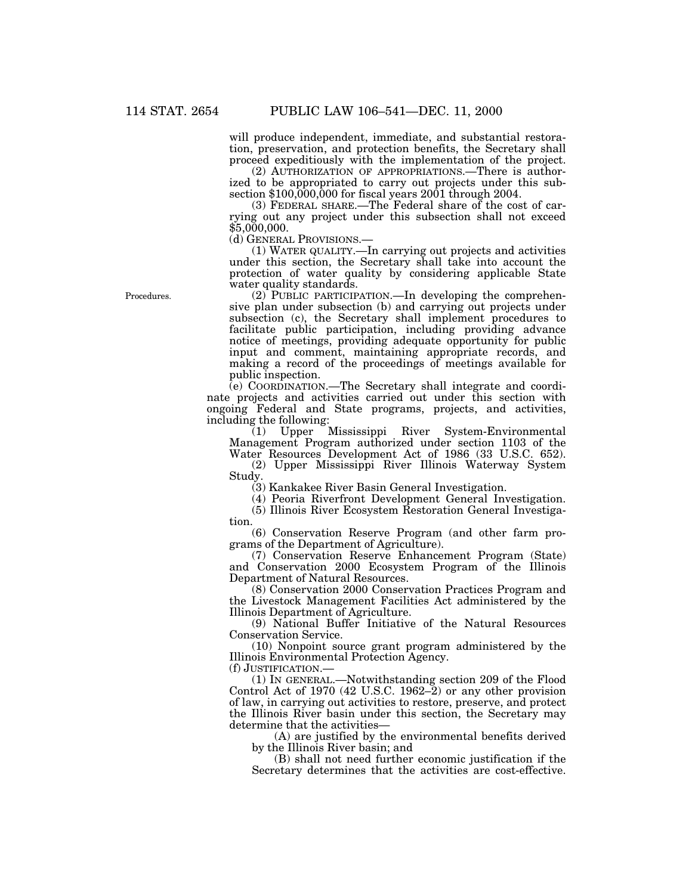will produce independent, immediate, and substantial restoration, preservation, and protection benefits, the Secretary shall proceed expeditiously with the implementation of the project.

(2) AUTHORIZATION OF APPROPRIATIONS.—There is authorized to be appropriated to carry out projects under this subsection $100,000,000 for fiscal years 2001 through 2004.

(3) FEDERAL SHARE.—The Federal share of the cost of carrying out any project under this subsection shall not exceed $5,000,000.

(d) GENERAL PROVISIONS.—

(1) WATER QUALITY.—In carrying out projects and activities under this section, the Secretary shall take into account the protection of water quality by considering applicable State water quality standards.

Procedures.

(2) PUBLIC PARTICIPATION.—In developing the comprehensive plan under subsection (b) and carrying out projects under subsection (c), the Secretary shall implement procedures to facilitate public participation, including providing advance notice of meetings, providing adequate opportunity for public input and comment, maintaining appropriate records, and making a record of the proceedings of meetings available for public inspection.

(e) COORDINATION.—The Secretary shall integrate and coordinate projects and activities carried out under this section with ongoing Federal and State programs, projects, and activities, including the following:

(1) Upper Mississippi River System-Environmental Management Program authorized under section 1103 of the Water Resources Development Act of 1986 (33 U.S.C. 652).

(2) Upper Mississippi River Illinois Waterway System Study.

(3) Kankakee River Basin General Investigation.

(4) Peoria Riverfront Development General Investigation.

(5) Illinois River Ecosystem Restoration General Investigation.

(6) Conservation Reserve Program (and other farm programs of the Department of Agriculture).

(7) Conservation Reserve Enhancement Program (State) and Conservation 2000 Ecosystem Program of the Illinois Department of Natural Resources.

(8) Conservation 2000 Conservation Practices Program and the Livestock Management Facilities Act administered by the Illinois Department of Agriculture.

(9) National Buffer Initiative of the Natural Resources Conservation Service.

(10) Nonpoint source grant program administered by the Illinois Environmental Protection Agency.

(f) JUSTIFICATION.—

(1) IN GENERAL.—Notwithstanding section 209 of the Flood Control Act of 1970 (42 U.S.C. 1962–2) or any other provision of law, in carrying out activities to restore, preserve, and protect the Illinois River basin under this section, the Secretary may determine that the activities—

(A) are justified by the environmental benefits derived by the Illinois River basin; and

(B) shall not need further economic justification if the Secretary determines that the activities are cost-effective.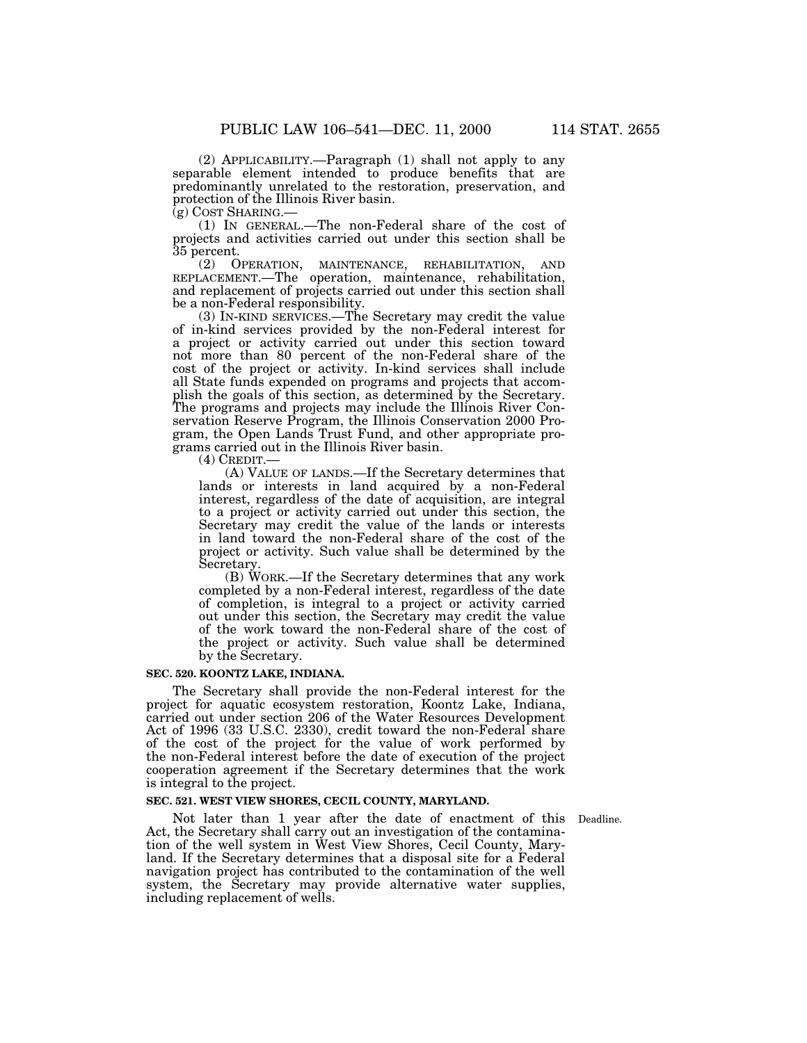(2) APPLICABILITY.—Paragraph (1) shall not apply to any separable element intended to produce benefits that are predominantly unrelated to the restoration, preservation, and protection of the Illinois River basin.

(g) COST SHARING.—

(1) IN GENERAL.—The non-Federal share of the cost of projects and activities carried out under this section shall be 35 percent.

(2) OPERATION, MAINTENANCE, REHABILITATION, AND REPLACEMENT.—The operation, maintenance, rehabilitation, and replacement of projects carried out under this section shall be a non-Federal responsibility.

(3) IN-KIND SERVICES.—The Secretary may credit the value of in-kind services provided by the non-Federal interest for a project or activity carried out under this section toward not more than 80 percent of the non-Federal share of the cost of the project or activity. In-kind services shall include all State funds expended on programs and projects that accomplish the goals of this section, as determined by the Secretary. The programs and projects may include the Illinois River Conservation Reserve Program, the Illinois Conservation 2000 Program, the Open Lands Trust Fund, and other appropriate programs carried out in the Illinois River basin.

(4) CREDIT.—

(A) VALUE OF LANDS.—If the Secretary determines that lands or interests in land acquired by a non-Federal interest, regardless of the date of acquisition, are integral to a project or activity carried out under this section, the Secretary may credit the value of the lands or interests in land toward the non-Federal share of the cost of the project or activity. Such value shall be determined by the Secretary.

(B) WORK.—If the Secretary determines that any work completed by a non-Federal interest, regardless of the date of completion, is integral to a project or activity carried out under this section, the Secretary may credit the value of the work toward the non-Federal share of the cost of the project or activity. Such value shall be determined by the Secretary.

**SEC. 520. KOONTZ LAKE, INDIANA.**

The Secretary shall provide the non-Federal interest for the project for aquatic ecosystem restoration, Koontz Lake, Indiana, carried out under section 206 of the Water Resources Development Act of 1996 (33 U.S.C. 2330), credit toward the non-Federal share of the cost of the project for the value of work performed by the non-Federal interest before the date of execution of the project cooperation agreement if the Secretary determines that the work is integral to the project.

**SEC. 521. WEST VIEW SHORES, CECIL COUNTY, MARYLAND.**

Deadline.

Not later than 1 year after the date of enactment of this Act, the Secretary shall carry out an investigation of the contamination of the well system in West View Shores, Cecil County, Maryland. If the Secretary determines that a disposal site for a Federal navigation project has contributed to the contamination of the well system, the Secretary may provide alternative water supplies, including replacement of wells.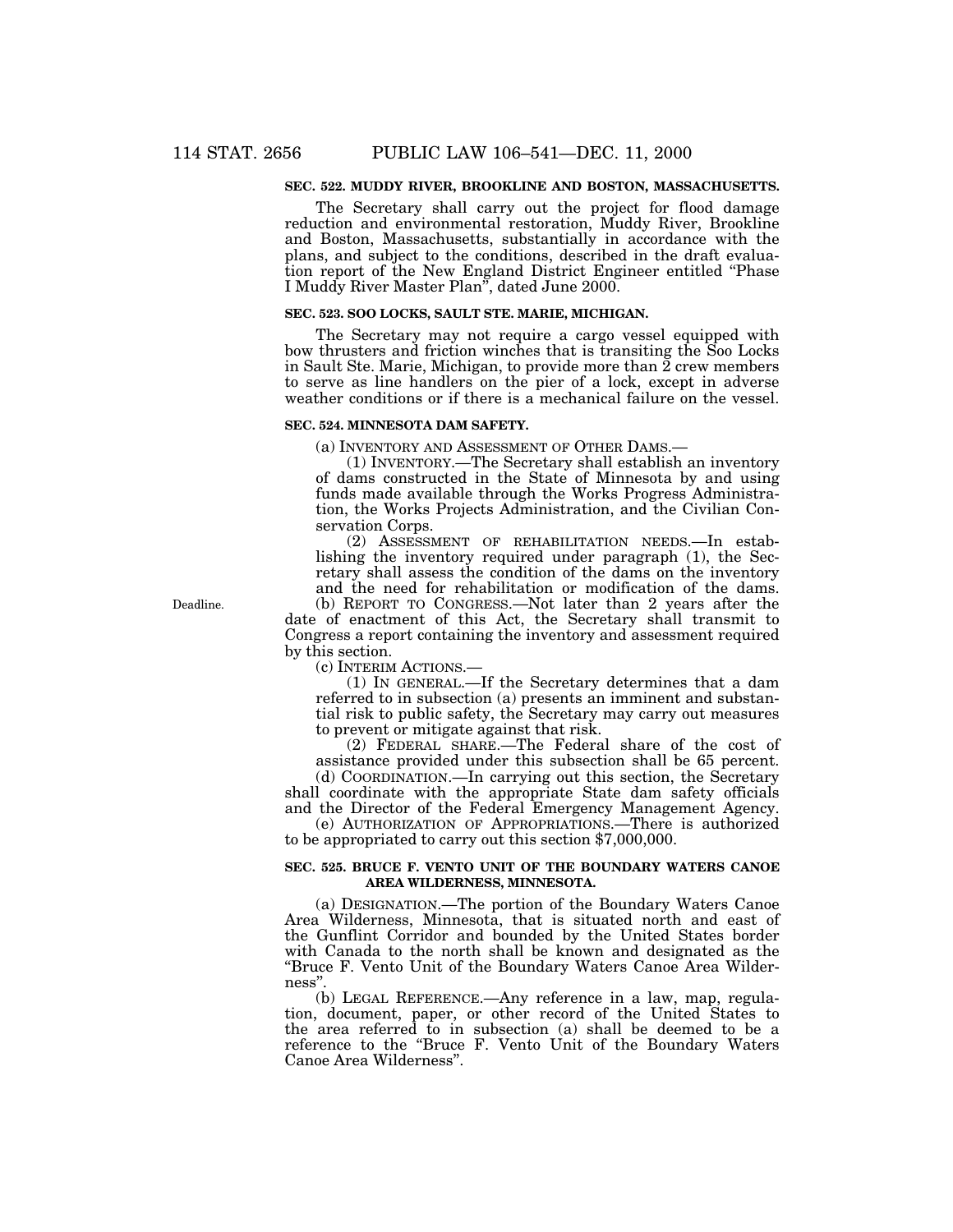**SEC. 522. MUDDY RIVER, BROOKLINE AND BOSTON, MASSACHUSETTS.**

The Secretary shall carry out the project for flood damage reduction and environmental restoration, Muddy River, Brookline and Boston, Massachusetts, substantially in accordance with the plans, and subject to the conditions, described in the draft evaluation report of the New England District Engineer entitled "Phase I Muddy River Master Plan", dated June 2000.

**SEC. 523. SOO LOCKS, SAULT STE. MARIE, MICHIGAN.**

The Secretary may not require a cargo vessel equipped with bow thrusters and friction winches that is transiting the Soo Locks in Sault Ste. Marie, Michigan, to provide more than 2 crew members to serve as line handlers on the pier of a lock, except in adverse weather conditions or if there is a mechanical failure on the vessel.

**SEC. 524. MINNESOTA DAM SAFETY.**

(a) INVENTORY AND ASSESSMENT OF OTHER DAMS.—

(1) INVENTORY.—The Secretary shall establish an inventory of dams constructed in the State of Minnesota by and using funds made available through the Works Progress Administration, the Works Projects Administration, and the Civilian Conservation Corps.

(2) ASSESSMENT OF REHABILITATION NEEDS.—In establishing the inventory required under paragraph (1), the Secretary shall assess the condition of the dams on the inventory and the need for rehabilitation or modification of the dams.

Deadline.

(b) REPORT TO CONGRESS.—Not later than 2 years after the date of enactment of this Act, the Secretary shall transmit to Congress a report containing the inventory and assessment required by this section.

(c) INTERIM ACTIONS.—

(1) IN GENERAL.—If the Secretary determines that a dam referred to in subsection (a) presents an imminent and substantial risk to public safety, the Secretary may carry out measures to prevent or mitigate against that risk.

(2) FEDERAL SHARE.—The Federal share of the cost of assistance provided under this subsection shall be 65 percent.

(d) COORDINATION.—In carrying out this section, the Secretary shall coordinate with the appropriate State dam safety officials and the Director of the Federal Emergency Management Agency.

(e) AUTHORIZATION OF APPROPRIATIONS.—There is authorized to be appropriated to carry out this section $7,000,000.

**SEC. 525. BRUCE F. VENTO UNIT OF THE BOUNDARY WATERS CANOE AREA WILDERNESS, MINNESOTA.**

(a) DESIGNATION.—The portion of the Boundary Waters Canoe Area Wilderness, Minnesota, that is situated north and east of the Gunflint Corridor and bounded by the United States border with Canada to the north shall be known and designated as the "Bruce F. Vento Unit of the Boundary Waters Canoe Area Wilderness".

(b) LEGAL REFERENCE.—Any reference in a law, map, regulation, document, paper, or other record of the United States to the area referred to in subsection (a) shall be deemed to be a reference to the "Bruce F. Vento Unit of the Boundary Waters Canoe Area Wilderness".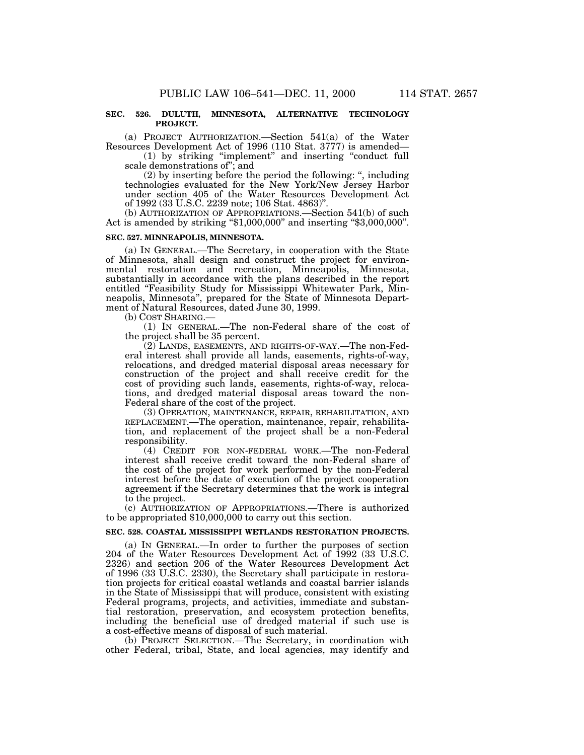**SEC. 526. DULUTH, MINNESOTA, ALTERNATIVE TECHNOLOGY PROJECT.**

(a) PROJECT AUTHORIZATION.—Section 541(a) of the Water Resources Development Act of 1996 (110 Stat. 3777) is amended—

(1) by striking "implement" and inserting "conduct full scale demonstrations of"; and

(2) by inserting before the period the following: ", including technologies evaluated for the New York/New Jersey Harbor under section 405 of the Water Resources Development Act of 1992 (33 U.S.C. 2239 note; 106 Stat. 4863)".

(b) AUTHORIZATION OF APPROPRIATIONS.—Section 541(b) of such Act is amended by striking "$1,000,000" and inserting "$3,000,000".

**SEC. 527. MINNEAPOLIS, MINNESOTA.**

(a) IN GENERAL.—The Secretary, in cooperation with the State of Minnesota, shall design and construct the project for environmental restoration and recreation, Minneapolis, Minnesota, substantially in accordance with the plans described in the report entitled "Feasibility Study for Mississippi Whitewater Park, Minneapolis, Minnesota", prepared for the State of Minnesota Department of Natural Resources, dated June 30, 1999.

(b) COST SHARING.—

(1) IN GENERAL.—The non-Federal share of the cost of the project shall be 35 percent.

(2) LANDS, EASEMENTS, AND RIGHTS-OF-WAY.—The non-Federal interest shall provide all lands, easements, rights-of-way, relocations, and dredged material disposal areas necessary for construction of the project and shall receive credit for the cost of providing such lands, easements, rights-of-way, relocations, and dredged material disposal areas toward the non-Federal share of the cost of the project.

(3) OPERATION, MAINTENANCE, REPAIR, REHABILITATION, AND REPLACEMENT.—The operation, maintenance, repair, rehabilitation, and replacement of the project shall be a non-Federal responsibility.

(4) CREDIT FOR NON-FEDERAL WORK.—The non-Federal interest shall receive credit toward the non-Federal share of the cost of the project for work performed by the non-Federal interest before the date of execution of the project cooperation agreement if the Secretary determines that the work is integral to the project.

(c) AUTHORIZATION OF APPROPRIATIONS.—There is authorized to be appropriated $10,000,000 to carry out this section.

**SEC. 528. COASTAL MISSISSIPPI WETLANDS RESTORATION PROJECTS.**

(a) IN GENERAL.—In order to further the purposes of section 204 of the Water Resources Development Act of 1992 (33 U.S.C. 2326) and section 206 of the Water Resources Development Act of 1996 (33 U.S.C. 2330), the Secretary shall participate in restoration projects for critical coastal wetlands and coastal barrier islands in the State of Mississippi that will produce, consistent with existing Federal programs, projects, and activities, immediate and substantial restoration, preservation, and ecosystem protection benefits, including the beneficial use of dredged material if such use is a cost-effective means of disposal of such material.

(b) PROJECT SELECTION.—The Secretary, in coordination with other Federal, tribal, State, and local agencies, may identify and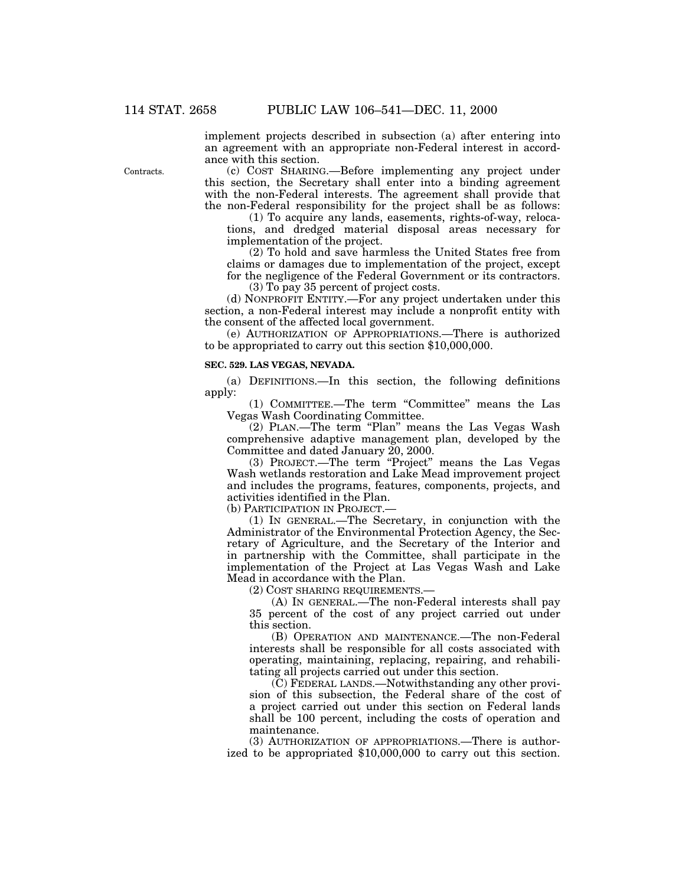implement projects described in subsection (a) after entering into an agreement with an appropriate non-Federal interest in accordance with this section.

Contracts.

(c) COST SHARING.—Before implementing any project under this section, the Secretary shall enter into a binding agreement with the non-Federal interests. The agreement shall provide that the non-Federal responsibility for the project shall be as follows:

(1) To acquire any lands, easements, rights-of-way, relocations, and dredged material disposal areas necessary for implementation of the project.

(2) To hold and save harmless the United States free from claims or damages due to implementation of the project, except for the negligence of the Federal Government or its contractors.

(3) To pay 35 percent of project costs.

(d) NONPROFIT ENTITY.—For any project undertaken under this section, a non-Federal interest may include a nonprofit entity with the consent of the affected local government.

(e) AUTHORIZATION OF APPROPRIATIONS.—There is authorized to be appropriated to carry out this section $10,000,000.

**SEC. 529. LAS VEGAS, NEVADA.**

(a) DEFINITIONS.—In this section, the following definitions apply:

(1) COMMITTEE.—The term "Committee" means the Las Vegas Wash Coordinating Committee.

(2) PLAN.—The term "Plan" means the Las Vegas Wash comprehensive adaptive management plan, developed by the Committee and dated January 20, 2000.

(3) PROJECT.—The term "Project" means the Las Vegas Wash wetlands restoration and Lake Mead improvement project and includes the programs, features, components, projects, and activities identified in the Plan.

(b) PARTICIPATION IN PROJECT.—

(1) IN GENERAL.—The Secretary, in conjunction with the Administrator of the Environmental Protection Agency, the Secretary of Agriculture, and the Secretary of the Interior and in partnership with the Committee, shall participate in the implementation of the Project at Las Vegas Wash and Lake Mead in accordance with the Plan.

(2) COST SHARING REQUIREMENTS.—

(A) IN GENERAL.—The non-Federal interests shall pay 35 percent of the cost of any project carried out under this section.

(B) OPERATION AND MAINTENANCE.—The non-Federal interests shall be responsible for all costs associated with operating, maintaining, replacing, repairing, and rehabilitating all projects carried out under this section.

(C) FEDERAL LANDS.—Notwithstanding any other provision of this subsection, the Federal share of the cost of a project carried out under this section on Federal lands shall be 100 percent, including the costs of operation and maintenance.

(3) AUTHORIZATION OF APPROPRIATIONS.—There is authorized to be appropriated $10,000,000 to carry out this section.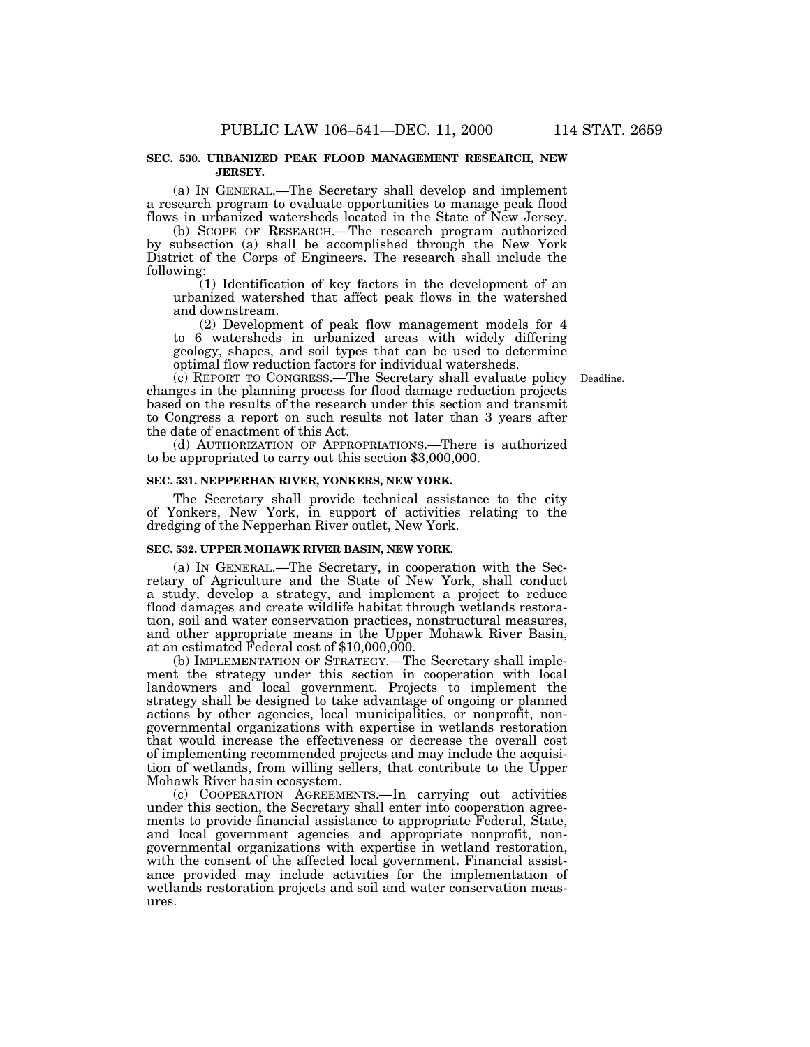**SEC. 530. URBANIZED PEAK FLOOD MANAGEMENT RESEARCH, NEW JERSEY.**

(a) IN GENERAL.—The Secretary shall develop and implement a research program to evaluate opportunities to manage peak flood flows in urbanized watersheds located in the State of New Jersey.

(b) SCOPE OF RESEARCH.—The research program authorized by subsection (a) shall be accomplished through the New York District of the Corps of Engineers. The research shall include the following:

(1) Identification of key factors in the development of an urbanized watershed that affect peak flows in the watershed and downstream.

(2) Development of peak flow management models for 4 to 6 watersheds in urbanized areas with widely differing geology, shapes, and soil types that can be used to determine optimal flow reduction factors for individual watersheds.

Deadline.

(c) REPORT TO CONGRESS.—The Secretary shall evaluate policy changes in the planning process for flood damage reduction projects based on the results of the research under this section and transmit to Congress a report on such results not later than 3 years after the date of enactment of this Act.

(d) AUTHORIZATION OF APPROPRIATIONS.—There is authorized to be appropriated to carry out this section $3,000,000.

**SEC. 531. NEPPERHAN RIVER, YONKERS, NEW YORK.**

The Secretary shall provide technical assistance to the city of Yonkers, New York, in support of activities relating to the dredging of the Nepperhan River outlet, New York.

**SEC. 532. UPPER MOHAWK RIVER BASIN, NEW YORK.**

(a) IN GENERAL.—The Secretary, in cooperation with the Secretary of Agriculture and the State of New York, shall conduct a study, develop a strategy, and implement a project to reduce flood damages and create wildlife habitat through wetlands restoration, soil and water conservation practices, nonstructural measures, and other appropriate means in the Upper Mohawk River Basin, at an estimated Federal cost of $10,000,000.

(b) IMPLEMENTATION OF STRATEGY.—The Secretary shall implement the strategy under this section in cooperation with local landowners and local government. Projects to implement the strategy shall be designed to take advantage of ongoing or planned actions by other agencies, local municipalities, or nonprofit, nongovernmental organizations with expertise in wetlands restoration that would increase the effectiveness or decrease the overall cost of implementing recommended projects and may include the acquisition of wetlands, from willing sellers, that contribute to the Upper Mohawk River basin ecosystem.

(c) COOPERATION AGREEMENTS.—In carrying out activities under this section, the Secretary shall enter into cooperation agreements to provide financial assistance to appropriate Federal, State, and local government agencies and appropriate nonprofit, nongovernmental organizations with expertise in wetland restoration, with the consent of the affected local government. Financial assistance provided may include activities for the implementation of wetlands restoration projects and soil and water conservation measures.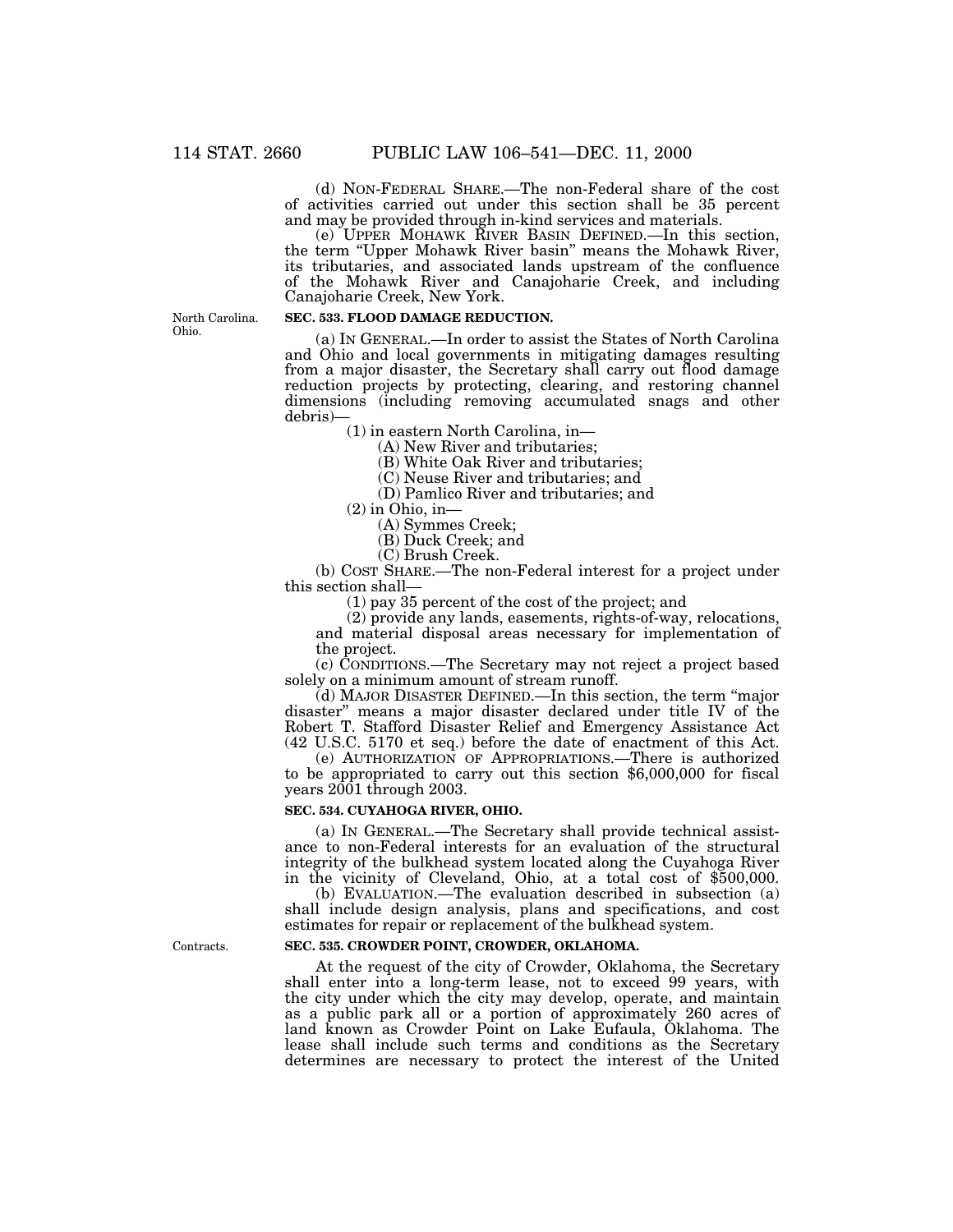(d) NON-FEDERAL SHARE.—The non-Federal share of the cost of activities carried out under this section shall be 35 percent and may be provided through in-kind services and materials.

(e) UPPER MOHAWK RIVER BASIN DEFINED.—In this section, the term "Upper Mohawk River basin" means the Mohawk River, its tributaries, and associated lands upstream of the confluence of the Mohawk River and Canajoharie Creek, and including Canajoharie Creek, New York.

North Carolina. Ohio.

**SEC. 533. FLOOD DAMAGE REDUCTION.**

(a) IN GENERAL.—In order to assist the States of North Carolina and Ohio and local governments in mitigating damages resulting from a major disaster, the Secretary shall carry out flood damage reduction projects by protecting, clearing, and restoring channel dimensions (including removing accumulated snags and other debris)—

(1) in eastern North Carolina, in—

(A) New River and tributaries;

(B) White Oak River and tributaries;

(C) Neuse River and tributaries; and

(D) Pamlico River and tributaries; and

(2) in Ohio, in—

(A) Symmes Creek;

(B) Duck Creek; and

(C) Brush Creek.

(b) COST SHARE.—The non-Federal interest for a project under this section shall—

(1) pay 35 percent of the cost of the project; and

(2) provide any lands, easements, rights-of-way, relocations, and material disposal areas necessary for implementation of the project.

(c) CONDITIONS.—The Secretary may not reject a project based solely on a minimum amount of stream runoff.

(d) MAJOR DISASTER DEFINED.—In this section, the term "major disaster" means a major disaster declared under title IV of the Robert T. Stafford Disaster Relief and Emergency Assistance Act (42 U.S.C. 5170 et seq.) before the date of enactment of this Act.

(e) AUTHORIZATION OF APPROPRIATIONS.—There is authorized to be appropriated to carry out this section $6,000,000 for fiscal years 2001 through 2003.

**SEC. 534. CUYAHOGA RIVER, OHIO.**

(a) IN GENERAL.—The Secretary shall provide technical assistance to non-Federal interests for an evaluation of the structural integrity of the bulkhead system located along the Cuyahoga River in the vicinity of Cleveland, Ohio, at a total cost of $500,000.

(b) EVALUATION.—The evaluation described in subsection (a) shall include design analysis, plans and specifications, and cost estimates for repair or replacement of the bulkhead system.

Contracts.

**SEC. 535. CROWDER POINT, CROWDER, OKLAHOMA.**

At the request of the city of Crowder, Oklahoma, the Secretary shall enter into a long-term lease, not to exceed 99 years, with the city under which the city may develop, operate, and maintain as a public park all or a portion of approximately 260 acres of land known as Crowder Point on Lake Eufaula, Oklahoma. The lease shall include such terms and conditions as the Secretary determines are necessary to protect the interest of the United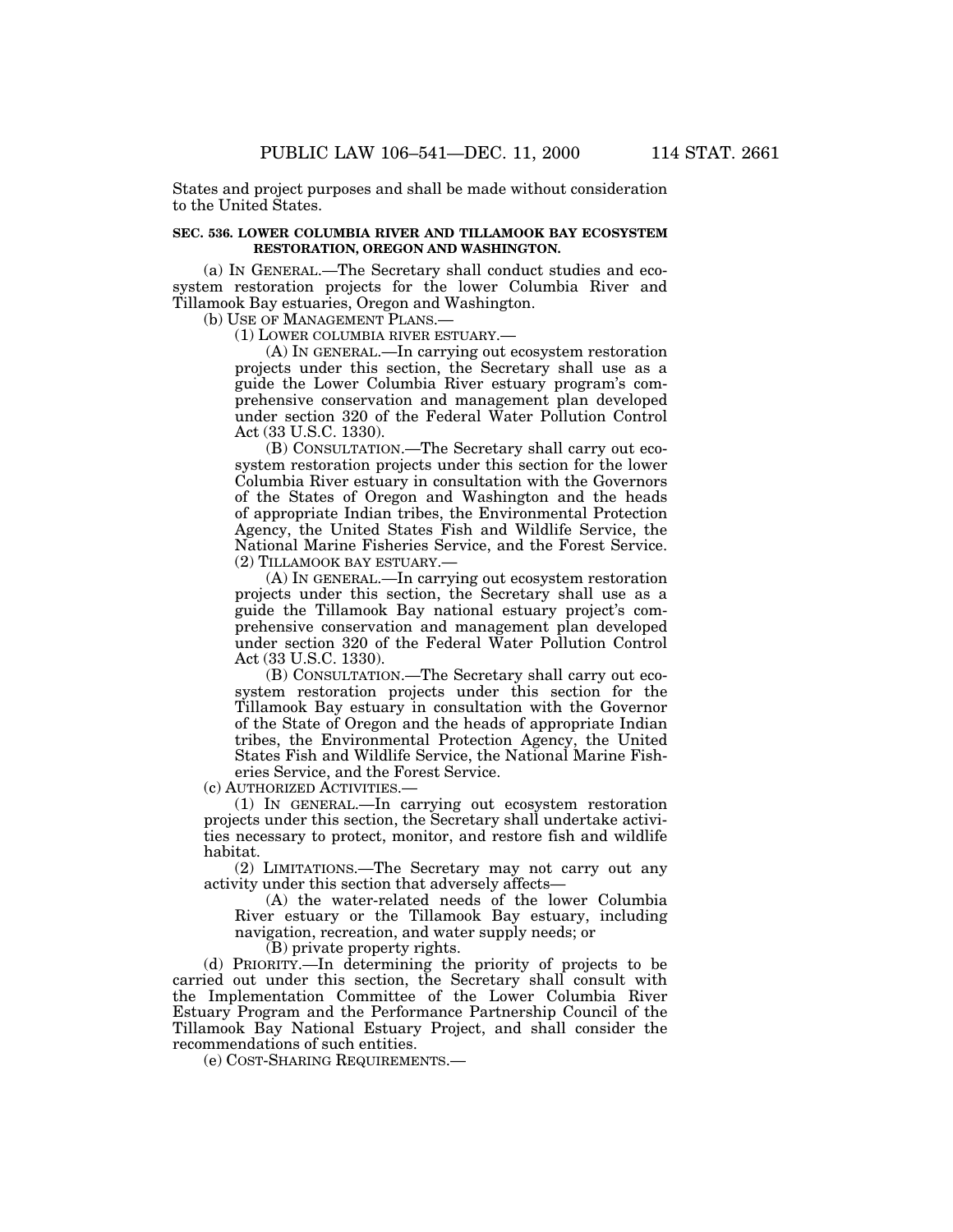States and project purposes and shall be made without consideration to the United States.

**SEC. 536. LOWER COLUMBIA RIVER AND TILLAMOOK BAY ECOSYSTEM RESTORATION, OREGON AND WASHINGTON.**

(a) IN GENERAL.—The Secretary shall conduct studies and ecosystem restoration projects for the lower Columbia River and Tillamook Bay estuaries, Oregon and Washington.

(b) USE OF MANAGEMENT PLANS.—

(1) LOWER COLUMBIA RIVER ESTUARY.—

(A) IN GENERAL.—In carrying out ecosystem restoration projects under this section, the Secretary shall use as a guide the Lower Columbia River estuary program's comprehensive conservation and management plan developed under section 320 of the Federal Water Pollution Control Act (33 U.S.C. 1330).

(B) CONSULTATION.—The Secretary shall carry out ecosystem restoration projects under this section for the lower Columbia River estuary in consultation with the Governors of the States of Oregon and Washington and the heads of appropriate Indian tribes, the Environmental Protection Agency, the United States Fish and Wildlife Service, the National Marine Fisheries Service, and the Forest Service.

(2) TILLAMOOK BAY ESTUARY.—

(A) IN GENERAL.—In carrying out ecosystem restoration projects under this section, the Secretary shall use as a guide the Tillamook Bay national estuary project's comprehensive conservation and management plan developed under section 320 of the Federal Water Pollution Control Act (33 U.S.C. 1330).

(B) CONSULTATION.—The Secretary shall carry out ecosystem restoration projects under this section for the Tillamook Bay estuary in consultation with the Governor of the State of Oregon and the heads of appropriate Indian tribes, the Environmental Protection Agency, the United States Fish and Wildlife Service, the National Marine Fisheries Service, and the Forest Service.

(c) AUTHORIZED ACTIVITIES.—

(1) IN GENERAL.—In carrying out ecosystem restoration projects under this section, the Secretary shall undertake activities necessary to protect, monitor, and restore fish and wildlife habitat.

(2) LIMITATIONS.—The Secretary may not carry out any activity under this section that adversely affects—

(A) the water-related needs of the lower Columbia River estuary or the Tillamook Bay estuary, including navigation, recreation, and water supply needs; or

(B) private property rights.

(d) PRIORITY.—In determining the priority of projects to be carried out under this section, the Secretary shall consult with the Implementation Committee of the Lower Columbia River Estuary Program and the Performance Partnership Council of the Tillamook Bay National Estuary Project, and shall consider the recommendations of such entities.

(e) COST-SHARING REQUIREMENTS.—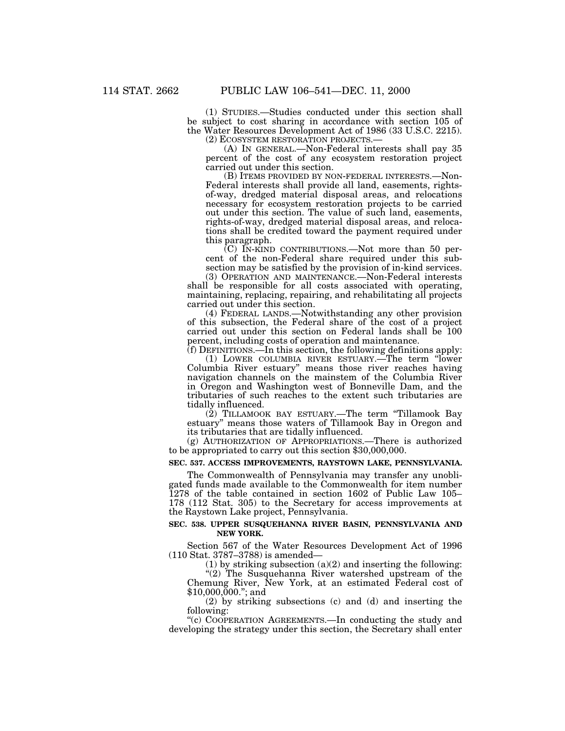(1) STUDIES.—Studies conducted under this section shall be subject to cost sharing in accordance with section 105 of the Water Resources Development Act of 1986 (33 U.S.C. 2215).

(2) ECOSYSTEM RESTORATION PROJECTS.—

(A) IN GENERAL.—Non-Federal interests shall pay 35 percent of the cost of any ecosystem restoration project carried out under this section.

(B) ITEMS PROVIDED BY NON-FEDERAL INTERESTS.—Non-Federal interests shall provide all land, easements, rights-of-way, dredged material disposal areas, and relocations necessary for ecosystem restoration projects to be carried out under this section. The value of such land, easements, rights-of-way, dredged material disposal areas, and relocations shall be credited toward the payment required under this paragraph.

(C) IN-KIND CONTRIBUTIONS.—Not more than 50 percent of the non-Federal share required under this subsection may be satisfied by the provision of in-kind services.

(3) OPERATION AND MAINTENANCE.—Non-Federal interests shall be responsible for all costs associated with operating, maintaining, replacing, repairing, and rehabilitating all projects carried out under this section.

(4) FEDERAL LANDS.—Notwithstanding any other provision of this subsection, the Federal share of the cost of a project carried out under this section on Federal lands shall be 100 percent, including costs of operation and maintenance.

(f) DEFINITIONS.—In this section, the following definitions apply:

(1) LOWER COLUMBIA RIVER ESTUARY.—The term "lower Columbia River estuary" means those river reaches having navigation channels on the mainstem of the Columbia River in Oregon and Washington west of Bonneville Dam, and the tributaries of such reaches to the extent such tributaries are tidally influenced.

(2) TILLAMOOK BAY ESTUARY.—The term "Tillamook Bay estuary" means those waters of Tillamook Bay in Oregon and its tributaries that are tidally influenced.

(g) AUTHORIZATION OF APPROPRIATIONS.—There is authorized to be appropriated to carry out this section $30,000,000.

**SEC. 537. ACCESS IMPROVEMENTS, RAYSTOWN LAKE, PENNSYLVANIA.**

The Commonwealth of Pennsylvania may transfer any unobligated funds made available to the Commonwealth for item number 1278 of the table contained in section 1602 of Public Law 105–178 (112 Stat. 305) to the Secretary for access improvements at the Raystown Lake project, Pennsylvania.

**SEC. 538. UPPER SUSQUEHANNA RIVER BASIN, PENNSYLVANIA AND NEW YORK.**

Section 567 of the Water Resources Development Act of 1996 (110 Stat. 3787–3788) is amended—

(1) by striking subsection (a)(2) and inserting the following:

"(2) The Susquehanna River watershed upstream of the Chemung River, New York, at an estimated Federal cost of $10,000,000."; and

(2) by striking subsections (c) and (d) and inserting the following:

"(c) COOPERATION AGREEMENTS.—In conducting the study and developing the strategy under this section, the Secretary shall enter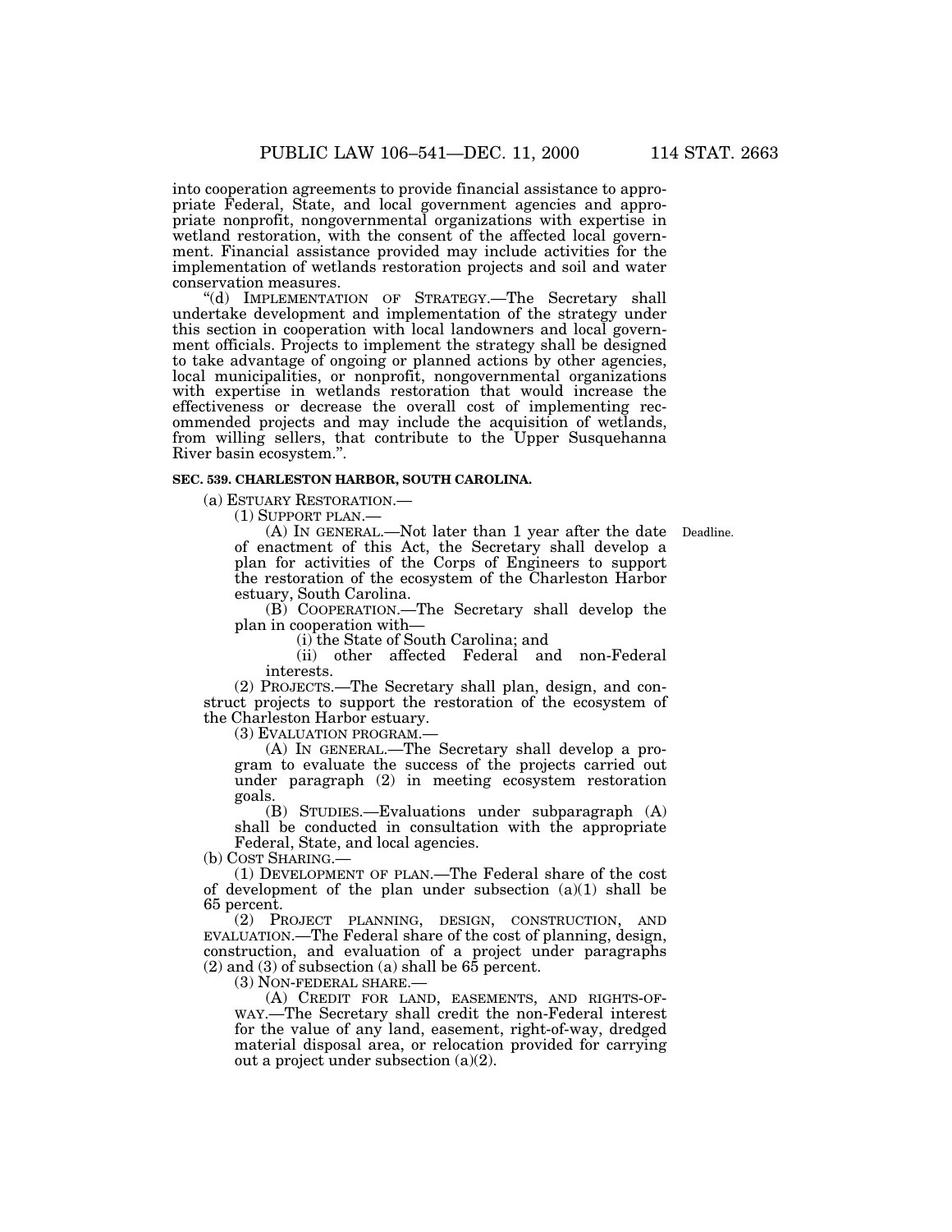into cooperation agreements to provide financial assistance to appropriate Federal, State, and local government agencies and appropriate nonprofit, nongovernmental organizations with expertise in wetland restoration, with the consent of the affected local government. Financial assistance provided may include activities for the implementation of wetlands restoration projects and soil and water conservation measures.

"(d) IMPLEMENTATION OF STRATEGY.—The Secretary shall undertake development and implementation of the strategy under this section in cooperation with local landowners and local government officials. Projects to implement the strategy shall be designed to take advantage of ongoing or planned actions by other agencies, local municipalities, or nonprofit, nongovernmental organizations with expertise in wetlands restoration that would increase the effectiveness or decrease the overall cost of implementing recommended projects and may include the acquisition of wetlands, from willing sellers, that contribute to the Upper Susquehanna River basin ecosystem.".

**SEC. 539. CHARLESTON HARBOR, SOUTH CAROLINA.**

(a) ESTUARY RESTORATION.—

(1) SUPPORT PLAN.—

(A) IN GENERAL.—Not later than 1 year after the date of enactment of this Act, the Secretary shall develop a plan for activities of the Corps of Engineers to support the restoration of the ecosystem of the Charleston Harbor estuary, South Carolina.

Deadline.

(B) COOPERATION.—The Secretary shall develop the plan in cooperation with—

(i) the State of South Carolina; and

(ii) other affected Federal and non-Federal interests.

(2) PROJECTS.—The Secretary shall plan, design, and construct projects to support the restoration of the ecosystem of the Charleston Harbor estuary.

(3) EVALUATION PROGRAM.—

(A) IN GENERAL.—The Secretary shall develop a program to evaluate the success of the projects carried out under paragraph (2) in meeting ecosystem restoration goals.

(B) STUDIES.—Evaluations under subparagraph (A) shall be conducted in consultation with the appropriate Federal, State, and local agencies.

(b) COST SHARING.—

(1) DEVELOPMENT OF PLAN.—The Federal share of the cost of development of the plan under subsection (a)(1) shall be 65 percent.

(2) PROJECT PLANNING, DESIGN, CONSTRUCTION, AND EVALUATION.—The Federal share of the cost of planning, design, construction, and evaluation of a project under paragraphs (2) and (3) of subsection (a) shall be 65 percent.

(3) NON-FEDERAL SHARE.—

(A) CREDIT FOR LAND, EASEMENTS, AND RIGHTS-OF-WAY.—The Secretary shall credit the non-Federal interest for the value of any land, easement, right-of-way, dredged material disposal area, or relocation provided for carrying out a project under subsection (a)(2).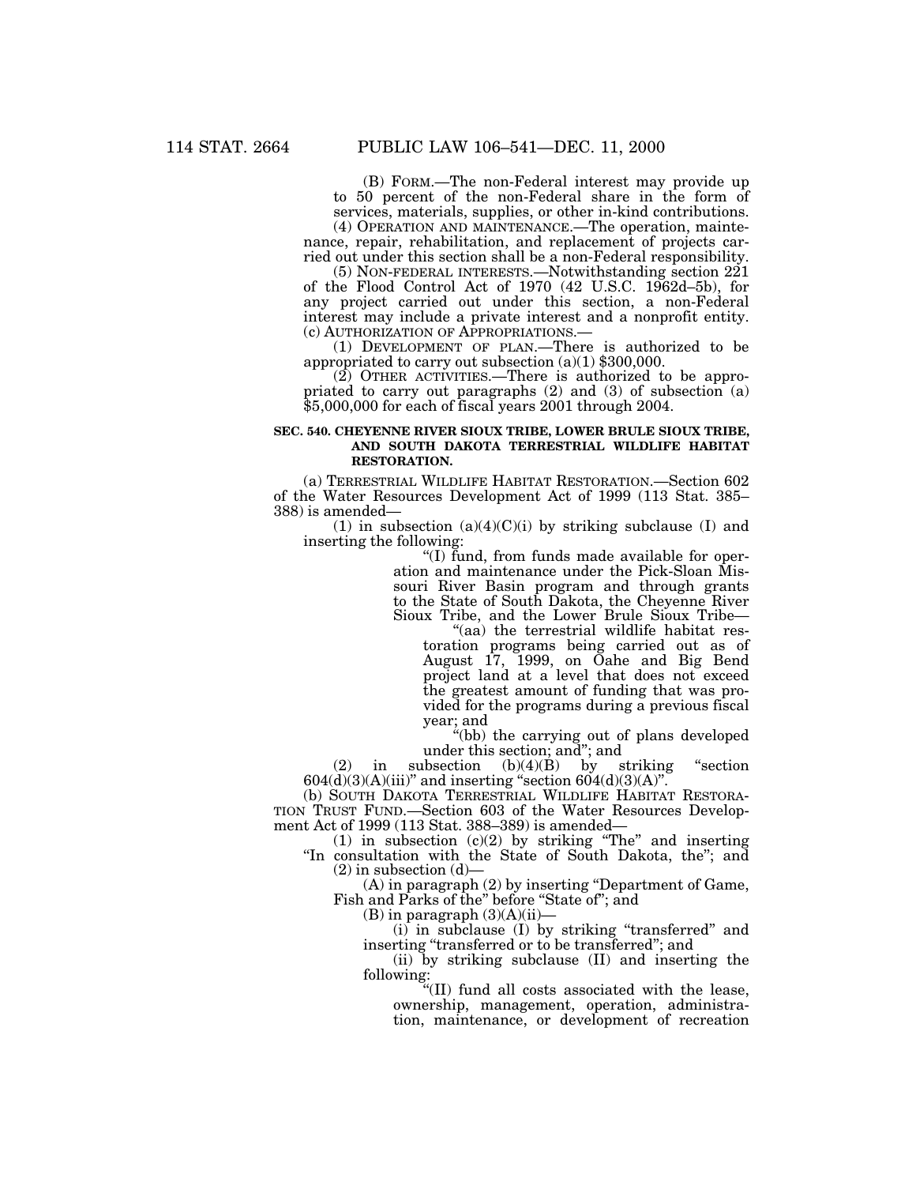(B) FORM.—The non-Federal interest may provide up to 50 percent of the non-Federal share in the form of services, materials, supplies, or other in-kind contributions.

(4) OPERATION AND MAINTENANCE.—The operation, maintenance, repair, rehabilitation, and replacement of projects carried out under this section shall be a non-Federal responsibility.

(5) NON-FEDERAL INTERESTS.—Notwithstanding section 221 of the Flood Control Act of 1970 (42 U.S.C. 1962d–5b), for any project carried out under this section, a non-Federal interest may include a private interest and a nonprofit entity.

(c) AUTHORIZATION OF APPROPRIATIONS.—

(1) DEVELOPMENT OF PLAN.—There is authorized to be appropriated to carry out subsection (a)(1) $300,000.

(2) OTHER ACTIVITIES.—There is authorized to be appropriated to carry out paragraphs (2) and (3) of subsection (a) $5,000,000 for each of fiscal years 2001 through 2004.

**SEC. 540. CHEYENNE RIVER SIOUX TRIBE, LOWER BRULE SIOUX TRIBE, AND SOUTH DAKOTA TERRESTRIAL WILDLIFE HABITAT RESTORATION.**

(a) TERRESTRIAL WILDLIFE HABITAT RESTORATION.—Section 602 of the Water Resources Development Act of 1999 (113 Stat. 385–388) is amended—

(1) in subsection (a)(4)(C)(i) by striking subclause (I) and inserting the following:

"(I) fund, from funds made available for operation and maintenance under the Pick-Sloan Missouri River Basin program and through grants to the State of South Dakota, the Cheyenne River Sioux Tribe, and the Lower Brule Sioux Tribe—

"(aa) the terrestrial wildlife habitat restoration programs being carried out as of August 17, 1999, on Oahe and Big Bend project land at a level that does not exceed the greatest amount of funding that was provided for the programs during a previous fiscal year; and

"(bb) the carrying out of plans developed under this section; and"; and

(2) in subsection (b)(4)(B) by striking "section 604(d)(3)(A)(iii)" and inserting "section 604(d)(3)(A)".

(b) SOUTH DAKOTA TERRESTRIAL WILDLIFE HABITAT RESTORATION TRUST FUND.—Section 603 of the Water Resources Development Act of 1999 (113 Stat. 388–389) is amended—

(1) in subsection (c)(2) by striking "The" and inserting "In consultation with the State of South Dakota, the"; and

(2) in subsection (d)—

(A) in paragraph (2) by inserting "Department of Game, Fish and Parks of the" before "State of"; and

(B) in paragraph (3)(A)(ii)—

(i) in subclause (I) by striking "transferred" and inserting "transferred or to be transferred"; and

(ii) by striking subclause (II) and inserting the following:

"(II) fund all costs associated with the lease, ownership, management, operation, administration, maintenance, or development of recreation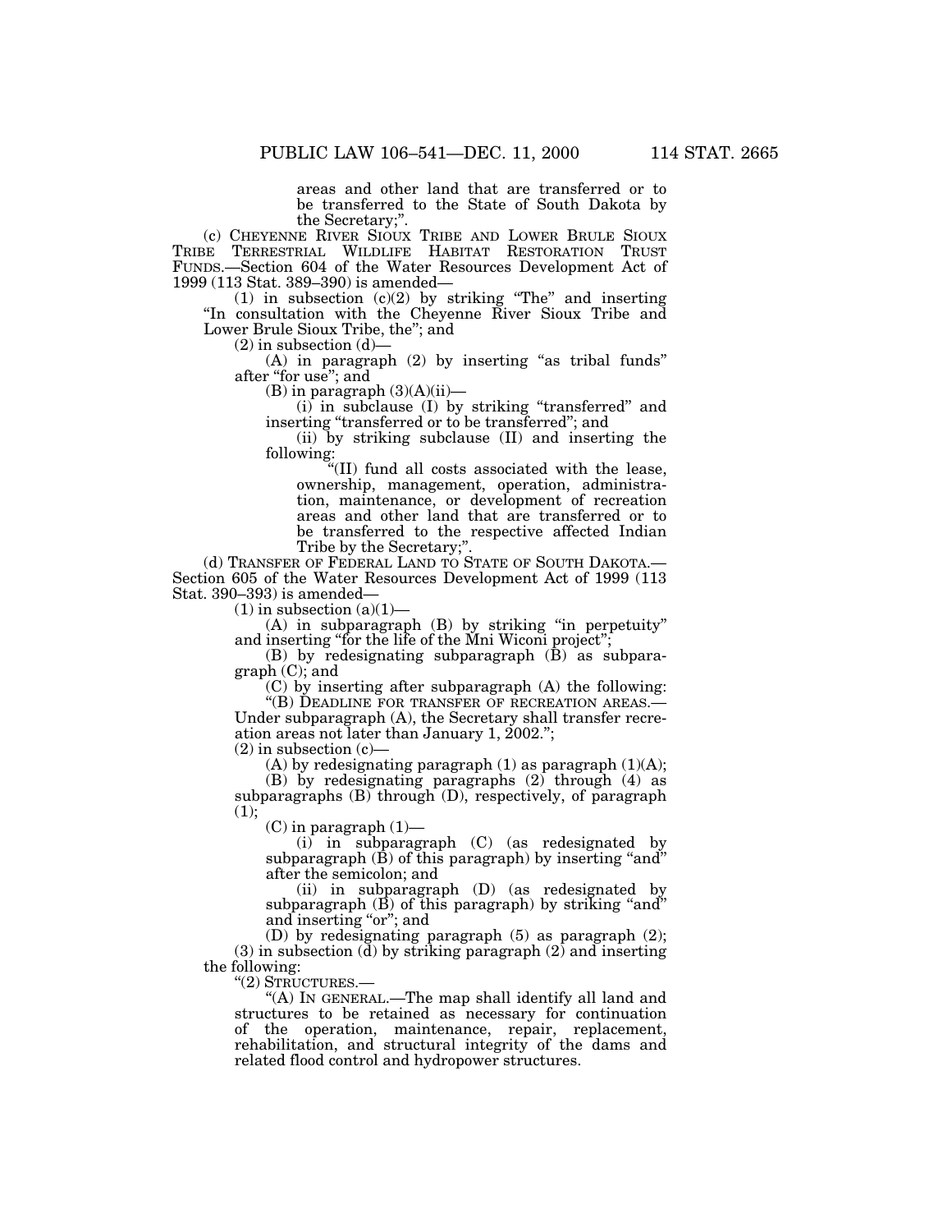areas and other land that are transferred or to be transferred to the State of South Dakota by the Secretary;".

(c) CHEYENNE RIVER SIOUX TRIBE AND LOWER BRULE SIOUX TRIBE TERRESTRIAL WILDLIFE HABITAT RESTORATION TRUST FUNDS.—Section 604 of the Water Resources Development Act of 1999 (113 Stat. 389–390) is amended—

(1) in subsection (c)(2) by striking "The" and inserting "In consultation with the Cheyenne River Sioux Tribe and Lower Brule Sioux Tribe, the"; and

(2) in subsection (d)—

(A) in paragraph (2) by inserting "as tribal funds" after "for use"; and

(B) in paragraph (3)(A)(ii)—

(i) in subclause (I) by striking "transferred" and inserting "transferred or to be transferred"; and

(ii) by striking subclause (II) and inserting the following:

"(II) fund all costs associated with the lease, ownership, management, operation, administration, maintenance, or development of recreation areas and other land that are transferred or to be transferred to the respective affected Indian Tribe by the Secretary;".

(d) TRANSFER OF FEDERAL LAND TO STATE OF SOUTH DAKOTA.—Section 605 of the Water Resources Development Act of 1999 (113 Stat. 390–393) is amended—

(1) in subsection (a)(1)—

(A) in subparagraph (B) by striking "in perpetuity" and inserting "for the life of the Mni Wiconi project";

(B) by redesignating subparagraph (B) as subparagraph (C); and

(C) by inserting after subparagraph (A) the following:

"(B) DEADLINE FOR TRANSFER OF RECREATION AREAS.—Under subparagraph (A), the Secretary shall transfer recreation areas not later than January 1, 2002.";

(2) in subsection (c)—

(A) by redesignating paragraph (1) as paragraph (1)(A);

(B) by redesignating paragraphs (2) through (4) as subparagraphs (B) through (D), respectively, of paragraph (1);

(C) in paragraph (1)—

(i) in subparagraph (C) (as redesignated by subparagraph (B) of this paragraph) by inserting "and" after the semicolon; and

(ii) in subparagraph (D) (as redesignated by subparagraph (B) of this paragraph) by striking "and" and inserting "or"; and

(D) by redesignating paragraph (5) as paragraph (2);

(3) in subsection (d) by striking paragraph (2) and inserting the following:

"(2) STRUCTURES.—

"(A) IN GENERAL.—The map shall identify all land and structures to be retained as necessary for continuation of the operation, maintenance, repair, replacement, rehabilitation, and structural integrity of the dams and related flood control and hydropower structures.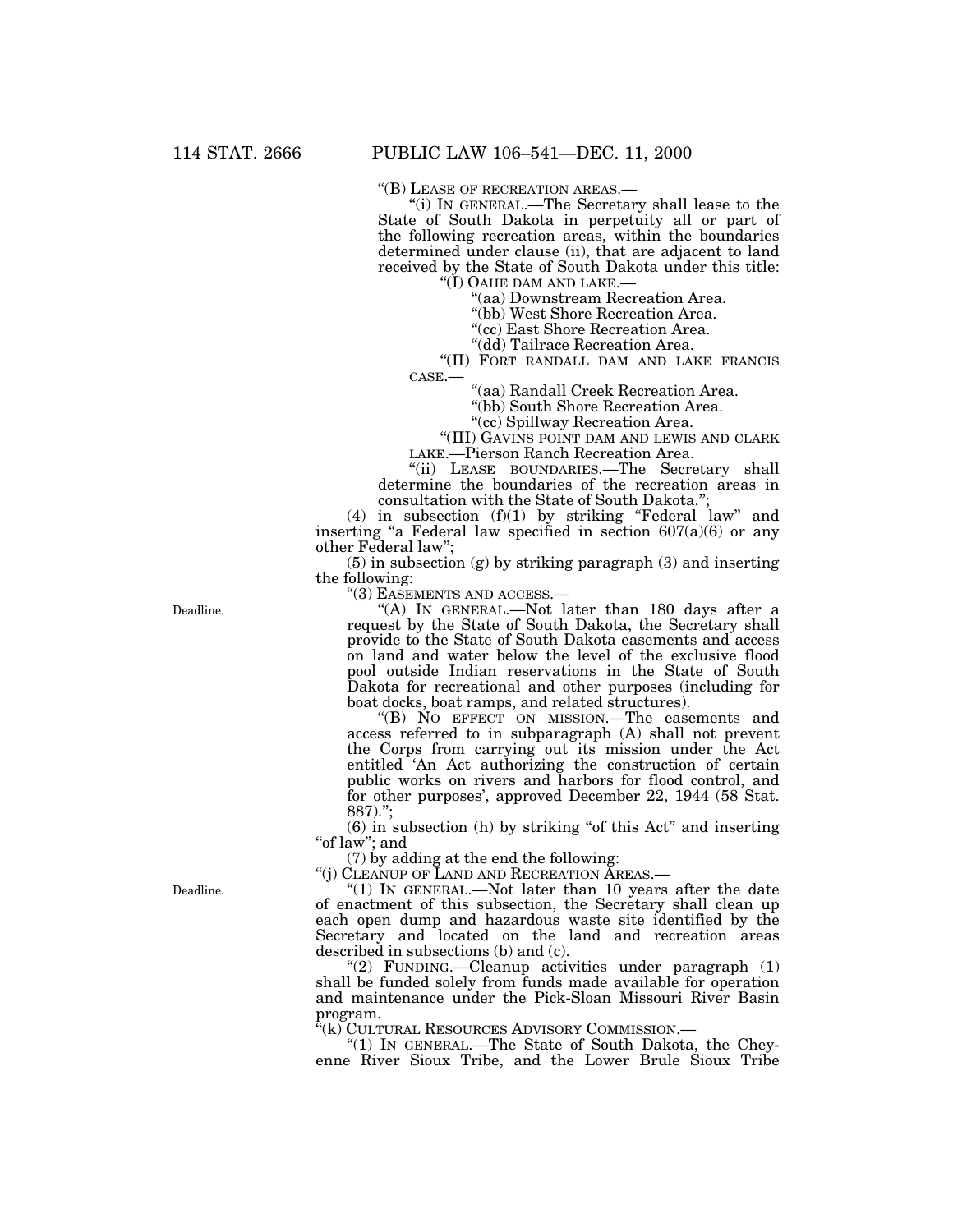"(B) LEASE OF RECREATION AREAS.—

"(i) IN GENERAL.—The Secretary shall lease to the State of South Dakota in perpetuity all or part of the following recreation areas, within the boundaries determined under clause (ii), that are adjacent to land received by the State of South Dakota under this title:

"(I) OAHE DAM AND LAKE.—

"(aa) Downstream Recreation Area.

"(bb) West Shore Recreation Area.

"(cc) East Shore Recreation Area.

"(dd) Tailrace Recreation Area.

"(II) FORT RANDALL DAM AND LAKE FRANCIS CASE.—

"(aa) Randall Creek Recreation Area.

"(bb) South Shore Recreation Area.

"(cc) Spillway Recreation Area.

"(III) GAVINS POINT DAM AND LEWIS AND CLARK LAKE.—Pierson Ranch Recreation Area.

"(ii) LEASE BOUNDARIES.—The Secretary shall determine the boundaries of the recreation areas in consultation with the State of South Dakota.";

(4) in subsection (f)(1) by striking "Federal law" and inserting "a Federal law specified in section 607(a)(6) or any other Federal law";

(5) in subsection (g) by striking paragraph (3) and inserting the following:

"(3) EASEMENTS AND ACCESS.—

Deadline.

"(A) IN GENERAL.—Not later than 180 days after a request by the State of South Dakota, the Secretary shall provide to the State of South Dakota easements and access on land and water below the level of the exclusive flood pool outside Indian reservations in the State of South Dakota for recreational and other purposes (including for boat docks, boat ramps, and related structures).

"(B) NO EFFECT ON MISSION.—The easements and access referred to in subparagraph (A) shall not prevent the Corps from carrying out its mission under the Act entitled 'An Act authorizing the construction of certain public works on rivers and harbors for flood control, and for other purposes', approved December 22, 1944 (58 Stat. 887).";

(6) in subsection (h) by striking "of this Act" and inserting "of law"; and

(7) by adding at the end the following:

"(j) CLEANUP OF LAND AND RECREATION AREAS.—

Deadline.

"(1) IN GENERAL.—Not later than 10 years after the date of enactment of this subsection, the Secretary shall clean up each open dump and hazardous waste site identified by the Secretary and located on the land and recreation areas described in subsections (b) and (c).

"(2) FUNDING.—Cleanup activities under paragraph (1) shall be funded solely from funds made available for operation and maintenance under the Pick-Sloan Missouri River Basin program.

"(k) CULTURAL RESOURCES ADVISORY COMMISSION.—

"(1) IN GENERAL.—The State of South Dakota, the Cheyenne River Sioux Tribe, and the Lower Brule Sioux Tribe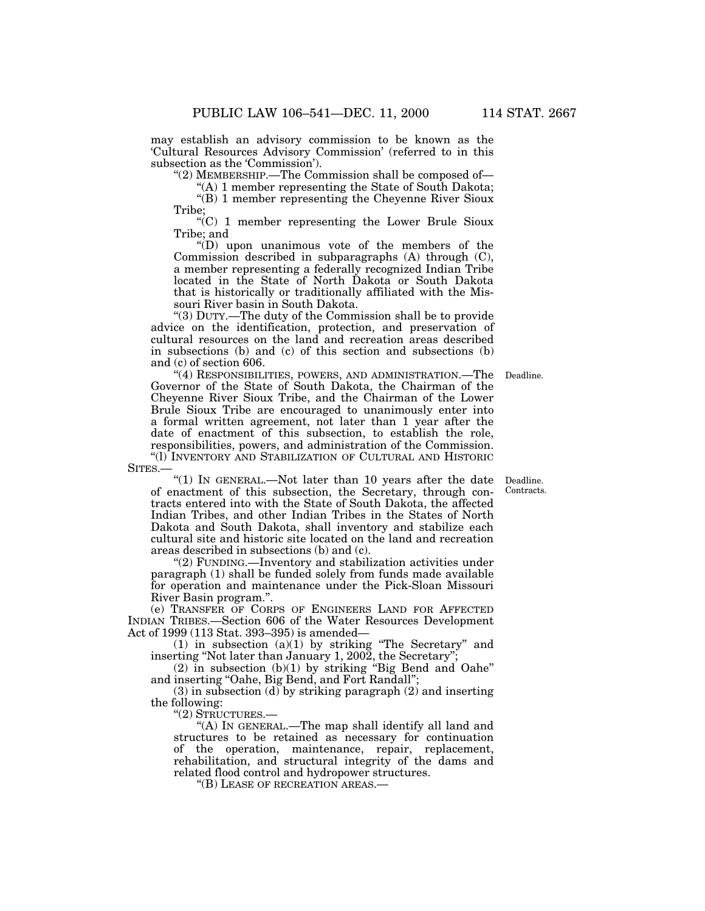may establish an advisory commission to be known as the 'Cultural Resources Advisory Commission' (referred to in this subsection as the 'Commission').

"(2) MEMBERSHIP.—The Commission shall be composed of—

"(A) 1 member representing the State of South Dakota;

"(B) 1 member representing the Cheyenne River Sioux Tribe;

"(C) 1 member representing the Lower Brule Sioux Tribe; and

"(D) upon unanimous vote of the members of the Commission described in subparagraphs (A) through (C), a member representing a federally recognized Indian Tribe located in the State of North Dakota or South Dakota that is historically or traditionally affiliated with the Missouri River basin in South Dakota.

"(3) DUTY.—The duty of the Commission shall be to provide advice on the identification, protection, and preservation of cultural resources on the land and recreation areas described in subsections (b) and (c) of this section and subsections (b) and (c) of section 606.

Deadline.

"(4) RESPONSIBILITIES, POWERS, AND ADMINISTRATION.—The Governor of the State of South Dakota, the Chairman of the Cheyenne River Sioux Tribe, and the Chairman of the Lower Brule Sioux Tribe are encouraged to unanimously enter into a formal written agreement, not later than 1 year after the date of enactment of this subsection, to establish the role, responsibilities, powers, and administration of the Commission.

"(l) INVENTORY AND STABILIZATION OF CULTURAL AND HISTORIC SITES.—

Deadline. Contracts.

"(1) IN GENERAL.—Not later than 10 years after the date of enactment of this subsection, the Secretary, through contracts entered into with the State of South Dakota, the affected Indian Tribes, and other Indian Tribes in the States of North Dakota and South Dakota, shall inventory and stabilize each cultural site and historic site located on the land and recreation areas described in subsections (b) and (c).

"(2) FUNDING.—Inventory and stabilization activities under paragraph (1) shall be funded solely from funds made available for operation and maintenance under the Pick-Sloan Missouri River Basin program.".

(e) TRANSFER OF CORPS OF ENGINEERS LAND FOR AFFECTED INDIAN TRIBES.—Section 606 of the Water Resources Development Act of 1999 (113 Stat. 393–395) is amended—

(1) in subsection (a)(1) by striking "The Secretary" and inserting "Not later than January 1, 2002, the Secretary";

(2) in subsection (b)(1) by striking "Big Bend and Oahe" and inserting "Oahe, Big Bend, and Fort Randall";

(3) in subsection (d) by striking paragraph (2) and inserting the following:

"(2) STRUCTURES.—

"(A) IN GENERAL.—The map shall identify all land and structures to be retained as necessary for continuation of the operation, maintenance, repair, replacement, rehabilitation, and structural integrity of the dams and related flood control and hydropower structures.

"(B) LEASE OF RECREATION AREAS.—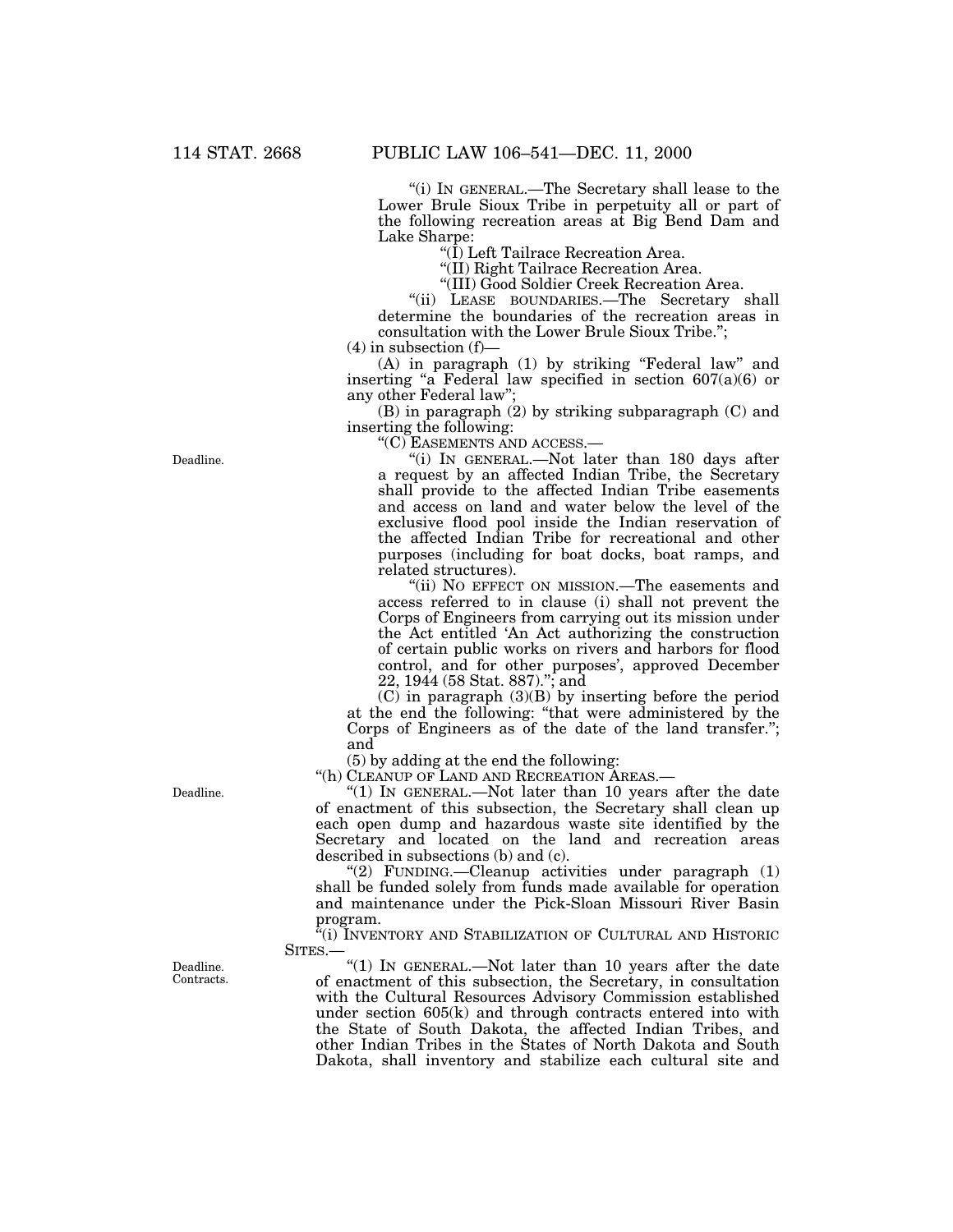"(i) IN GENERAL.—The Secretary shall lease to the Lower Brule Sioux Tribe in perpetuity all or part of the following recreation areas at Big Bend Dam and Lake Sharpe:

"(I) Left Tailrace Recreation Area.

"(II) Right Tailrace Recreation Area.

"(III) Good Soldier Creek Recreation Area.

"(ii) LEASE BOUNDARIES.—The Secretary shall determine the boundaries of the recreation areas in consultation with the Lower Brule Sioux Tribe.";

(4) in subsection (f)—

(A) in paragraph (1) by striking "Federal law" and inserting "a Federal law specified in section 607(a)(6) or any other Federal law";

(B) in paragraph (2) by striking subparagraph (C) and inserting the following:

"(C) EASEMENTS AND ACCESS.—

Deadline.

"(i) IN GENERAL.—Not later than 180 days after a request by an affected Indian Tribe, the Secretary shall provide to the affected Indian Tribe easements and access on land and water below the level of the exclusive flood pool inside the Indian reservation of the affected Indian Tribe for recreational and other purposes (including for boat docks, boat ramps, and related structures).

"(ii) NO EFFECT ON MISSION.—The easements and access referred to in clause (i) shall not prevent the Corps of Engineers from carrying out its mission under the Act entitled 'An Act authorizing the construction of certain public works on rivers and harbors for flood control, and for other purposes', approved December 22, 1944 (58 Stat. 887)."; and

(C) in paragraph (3)(B) by inserting before the period at the end the following: "that were administered by the Corps of Engineers as of the date of the land transfer."; and

(5) by adding at the end the following:

"(h) CLEANUP OF LAND AND RECREATION AREAS.—

Deadline.

"(1) IN GENERAL.—Not later than 10 years after the date of enactment of this subsection, the Secretary shall clean up each open dump and hazardous waste site identified by the Secretary and located on the land and recreation areas described in subsections (b) and (c).

"(2) FUNDING.—Cleanup activities under paragraph (1) shall be funded solely from funds made available for operation and maintenance under the Pick-Sloan Missouri River Basin program.

"(i) INVENTORY AND STABILIZATION OF CULTURAL AND HISTORIC SITES.—

Deadline. Contracts.

"(1) IN GENERAL.—Not later than 10 years after the date of enactment of this subsection, the Secretary, in consultation with the Cultural Resources Advisory Commission established under section 605(k) and through contracts entered into with the State of South Dakota, the affected Indian Tribes, and other Indian Tribes in the States of North Dakota and South Dakota, shall inventory and stabilize each cultural site and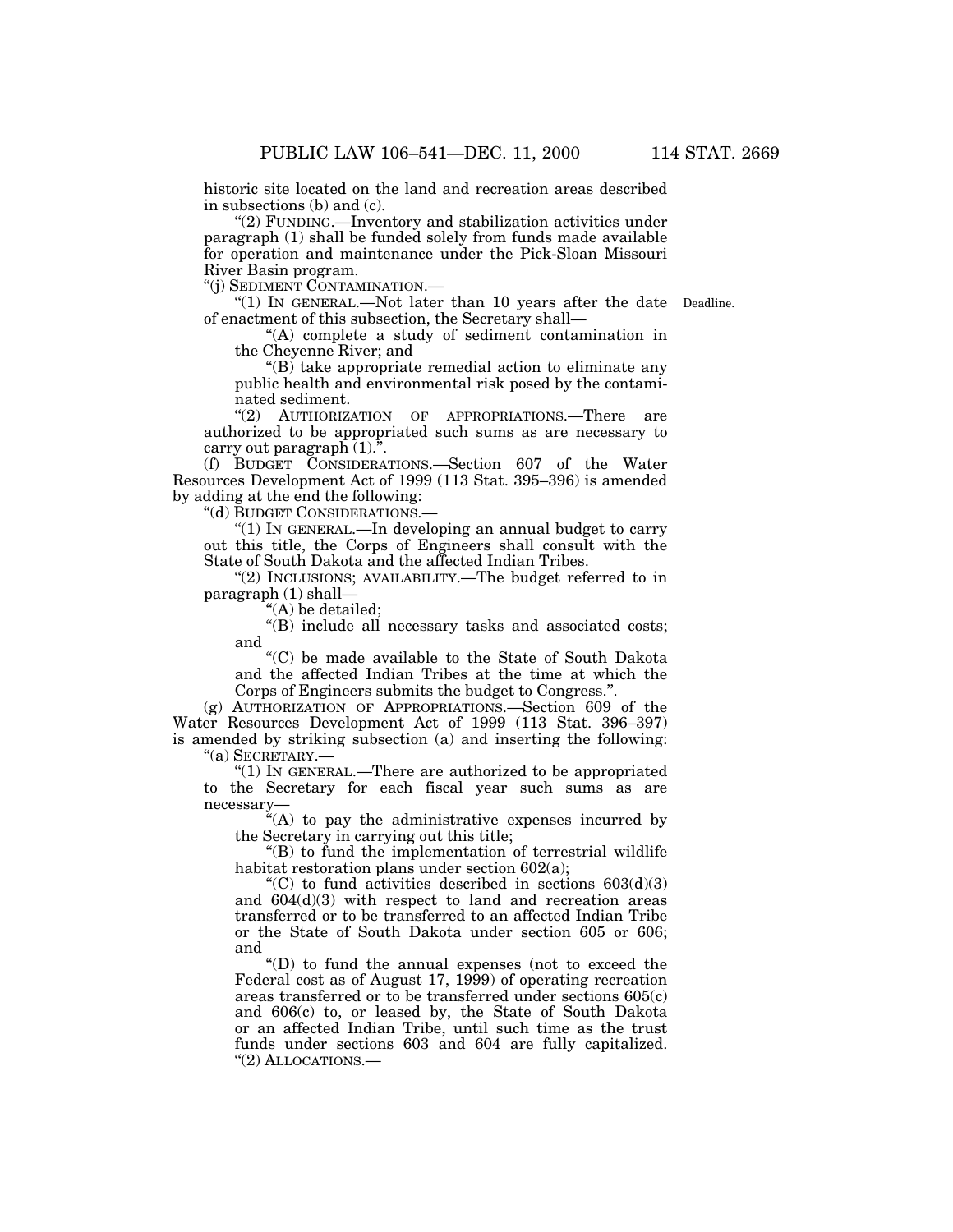historic site located on the land and recreation areas described in subsections (b) and (c).

"(2) FUNDING.—Inventory and stabilization activities under paragraph (1) shall be funded solely from funds made available for operation and maintenance under the Pick-Sloan Missouri River Basin program.

"(j) SEDIMENT CONTAMINATION.—

"(1) IN GENERAL.—Not later than 10 years after the date of enactment of this subsection, the Secretary shall—

Deadline.

"(A) complete a study of sediment contamination in the Cheyenne River; and

"(B) take appropriate remedial action to eliminate any public health and environmental risk posed by the contaminated sediment.

"(2) AUTHORIZATION OF APPROPRIATIONS.—There are authorized to be appropriated such sums as are necessary to carry out paragraph (1).".

(f) BUDGET CONSIDERATIONS.—Section 607 of the Water Resources Development Act of 1999 (113 Stat. 395–396) is amended by adding at the end the following:

"(d) BUDGET CONSIDERATIONS.—

"(1) IN GENERAL.—In developing an annual budget to carry out this title, the Corps of Engineers shall consult with the State of South Dakota and the affected Indian Tribes.

"(2) INCLUSIONS; AVAILABILITY.—The budget referred to in paragraph (1) shall—

"(A) be detailed;

"(B) include all necessary tasks and associated costs; and

"(C) be made available to the State of South Dakota and the affected Indian Tribes at the time at which the Corps of Engineers submits the budget to Congress.".

(g) AUTHORIZATION OF APPROPRIATIONS.—Section 609 of the Water Resources Development Act of 1999 (113 Stat. 396–397) is amended by striking subsection (a) and inserting the following:

"(a) SECRETARY.—

"(1) IN GENERAL.—There are authorized to be appropriated to the Secretary for each fiscal year such sums as are necessary—

"(A) to pay the administrative expenses incurred by the Secretary in carrying out this title;

"(B) to fund the implementation of terrestrial wildlife habitat restoration plans under section 602(a);

"(C) to fund activities described in sections 603(d)(3) and 604(d)(3) with respect to land and recreation areas transferred or to be transferred to an affected Indian Tribe or the State of South Dakota under section 605 or 606; and

"(D) to fund the annual expenses (not to exceed the Federal cost as of August 17, 1999) of operating recreation areas transferred or to be transferred under sections 605(c) and 606(c) to, or leased by, the State of South Dakota or an affected Indian Tribe, until such time as the trust funds under sections 603 and 604 are fully capitalized.

"(2) ALLOCATIONS.—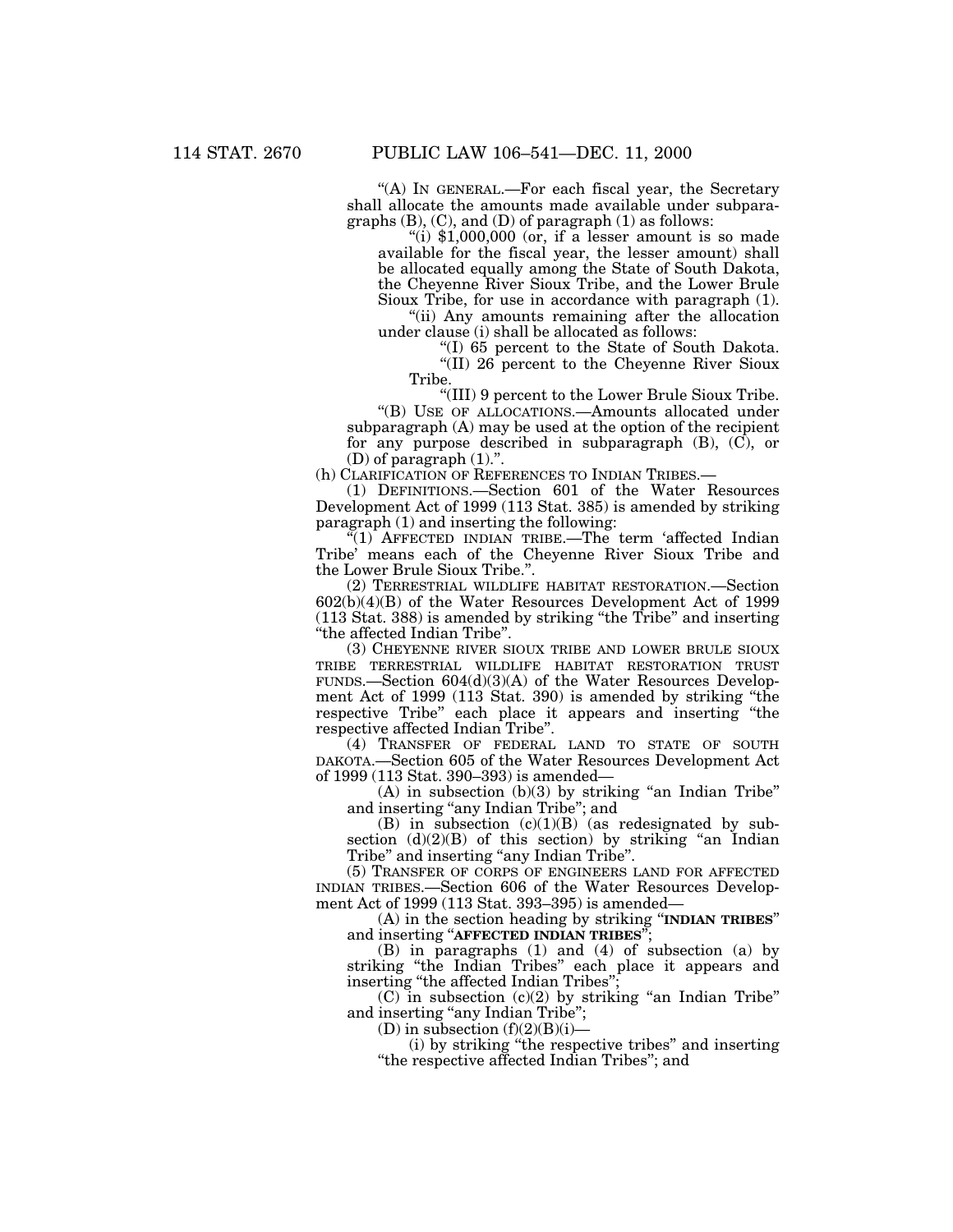"(A) IN GENERAL.—For each fiscal year, the Secretary shall allocate the amounts made available under subparagraphs (B), (C), and (D) of paragraph (1) as follows:

"(i) $1,000,000 (or, if a lesser amount is so made available for the fiscal year, the lesser amount) shall be allocated equally among the State of South Dakota, the Cheyenne River Sioux Tribe, and the Lower Brule Sioux Tribe, for use in accordance with paragraph (1).

"(ii) Any amounts remaining after the allocation under clause (i) shall be allocated as follows:

"(I) 65 percent to the State of South Dakota.

"(II) 26 percent to the Cheyenne River Sioux Tribe.

"(III) 9 percent to the Lower Brule Sioux Tribe.

"(B) USE OF ALLOCATIONS.—Amounts allocated under subparagraph (A) may be used at the option of the recipient for any purpose described in subparagraph (B), (C), or (D) of paragraph (1).".

(h) CLARIFICATION OF REFERENCES TO INDIAN TRIBES.—

(1) DEFINITIONS.—Section 601 of the Water Resources Development Act of 1999 (113 Stat. 385) is amended by striking paragraph (1) and inserting the following:

"(1) AFFECTED INDIAN TRIBE.—The term 'affected Indian Tribe' means each of the Cheyenne River Sioux Tribe and the Lower Brule Sioux Tribe.".

(2) TERRESTRIAL WILDLIFE HABITAT RESTORATION.—Section 602(b)(4)(B) of the Water Resources Development Act of 1999 (113 Stat. 388) is amended by striking "the Tribe" and inserting "the affected Indian Tribe".

(3) CHEYENNE RIVER SIOUX TRIBE AND LOWER BRULE SIOUX TRIBE TERRESTRIAL WILDLIFE HABITAT RESTORATION TRUST FUNDS.—Section 604(d)(3)(A) of the Water Resources Development Act of 1999 (113 Stat. 390) is amended by striking "the respective Tribe" each place it appears and inserting "the respective affected Indian Tribe".

(4) TRANSFER OF FEDERAL LAND TO STATE OF SOUTH DAKOTA.—Section 605 of the Water Resources Development Act of 1999 (113 Stat. 390–393) is amended—

(A) in subsection (b)(3) by striking "an Indian Tribe" and inserting "any Indian Tribe"; and

(B) in subsection (c)(1)(B) (as redesignated by subsection (d)(2)(B) of this section) by striking "an Indian Tribe" and inserting "any Indian Tribe".

(5) TRANSFER OF CORPS OF ENGINEERS LAND FOR AFFECTED INDIAN TRIBES.—Section 606 of the Water Resources Development Act of 1999 (113 Stat. 393–395) is amended—

(A) in the section heading by striking "**INDIAN TRIBES**" and inserting "**AFFECTED INDIAN TRIBES**";

(B) in paragraphs (1) and (4) of subsection (a) by striking "the Indian Tribes" each place it appears and inserting "the affected Indian Tribes";

(C) in subsection (c)(2) by striking "an Indian Tribe" and inserting "any Indian Tribe";

(D) in subsection (f)(2)(B)(i)—

(i) by striking "the respective tribes" and inserting "the respective affected Indian Tribes"; and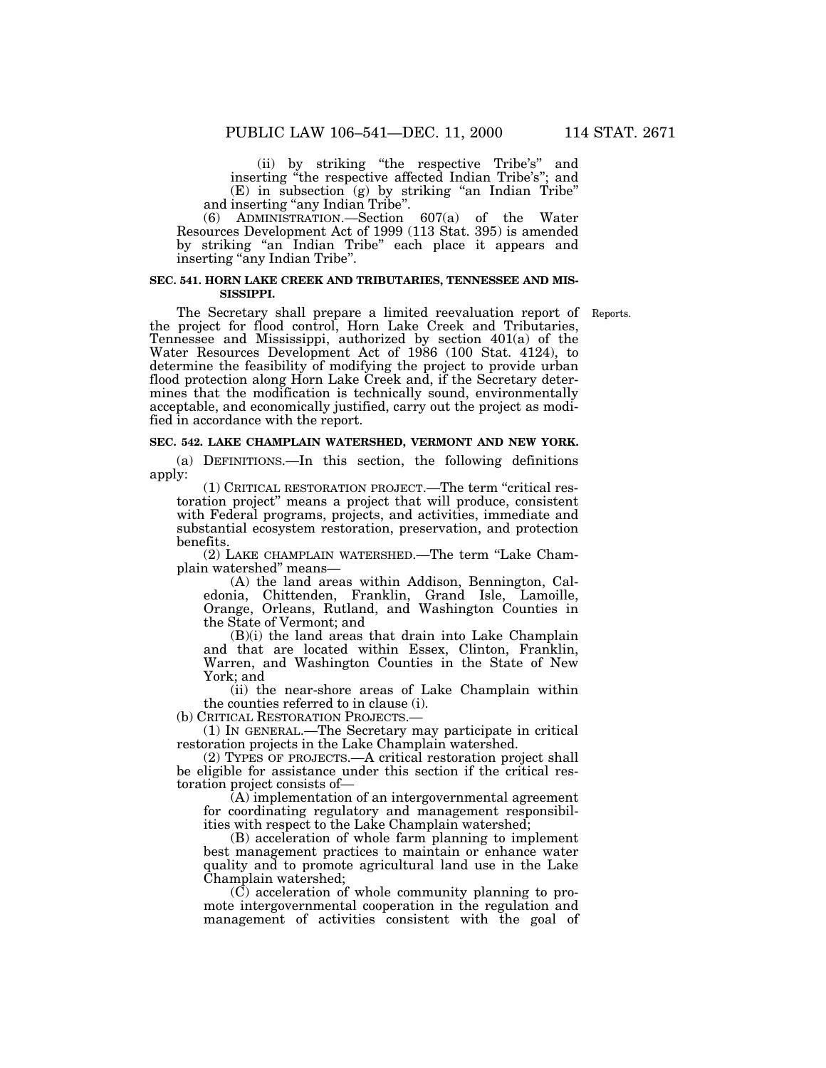(ii) by striking "the respective Tribe's" and inserting "the respective affected Indian Tribe's"; and

(E) in subsection (g) by striking "an Indian Tribe" and inserting "any Indian Tribe".

(6) ADMINISTRATION.—Section 607(a) of the Water Resources Development Act of 1999 (113 Stat. 395) is amended by striking "an Indian Tribe" each place it appears and inserting "any Indian Tribe".

**SEC. 541. HORN LAKE CREEK AND TRIBUTARIES, TENNESSEE AND MISSISSIPPI.**

Reports.

The Secretary shall prepare a limited reevaluation report of the project for flood control, Horn Lake Creek and Tributaries, Tennessee and Mississippi, authorized by section 401(a) of the Water Resources Development Act of 1986 (100 Stat. 4124), to determine the feasibility of modifying the project to provide urban flood protection along Horn Lake Creek and, if the Secretary determines that the modification is technically sound, environmentally acceptable, and economically justified, carry out the project as modified in accordance with the report.

**SEC. 542. LAKE CHAMPLAIN WATERSHED, VERMONT AND NEW YORK.**

(a) DEFINITIONS.—In this section, the following definitions apply:

(1) CRITICAL RESTORATION PROJECT.—The term "critical restoration project" means a project that will produce, consistent with Federal programs, projects, and activities, immediate and substantial ecosystem restoration, preservation, and protection benefits.

(2) LAKE CHAMPLAIN WATERSHED.—The term "Lake Champlain watershed" means—

(A) the land areas within Addison, Bennington, Caledonia, Chittenden, Franklin, Grand Isle, Lamoille, Orange, Orleans, Rutland, and Washington Counties in the State of Vermont; and

(B)(i) the land areas that drain into Lake Champlain and that are located within Essex, Clinton, Franklin, Warren, and Washington Counties in the State of New York; and

(ii) the near-shore areas of Lake Champlain within the counties referred to in clause (i).

(b) CRITICAL RESTORATION PROJECTS.—

(1) IN GENERAL.—The Secretary may participate in critical restoration projects in the Lake Champlain watershed.

(2) TYPES OF PROJECTS.—A critical restoration project shall be eligible for assistance under this section if the critical restoration project consists of—

(A) implementation of an intergovernmental agreement for coordinating regulatory and management responsibilities with respect to the Lake Champlain watershed;

(B) acceleration of whole farm planning to implement best management practices to maintain or enhance water quality and to promote agricultural land use in the Lake Champlain watershed;

(C) acceleration of whole community planning to promote intergovernmental cooperation in the regulation and management of activities consistent with the goal of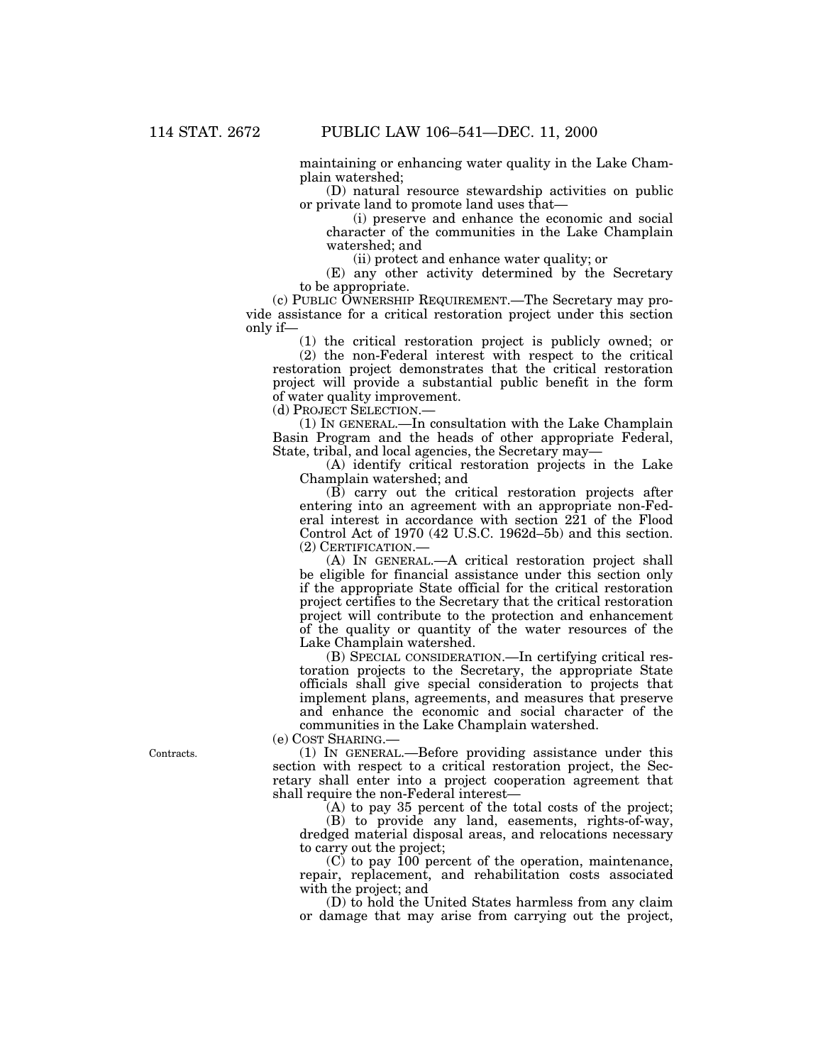maintaining or enhancing water quality in the Lake Champlain watershed;

(D) natural resource stewardship activities on public or private land to promote land uses that—

(i) preserve and enhance the economic and social character of the communities in the Lake Champlain watershed; and

(ii) protect and enhance water quality; or

(E) any other activity determined by the Secretary to be appropriate.

(c) PUBLIC OWNERSHIP REQUIREMENT.—The Secretary may provide assistance for a critical restoration project under this section only if—

(1) the critical restoration project is publicly owned; or

(2) the non-Federal interest with respect to the critical restoration project demonstrates that the critical restoration project will provide a substantial public benefit in the form of water quality improvement.

(d) PROJECT SELECTION.—

(1) IN GENERAL.—In consultation with the Lake Champlain Basin Program and the heads of other appropriate Federal, State, tribal, and local agencies, the Secretary may—

(A) identify critical restoration projects in the Lake Champlain watershed; and

(B) carry out the critical restoration projects after entering into an agreement with an appropriate non-Federal interest in accordance with section 221 of the Flood Control Act of 1970 (42 U.S.C. 1962d–5b) and this section.

(2) CERTIFICATION.—

(A) IN GENERAL.—A critical restoration project shall be eligible for financial assistance under this section only if the appropriate State official for the critical restoration project certifies to the Secretary that the critical restoration project will contribute to the protection and enhancement of the quality or quantity of the water resources of the Lake Champlain watershed.

(B) SPECIAL CONSIDERATION.—In certifying critical restoration projects to the Secretary, the appropriate State officials shall give special consideration to projects that implement plans, agreements, and measures that preserve and enhance the economic and social character of the communities in the Lake Champlain watershed.

(e) COST SHARING.—

Contracts.

(1) IN GENERAL.—Before providing assistance under this section with respect to a critical restoration project, the Secretary shall enter into a project cooperation agreement that shall require the non-Federal interest—

(A) to pay 35 percent of the total costs of the project;

(B) to provide any land, easements, rights-of-way, dredged material disposal areas, and relocations necessary to carry out the project;

(C) to pay 100 percent of the operation, maintenance, repair, replacement, and rehabilitation costs associated with the project; and

(D) to hold the United States harmless from any claim or damage that may arise from carrying out the project,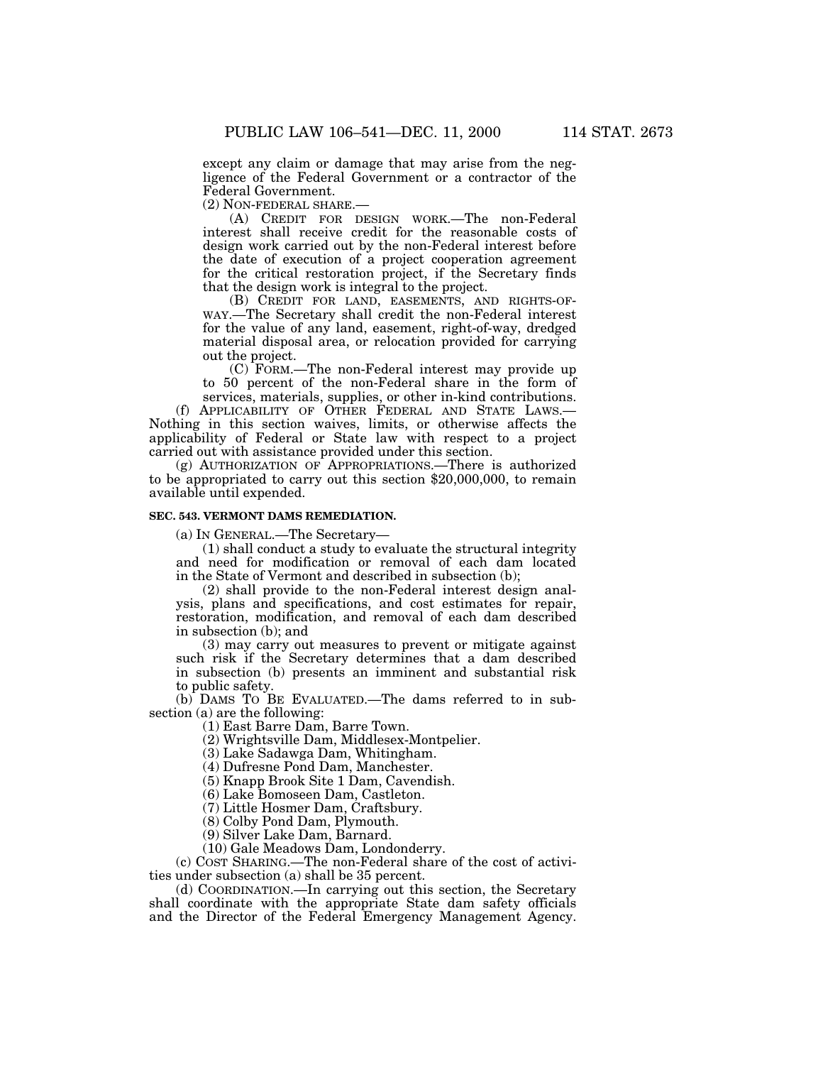except any claim or damage that may arise from the negligence of the Federal Government or a contractor of the Federal Government.

(2) NON-FEDERAL SHARE.—

(A) CREDIT FOR DESIGN WORK.—The non-Federal interest shall receive credit for the reasonable costs of design work carried out by the non-Federal interest before the date of execution of a project cooperation agreement for the critical restoration project, if the Secretary finds that the design work is integral to the project.

(B) CREDIT FOR LAND, EASEMENTS, AND RIGHTS-OF-WAY.—The Secretary shall credit the non-Federal interest for the value of any land, easement, right-of-way, dredged material disposal area, or relocation provided for carrying out the project.

(C) FORM.—The non-Federal interest may provide up to 50 percent of the non-Federal share in the form of services, materials, supplies, or other in-kind contributions.

(f) APPLICABILITY OF OTHER FEDERAL AND STATE LAWS.—Nothing in this section waives, limits, or otherwise affects the applicability of Federal or State law with respect to a project carried out with assistance provided under this section.

(g) AUTHORIZATION OF APPROPRIATIONS.—There is authorized to be appropriated to carry out this section $20,000,000, to remain available until expended.

**SEC. 543. VERMONT DAMS REMEDIATION.**

(a) IN GENERAL.—The Secretary—

(1) shall conduct a study to evaluate the structural integrity and need for modification or removal of each dam located in the State of Vermont and described in subsection (b);

(2) shall provide to the non-Federal interest design analysis, plans and specifications, and cost estimates for repair, restoration, modification, and removal of each dam described in subsection (b); and

(3) may carry out measures to prevent or mitigate against such risk if the Secretary determines that a dam described in subsection (b) presents an imminent and substantial risk to public safety.

(b) DAMS TO BE EVALUATED.—The dams referred to in subsection (a) are the following:

(1) East Barre Dam, Barre Town.

(2) Wrightsville Dam, Middlesex-Montpelier.

(3) Lake Sadawga Dam, Whitingham.

(4) Dufresne Pond Dam, Manchester.

(5) Knapp Brook Site 1 Dam, Cavendish.

(6) Lake Bomoseen Dam, Castleton.

(7) Little Hosmer Dam, Craftsbury.

(8) Colby Pond Dam, Plymouth.

(9) Silver Lake Dam, Barnard.

(10) Gale Meadows Dam, Londonderry.

(c) COST SHARING.—The non-Federal share of the cost of activities under subsection (a) shall be 35 percent.

(d) COORDINATION.—In carrying out this section, the Secretary shall coordinate with the appropriate State dam safety officials and the Director of the Federal Emergency Management Agency.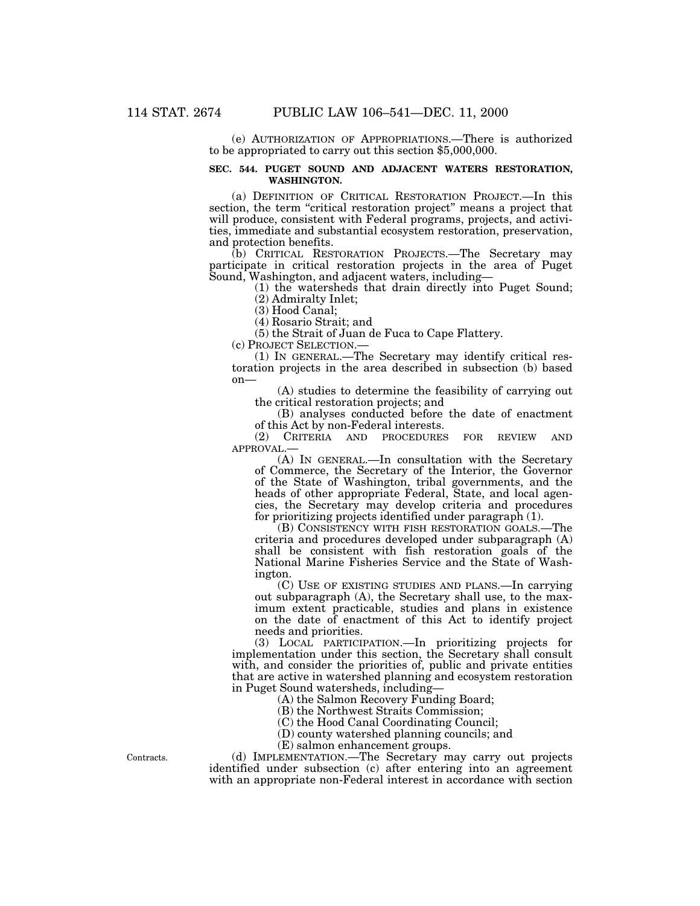(e) AUTHORIZATION OF APPROPRIATIONS.—There is authorized to be appropriated to carry out this section $5,000,000.

## SEC. 544. PUGET SOUND AND ADJACENT WATERS RESTORATION, WASHINGTON.

(a) DEFINITION OF CRITICAL RESTORATION PROJECT.—In this section, the term "critical restoration project" means a project that will produce, consistent with Federal programs, projects, and activities, immediate and substantial ecosystem restoration, preservation, and protection benefits.

(b) CRITICAL RESTORATION PROJECTS.—The Secretary may participate in critical restoration projects in the area of Puget Sound, Washington, and adjacent waters, including—

(1) the watersheds that drain directly into Puget Sound;

(2) Admiralty Inlet;

(3) Hood Canal;

(4) Rosario Strait; and

(5) the Strait of Juan de Fuca to Cape Flattery.

(c) PROJECT SELECTION.—

(1) IN GENERAL.—The Secretary may identify critical restoration projects in the area described in subsection (b) based on—

(A) studies to determine the feasibility of carrying out the critical restoration projects; and

(B) analyses conducted before the date of enactment of this Act by non-Federal interests.

(2) CRITERIA AND PROCEDURES FOR REVIEW AND APPROVAL.—

(A) IN GENERAL.—In consultation with the Secretary of Commerce, the Secretary of the Interior, the Governor of the State of Washington, tribal governments, and the heads of other appropriate Federal, State, and local agencies, the Secretary may develop criteria and procedures for prioritizing projects identified under paragraph (1).

(B) CONSISTENCY WITH FISH RESTORATION GOALS.—The criteria and procedures developed under subparagraph (A) shall be consistent with fish restoration goals of the National Marine Fisheries Service and the State of Washington.

(C) USE OF EXISTING STUDIES AND PLANS.—In carrying out subparagraph (A), the Secretary shall use, to the maximum extent practicable, studies and plans in existence on the date of enactment of this Act to identify project needs and priorities.

(3) LOCAL PARTICIPATION.—In prioritizing projects for implementation under this section, the Secretary shall consult with, and consider the priorities of, public and private entities that are active in watershed planning and ecosystem restoration in Puget Sound watersheds, including—

(A) the Salmon Recovery Funding Board;

(B) the Northwest Straits Commission;

(C) the Hood Canal Coordinating Council;

(D) county watershed planning councils; and

(E) salmon enhancement groups.

Contracts.

(d) IMPLEMENTATION.—The Secretary may carry out projects identified under subsection (c) after entering into an agreement with an appropriate non-Federal interest in accordance with section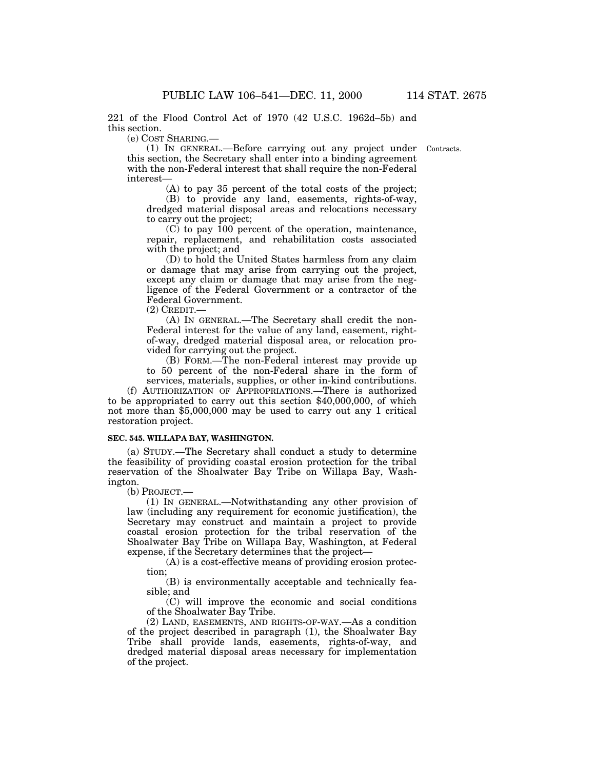221 of the Flood Control Act of 1970 (42 U.S.C. 1962d–5b) and this section.

(e) COST SHARING.—

(1) IN GENERAL.—Before carrying out any project under this section, the Secretary shall enter into a binding agreement with the non-Federal interest that shall require the non-Federal interest—

Contracts.

(A) to pay 35 percent of the total costs of the project;

(B) to provide any land, easements, rights-of-way, dredged material disposal areas and relocations necessary to carry out the project;

(C) to pay 100 percent of the operation, maintenance, repair, replacement, and rehabilitation costs associated with the project; and

(D) to hold the United States harmless from any claim or damage that may arise from carrying out the project, except any claim or damage that may arise from the negligence of the Federal Government or a contractor of the Federal Government.

(2) CREDIT.—

(A) IN GENERAL.—The Secretary shall credit the non-Federal interest for the value of any land, easement, right-of-way, dredged material disposal area, or relocation provided for carrying out the project.

(B) FORM.—The non-Federal interest may provide up to 50 percent of the non-Federal share in the form of services, materials, supplies, or other in-kind contributions.

(f) AUTHORIZATION OF APPROPRIATIONS.—There is authorized to be appropriated to carry out this section $40,000,000, of which not more than $5,000,000 may be used to carry out any 1 critical restoration project.

**SEC. 545. WILLAPA BAY, WASHINGTON.**

(a) STUDY.—The Secretary shall conduct a study to determine the feasibility of providing coastal erosion protection for the tribal reservation of the Shoalwater Bay Tribe on Willapa Bay, Washington.

(b) PROJECT.—

(1) IN GENERAL.—Notwithstanding any other provision of law (including any requirement for economic justification), the Secretary may construct and maintain a project to provide coastal erosion protection for the tribal reservation of the Shoalwater Bay Tribe on Willapa Bay, Washington, at Federal expense, if the Secretary determines that the project—

(A) is a cost-effective means of providing erosion protection;

(B) is environmentally acceptable and technically feasible; and

(C) will improve the economic and social conditions of the Shoalwater Bay Tribe.

(2) LAND, EASEMENTS, AND RIGHTS-OF-WAY.—As a condition of the project described in paragraph (1), the Shoalwater Bay Tribe shall provide lands, easements, rights-of-way, and dredged material disposal areas necessary for implementation of the project.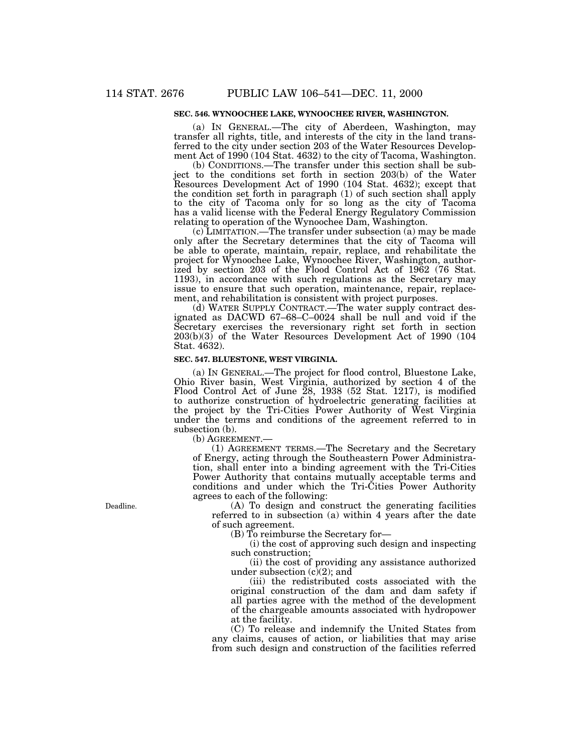**SEC. 546. WYNOOCHEE LAKE, WYNOOCHEE RIVER, WASHINGTON.**

(a) IN GENERAL.—The city of Aberdeen, Washington, may transfer all rights, title, and interests of the city in the land transferred to the city under section 203 of the Water Resources Development Act of 1990 (104 Stat. 4632) to the city of Tacoma, Washington.

(b) CONDITIONS.—The transfer under this section shall be subject to the conditions set forth in section 203(b) of the Water Resources Development Act of 1990 (104 Stat. 4632); except that the condition set forth in paragraph (1) of such section shall apply to the city of Tacoma only for so long as the city of Tacoma has a valid license with the Federal Energy Regulatory Commission relating to operation of the Wynoochee Dam, Washington.

(c) LIMITATION.—The transfer under subsection (a) may be made only after the Secretary determines that the city of Tacoma will be able to operate, maintain, repair, replace, and rehabilitate the project for Wynoochee Lake, Wynoochee River, Washington, authorized by section 203 of the Flood Control Act of 1962 (76 Stat. 1193), in accordance with such regulations as the Secretary may issue to ensure that such operation, maintenance, repair, replacement, and rehabilitation is consistent with project purposes.

(d) WATER SUPPLY CONTRACT.—The water supply contract designated as DACWD 67–68–C–0024 shall be null and void if the Secretary exercises the reversionary right set forth in section 203(b)(3) of the Water Resources Development Act of 1990 (104 Stat. 4632).

**SEC. 547. BLUESTONE, WEST VIRGINIA.**

(a) IN GENERAL.—The project for flood control, Bluestone Lake, Ohio River basin, West Virginia, authorized by section 4 of the Flood Control Act of June 28, 1938 (52 Stat. 1217), is modified to authorize construction of hydroelectric generating facilities at the project by the Tri-Cities Power Authority of West Virginia under the terms and conditions of the agreement referred to in subsection (b).

(b) AGREEMENT.—

(1) AGREEMENT TERMS.—The Secretary and the Secretary of Energy, acting through the Southeastern Power Administration, shall enter into a binding agreement with the Tri-Cities Power Authority that contains mutually acceptable terms and conditions and under which the Tri-Cities Power Authority agrees to each of the following:

Deadline.

(A) To design and construct the generating facilities referred to in subsection (a) within 4 years after the date of such agreement.

(B) To reimburse the Secretary for—

(i) the cost of approving such design and inspecting such construction;

(ii) the cost of providing any assistance authorized under subsection (c)(2); and

(iii) the redistributed costs associated with the original construction of the dam and dam safety if all parties agree with the method of the development of the chargeable amounts associated with hydropower at the facility.

(C) To release and indemnify the United States from any claims, causes of action, or liabilities that may arise from such design and construction of the facilities referred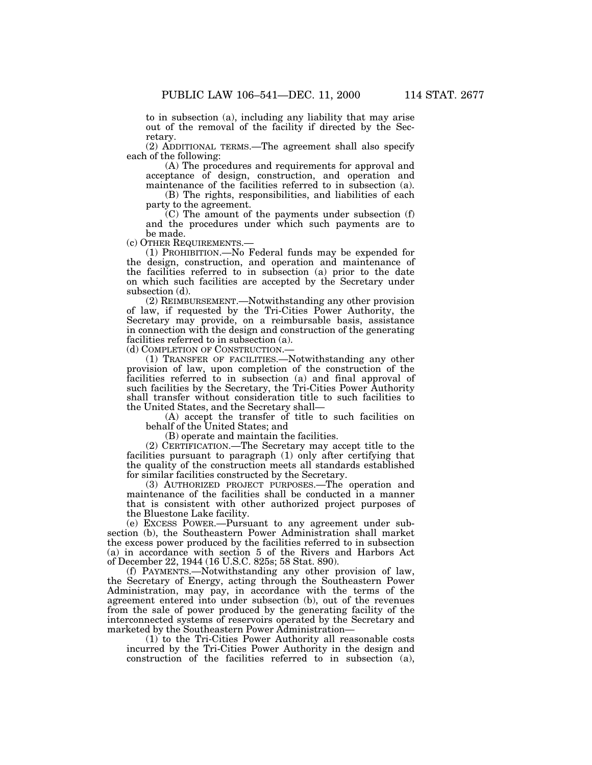to in subsection (a), including any liability that may arise out of the removal of the facility if directed by the Secretary.

(2) ADDITIONAL TERMS.—The agreement shall also specify each of the following:

(A) The procedures and requirements for approval and acceptance of design, construction, and operation and maintenance of the facilities referred to in subsection (a).

(B) The rights, responsibilities, and liabilities of each party to the agreement.

(C) The amount of the payments under subsection (f) and the procedures under which such payments are to be made.

(c) OTHER REQUIREMENTS.—

(1) PROHIBITION.—No Federal funds may be expended for the design, construction, and operation and maintenance of the facilities referred to in subsection (a) prior to the date on which such facilities are accepted by the Secretary under subsection (d).

(2) REIMBURSEMENT.—Notwithstanding any other provision of law, if requested by the Tri-Cities Power Authority, the Secretary may provide, on a reimbursable basis, assistance in connection with the design and construction of the generating facilities referred to in subsection (a).

(d) COMPLETION OF CONSTRUCTION.—

(1) TRANSFER OF FACILITIES.—Notwithstanding any other provision of law, upon completion of the construction of the facilities referred to in subsection (a) and final approval of such facilities by the Secretary, the Tri-Cities Power Authority shall transfer without consideration title to such facilities to the United States, and the Secretary shall—

(A) accept the transfer of title to such facilities on behalf of the United States; and

(B) operate and maintain the facilities.

(2) CERTIFICATION.—The Secretary may accept title to the facilities pursuant to paragraph (1) only after certifying that the quality of the construction meets all standards established for similar facilities constructed by the Secretary.

(3) AUTHORIZED PROJECT PURPOSES.—The operation and maintenance of the facilities shall be conducted in a manner that is consistent with other authorized project purposes of the Bluestone Lake facility.

(e) EXCESS POWER.—Pursuant to any agreement under subsection (b), the Southeastern Power Administration shall market the excess power produced by the facilities referred to in subsection (a) in accordance with section 5 of the Rivers and Harbors Act of December 22, 1944 (16 U.S.C. 825s; 58 Stat. 890).

(f) PAYMENTS.—Notwithstanding any other provision of law, the Secretary of Energy, acting through the Southeastern Power Administration, may pay, in accordance with the terms of the agreement entered into under subsection (b), out of the revenues from the sale of power produced by the generating facility of the interconnected systems of reservoirs operated by the Secretary and marketed by the Southeastern Power Administration—

(1) to the Tri-Cities Power Authority all reasonable costs incurred by the Tri-Cities Power Authority in the design and construction of the facilities referred to in subsection (a),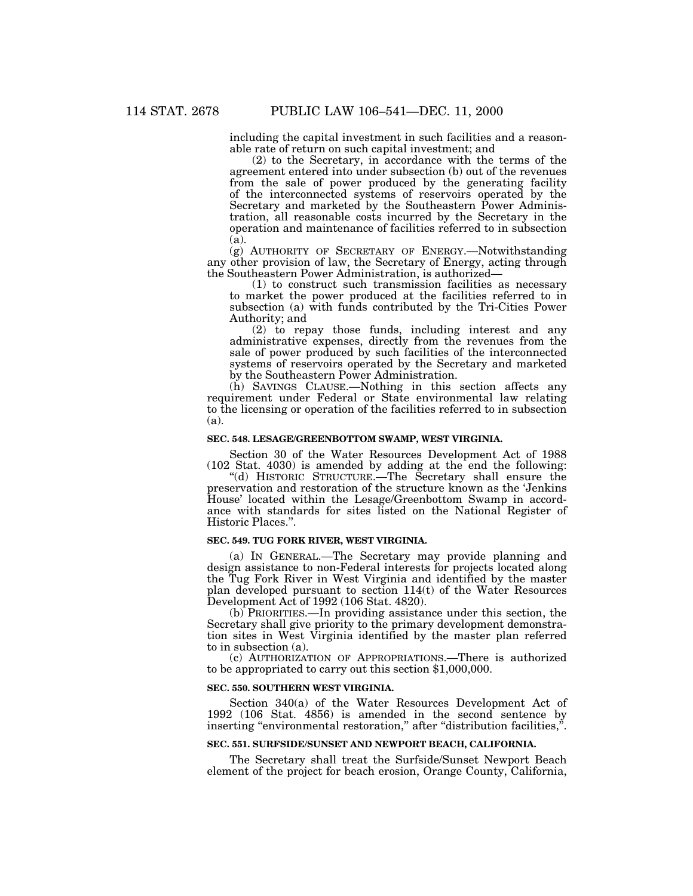including the capital investment in such facilities and a reasonable rate of return on such capital investment; and

(2) to the Secretary, in accordance with the terms of the agreement entered into under subsection (b) out of the revenues from the sale of power produced by the generating facility of the interconnected systems of reservoirs operated by the Secretary and marketed by the Southeastern Power Administration, all reasonable costs incurred by the Secretary in the operation and maintenance of facilities referred to in subsection (a).

(g) AUTHORITY OF SECRETARY OF ENERGY.—Notwithstanding any other provision of law, the Secretary of Energy, acting through the Southeastern Power Administration, is authorized—

(1) to construct such transmission facilities as necessary to market the power produced at the facilities referred to in subsection (a) with funds contributed by the Tri-Cities Power Authority; and

(2) to repay those funds, including interest and any administrative expenses, directly from the revenues from the sale of power produced by such facilities of the interconnected systems of reservoirs operated by the Secretary and marketed by the Southeastern Power Administration.

(h) SAVINGS CLAUSE.—Nothing in this section affects any requirement under Federal or State environmental law relating to the licensing or operation of the facilities referred to in subsection (a).

**SEC. 548. LESAGE/GREENBOTTOM SWAMP, WEST VIRGINIA.**

Section 30 of the Water Resources Development Act of 1988 (102 Stat. 4030) is amended by adding at the end the following:

"(d) HISTORIC STRUCTURE.—The Secretary shall ensure the preservation and restoration of the structure known as the 'Jenkins House' located within the Lesage/Greenbottom Swamp in accordance with standards for sites listed on the National Register of Historic Places.".

**SEC. 549. TUG FORK RIVER, WEST VIRGINIA.**

(a) IN GENERAL.—The Secretary may provide planning and design assistance to non-Federal interests for projects located along the Tug Fork River in West Virginia and identified by the master plan developed pursuant to section 114(t) of the Water Resources Development Act of 1992 (106 Stat. 4820).

(b) PRIORITIES.—In providing assistance under this section, the Secretary shall give priority to the primary development demonstration sites in West Virginia identified by the master plan referred to in subsection (a).

(c) AUTHORIZATION OF APPROPRIATIONS.—There is authorized to be appropriated to carry out this section $1,000,000.

**SEC. 550. SOUTHERN WEST VIRGINIA.**

Section 340(a) of the Water Resources Development Act of 1992 (106 Stat. 4856) is amended in the second sentence by inserting "environmental restoration," after "distribution facilities,".

**SEC. 551. SURFSIDE/SUNSET AND NEWPORT BEACH, CALIFORNIA.**

The Secretary shall treat the Surfside/Sunset Newport Beach element of the project for beach erosion, Orange County, California,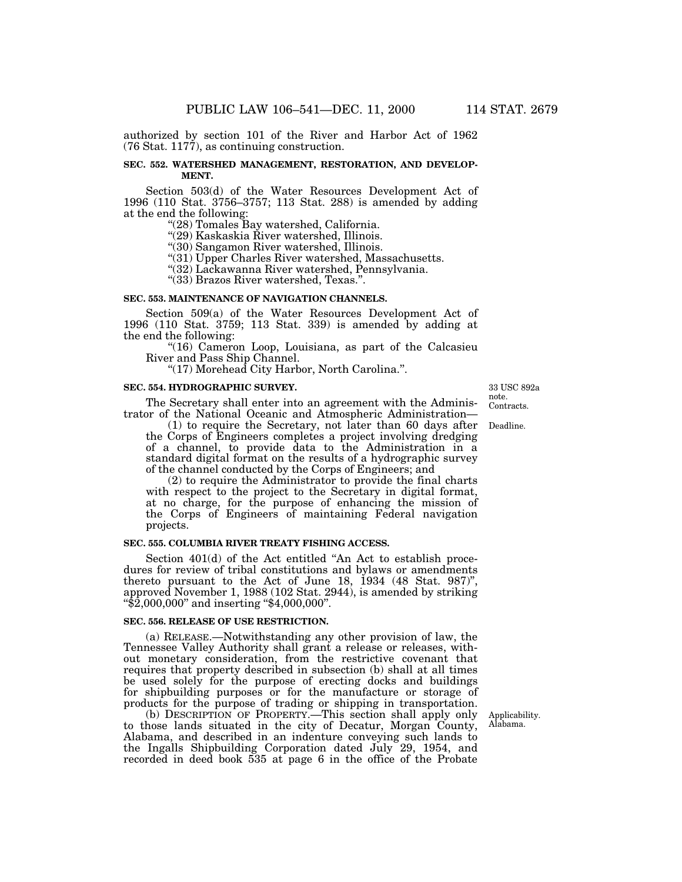authorized by section 101 of the River and Harbor Act of 1962 (76 Stat. 1177), as continuing construction.

**SEC. 552. WATERSHED MANAGEMENT, RESTORATION, AND DEVELOPMENT.**

Section 503(d) of the Water Resources Development Act of 1996 (110 Stat. 3756–3757; 113 Stat. 288) is amended by adding at the end the following:

"(28) Tomales Bay watershed, California.

"(29) Kaskaskia River watershed, Illinois.

"(30) Sangamon River watershed, Illinois.

"(31) Upper Charles River watershed, Massachusetts.

"(32) Lackawanna River watershed, Pennsylvania.

"(33) Brazos River watershed, Texas.".

**SEC. 553. MAINTENANCE OF NAVIGATION CHANNELS.**

Section 509(a) of the Water Resources Development Act of 1996 (110 Stat. 3759; 113 Stat. 339) is amended by adding at the end the following:

"(16) Cameron Loop, Louisiana, as part of the Calcasieu River and Pass Ship Channel.

"(17) Morehead City Harbor, North Carolina.".

**SEC. 554. HYDROGRAPHIC SURVEY.**

33 USC 892a note. Contracts.

The Secretary shall enter into an agreement with the Administrator of the National Oceanic and Atmospheric Administration—

Deadline.

(1) to require the Secretary, not later than 60 days after the Corps of Engineers completes a project involving dredging of a channel, to provide data to the Administration in a standard digital format on the results of a hydrographic survey of the channel conducted by the Corps of Engineers; and

(2) to require the Administrator to provide the final charts with respect to the project to the Secretary in digital format, at no charge, for the purpose of enhancing the mission of the Corps of Engineers of maintaining Federal navigation projects.

**SEC. 555. COLUMBIA RIVER TREATY FISHING ACCESS.**

Section 401(d) of the Act entitled "An Act to establish procedures for review of tribal constitutions and bylaws or amendments thereto pursuant to the Act of June 18, 1934 (48 Stat. 987)", approved November 1, 1988 (102 Stat. 2944), is amended by striking "$2,000,000" and inserting "$4,000,000".

**SEC. 556. RELEASE OF USE RESTRICTION.**

(a) RELEASE.—Notwithstanding any other provision of law, the Tennessee Valley Authority shall grant a release or releases, without monetary consideration, from the restrictive covenant that requires that property described in subsection (b) shall at all times be used solely for the purpose of erecting docks and buildings for shipbuilding purposes or for the manufacture or storage of products for the purpose of trading or shipping in transportation.

Applicability. Alabama.

(b) DESCRIPTION OF PROPERTY.—This section shall apply only to those lands situated in the city of Decatur, Morgan County, Alabama, and described in an indenture conveying such lands to the Ingalls Shipbuilding Corporation dated July 29, 1954, and recorded in deed book 535 at page 6 in the office of the Probate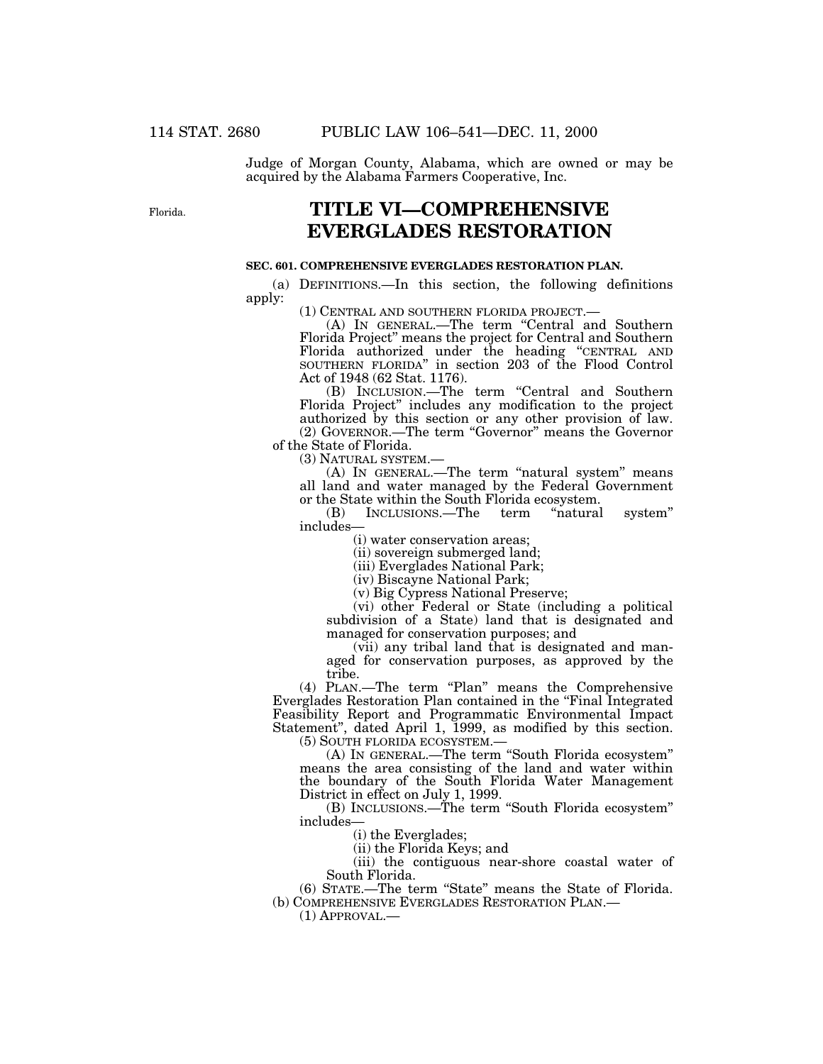Judge of Morgan County, Alabama, which are owned or may be acquired by the Alabama Farmers Cooperative, Inc.

Florida.

# TITLE VI—COMPREHENSIVE EVERGLADES RESTORATION

**SEC. 601. COMPREHENSIVE EVERGLADES RESTORATION PLAN.**

(a) DEFINITIONS.—In this section, the following definitions apply:

(1) CENTRAL AND SOUTHERN FLORIDA PROJECT.—

(A) IN GENERAL.—The term "Central and Southern Florida Project" means the project for Central and Southern Florida authorized under the heading "CENTRAL AND SOUTHERN FLORIDA" in section 203 of the Flood Control Act of 1948 (62 Stat. 1176).

(B) INCLUSION.—The term "Central and Southern Florida Project" includes any modification to the project authorized by this section or any other provision of law.

(2) GOVERNOR.—The term "Governor" means the Governor of the State of Florida.

(3) NATURAL SYSTEM.—

(A) IN GENERAL.—The term "natural system" means all land and water managed by the Federal Government or the State within the South Florida ecosystem.

(B) INCLUSIONS.—The term "natural system" includes—

(i) water conservation areas;

(ii) sovereign submerged land;

(iii) Everglades National Park;

(iv) Biscayne National Park;

(v) Big Cypress National Preserve;

(vi) other Federal or State (including a political subdivision of a State) land that is designated and managed for conservation purposes; and

(vii) any tribal land that is designated and managed for conservation purposes, as approved by the tribe.

(4) PLAN.—The term "Plan" means the Comprehensive Everglades Restoration Plan contained in the "Final Integrated Feasibility Report and Programmatic Environmental Impact Statement", dated April 1, 1999, as modified by this section.

(5) SOUTH FLORIDA ECOSYSTEM.—

(A) IN GENERAL.—The term "South Florida ecosystem" means the area consisting of the land and water within the boundary of the South Florida Water Management District in effect on July 1, 1999.

(B) INCLUSIONS.—The term "South Florida ecosystem" includes—

(i) the Everglades;

(ii) the Florida Keys; and

(iii) the contiguous near-shore coastal water of South Florida.

(6) STATE.—The term "State" means the State of Florida.

(b) COMPREHENSIVE EVERGLADES RESTORATION PLAN.—

(1) APPROVAL.—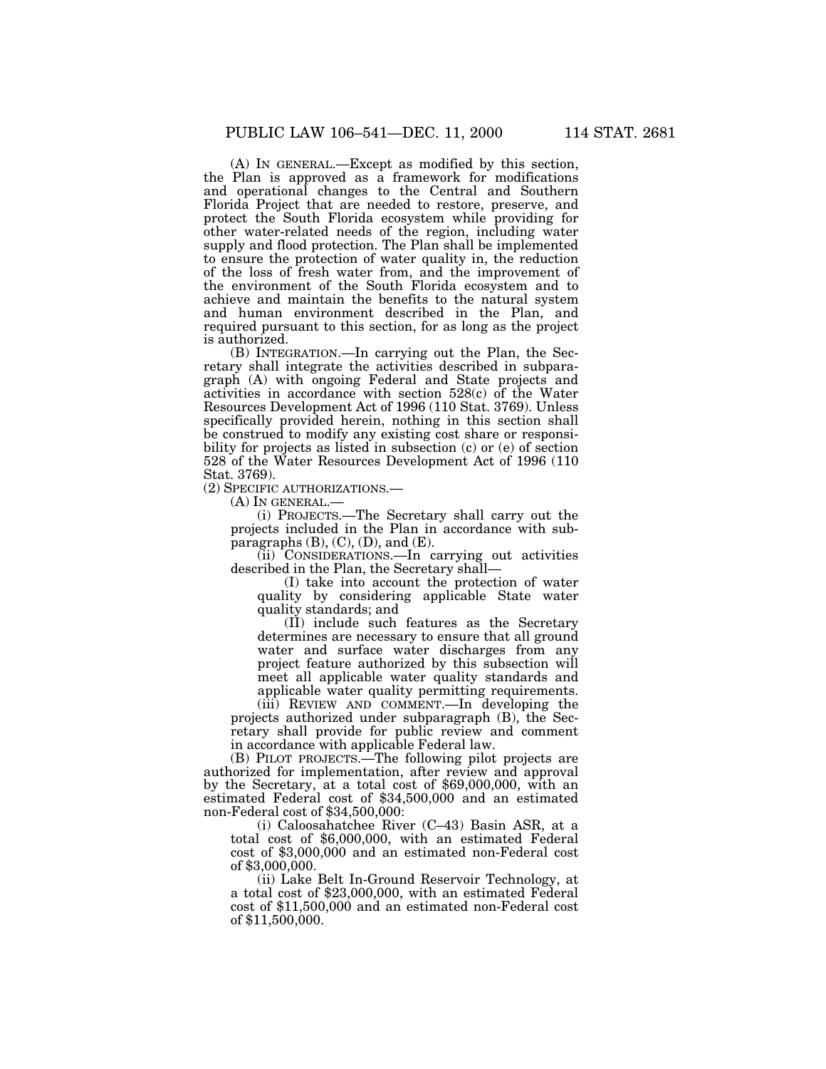(A) IN GENERAL.—Except as modified by this section, the Plan is approved as a framework for modifications and operational changes to the Central and Southern Florida Project that are needed to restore, preserve, and protect the South Florida ecosystem while providing for other water-related needs of the region, including water supply and flood protection. The Plan shall be implemented to ensure the protection of water quality in, the reduction of the loss of fresh water from, and the improvement of the environment of the South Florida ecosystem and to achieve and maintain the benefits to the natural system and human environment described in the Plan, and required pursuant to this section, for as long as the project is authorized.

(B) INTEGRATION.—In carrying out the Plan, the Secretary shall integrate the activities described in subparagraph (A) with ongoing Federal and State projects and activities in accordance with section 528(c) of the Water Resources Development Act of 1996 (110 Stat. 3769). Unless specifically provided herein, nothing in this section shall be construed to modify any existing cost share or responsibility for projects as listed in subsection (c) or (e) of section 528 of the Water Resources Development Act of 1996 (110 Stat. 3769).

(2) SPECIFIC AUTHORIZATIONS.—

(A) IN GENERAL.—

(i) PROJECTS.—The Secretary shall carry out the projects included in the Plan in accordance with subparagraphs (B), (C), (D), and (E).

(ii) CONSIDERATIONS.—In carrying out activities described in the Plan, the Secretary shall—

(I) take into account the protection of water quality by considering applicable State water quality standards; and

(II) include such features as the Secretary determines are necessary to ensure that all ground water and surface water discharges from any project feature authorized by this subsection will meet all applicable water quality standards and applicable water quality permitting requirements.

(iii) REVIEW AND COMMENT.—In developing the projects authorized under subparagraph (B), the Secretary shall provide for public review and comment in accordance with applicable Federal law.

(B) PILOT PROJECTS.—The following pilot projects are authorized for implementation, after review and approval by the Secretary, at a total cost of $69,000,000, with an estimated Federal cost of $34,500,000 and an estimated non-Federal cost of $34,500,000:

(i) Caloosahatchee River (C–43) Basin ASR, at a total cost of $6,000,000, with an estimated Federal cost of $3,000,000 and an estimated non-Federal cost of $3,000,000.

(ii) Lake Belt In-Ground Reservoir Technology, at a total cost of $23,000,000, with an estimated Federal cost of $11,500,000 and an estimated non-Federal cost of $11,500,000.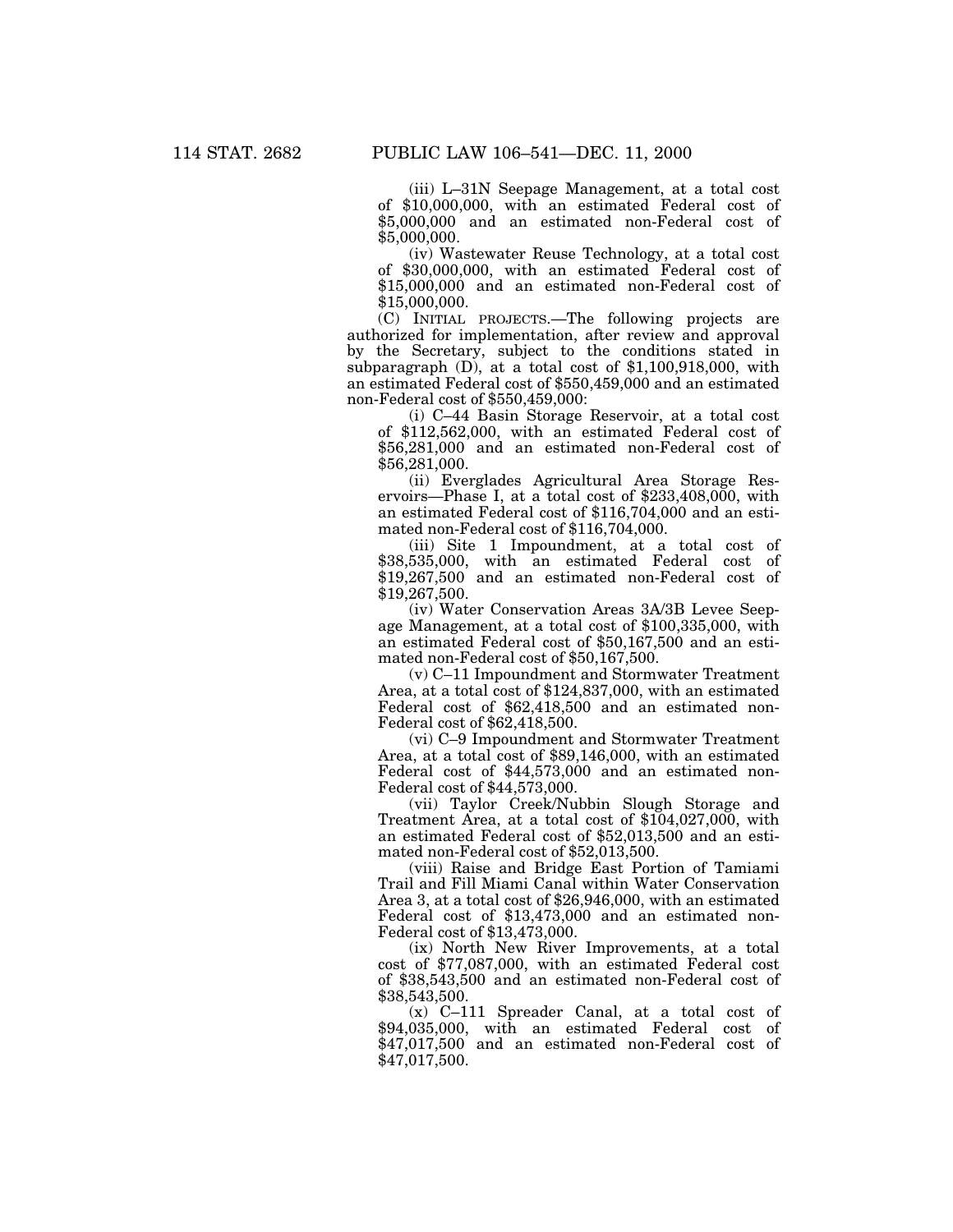(iii) L–31N Seepage Management, at a total cost of $10,000,000, with an estimated Federal cost of $5,000,000 and an estimated non-Federal cost of $5,000,000.

(iv) Wastewater Reuse Technology, at a total cost of $30,000,000, with an estimated Federal cost of $15,000,000 and an estimated non-Federal cost of $15,000,000.

(C) INITIAL PROJECTS.—The following projects are authorized for implementation, after review and approval by the Secretary, subject to the conditions stated in subparagraph (D), at a total cost of $1,100,918,000, with an estimated Federal cost of $550,459,000 and an estimated non-Federal cost of $550,459,000:

(i) C–44 Basin Storage Reservoir, at a total cost of $112,562,000, with an estimated Federal cost of $56,281,000 and an estimated non-Federal cost of $56,281,000.

(ii) Everglades Agricultural Area Storage Reservoirs—Phase I, at a total cost of $233,408,000, with an estimated Federal cost of $116,704,000 and an estimated non-Federal cost of $116,704,000.

(iii) Site 1 Impoundment, at a total cost of $38,535,000, with an estimated Federal cost of $19,267,500 and an estimated non-Federal cost of $19,267,500.

(iv) Water Conservation Areas 3A/3B Levee Seepage Management, at a total cost of $100,335,000, with an estimated Federal cost of $50,167,500 and an estimated non-Federal cost of $50,167,500.

(v) C–11 Impoundment and Stormwater Treatment Area, at a total cost of $124,837,000, with an estimated Federal cost of $62,418,500 and an estimated non-Federal cost of $62,418,500.

(vi) C–9 Impoundment and Stormwater Treatment Area, at a total cost of $89,146,000, with an estimated Federal cost of $44,573,000 and an estimated non-Federal cost of $44,573,000.

(vii) Taylor Creek/Nubbin Slough Storage and Treatment Area, at a total cost of $104,027,000, with an estimated Federal cost of $52,013,500 and an estimated non-Federal cost of $52,013,500.

(viii) Raise and Bridge East Portion of Tamiami Trail and Fill Miami Canal within Water Conservation Area 3, at a total cost of $26,946,000, with an estimated Federal cost of $13,473,000 and an estimated non-Federal cost of $13,473,000.

(ix) North New River Improvements, at a total cost of $77,087,000, with an estimated Federal cost of $38,543,500 and an estimated non-Federal cost of $38,543,500.

(x) C–111 Spreader Canal, at a total cost of $94,035,000, with an estimated Federal cost of $47,017,500 and an estimated non-Federal cost of $47,017,500.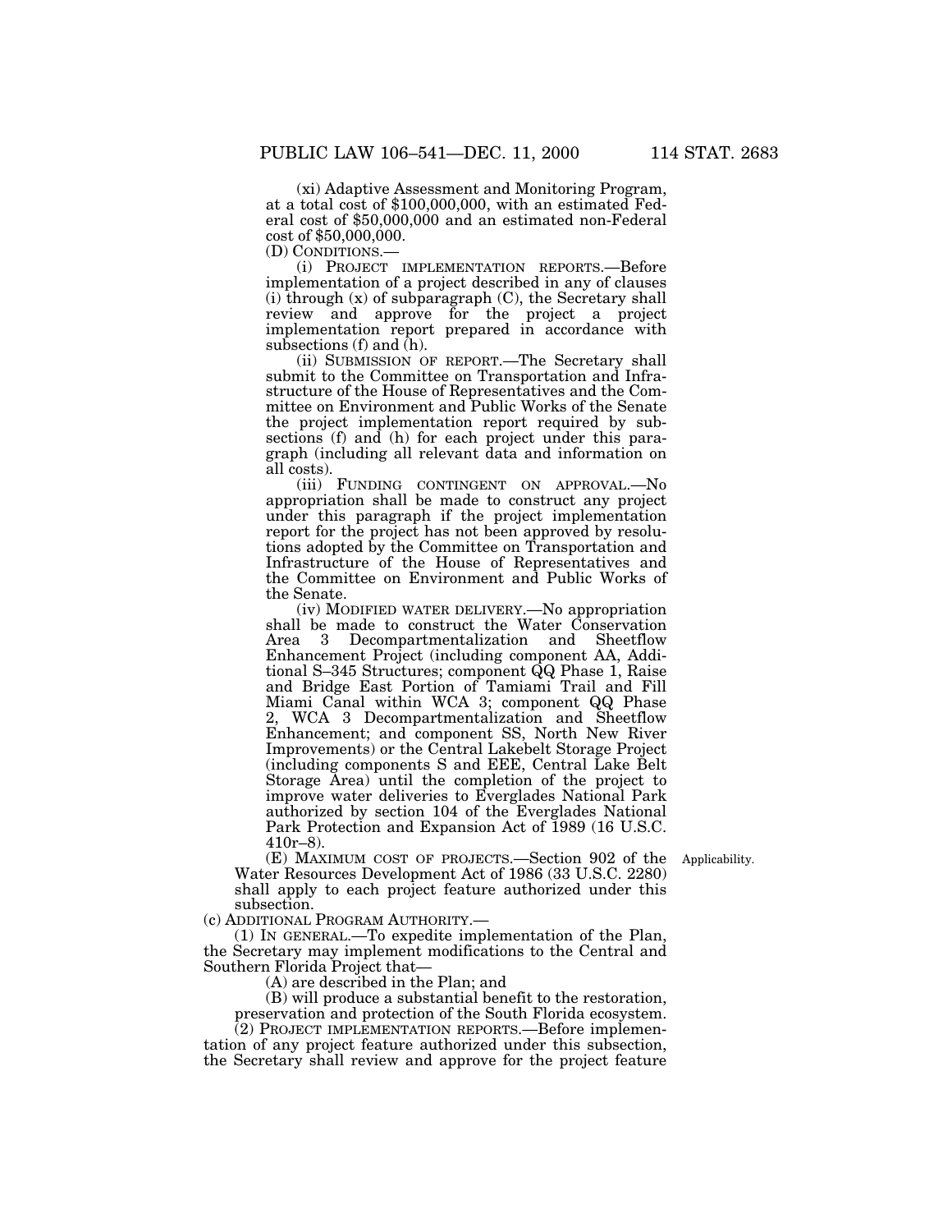(xi) Adaptive Assessment and Monitoring Program, at a total cost of $100,000,000, with an estimated Federal cost of $50,000,000 and an estimated non-Federal cost of $50,000,000.

(D) CONDITIONS.—

(i) PROJECT IMPLEMENTATION REPORTS.—Before implementation of a project described in any of clauses (i) through (x) of subparagraph (C), the Secretary shall review and approve for the project a project implementation report prepared in accordance with subsections (f) and (h).

(ii) SUBMISSION OF REPORT.—The Secretary shall submit to the Committee on Transportation and Infrastructure of the House of Representatives and the Committee on Environment and Public Works of the Senate the project implementation report required by subsections (f) and (h) for each project under this paragraph (including all relevant data and information on all costs).

(iii) FUNDING CONTINGENT ON APPROVAL.—No appropriation shall be made to construct any project under this paragraph if the project implementation report for the project has not been approved by resolutions adopted by the Committee on Transportation and Infrastructure of the House of Representatives and the Committee on Environment and Public Works of the Senate.

(iv) MODIFIED WATER DELIVERY.—No appropriation shall be made to construct the Water Conservation Area 3 Decompartmentalization and Sheetflow Enhancement Project (including component AA, Additional S–345 Structures; component QQ Phase 1, Raise and Bridge East Portion of Tamiami Trail and Fill Miami Canal within WCA 3; component QQ Phase 2, WCA 3 Decompartmentalization and Sheetflow Enhancement; and component SS, North New River Improvements) or the Central Lakebelt Storage Project (including components S and EEE, Central Lake Belt Storage Area) until the completion of the project to improve water deliveries to Everglades National Park authorized by section 104 of the Everglades National Park Protection and Expansion Act of 1989 (16 U.S.C. 410r–8).

(E) MAXIMUM COST OF PROJECTS.—Section 902 of the Water Resources Development Act of 1986 (33 U.S.C. 2280) shall apply to each project feature authorized under this subsection.

Applicability.

(c) ADDITIONAL PROGRAM AUTHORITY.—

(1) IN GENERAL.—To expedite implementation of the Plan, the Secretary may implement modifications to the Central and Southern Florida Project that—

(A) are described in the Plan; and

(B) will produce a substantial benefit to the restoration, preservation and protection of the South Florida ecosystem.

(2) PROJECT IMPLEMENTATION REPORTS.—Before implementation of any project feature authorized under this subsection, the Secretary shall review and approve for the project feature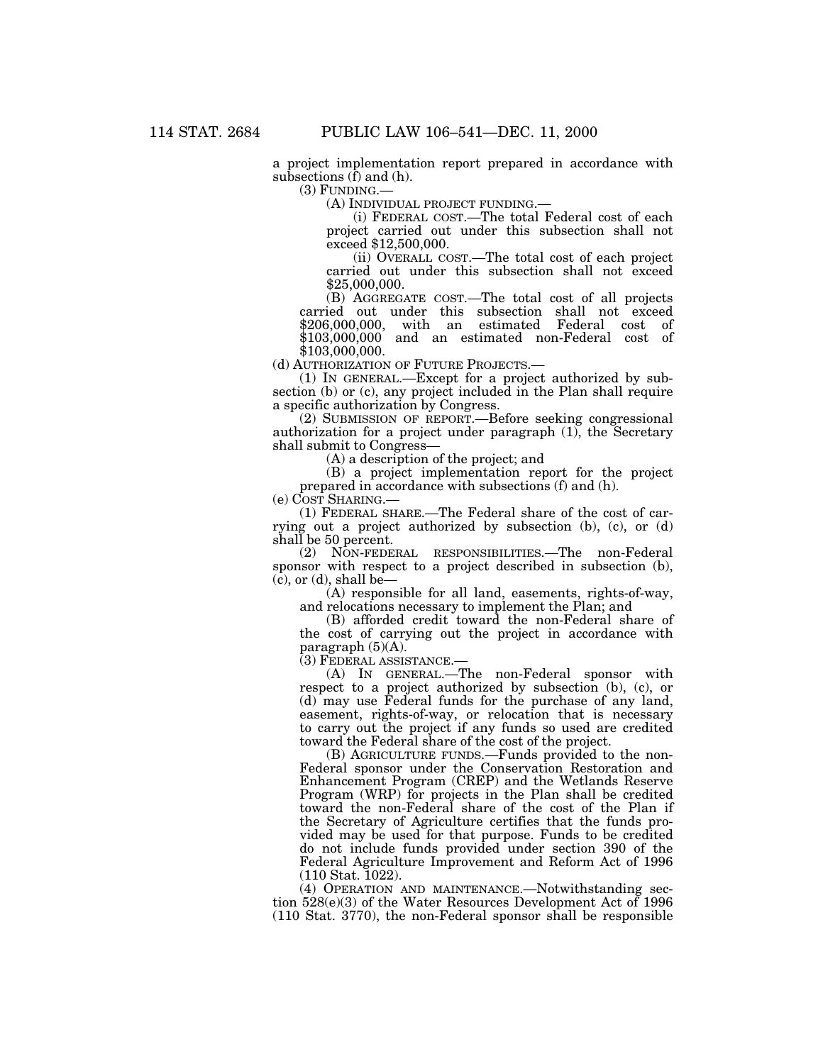a project implementation report prepared in accordance with subsections (f) and (h).

(3) FUNDING.—

(A) INDIVIDUAL PROJECT FUNDING.—

(i) FEDERAL COST.—The total Federal cost of each project carried out under this subsection shall not exceed $12,500,000.

(ii) OVERALL COST.—The total cost of each project carried out under this subsection shall not exceed $25,000,000.

(B) AGGREGATE COST.—The total cost of all projects carried out under this subsection shall not exceed $206,000,000, with an estimated Federal cost of $103,000,000 and an estimated non-Federal cost of $103,000,000.

(d) AUTHORIZATION OF FUTURE PROJECTS.—

(1) IN GENERAL.—Except for a project authorized by subsection (b) or (c), any project included in the Plan shall require a specific authorization by Congress.

(2) SUBMISSION OF REPORT.—Before seeking congressional authorization for a project under paragraph (1), the Secretary shall submit to Congress—

(A) a description of the project; and

(B) a project implementation report for the project prepared in accordance with subsections (f) and (h).

(e) COST SHARING.—

(1) FEDERAL SHARE.—The Federal share of the cost of carrying out a project authorized by subsection (b), (c), or (d) shall be 50 percent.

(2) NON-FEDERAL RESPONSIBILITIES.—The non-Federal sponsor with respect to a project described in subsection (b), (c), or (d), shall be—

(A) responsible for all land, easements, rights-of-way, and relocations necessary to implement the Plan; and

(B) afforded credit toward the non-Federal share of the cost of carrying out the project in accordance with paragraph (5)(A).

(3) FEDERAL ASSISTANCE.—

(A) IN GENERAL.—The non-Federal sponsor with respect to a project authorized by subsection (b), (c), or (d) may use Federal funds for the purchase of any land, easement, rights-of-way, or relocation that is necessary to carry out the project if any funds so used are credited toward the Federal share of the cost of the project.

(B) AGRICULTURE FUNDS.—Funds provided to the non-Federal sponsor under the Conservation Restoration and Enhancement Program (CREP) and the Wetlands Reserve Program (WRP) for projects in the Plan shall be credited toward the non-Federal share of the cost of the Plan if the Secretary of Agriculture certifies that the funds provided may be used for that purpose. Funds to be credited do not include funds provided under section 390 of the Federal Agriculture Improvement and Reform Act of 1996 (110 Stat. 1022).

(4) OPERATION AND MAINTENANCE.—Notwithstanding section 528(e)(3) of the Water Resources Development Act of 1996 (110 Stat. 3770), the non-Federal sponsor shall be responsible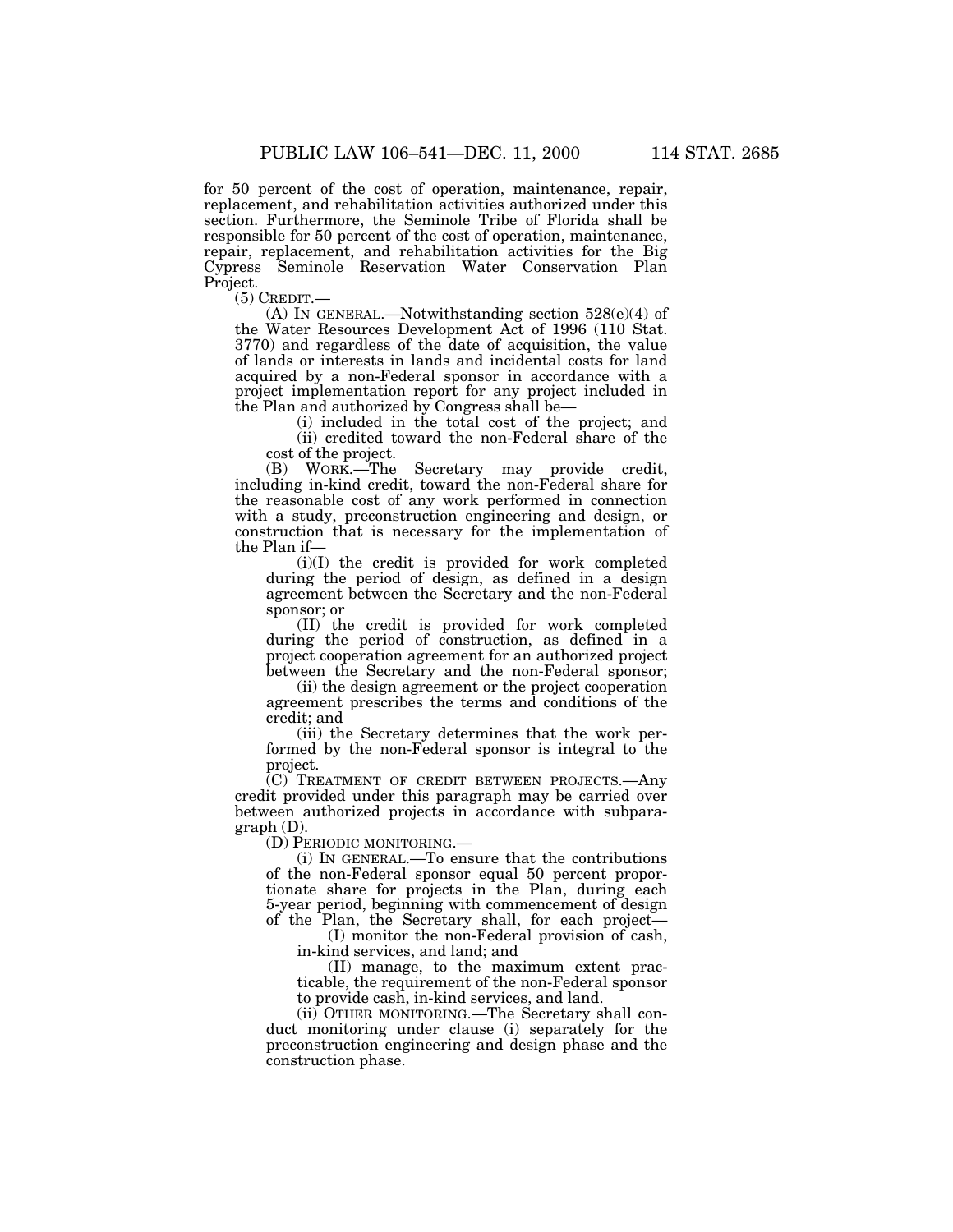for 50 percent of the cost of operation, maintenance, repair, replacement, and rehabilitation activities authorized under this section. Furthermore, the Seminole Tribe of Florida shall be responsible for 50 percent of the cost of operation, maintenance, repair, replacement, and rehabilitation activities for the Big Cypress Seminole Reservation Water Conservation Plan Project.

(5) CREDIT.—

(A) IN GENERAL.—Notwithstanding section 528(e)(4) of the Water Resources Development Act of 1996 (110 Stat. 3770) and regardless of the date of acquisition, the value of lands or interests in lands and incidental costs for land acquired by a non-Federal sponsor in accordance with a project implementation report for any project included in the Plan and authorized by Congress shall be—

(i) included in the total cost of the project; and

(ii) credited toward the non-Federal share of the cost of the project.

(B) WORK.—The Secretary may provide credit, including in-kind credit, toward the non-Federal share for the reasonable cost of any work performed in connection with a study, preconstruction engineering and design, or construction that is necessary for the implementation of the Plan if—

(i)(I) the credit is provided for work completed during the period of design, as defined in a design agreement between the Secretary and the non-Federal sponsor; or

(II) the credit is provided for work completed during the period of construction, as defined in a project cooperation agreement for an authorized project between the Secretary and the non-Federal sponsor;

(ii) the design agreement or the project cooperation agreement prescribes the terms and conditions of the credit; and

(iii) the Secretary determines that the work performed by the non-Federal sponsor is integral to the project.

(C) TREATMENT OF CREDIT BETWEEN PROJECTS.—Any credit provided under this paragraph may be carried over between authorized projects in accordance with subparagraph (D).

(D) PERIODIC MONITORING.—

(i) IN GENERAL.—To ensure that the contributions of the non-Federal sponsor equal 50 percent proportionate share for projects in the Plan, during each 5-year period, beginning with commencement of design of the Plan, the Secretary shall, for each project—

(I) monitor the non-Federal provision of cash, in-kind services, and land; and

(II) manage, to the maximum extent practicable, the requirement of the non-Federal sponsor to provide cash, in-kind services, and land.

(ii) OTHER MONITORING.—The Secretary shall conduct monitoring under clause (i) separately for the preconstruction engineering and design phase and the construction phase.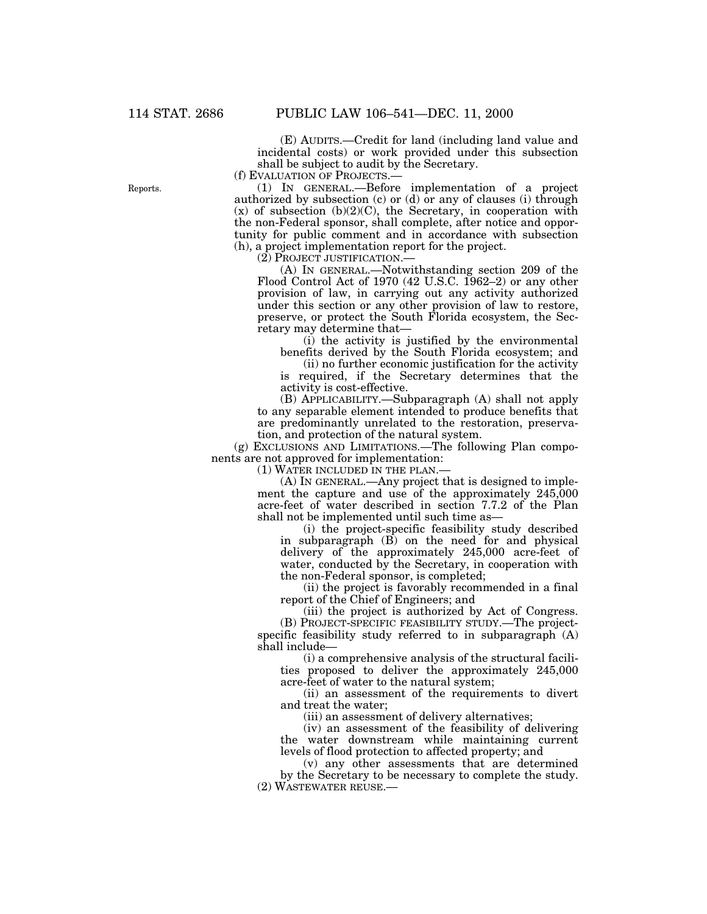(E) AUDITS.—Credit for land (including land value and incidental costs) or work provided under this subsection shall be subject to audit by the Secretary.

(f) EVALUATION OF PROJECTS.—

Reports.

(1) IN GENERAL.—Before implementation of a project authorized by subsection (c) or (d) or any of clauses (i) through (x) of subsection (b)(2)(C), the Secretary, in cooperation with the non-Federal sponsor, shall complete, after notice and opportunity for public comment and in accordance with subsection (h), a project implementation report for the project.

(2) PROJECT JUSTIFICATION.—

(A) IN GENERAL.—Notwithstanding section 209 of the Flood Control Act of 1970 (42 U.S.C. 1962–2) or any other provision of law, in carrying out any activity authorized under this section or any other provision of law to restore, preserve, or protect the South Florida ecosystem, the Secretary may determine that—

(i) the activity is justified by the environmental benefits derived by the South Florida ecosystem; and

(ii) no further economic justification for the activity is required, if the Secretary determines that the activity is cost-effective.

(B) APPLICABILITY.—Subparagraph (A) shall not apply to any separable element intended to produce benefits that are predominantly unrelated to the restoration, preservation, and protection of the natural system.

(g) EXCLUSIONS AND LIMITATIONS.—The following Plan components are not approved for implementation:

(1) WATER INCLUDED IN THE PLAN.—

(A) IN GENERAL.—Any project that is designed to implement the capture and use of the approximately 245,000 acre-feet of water described in section 7.7.2 of the Plan shall not be implemented until such time as—

(i) the project-specific feasibility study described in subparagraph (B) on the need for and physical delivery of the approximately 245,000 acre-feet of water, conducted by the Secretary, in cooperation with the non-Federal sponsor, is completed;

(ii) the project is favorably recommended in a final report of the Chief of Engineers; and

(iii) the project is authorized by Act of Congress.

(B) PROJECT-SPECIFIC FEASIBILITY STUDY.—The project-specific feasibility study referred to in subparagraph (A) shall include—

(i) a comprehensive analysis of the structural facilities proposed to deliver the approximately 245,000 acre-feet of water to the natural system;

(ii) an assessment of the requirements to divert and treat the water;

(iii) an assessment of delivery alternatives;

(iv) an assessment of the feasibility of delivering the water downstream while maintaining current levels of flood protection to affected property; and

(v) any other assessments that are determined by the Secretary to be necessary to complete the study.

(2) WASTEWATER REUSE.—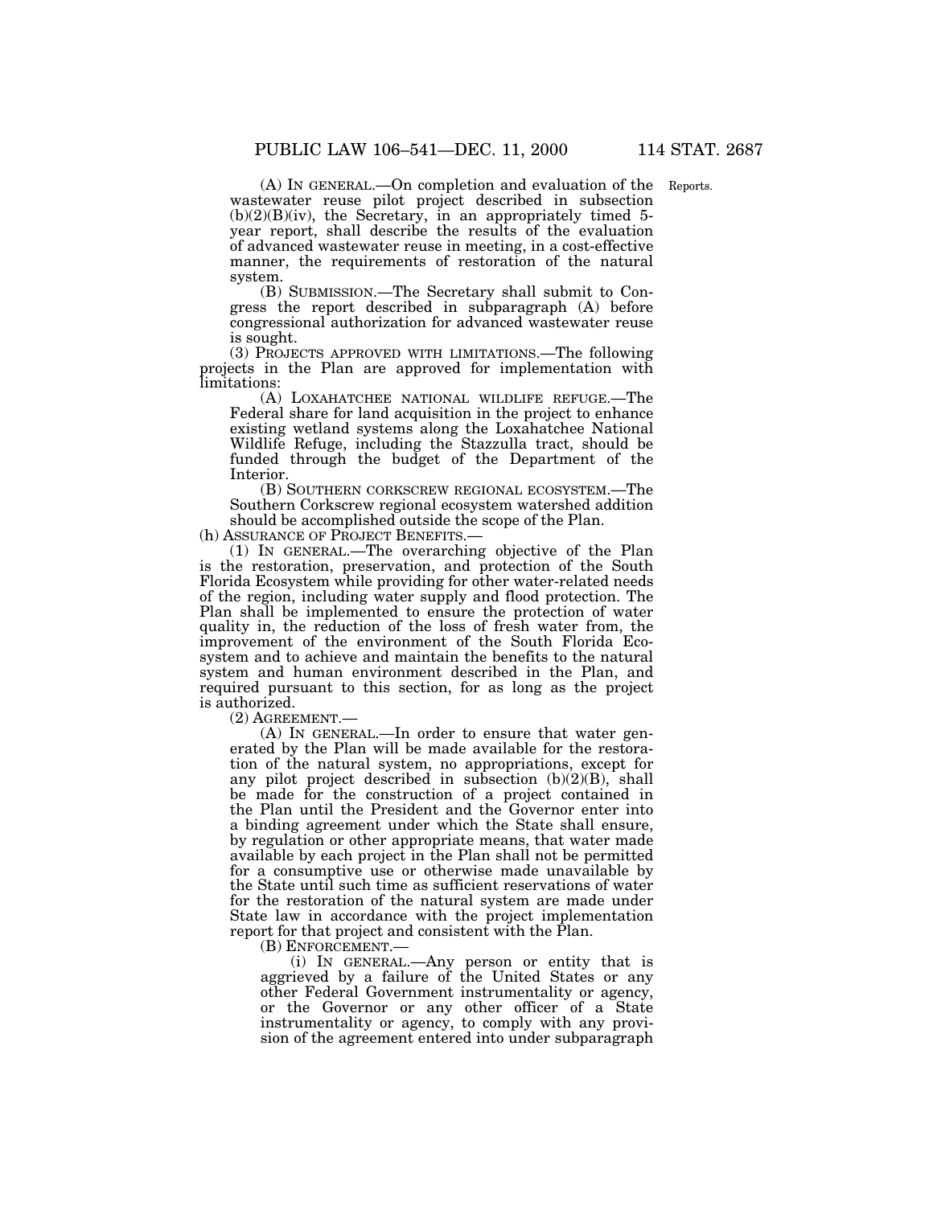(A) IN GENERAL.—On completion and evaluation of the wastewater reuse pilot project described in subsection (b)(2)(B)(iv), the Secretary, in an appropriately timed 5-year report, shall describe the results of the evaluation of advanced wastewater reuse in meeting, in a cost-effective manner, the requirements of restoration of the natural system.

Reports.

(B) SUBMISSION.—The Secretary shall submit to Congress the report described in subparagraph (A) before congressional authorization for advanced wastewater reuse is sought.

(3) PROJECTS APPROVED WITH LIMITATIONS.—The following projects in the Plan are approved for implementation with limitations:

(A) LOXAHATCHEE NATIONAL WILDLIFE REFUGE.—The Federal share for land acquisition in the project to enhance existing wetland systems along the Loxahatchee National Wildlife Refuge, including the Stazzulla tract, should be funded through the budget of the Department of the Interior.

(B) SOUTHERN CORKSCREW REGIONAL ECOSYSTEM.—The Southern Corkscrew regional ecosystem watershed addition should be accomplished outside the scope of the Plan.

(h) ASSURANCE OF PROJECT BENEFITS.—

(1) IN GENERAL.—The overarching objective of the Plan is the restoration, preservation, and protection of the South Florida Ecosystem while providing for other water-related needs of the region, including water supply and flood protection. The Plan shall be implemented to ensure the protection of water quality in, the reduction of the loss of fresh water from, the improvement of the environment of the South Florida Ecosystem and to achieve and maintain the benefits to the natural system and human environment described in the Plan, and required pursuant to this section, for as long as the project is authorized.

(2) AGREEMENT.—

(A) IN GENERAL.—In order to ensure that water generated by the Plan will be made available for the restoration of the natural system, no appropriations, except for any pilot project described in subsection (b)(2)(B), shall be made for the construction of a project contained in the Plan until the President and the Governor enter into a binding agreement under which the State shall ensure, by regulation or other appropriate means, that water made available by each project in the Plan shall not be permitted for a consumptive use or otherwise made unavailable by the State until such time as sufficient reservations of water for the restoration of the natural system are made under State law in accordance with the project implementation report for that project and consistent with the Plan.

(B) ENFORCEMENT.—

(i) IN GENERAL.—Any person or entity that is aggrieved by a failure of the United States or any other Federal Government instrumentality or agency, or the Governor or any other officer of a State instrumentality or agency, to comply with any provision of the agreement entered into under subparagraph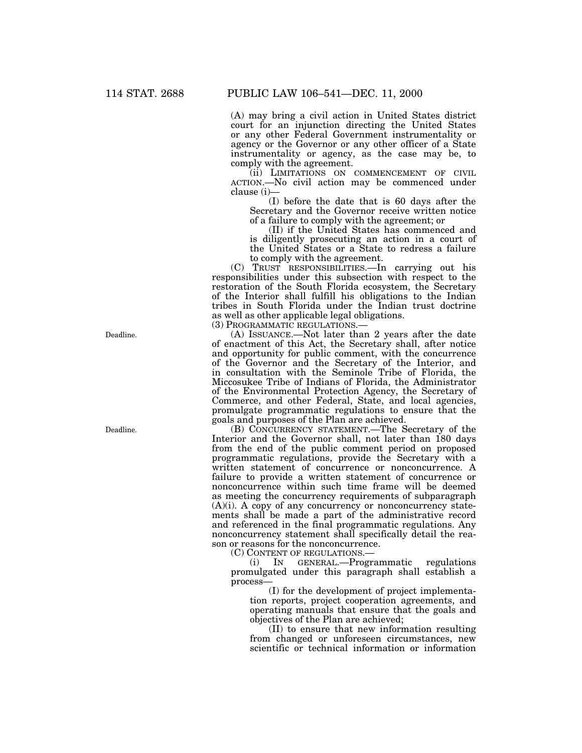(A) may bring a civil action in United States district court for an injunction directing the United States or any other Federal Government instrumentality or agency or the Governor or any other officer of a State instrumentality or agency, as the case may be, to comply with the agreement.

(ii) LIMITATIONS ON COMMENCEMENT OF CIVIL ACTION.—No civil action may be commenced under clause (i)—

(I) before the date that is 60 days after the Secretary and the Governor receive written notice of a failure to comply with the agreement; or

(II) if the United States has commenced and is diligently prosecuting an action in a court of the United States or a State to redress a failure to comply with the agreement.

(C) TRUST RESPONSIBILITIES.—In carrying out his responsibilities under this subsection with respect to the restoration of the South Florida ecosystem, the Secretary of the Interior shall fulfill his obligations to the Indian tribes in South Florida under the Indian trust doctrine as well as other applicable legal obligations.

(3) PROGRAMMATIC REGULATIONS.—

Deadline.

(A) ISSUANCE.—Not later than 2 years after the date of enactment of this Act, the Secretary shall, after notice and opportunity for public comment, with the concurrence of the Governor and the Secretary of the Interior, and in consultation with the Seminole Tribe of Florida, the Miccosukee Tribe of Indians of Florida, the Administrator of the Environmental Protection Agency, the Secretary of Commerce, and other Federal, State, and local agencies, promulgate programmatic regulations to ensure that the goals and purposes of the Plan are achieved.

Deadline.

(B) CONCURRENCY STATEMENT.—The Secretary of the Interior and the Governor shall, not later than 180 days from the end of the public comment period on proposed programmatic regulations, provide the Secretary with a written statement of concurrence or nonconcurrence. A failure to provide a written statement of concurrence or nonconcurrence within such time frame will be deemed as meeting the concurrency requirements of subparagraph (A)(i). A copy of any concurrency or nonconcurrency statements shall be made a part of the administrative record and referenced in the final programmatic regulations. Any nonconcurrency statement shall specifically detail the reason or reasons for the nonconcurrence.

(C) CONTENT OF REGULATIONS.—

(i) IN GENERAL.—Programmatic regulations promulgated under this paragraph shall establish a process—

(I) for the development of project implementation reports, project cooperation agreements, and operating manuals that ensure that the goals and objectives of the Plan are achieved;

(II) to ensure that new information resulting from changed or unforeseen circumstances, new scientific or technical information or information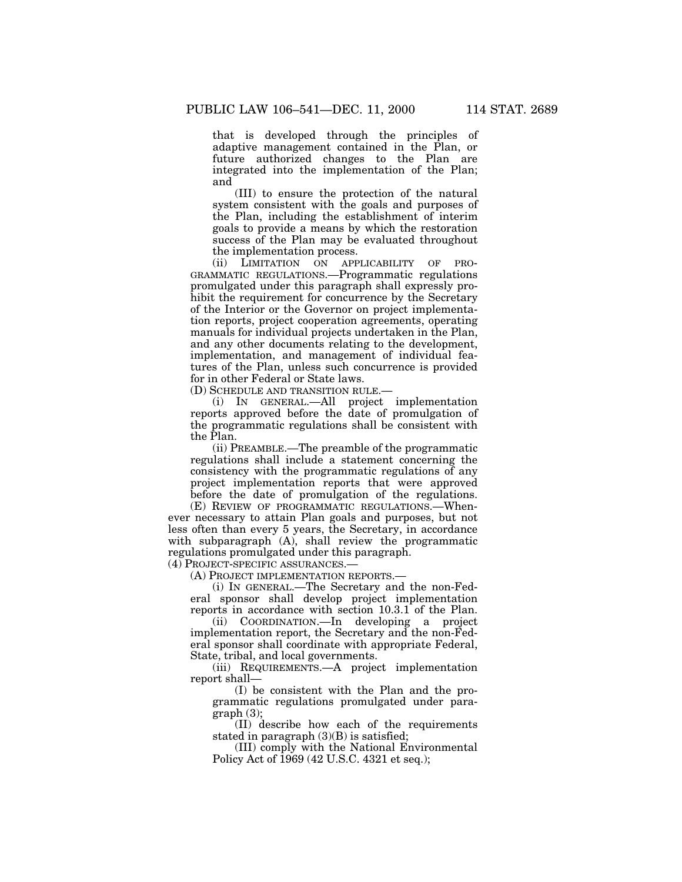that is developed through the principles of adaptive management contained in the Plan, or future authorized changes to the Plan are integrated into the implementation of the Plan; and

(III) to ensure the protection of the natural system consistent with the goals and purposes of the Plan, including the establishment of interim goals to provide a means by which the restoration success of the Plan may be evaluated throughout the implementation process.

(ii) LIMITATION ON APPLICABILITY OF PROGRAMMATIC REGULATIONS.—Programmatic regulations promulgated under this paragraph shall expressly prohibit the requirement for concurrence by the Secretary of the Interior or the Governor on project implementation reports, project cooperation agreements, operating manuals for individual projects undertaken in the Plan, and any other documents relating to the development, implementation, and management of individual features of the Plan, unless such concurrence is provided for in other Federal or State laws.

(D) SCHEDULE AND TRANSITION RULE.—

(i) IN GENERAL.—All project implementation reports approved before the date of promulgation of the programmatic regulations shall be consistent with the Plan.

(ii) PREAMBLE.—The preamble of the programmatic regulations shall include a statement concerning the consistency with the programmatic regulations of any project implementation reports that were approved before the date of promulgation of the regulations.

(E) REVIEW OF PROGRAMMATIC REGULATIONS.—Whenever necessary to attain Plan goals and purposes, but not less often than every 5 years, the Secretary, in accordance with subparagraph (A), shall review the programmatic regulations promulgated under this paragraph.

(4) PROJECT-SPECIFIC ASSURANCES.—

(A) PROJECT IMPLEMENTATION REPORTS.—

(i) IN GENERAL.—The Secretary and the non-Federal sponsor shall develop project implementation reports in accordance with section 10.3.1 of the Plan.

(ii) COORDINATION.—In developing a project implementation report, the Secretary and the non-Federal sponsor shall coordinate with appropriate Federal, State, tribal, and local governments.

(iii) REQUIREMENTS.—A project implementation report shall—

(I) be consistent with the Plan and the programmatic regulations promulgated under paragraph (3);

(II) describe how each of the requirements stated in paragraph (3)(B) is satisfied;

(III) comply with the National Environmental Policy Act of 1969 (42 U.S.C. 4321 et seq.);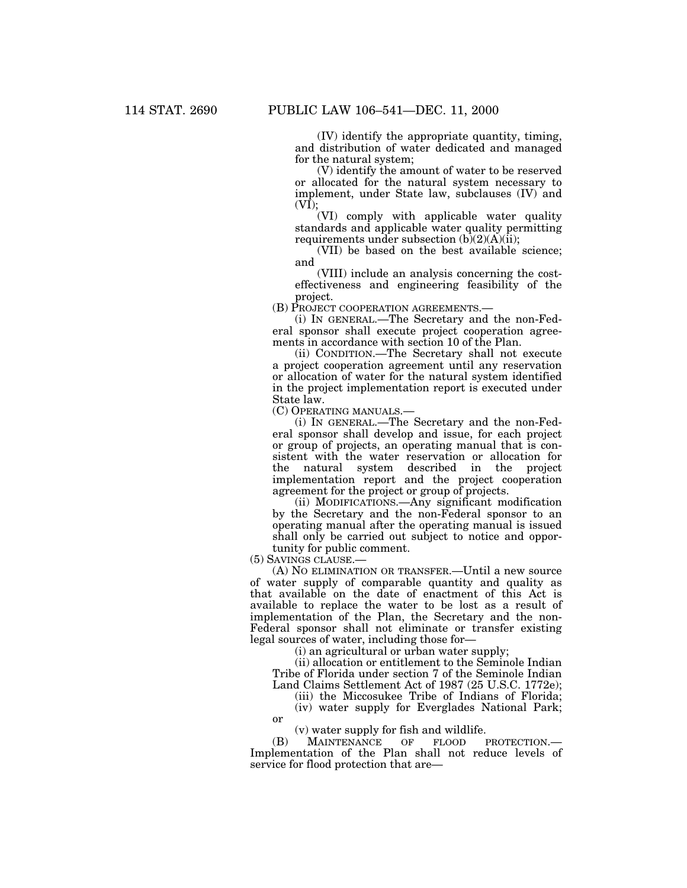(IV) identify the appropriate quantity, timing, and distribution of water dedicated and managed for the natural system;

(V) identify the amount of water to be reserved or allocated for the natural system necessary to implement, under State law, subclauses (IV) and (VI);

(VI) comply with applicable water quality standards and applicable water quality permitting requirements under subsection (b)(2)(A)(ii);

(VII) be based on the best available science; and

(VIII) include an analysis concerning the cost-effectiveness and engineering feasibility of the project.

(B) PROJECT COOPERATION AGREEMENTS.—

(i) IN GENERAL.—The Secretary and the non-Federal sponsor shall execute project cooperation agreements in accordance with section 10 of the Plan.

(ii) CONDITION.—The Secretary shall not execute a project cooperation agreement until any reservation or allocation of water for the natural system identified in the project implementation report is executed under State law.

(C) OPERATING MANUALS.—

(i) IN GENERAL.—The Secretary and the non-Federal sponsor shall develop and issue, for each project or group of projects, an operating manual that is consistent with the water reservation or allocation for the natural system described in the project implementation report and the project cooperation agreement for the project or group of projects.

(ii) MODIFICATIONS.—Any significant modification by the Secretary and the non-Federal sponsor to an operating manual after the operating manual is issued shall only be carried out subject to notice and opportunity for public comment.

(5) SAVINGS CLAUSE.—

(A) NO ELIMINATION OR TRANSFER.—Until a new source of water supply of comparable quantity and quality as that available on the date of enactment of this Act is available to replace the water to be lost as a result of implementation of the Plan, the Secretary and the non-Federal sponsor shall not eliminate or transfer existing legal sources of water, including those for—

(i) an agricultural or urban water supply;

(ii) allocation or entitlement to the Seminole Indian Tribe of Florida under section 7 of the Seminole Indian Land Claims Settlement Act of 1987 (25 U.S.C. 1772e);

(iii) the Miccosukee Tribe of Indians of Florida;

(iv) water supply for Everglades National Park; or

(v) water supply for fish and wildlife.

(B) MAINTENANCE OF FLOOD PROTECTION.—Implementation of the Plan shall not reduce levels of service for flood protection that are—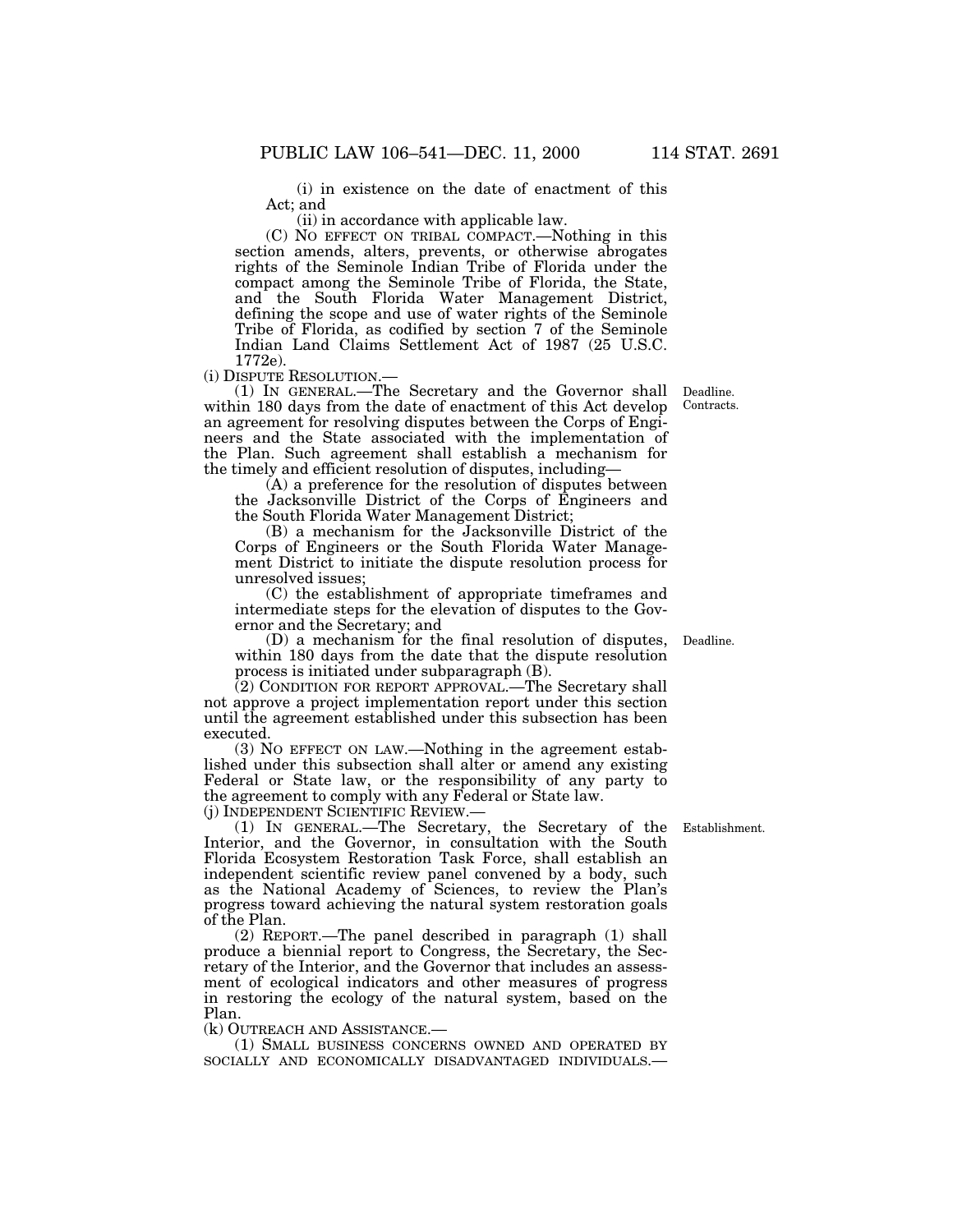(i) in existence on the date of enactment of this Act; and

(ii) in accordance with applicable law.

(C) NO EFFECT ON TRIBAL COMPACT.—Nothing in this section amends, alters, prevents, or otherwise abrogates rights of the Seminole Indian Tribe of Florida under the compact among the Seminole Tribe of Florida, the State, and the South Florida Water Management District, defining the scope and use of water rights of the Seminole Tribe of Florida, as codified by section 7 of the Seminole Indian Land Claims Settlement Act of 1987 (25 U.S.C. 1772e).

(i) DISPUTE RESOLUTION.—

(1) IN GENERAL.—The Secretary and the Governor shall within 180 days from the date of enactment of this Act develop an agreement for resolving disputes between the Corps of Engineers and the State associated with the implementation of the Plan. Such agreement shall establish a mechanism for the timely and efficient resolution of disputes, including—

Deadline.
Contracts.

(A) a preference for the resolution of disputes between the Jacksonville District of the Corps of Engineers and the South Florida Water Management District;

(B) a mechanism for the Jacksonville District of the Corps of Engineers or the South Florida Water Management District to initiate the dispute resolution process for unresolved issues;

(C) the establishment of appropriate timeframes and intermediate steps for the elevation of disputes to the Governor and the Secretary; and

(D) a mechanism for the final resolution of disputes, within 180 days from the date that the dispute resolution process is initiated under subparagraph (B).

Deadline.

(2) CONDITION FOR REPORT APPROVAL.—The Secretary shall not approve a project implementation report under this section until the agreement established under this subsection has been executed.

(3) NO EFFECT ON LAW.—Nothing in the agreement established under this subsection shall alter or amend any existing Federal or State law, or the responsibility of any party to the agreement to comply with any Federal or State law.

(j) INDEPENDENT SCIENTIFIC REVIEW.—

(1) IN GENERAL.—The Secretary, the Secretary of the Interior, and the Governor, in consultation with the South Florida Ecosystem Restoration Task Force, shall establish an independent scientific review panel convened by a body, such as the National Academy of Sciences, to review the Plan's progress toward achieving the natural system restoration goals of the Plan.

Establishment.

(2) REPORT.—The panel described in paragraph (1) shall produce a biennial report to Congress, the Secretary, the Secretary of the Interior, and the Governor that includes an assessment of ecological indicators and other measures of progress in restoring the ecology of the natural system, based on the Plan.

(k) OUTREACH AND ASSISTANCE.—

(1) SMALL BUSINESS CONCERNS OWNED AND OPERATED BY SOCIALLY AND ECONOMICALLY DISADVANTAGED INDIVIDUALS.—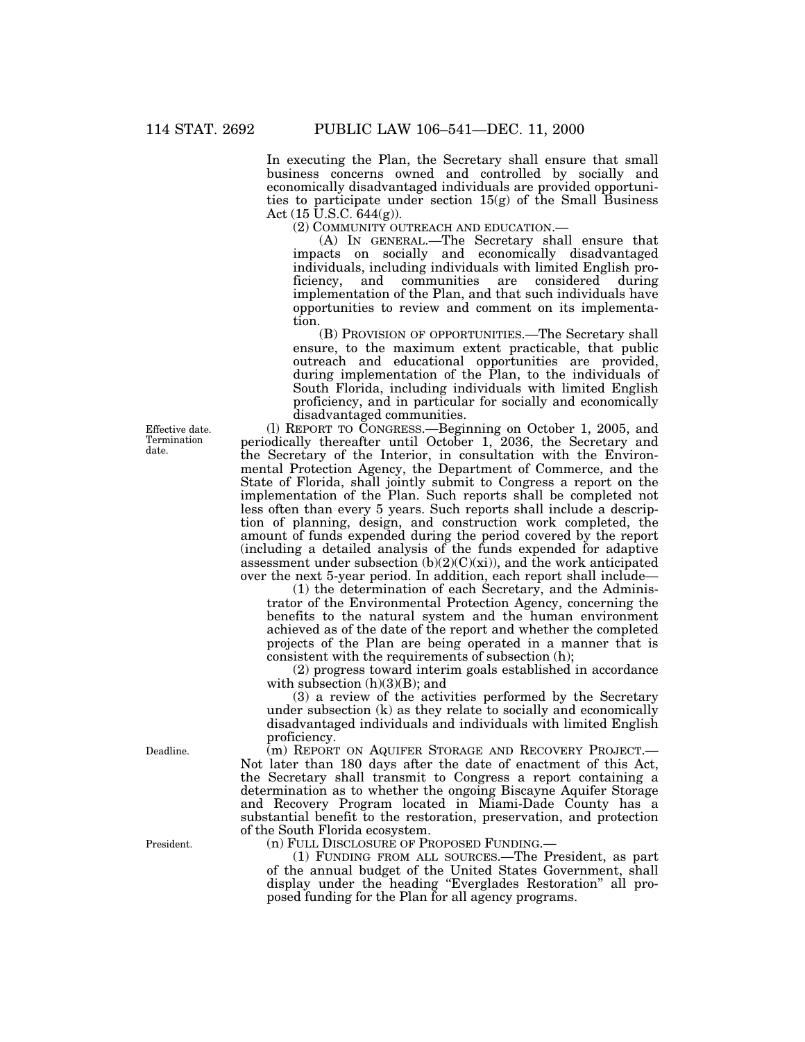In executing the Plan, the Secretary shall ensure that small business concerns owned and controlled by socially and economically disadvantaged individuals are provided opportunities to participate under section 15(g) of the Small Business Act (15 U.S.C. 644(g)).

(2) COMMUNITY OUTREACH AND EDUCATION.—

(A) IN GENERAL.—The Secretary shall ensure that impacts on socially and economically disadvantaged individuals, including individuals with limited English proficiency, and communities are considered during implementation of the Plan, and that such individuals have opportunities to review and comment on its implementation.

(B) PROVISION OF OPPORTUNITIES.—The Secretary shall ensure, to the maximum extent practicable, that public outreach and educational opportunities are provided, during implementation of the Plan, to the individuals of South Florida, including individuals with limited English proficiency, and in particular for socially and economically disadvantaged communities.

Effective date. Termination date.

(l) REPORT TO CONGRESS.—Beginning on October 1, 2005, and periodically thereafter until October 1, 2036, the Secretary and the Secretary of the Interior, in consultation with the Environmental Protection Agency, the Department of Commerce, and the State of Florida, shall jointly submit to Congress a report on the implementation of the Plan. Such reports shall be completed not less often than every 5 years. Such reports shall include a description of planning, design, and construction work completed, the amount of funds expended during the period covered by the report (including a detailed analysis of the funds expended for adaptive assessment under subsection (b)(2)(C)(xi)), and the work anticipated over the next 5-year period. In addition, each report shall include—

(1) the determination of each Secretary, and the Administrator of the Environmental Protection Agency, concerning the benefits to the natural system and the human environment achieved as of the date of the report and whether the completed projects of the Plan are being operated in a manner that is consistent with the requirements of subsection (h);

(2) progress toward interim goals established in accordance with subsection (h)(3)(B); and

(3) a review of the activities performed by the Secretary under subsection (k) as they relate to socially and economically disadvantaged individuals and individuals with limited English proficiency.

Deadline.

(m) REPORT ON AQUIFER STORAGE AND RECOVERY PROJECT.—Not later than 180 days after the date of enactment of this Act, the Secretary shall transmit to Congress a report containing a determination as to whether the ongoing Biscayne Aquifer Storage and Recovery Program located in Miami-Dade County has a substantial benefit to the restoration, preservation, and protection of the South Florida ecosystem.

President.

(n) FULL DISCLOSURE OF PROPOSED FUNDING.—

(1) FUNDING FROM ALL SOURCES.—The President, as part of the annual budget of the United States Government, shall display under the heading "Everglades Restoration" all proposed funding for the Plan for all agency programs.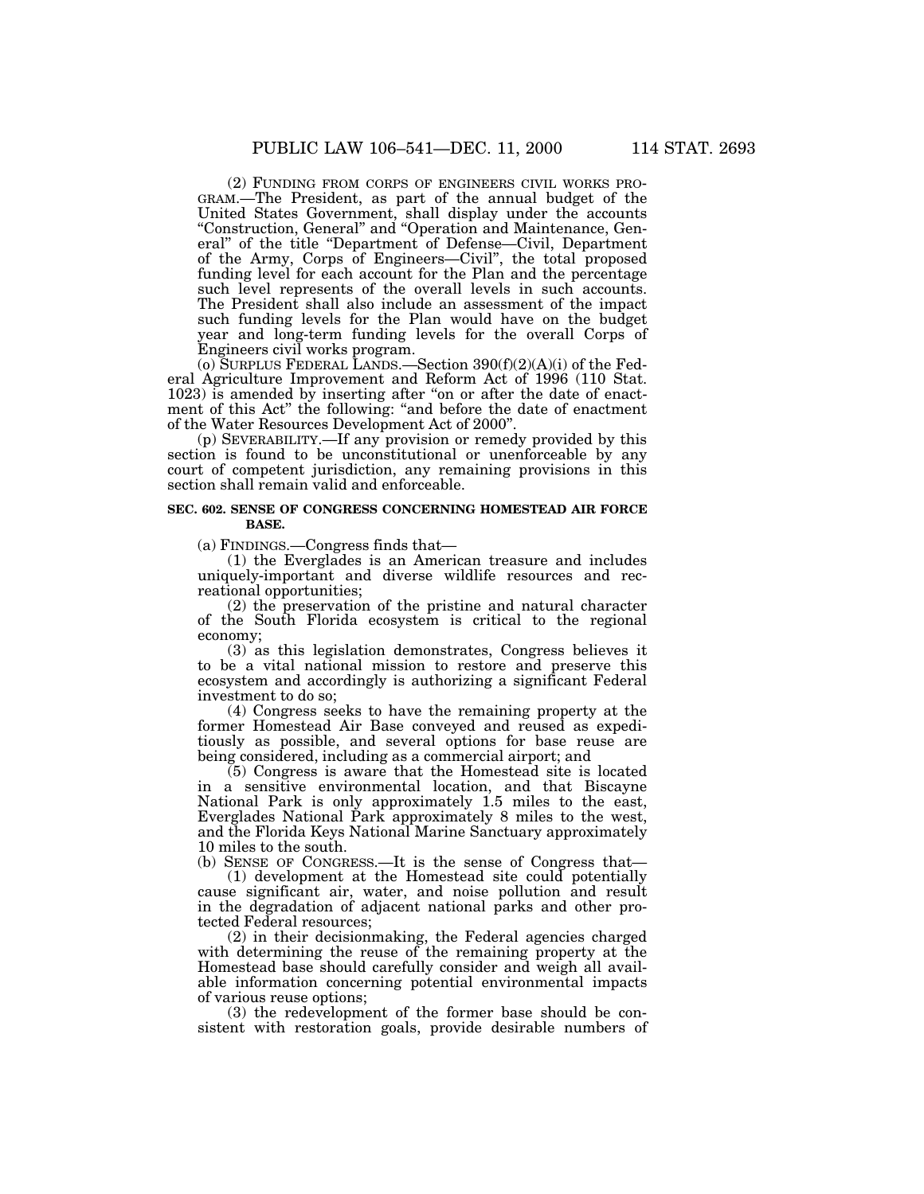(2) FUNDING FROM CORPS OF ENGINEERS CIVIL WORKS PROGRAM.—The President, as part of the annual budget of the United States Government, shall display under the accounts "Construction, General" and "Operation and Maintenance, General" of the title "Department of Defense—Civil, Department of the Army, Corps of Engineers—Civil", the total proposed funding level for each account for the Plan and the percentage such level represents of the overall levels in such accounts. The President shall also include an assessment of the impact such funding levels for the Plan would have on the budget year and long-term funding levels for the overall Corps of Engineers civil works program.

(o) SURPLUS FEDERAL LANDS.—Section 390(f)(2)(A)(i) of the Federal Agriculture Improvement and Reform Act of 1996 (110 Stat. 1023) is amended by inserting after "on or after the date of enactment of this Act" the following: "and before the date of enactment of the Water Resources Development Act of 2000".

(p) SEVERABILITY.—If any provision or remedy provided by this section is found to be unconstitutional or unenforceable by any court of competent jurisdiction, any remaining provisions in this section shall remain valid and enforceable.

**SEC. 602. SENSE OF CONGRESS CONCERNING HOMESTEAD AIR FORCE BASE.**

(a) FINDINGS.—Congress finds that—

(1) the Everglades is an American treasure and includes uniquely-important and diverse wildlife resources and recreational opportunities;

(2) the preservation of the pristine and natural character of the South Florida ecosystem is critical to the regional economy;

(3) as this legislation demonstrates, Congress believes it to be a vital national mission to restore and preserve this ecosystem and accordingly is authorizing a significant Federal investment to do so;

(4) Congress seeks to have the remaining property at the former Homestead Air Base conveyed and reused as expeditiously as possible, and several options for base reuse are being considered, including as a commercial airport; and

(5) Congress is aware that the Homestead site is located in a sensitive environmental location, and that Biscayne National Park is only approximately 1.5 miles to the east, Everglades National Park approximately 8 miles to the west, and the Florida Keys National Marine Sanctuary approximately 10 miles to the south.

(b) SENSE OF CONGRESS.—It is the sense of Congress that—

(1) development at the Homestead site could potentially cause significant air, water, and noise pollution and result in the degradation of adjacent national parks and other protected Federal resources;

(2) in their decisionmaking, the Federal agencies charged with determining the reuse of the remaining property at the Homestead base should carefully consider and weigh all available information concerning potential environmental impacts of various reuse options;

(3) the redevelopment of the former base should be consistent with restoration goals, provide desirable numbers of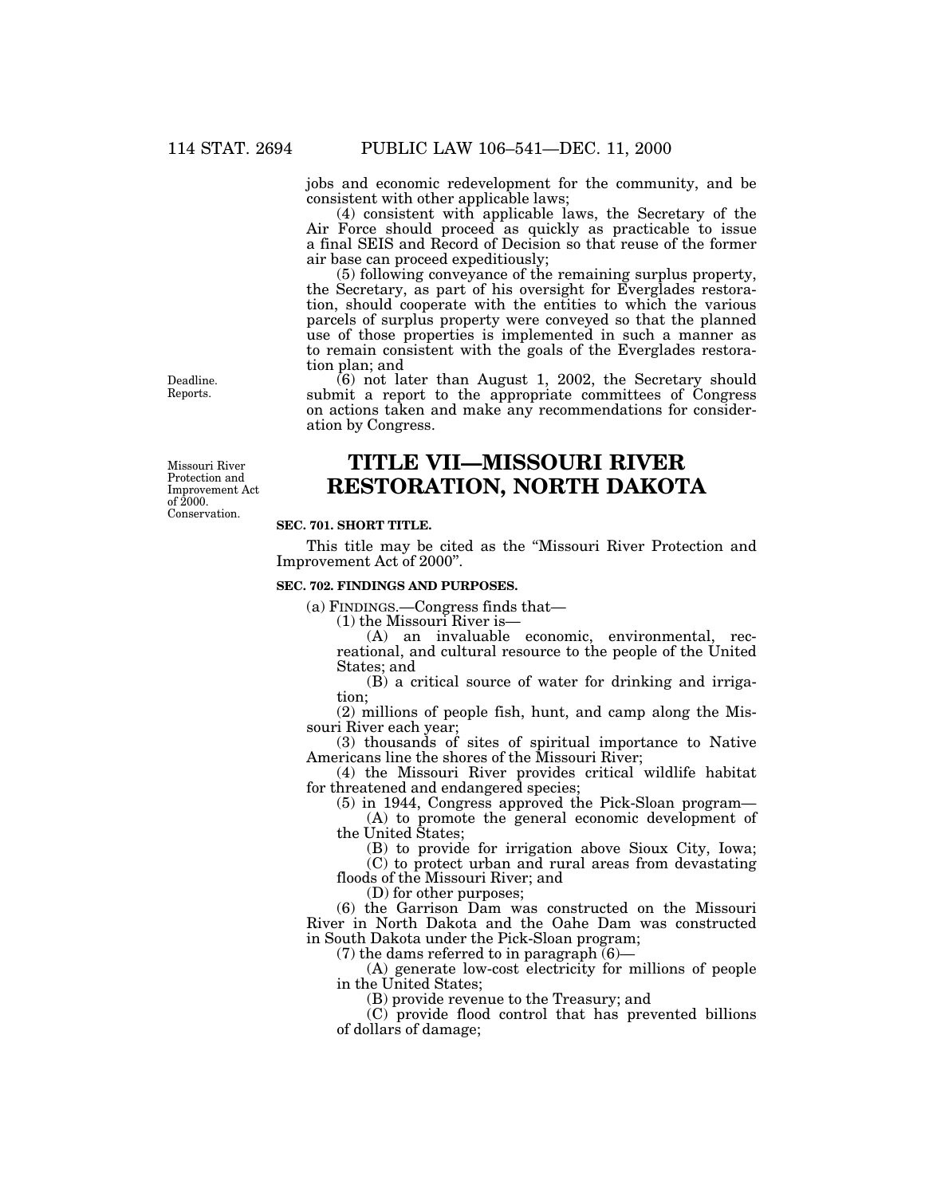jobs and economic redevelopment for the community, and be consistent with other applicable laws;

(4) consistent with applicable laws, the Secretary of the Air Force should proceed as quickly as practicable to issue a final SEIS and Record of Decision so that reuse of the former air base can proceed expeditiously;

(5) following conveyance of the remaining surplus property, the Secretary, as part of his oversight for Everglades restoration, should cooperate with the entities to which the various parcels of surplus property were conveyed so that the planned use of those properties is implemented in such a manner as to remain consistent with the goals of the Everglades restoration plan; and

Deadline. Reports.

(6) not later than August 1, 2002, the Secretary should submit a report to the appropriate committees of Congress on actions taken and make any recommendations for consideration by Congress.

Missouri River Protection and Improvement Act of 2000. Conservation.

# TITLE VII—MISSOURI RIVER RESTORATION, NORTH DAKOTA

### SEC. 701. SHORT TITLE.

This title may be cited as the "Missouri River Protection and Improvement Act of 2000".

### SEC. 702. FINDINGS AND PURPOSES.

(a) FINDINGS.—Congress finds that—

(1) the Missouri River is—

(A) an invaluable economic, environmental, recreational, and cultural resource to the people of the United States; and

(B) a critical source of water for drinking and irrigation;

(2) millions of people fish, hunt, and camp along the Missouri River each year;

(3) thousands of sites of spiritual importance to Native Americans line the shores of the Missouri River;

(4) the Missouri River provides critical wildlife habitat for threatened and endangered species;

(5) in 1944, Congress approved the Pick-Sloan program—

(A) to promote the general economic development of the United States;

(B) to provide for irrigation above Sioux City, Iowa;

(C) to protect urban and rural areas from devastating floods of the Missouri River; and

(D) for other purposes;

(6) the Garrison Dam was constructed on the Missouri River in North Dakota and the Oahe Dam was constructed in South Dakota under the Pick-Sloan program;

(7) the dams referred to in paragraph (6)—

(A) generate low-cost electricity for millions of people in the United States;

(B) provide revenue to the Treasury; and

(C) provide flood control that has prevented billions of dollars of damage;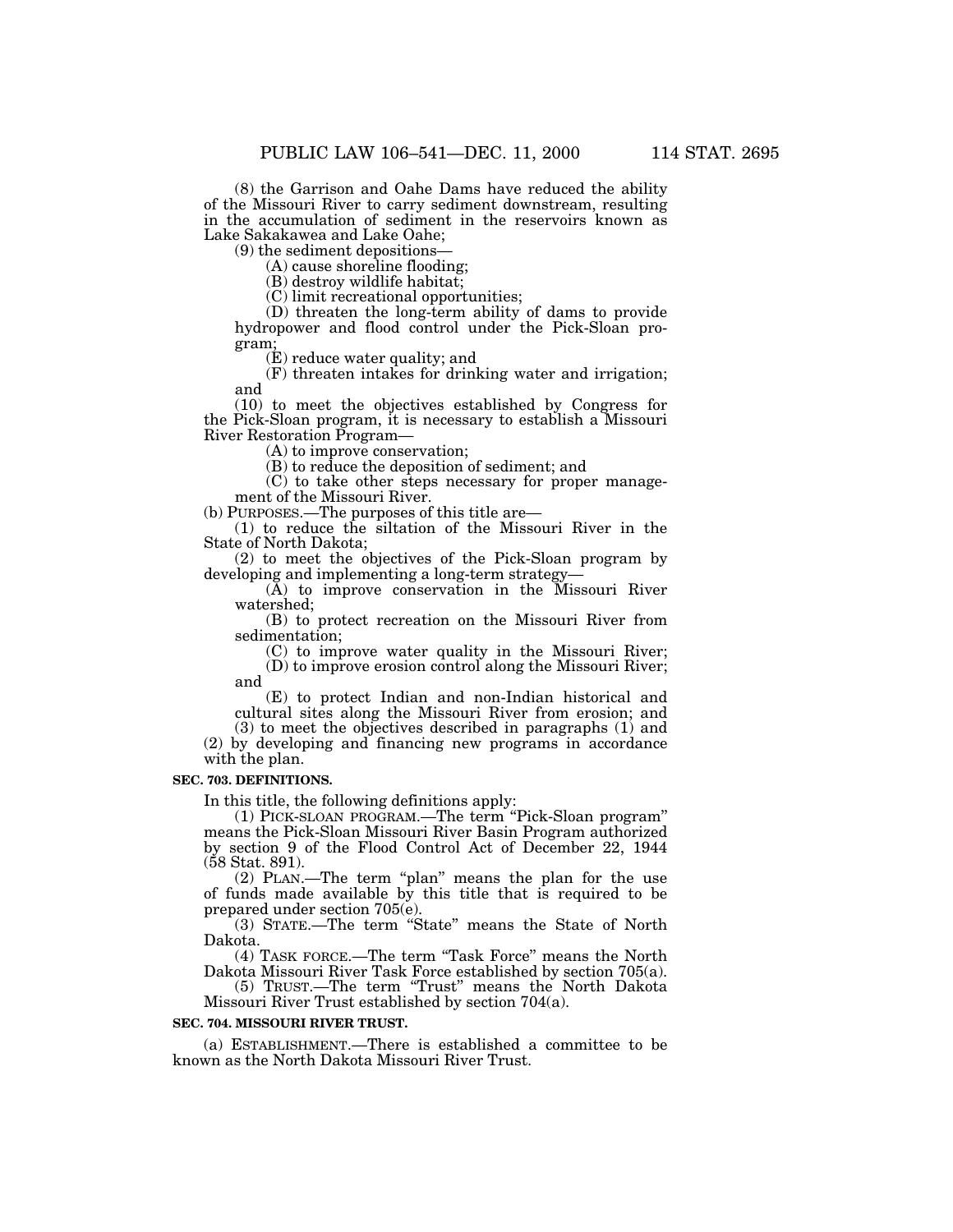(8) the Garrison and Oahe Dams have reduced the ability of the Missouri River to carry sediment downstream, resulting in the accumulation of sediment in the reservoirs known as Lake Sakakawea and Lake Oahe;

(9) the sediment depositions—

(A) cause shoreline flooding;

(B) destroy wildlife habitat;

(C) limit recreational opportunities;

(D) threaten the long-term ability of dams to provide hydropower and flood control under the Pick-Sloan program;

(E) reduce water quality; and

(F) threaten intakes for drinking water and irrigation; and

(10) to meet the objectives established by Congress for the Pick-Sloan program, it is necessary to establish a Missouri River Restoration Program—

(A) to improve conservation;

(B) to reduce the deposition of sediment; and

(C) to take other steps necessary for proper management of the Missouri River.

(b) PURPOSES.—The purposes of this title are—

(1) to reduce the siltation of the Missouri River in the State of North Dakota;

(2) to meet the objectives of the Pick-Sloan program by developing and implementing a long-term strategy—

(A) to improve conservation in the Missouri River watershed;

(B) to protect recreation on the Missouri River from sedimentation;

(C) to improve water quality in the Missouri River;

(D) to improve erosion control along the Missouri River; and

(E) to protect Indian and non-Indian historical and cultural sites along the Missouri River from erosion; and

(3) to meet the objectives described in paragraphs (1) and (2) by developing and financing new programs in accordance with the plan.

**SEC. 703. DEFINITIONS.**

In this title, the following definitions apply:

(1) PICK-SLOAN PROGRAM.—The term "Pick-Sloan program" means the Pick-Sloan Missouri River Basin Program authorized by section 9 of the Flood Control Act of December 22, 1944 (58 Stat. 891).

(2) PLAN.—The term "plan" means the plan for the use of funds made available by this title that is required to be prepared under section 705(e).

(3) STATE.—The term "State" means the State of North Dakota.

(4) TASK FORCE.—The term "Task Force" means the North Dakota Missouri River Task Force established by section 705(a).

(5) TRUST.—The term "Trust" means the North Dakota Missouri River Trust established by section 704(a).

**SEC. 704. MISSOURI RIVER TRUST.**

(a) ESTABLISHMENT.—There is established a committee to be known as the North Dakota Missouri River Trust.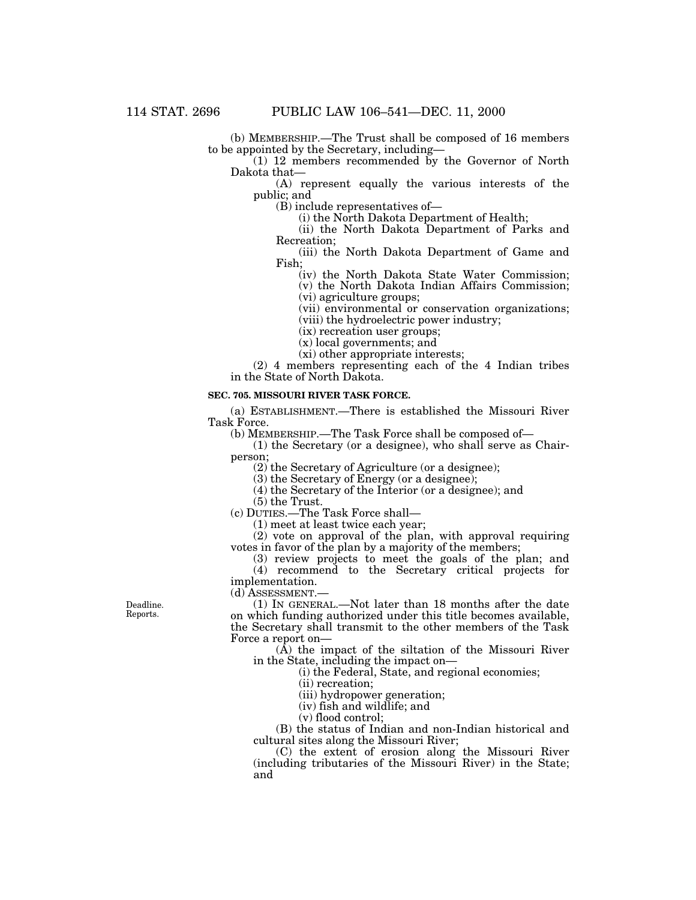(b) MEMBERSHIP.—The Trust shall be composed of 16 members to be appointed by the Secretary, including—

(1) 12 members recommended by the Governor of North Dakota that—

(A) represent equally the various interests of the public; and

(B) include representatives of—

(i) the North Dakota Department of Health;

(ii) the North Dakota Department of Parks and Recreation;

(iii) the North Dakota Department of Game and Fish;

(iv) the North Dakota State Water Commission;

(v) the North Dakota Indian Affairs Commission;

(vi) agriculture groups;

(vii) environmental or conservation organizations;

(viii) the hydroelectric power industry;

(ix) recreation user groups;

(x) local governments; and

(xi) other appropriate interests;

(2) 4 members representing each of the 4 Indian tribes in the State of North Dakota.

**SEC. 705. MISSOURI RIVER TASK FORCE.**

(a) ESTABLISHMENT.—There is established the Missouri River Task Force.

(b) MEMBERSHIP.—The Task Force shall be composed of—

(1) the Secretary (or a designee), who shall serve as Chairperson;

(2) the Secretary of Agriculture (or a designee);

(3) the Secretary of Energy (or a designee);

(4) the Secretary of the Interior (or a designee); and

(5) the Trust.

(c) DUTIES.—The Task Force shall—

(1) meet at least twice each year;

(2) vote on approval of the plan, with approval requiring votes in favor of the plan by a majority of the members;

(3) review projects to meet the goals of the plan; and

(4) recommend to the Secretary critical projects for implementation.

(d) ASSESSMENT.—

Deadline. Reports.

(1) IN GENERAL.—Not later than 18 months after the date on which funding authorized under this title becomes available, the Secretary shall transmit to the other members of the Task Force a report on—

(A) the impact of the siltation of the Missouri River in the State, including the impact on—

(i) the Federal, State, and regional economies;

(ii) recreation;

(iii) hydropower generation;

(iv) fish and wildlife; and

(v) flood control;

(B) the status of Indian and non-Indian historical and cultural sites along the Missouri River;

(C) the extent of erosion along the Missouri River (including tributaries of the Missouri River) in the State; and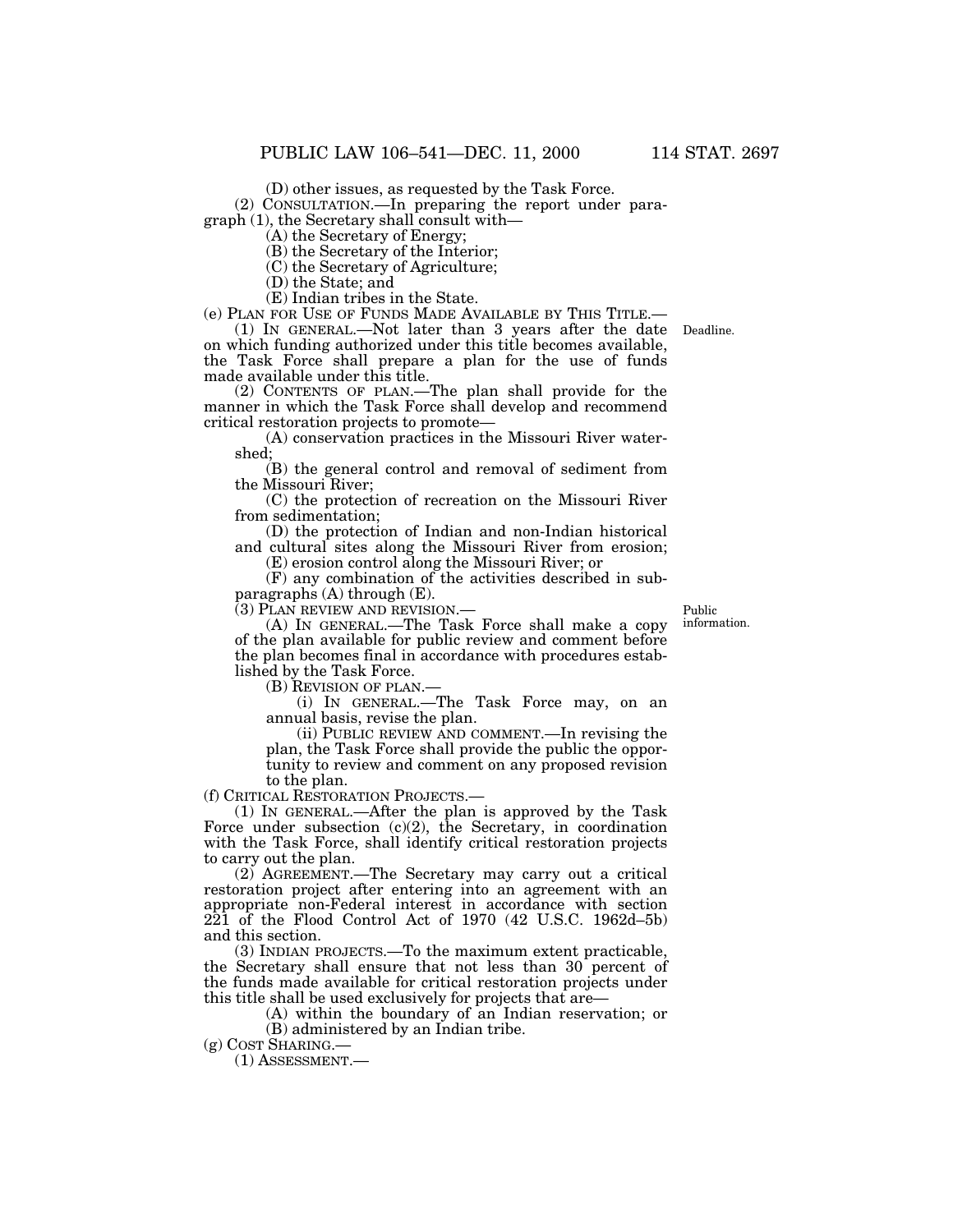(D) other issues, as requested by the Task Force.

(2) CONSULTATION.—In preparing the report under paragraph (1), the Secretary shall consult with—

(A) the Secretary of Energy;

(B) the Secretary of the Interior;

(C) the Secretary of Agriculture;

(D) the State; and

(E) Indian tribes in the State.

(e) PLAN FOR USE OF FUNDS MADE AVAILABLE BY THIS TITLE.—

(1) IN GENERAL.—Not later than 3 years after the date on which funding authorized under this title becomes available, the Task Force shall prepare a plan for the use of funds made available under this title.

Deadline.

(2) CONTENTS OF PLAN.—The plan shall provide for the manner in which the Task Force shall develop and recommend critical restoration projects to promote—

(A) conservation practices in the Missouri River watershed;

(B) the general control and removal of sediment from the Missouri River;

(C) the protection of recreation on the Missouri River from sedimentation;

(D) the protection of Indian and non-Indian historical and cultural sites along the Missouri River from erosion;

(E) erosion control along the Missouri River; or

(F) any combination of the activities described in subparagraphs (A) through (E).

(3) PLAN REVIEW AND REVISION.—

Public information.

(A) IN GENERAL.—The Task Force shall make a copy of the plan available for public review and comment before the plan becomes final in accordance with procedures established by the Task Force.

(B) REVISION OF PLAN.—

(i) IN GENERAL.—The Task Force may, on an annual basis, revise the plan.

(ii) PUBLIC REVIEW AND COMMENT.—In revising the plan, the Task Force shall provide the public the opportunity to review and comment on any proposed revision to the plan.

(f) CRITICAL RESTORATION PROJECTS.—

(1) IN GENERAL.—After the plan is approved by the Task Force under subsection (c)(2), the Secretary, in coordination with the Task Force, shall identify critical restoration projects to carry out the plan.

(2) AGREEMENT.—The Secretary may carry out a critical restoration project after entering into an agreement with an appropriate non-Federal interest in accordance with section 221 of the Flood Control Act of 1970 (42 U.S.C. 1962d–5b) and this section.

(3) INDIAN PROJECTS.—To the maximum extent practicable, the Secretary shall ensure that not less than 30 percent of the funds made available for critical restoration projects under this title shall be used exclusively for projects that are—

(A) within the boundary of an Indian reservation; or

(B) administered by an Indian tribe.

(g) COST SHARING.—

(1) ASSESSMENT.—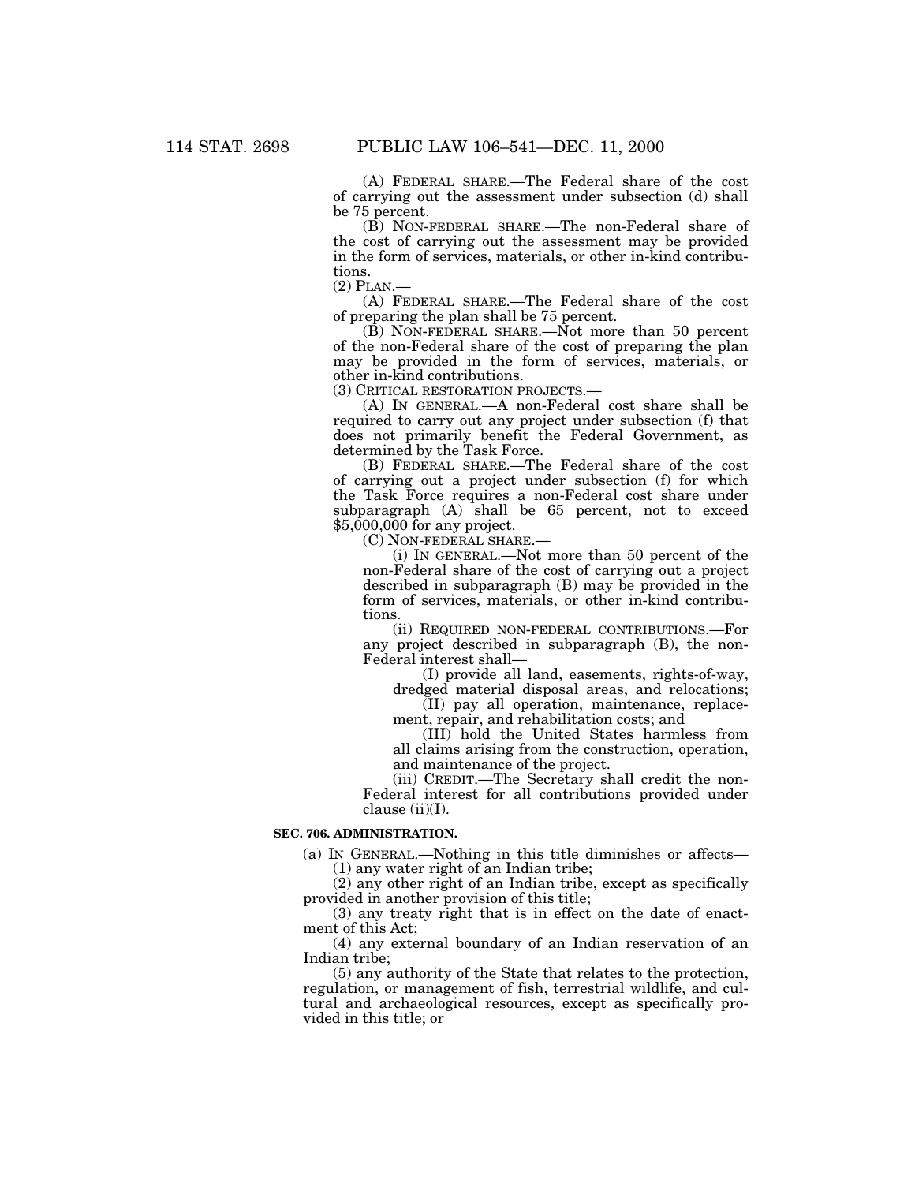(A) FEDERAL SHARE.—The Federal share of the cost of carrying out the assessment under subsection (d) shall be 75 percent.

(B) NON-FEDERAL SHARE.—The non-Federal share of the cost of carrying out the assessment may be provided in the form of services, materials, or other in-kind contributions.

(2) PLAN.—

(A) FEDERAL SHARE.—The Federal share of the cost of preparing the plan shall be 75 percent.

(B) NON-FEDERAL SHARE.—Not more than 50 percent of the non-Federal share of the cost of preparing the plan may be provided in the form of services, materials, or other in-kind contributions.

(3) CRITICAL RESTORATION PROJECTS.—

(A) IN GENERAL.—A non-Federal cost share shall be required to carry out any project under subsection (f) that does not primarily benefit the Federal Government, as determined by the Task Force.

(B) FEDERAL SHARE.—The Federal share of the cost of carrying out a project under subsection (f) for which the Task Force requires a non-Federal cost share under subparagraph (A) shall be 65 percent, not to exceed $5,000,000 for any project.

(C) NON-FEDERAL SHARE.—

(i) IN GENERAL.—Not more than 50 percent of the non-Federal share of the cost of carrying out a project described in subparagraph (B) may be provided in the form of services, materials, or other in-kind contributions.

(ii) REQUIRED NON-FEDERAL CONTRIBUTIONS.—For any project described in subparagraph (B), the non-Federal interest shall—

(I) provide all land, easements, rights-of-way, dredged material disposal areas, and relocations;

(II) pay all operation, maintenance, replacement, repair, and rehabilitation costs; and

(III) hold the United States harmless from all claims arising from the construction, operation, and maintenance of the project.

(iii) CREDIT.—The Secretary shall credit the non-Federal interest for all contributions provided under clause (ii)(I).

**SEC. 706. ADMINISTRATION.**

(a) IN GENERAL.—Nothing in this title diminishes or affects—

(1) any water right of an Indian tribe;

(2) any other right of an Indian tribe, except as specifically provided in another provision of this title;

(3) any treaty right that is in effect on the date of enactment of this Act;

(4) any external boundary of an Indian reservation of an Indian tribe;

(5) any authority of the State that relates to the protection, regulation, or management of fish, terrestrial wildlife, and cultural and archaeological resources, except as specifically provided in this title; or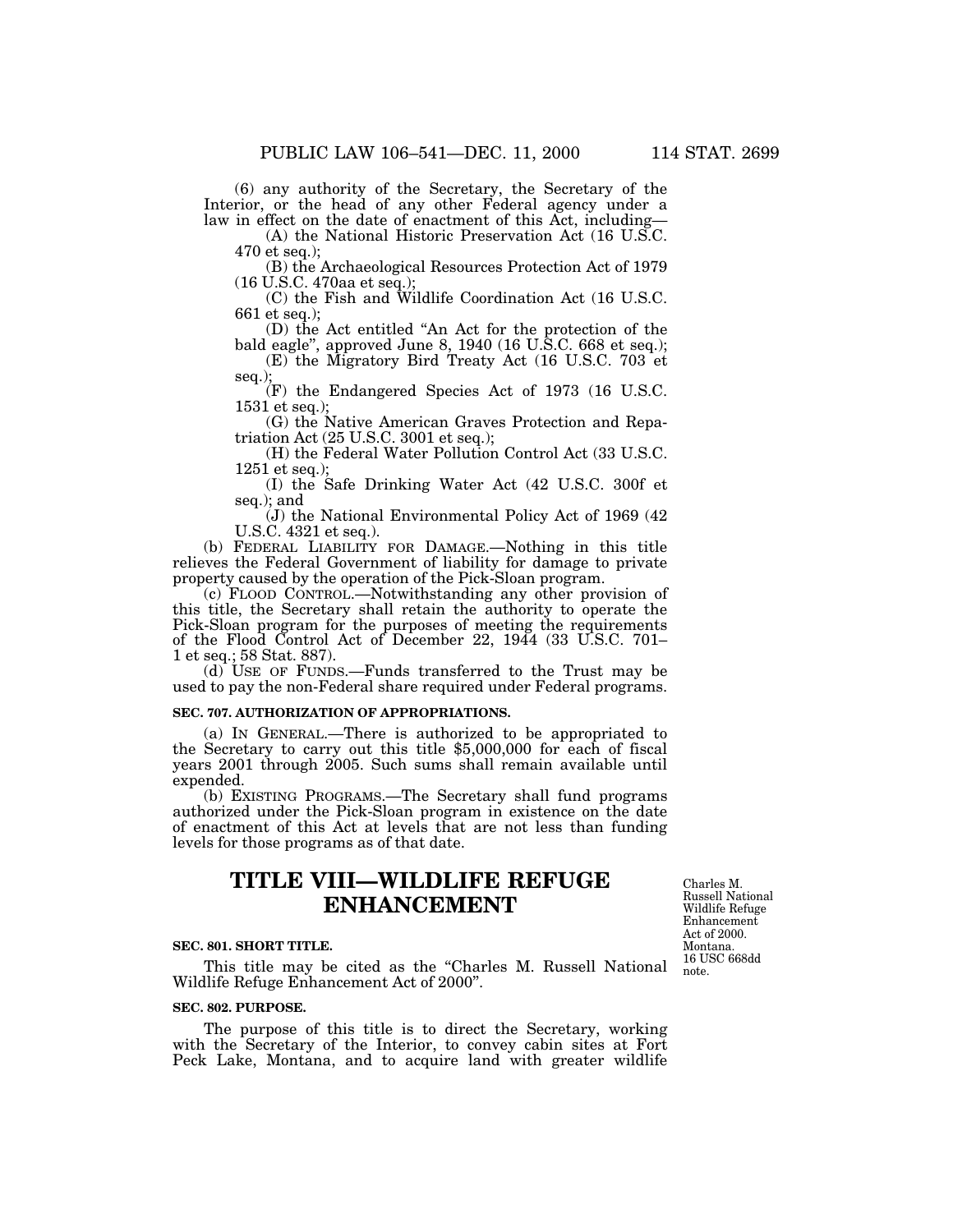(6) any authority of the Secretary, the Secretary of the Interior, or the head of any other Federal agency under a law in effect on the date of enactment of this Act, including—

(A) the National Historic Preservation Act (16 U.S.C. 470 et seq.);

(B) the Archaeological Resources Protection Act of 1979 (16 U.S.C. 470aa et seq.);

(C) the Fish and Wildlife Coordination Act (16 U.S.C. 661 et seq.);

(D) the Act entitled "An Act for the protection of the bald eagle", approved June 8, 1940 (16 U.S.C. 668 et seq.);

(E) the Migratory Bird Treaty Act (16 U.S.C. 703 et seq.);

(F) the Endangered Species Act of 1973 (16 U.S.C. 1531 et seq.);

(G) the Native American Graves Protection and Repatriation Act (25 U.S.C. 3001 et seq.);

(H) the Federal Water Pollution Control Act (33 U.S.C. 1251 et seq.);

(I) the Safe Drinking Water Act (42 U.S.C. 300f et seq.); and

(J) the National Environmental Policy Act of 1969 (42 U.S.C. 4321 et seq.).

(b) FEDERAL LIABILITY FOR DAMAGE.—Nothing in this title relieves the Federal Government of liability for damage to private property caused by the operation of the Pick-Sloan program.

(c) FLOOD CONTROL.—Notwithstanding any other provision of this title, the Secretary shall retain the authority to operate the Pick-Sloan program for the purposes of meeting the requirements of the Flood Control Act of December 22, 1944 (33 U.S.C. 701–1 et seq.; 58 Stat. 887).

(d) USE OF FUNDS.—Funds transferred to the Trust may be used to pay the non-Federal share required under Federal programs.

**SEC. 707. AUTHORIZATION OF APPROPRIATIONS.**

(a) IN GENERAL.—There is authorized to be appropriated to the Secretary to carry out this title $5,000,000 for each of fiscal years 2001 through 2005. Such sums shall remain available until expended.

(b) EXISTING PROGRAMS.—The Secretary shall fund programs authorized under the Pick-Sloan program in existence on the date of enactment of this Act at levels that are not less than funding levels for those programs as of that date.

# TITLE VIII—WILDLIFE REFUGE ENHANCEMENT

Charles M. Russell National Wildlife Refuge Enhancement Act of 2000. Montana. 16 USC 668dd note.

**SEC. 801. SHORT TITLE.**

This title may be cited as the "Charles M. Russell National Wildlife Refuge Enhancement Act of 2000".

**SEC. 802. PURPOSE.**

The purpose of this title is to direct the Secretary, working with the Secretary of the Interior, to convey cabin sites at Fort Peck Lake, Montana, and to acquire land with greater wildlife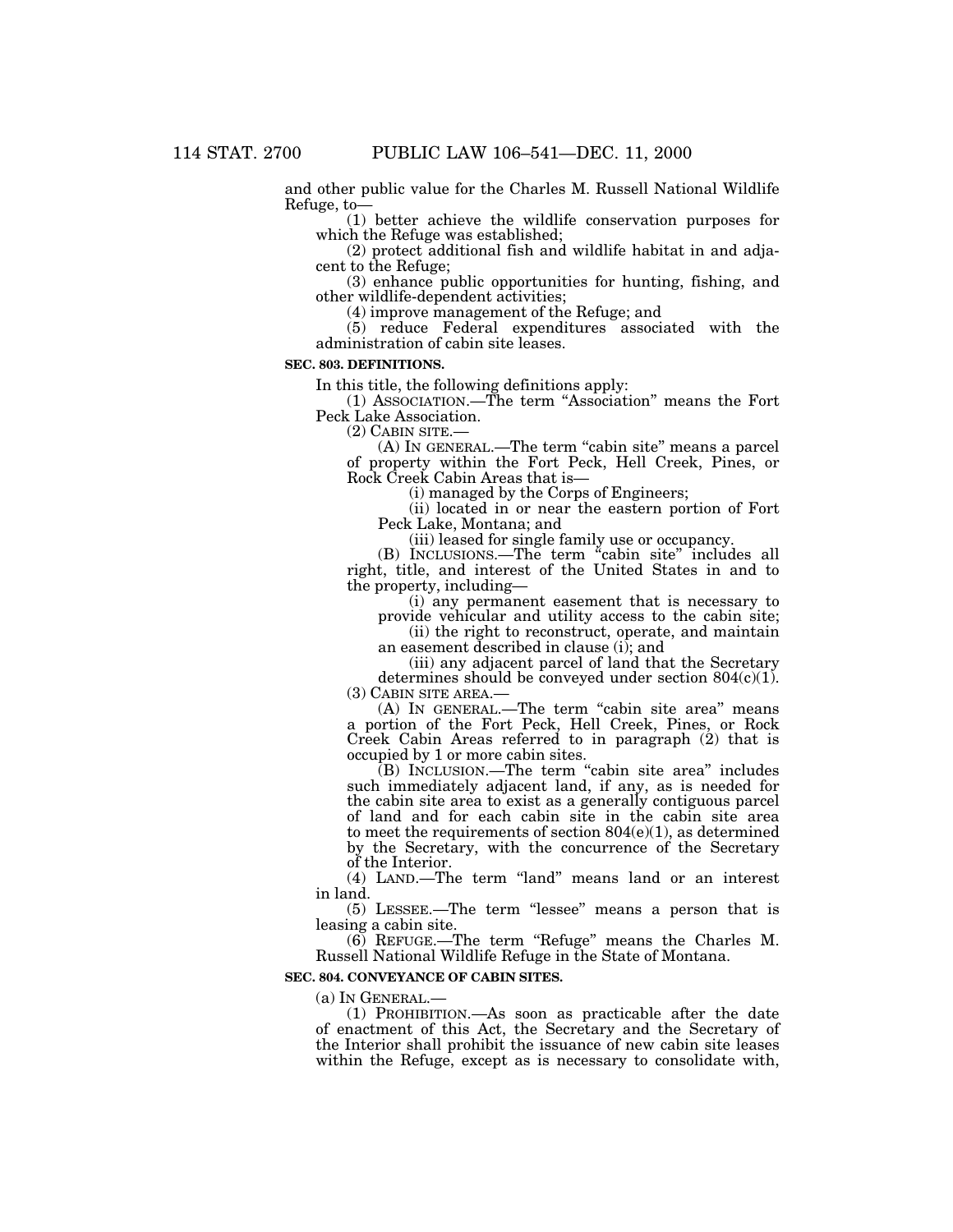and other public value for the Charles M. Russell National Wildlife Refuge, to—

(1) better achieve the wildlife conservation purposes for which the Refuge was established;

(2) protect additional fish and wildlife habitat in and adjacent to the Refuge;

(3) enhance public opportunities for hunting, fishing, and other wildlife-dependent activities;

(4) improve management of the Refuge; and

(5) reduce Federal expenditures associated with the administration of cabin site leases.

**SEC. 803. DEFINITIONS.**

In this title, the following definitions apply:

(1) ASSOCIATION.—The term "Association" means the Fort Peck Lake Association.

(2) CABIN SITE.—

(A) IN GENERAL.—The term "cabin site" means a parcel of property within the Fort Peck, Hell Creek, Pines, or Rock Creek Cabin Areas that is—

(i) managed by the Corps of Engineers;

(ii) located in or near the eastern portion of Fort Peck Lake, Montana; and

(iii) leased for single family use or occupancy.

(B) INCLUSIONS.—The term "cabin site" includes all right, title, and interest of the United States in and to the property, including—

(i) any permanent easement that is necessary to provide vehicular and utility access to the cabin site;

(ii) the right to reconstruct, operate, and maintain an easement described in clause (i); and

(iii) any adjacent parcel of land that the Secretary determines should be conveyed under section 804(c)(1).

(3) CABIN SITE AREA.—

(A) IN GENERAL.—The term "cabin site area" means a portion of the Fort Peck, Hell Creek, Pines, or Rock Creek Cabin Areas referred to in paragraph (2) that is occupied by 1 or more cabin sites.

(B) INCLUSION.—The term "cabin site area" includes such immediately adjacent land, if any, as is needed for the cabin site area to exist as a generally contiguous parcel of land and for each cabin site in the cabin site area to meet the requirements of section 804(e)(1), as determined by the Secretary, with the concurrence of the Secretary of the Interior.

(4) LAND.—The term "land" means land or an interest in land.

(5) LESSEE.—The term "lessee" means a person that is leasing a cabin site.

(6) REFUGE.—The term "Refuge" means the Charles M. Russell National Wildlife Refuge in the State of Montana.

**SEC. 804. CONVEYANCE OF CABIN SITES.**

(a) IN GENERAL.—

(1) PROHIBITION.—As soon as practicable after the date of enactment of this Act, the Secretary and the Secretary of the Interior shall prohibit the issuance of new cabin site leases within the Refuge, except as is necessary to consolidate with,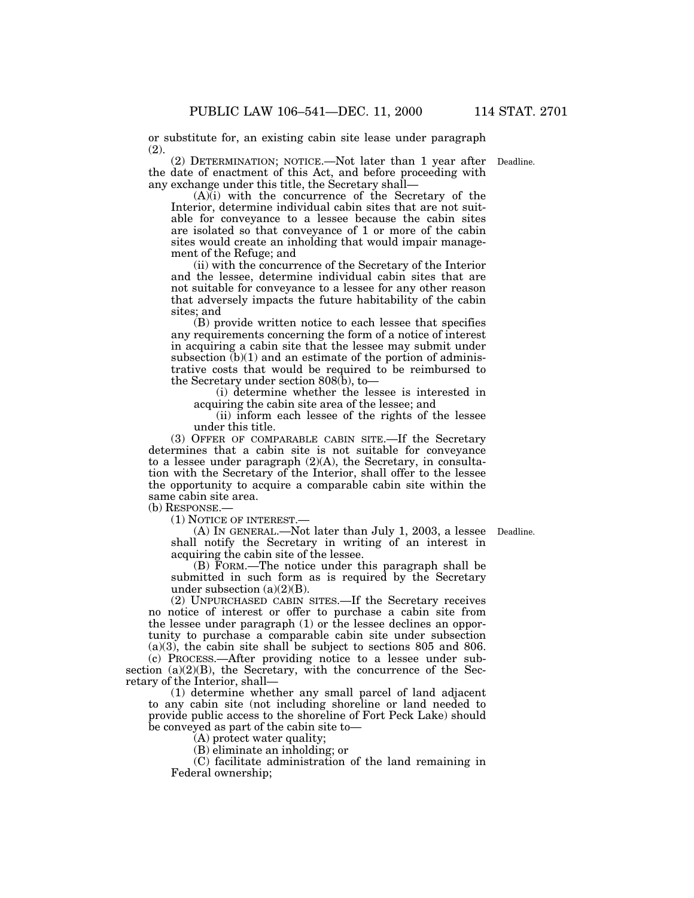or substitute for, an existing cabin site lease under paragraph (2).

(2) DETERMINATION; NOTICE.—Not later than 1 year after the date of enactment of this Act, and before proceeding with any exchange under this title, the Secretary shall—

Deadline.

(A)(i) with the concurrence of the Secretary of the Interior, determine individual cabin sites that are not suitable for conveyance to a lessee because the cabin sites are isolated so that conveyance of 1 or more of the cabin sites would create an inholding that would impair management of the Refuge; and

(ii) with the concurrence of the Secretary of the Interior and the lessee, determine individual cabin sites that are not suitable for conveyance to a lessee for any other reason that adversely impacts the future habitability of the cabin sites; and

(B) provide written notice to each lessee that specifies any requirements concerning the form of a notice of interest in acquiring a cabin site that the lessee may submit under subsection (b)(1) and an estimate of the portion of administrative costs that would be required to be reimbursed to the Secretary under section 808(b), to—

(i) determine whether the lessee is interested in acquiring the cabin site area of the lessee; and

(ii) inform each lessee of the rights of the lessee under this title.

(3) OFFER OF COMPARABLE CABIN SITE.—If the Secretary determines that a cabin site is not suitable for conveyance to a lessee under paragraph (2)(A), the Secretary, in consultation with the Secretary of the Interior, shall offer to the lessee the opportunity to acquire a comparable cabin site within the same cabin site area.

(b) RESPONSE.—

(1) NOTICE OF INTEREST.—

(A) IN GENERAL.—Not later than July 1, 2003, a lessee shall notify the Secretary in writing of an interest in acquiring the cabin site of the lessee.

Deadline.

(B) FORM.—The notice under this paragraph shall be submitted in such form as is required by the Secretary under subsection (a)(2)(B).

(2) UNPURCHASED CABIN SITES.—If the Secretary receives no notice of interest or offer to purchase a cabin site from the lessee under paragraph (1) or the lessee declines an opportunity to purchase a comparable cabin site under subsection (a)(3), the cabin site shall be subject to sections 805 and 806.

(c) PROCESS.—After providing notice to a lessee under subsection (a)(2)(B), the Secretary, with the concurrence of the Secretary of the Interior, shall—

(1) determine whether any small parcel of land adjacent to any cabin site (not including shoreline or land needed to provide public access to the shoreline of Fort Peck Lake) should be conveyed as part of the cabin site to—

(A) protect water quality;

(B) eliminate an inholding; or

(C) facilitate administration of the land remaining in Federal ownership;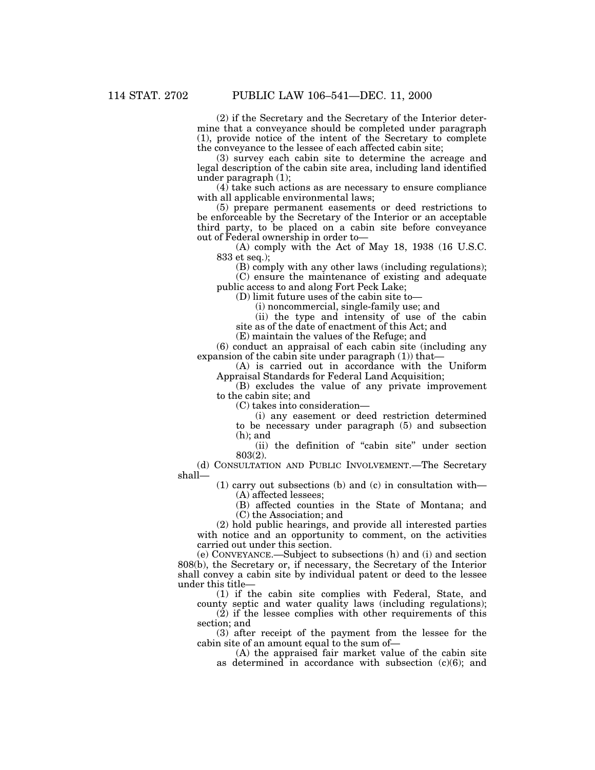(2) if the Secretary and the Secretary of the Interior determine that a conveyance should be completed under paragraph (1), provide notice of the intent of the Secretary to complete the conveyance to the lessee of each affected cabin site;

(3) survey each cabin site to determine the acreage and legal description of the cabin site area, including land identified under paragraph (1);

(4) take such actions as are necessary to ensure compliance with all applicable environmental laws;

(5) prepare permanent easements or deed restrictions to be enforceable by the Secretary of the Interior or an acceptable third party, to be placed on a cabin site before conveyance out of Federal ownership in order to—

(A) comply with the Act of May 18, 1938 (16 U.S.C. 833 et seq.);

(B) comply with any other laws (including regulations);

(C) ensure the maintenance of existing and adequate public access to and along Fort Peck Lake;

(D) limit future uses of the cabin site to—

(i) noncommercial, single-family use; and

(ii) the type and intensity of use of the cabin site as of the date of enactment of this Act; and

(E) maintain the values of the Refuge; and

(6) conduct an appraisal of each cabin site (including any expansion of the cabin site under paragraph (1)) that—

(A) is carried out in accordance with the Uniform Appraisal Standards for Federal Land Acquisition;

(B) excludes the value of any private improvement to the cabin site; and

(C) takes into consideration—

(i) any easement or deed restriction determined to be necessary under paragraph (5) and subsection (h); and

(ii) the definition of "cabin site" under section 803(2).

(d) CONSULTATION AND PUBLIC INVOLVEMENT.—The Secretary shall—

(1) carry out subsections (b) and (c) in consultation with—

(A) affected lessees;

(B) affected counties in the State of Montana; and

(C) the Association; and

(2) hold public hearings, and provide all interested parties with notice and an opportunity to comment, on the activities carried out under this section.

(e) CONVEYANCE.—Subject to subsections (h) and (i) and section 808(b), the Secretary or, if necessary, the Secretary of the Interior shall convey a cabin site by individual patent or deed to the lessee under this title—

(1) if the cabin site complies with Federal, State, and county septic and water quality laws (including regulations);

(2) if the lessee complies with other requirements of this section; and

(3) after receipt of the payment from the lessee for the cabin site of an amount equal to the sum of—

(A) the appraised fair market value of the cabin site as determined in accordance with subsection (c)(6); and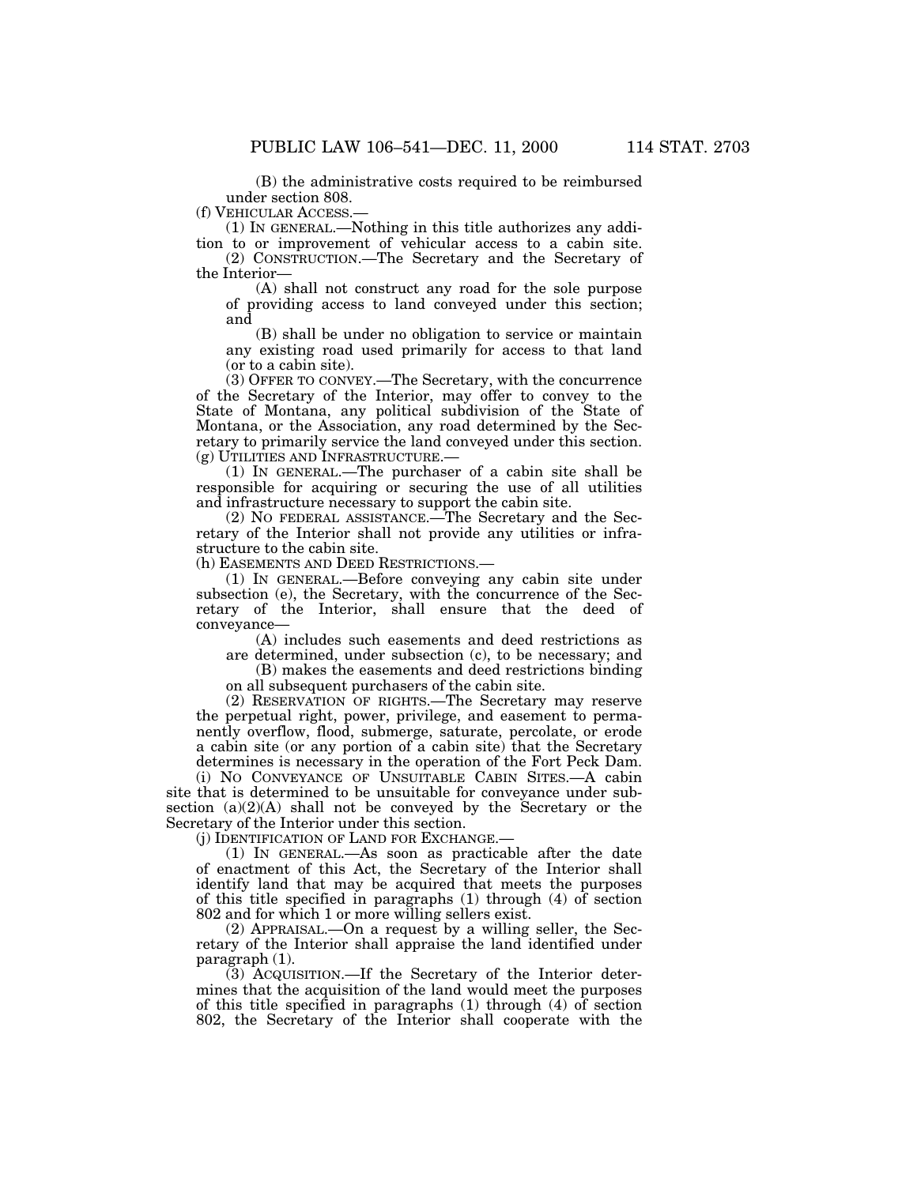(B) the administrative costs required to be reimbursed under section 808.

(f) VEHICULAR ACCESS.—

(1) IN GENERAL.—Nothing in this title authorizes any addition to or improvement of vehicular access to a cabin site.

(2) CONSTRUCTION.—The Secretary and the Secretary of the Interior—

(A) shall not construct any road for the sole purpose of providing access to land conveyed under this section; and

(B) shall be under no obligation to service or maintain any existing road used primarily for access to that land (or to a cabin site).

(3) OFFER TO CONVEY.—The Secretary, with the concurrence of the Secretary of the Interior, may offer to convey to the State of Montana, any political subdivision of the State of Montana, or the Association, any road determined by the Secretary to primarily service the land conveyed under this section.

(g) UTILITIES AND INFRASTRUCTURE.—

(1) IN GENERAL.—The purchaser of a cabin site shall be responsible for acquiring or securing the use of all utilities and infrastructure necessary to support the cabin site.

(2) NO FEDERAL ASSISTANCE.—The Secretary and the Secretary of the Interior shall not provide any utilities or infrastructure to the cabin site.

(h) EASEMENTS AND DEED RESTRICTIONS.—

(1) IN GENERAL.—Before conveying any cabin site under subsection (e), the Secretary, with the concurrence of the Secretary of the Interior, shall ensure that the deed of conveyance—

(A) includes such easements and deed restrictions as are determined, under subsection (c), to be necessary; and

(B) makes the easements and deed restrictions binding on all subsequent purchasers of the cabin site.

(2) RESERVATION OF RIGHTS.—The Secretary may reserve the perpetual right, power, privilege, and easement to permanently overflow, flood, submerge, saturate, percolate, or erode a cabin site (or any portion of a cabin site) that the Secretary determines is necessary in the operation of the Fort Peck Dam.

(i) NO CONVEYANCE OF UNSUITABLE CABIN SITES.—A cabin site that is determined to be unsuitable for conveyance under subsection (a)(2)(A) shall not be conveyed by the Secretary or the Secretary of the Interior under this section.

(j) IDENTIFICATION OF LAND FOR EXCHANGE.—

(1) IN GENERAL.—As soon as practicable after the date of enactment of this Act, the Secretary of the Interior shall identify land that may be acquired that meets the purposes of this title specified in paragraphs (1) through (4) of section 802 and for which 1 or more willing sellers exist.

(2) APPRAISAL.—On a request by a willing seller, the Secretary of the Interior shall appraise the land identified under paragraph (1).

(3) ACQUISITION.—If the Secretary of the Interior determines that the acquisition of the land would meet the purposes of this title specified in paragraphs (1) through (4) of section 802, the Secretary of the Interior shall cooperate with the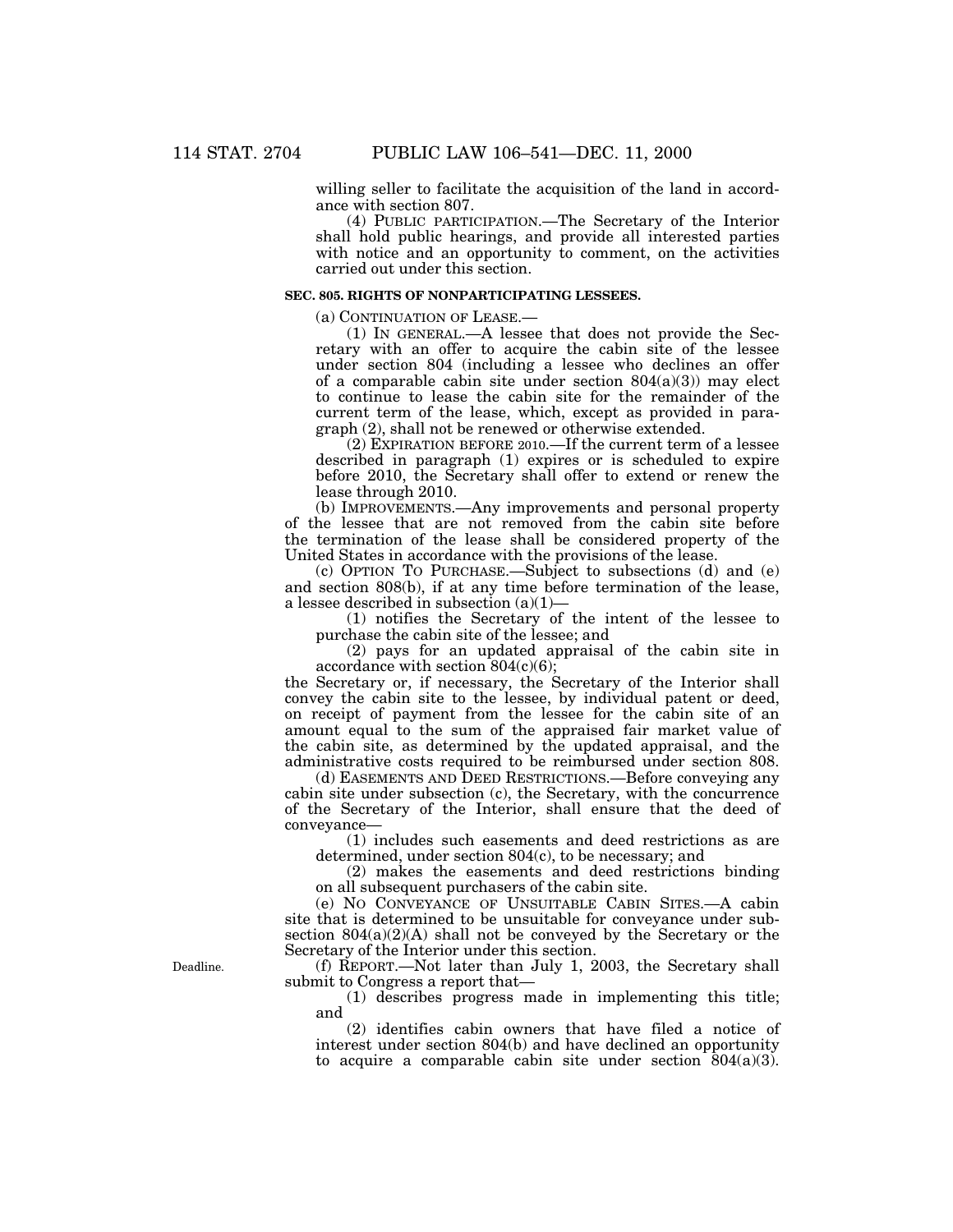willing seller to facilitate the acquisition of the land in accordance with section 807.

(4) PUBLIC PARTICIPATION.—The Secretary of the Interior shall hold public hearings, and provide all interested parties with notice and an opportunity to comment, on the activities carried out under this section.

**SEC. 805. RIGHTS OF NONPARTICIPATING LESSEES.**

(a) CONTINUATION OF LEASE.—

(1) IN GENERAL.—A lessee that does not provide the Secretary with an offer to acquire the cabin site of the lessee under section 804 (including a lessee who declines an offer of a comparable cabin site under section 804(a)(3)) may elect to continue to lease the cabin site for the remainder of the current term of the lease, which, except as provided in paragraph (2), shall not be renewed or otherwise extended.

(2) EXPIRATION BEFORE 2010.—If the current term of a lessee described in paragraph (1) expires or is scheduled to expire before 2010, the Secretary shall offer to extend or renew the lease through 2010.

(b) IMPROVEMENTS.—Any improvements and personal property of the lessee that are not removed from the cabin site before the termination of the lease shall be considered property of the United States in accordance with the provisions of the lease.

(c) OPTION TO PURCHASE.—Subject to subsections (d) and (e) and section 808(b), if at any time before termination of the lease, a lessee described in subsection (a)(1)—

(1) notifies the Secretary of the intent of the lessee to purchase the cabin site of the lessee; and

(2) pays for an updated appraisal of the cabin site in accordance with section 804(c)(6);

the Secretary or, if necessary, the Secretary of the Interior shall convey the cabin site to the lessee, by individual patent or deed, on receipt of payment from the lessee for the cabin site of an amount equal to the sum of the appraised fair market value of the cabin site, as determined by the updated appraisal, and the administrative costs required to be reimbursed under section 808.

(d) EASEMENTS AND DEED RESTRICTIONS.—Before conveying any cabin site under subsection (c), the Secretary, with the concurrence of the Secretary of the Interior, shall ensure that the deed of conveyance—

(1) includes such easements and deed restrictions as are determined, under section 804(c), to be necessary; and

(2) makes the easements and deed restrictions binding on all subsequent purchasers of the cabin site.

(e) NO CONVEYANCE OF UNSUITABLE CABIN SITES.—A cabin site that is determined to be unsuitable for conveyance under subsection 804(a)(2)(A) shall not be conveyed by the Secretary or the Secretary of the Interior under this section.

Deadline.

(f) REPORT.—Not later than July 1, 2003, the Secretary shall submit to Congress a report that—

(1) describes progress made in implementing this title; and

(2) identifies cabin owners that have filed a notice of interest under section 804(b) and have declined an opportunity to acquire a comparable cabin site under section 804(a)(3).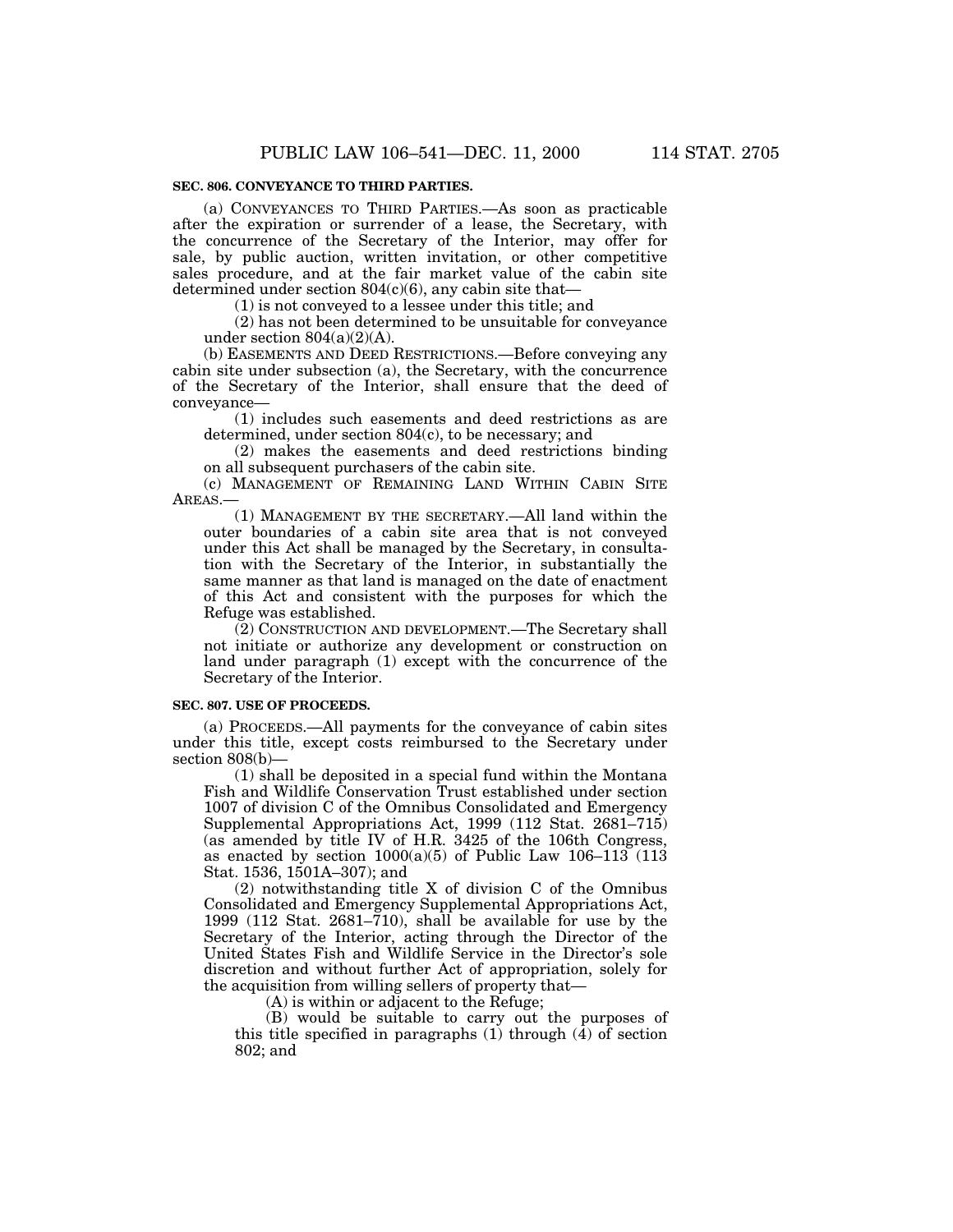**SEC. 806. CONVEYANCE TO THIRD PARTIES.**

(a) CONVEYANCES TO THIRD PARTIES.—As soon as practicable after the expiration or surrender of a lease, the Secretary, with the concurrence of the Secretary of the Interior, may offer for sale, by public auction, written invitation, or other competitive sales procedure, and at the fair market value of the cabin site determined under section 804(c)(6), any cabin site that—

(1) is not conveyed to a lessee under this title; and

(2) has not been determined to be unsuitable for conveyance under section 804(a)(2)(A).

(b) EASEMENTS AND DEED RESTRICTIONS.—Before conveying any cabin site under subsection (a), the Secretary, with the concurrence of the Secretary of the Interior, shall ensure that the deed of conveyance—

(1) includes such easements and deed restrictions as are determined, under section 804(c), to be necessary; and

(2) makes the easements and deed restrictions binding on all subsequent purchasers of the cabin site.

(c) MANAGEMENT OF REMAINING LAND WITHIN CABIN SITE AREAS.—

(1) MANAGEMENT BY THE SECRETARY.—All land within the outer boundaries of a cabin site area that is not conveyed under this Act shall be managed by the Secretary, in consultation with the Secretary of the Interior, in substantially the same manner as that land is managed on the date of enactment of this Act and consistent with the purposes for which the Refuge was established.

(2) CONSTRUCTION AND DEVELOPMENT.—The Secretary shall not initiate or authorize any development or construction on land under paragraph (1) except with the concurrence of the Secretary of the Interior.

**SEC. 807. USE OF PROCEEDS.**

(a) PROCEEDS.—All payments for the conveyance of cabin sites under this title, except costs reimbursed to the Secretary under section 808(b)—

(1) shall be deposited in a special fund within the Montana Fish and Wildlife Conservation Trust established under section 1007 of division C of the Omnibus Consolidated and Emergency Supplemental Appropriations Act, 1999 (112 Stat. 2681–715) (as amended by title IV of H.R. 3425 of the 106th Congress, as enacted by section 1000(a)(5) of Public Law 106–113 (113 Stat. 1536, 1501A–307); and

(2) notwithstanding title X of division C of the Omnibus Consolidated and Emergency Supplemental Appropriations Act, 1999 (112 Stat. 2681–710), shall be available for use by the Secretary of the Interior, acting through the Director of the United States Fish and Wildlife Service in the Director's sole discretion and without further Act of appropriation, solely for the acquisition from willing sellers of property that—

(A) is within or adjacent to the Refuge;

(B) would be suitable to carry out the purposes of this title specified in paragraphs (1) through (4) of section 802; and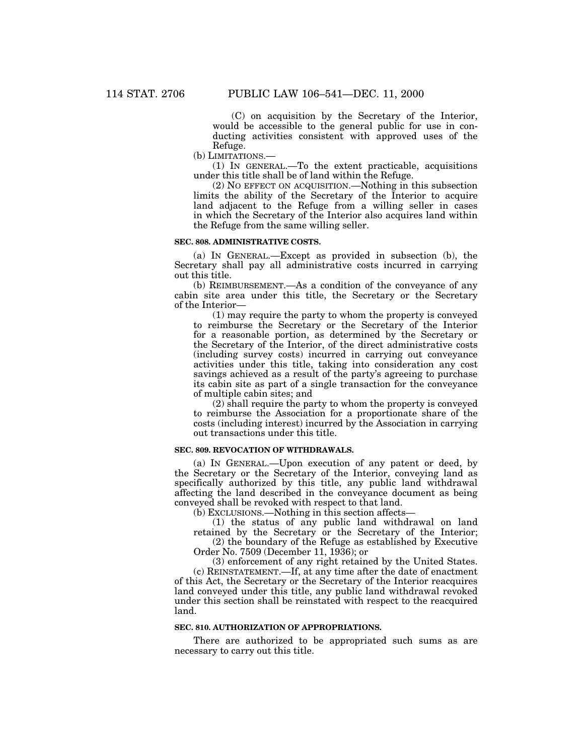(C) on acquisition by the Secretary of the Interior, would be accessible to the general public for use in conducting activities consistent with approved uses of the Refuge.

(b) LIMITATIONS.—

(1) IN GENERAL.—To the extent practicable, acquisitions under this title shall be of land within the Refuge.

(2) NO EFFECT ON ACQUISITION.—Nothing in this subsection limits the ability of the Secretary of the Interior to acquire land adjacent to the Refuge from a willing seller in cases in which the Secretary of the Interior also acquires land within the Refuge from the same willing seller.

**SEC. 808. ADMINISTRATIVE COSTS.**

(a) IN GENERAL.—Except as provided in subsection (b), the Secretary shall pay all administrative costs incurred in carrying out this title.

(b) REIMBURSEMENT.—As a condition of the conveyance of any cabin site area under this title, the Secretary or the Secretary of the Interior—

(1) may require the party to whom the property is conveyed to reimburse the Secretary or the Secretary of the Interior for a reasonable portion, as determined by the Secretary or the Secretary of the Interior, of the direct administrative costs (including survey costs) incurred in carrying out conveyance activities under this title, taking into consideration any cost savings achieved as a result of the party's agreeing to purchase its cabin site as part of a single transaction for the conveyance of multiple cabin sites; and

(2) shall require the party to whom the property is conveyed to reimburse the Association for a proportionate share of the costs (including interest) incurred by the Association in carrying out transactions under this title.

**SEC. 809. REVOCATION OF WITHDRAWALS.**

(a) IN GENERAL.—Upon execution of any patent or deed, by the Secretary or the Secretary of the Interior, conveying land as specifically authorized by this title, any public land withdrawal affecting the land described in the conveyance document as being conveyed shall be revoked with respect to that land.

(b) EXCLUSIONS.—Nothing in this section affects—

(1) the status of any public land withdrawal on land retained by the Secretary or the Secretary of the Interior;

(2) the boundary of the Refuge as established by Executive Order No. 7509 (December 11, 1936); or

(3) enforcement of any right retained by the United States.

(c) REINSTATEMENT.—If, at any time after the date of enactment of this Act, the Secretary or the Secretary of the Interior reacquires land conveyed under this title, any public land withdrawal revoked under this section shall be reinstated with respect to the reacquired land.

**SEC. 810. AUTHORIZATION OF APPROPRIATIONS.**

There are authorized to be appropriated such sums as are necessary to carry out this title.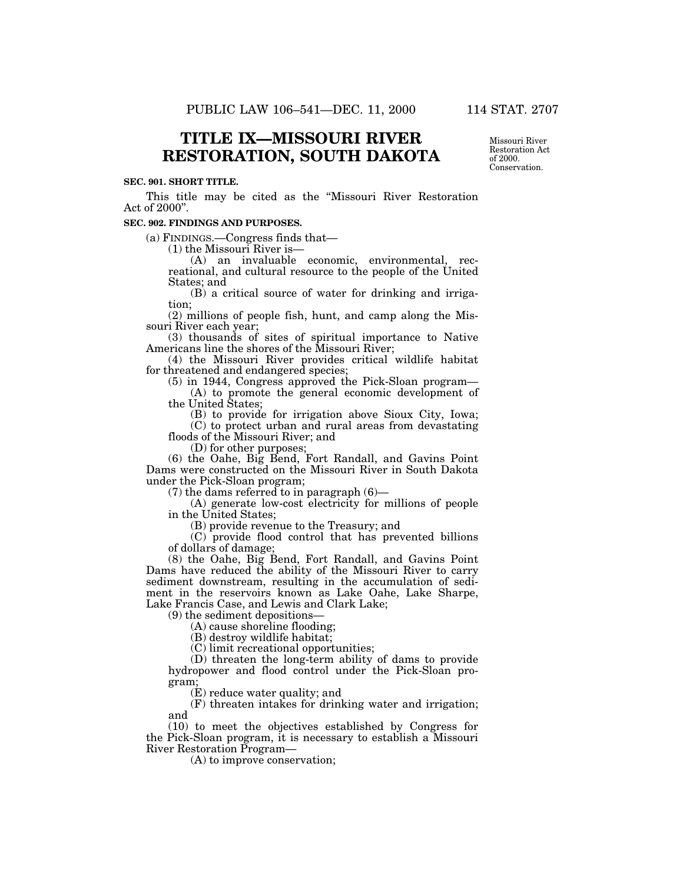# TITLE IX—MISSOURI RIVER RESTORATION, SOUTH DAKOTA

Missouri River Restoration Act of 2000. Conservation.

**SEC. 901. SHORT TITLE.**

This title may be cited as the "Missouri River Restoration Act of 2000".

**SEC. 902. FINDINGS AND PURPOSES.**

(a) FINDINGS.—Congress finds that—

(1) the Missouri River is—

(A) an invaluable economic, environmental, recreational, and cultural resource to the people of the United States; and

(B) a critical source of water for drinking and irrigation;

(2) millions of people fish, hunt, and camp along the Missouri River each year;

(3) thousands of sites of spiritual importance to Native Americans line the shores of the Missouri River;

(4) the Missouri River provides critical wildlife habitat for threatened and endangered species;

(5) in 1944, Congress approved the Pick-Sloan program—

(A) to promote the general economic development of the United States;

(B) to provide for irrigation above Sioux City, Iowa;

(C) to protect urban and rural areas from devastating floods of the Missouri River; and

(D) for other purposes;

(6) the Oahe, Big Bend, Fort Randall, and Gavins Point Dams were constructed on the Missouri River in South Dakota under the Pick-Sloan program;

(7) the dams referred to in paragraph (6)—

(A) generate low-cost electricity for millions of people in the United States;

(B) provide revenue to the Treasury; and

(C) provide flood control that has prevented billions of dollars of damage;

(8) the Oahe, Big Bend, Fort Randall, and Gavins Point Dams have reduced the ability of the Missouri River to carry sediment downstream, resulting in the accumulation of sediment in the reservoirs known as Lake Oahe, Lake Sharpe, Lake Francis Case, and Lewis and Clark Lake;

(9) the sediment depositions—

(A) cause shoreline flooding;

(B) destroy wildlife habitat;

(C) limit recreational opportunities;

(D) threaten the long-term ability of dams to provide hydropower and flood control under the Pick-Sloan program;

(E) reduce water quality; and

(F) threaten intakes for drinking water and irrigation; and

(10) to meet the objectives established by Congress for the Pick-Sloan program, it is necessary to establish a Missouri River Restoration Program—

(A) to improve conservation;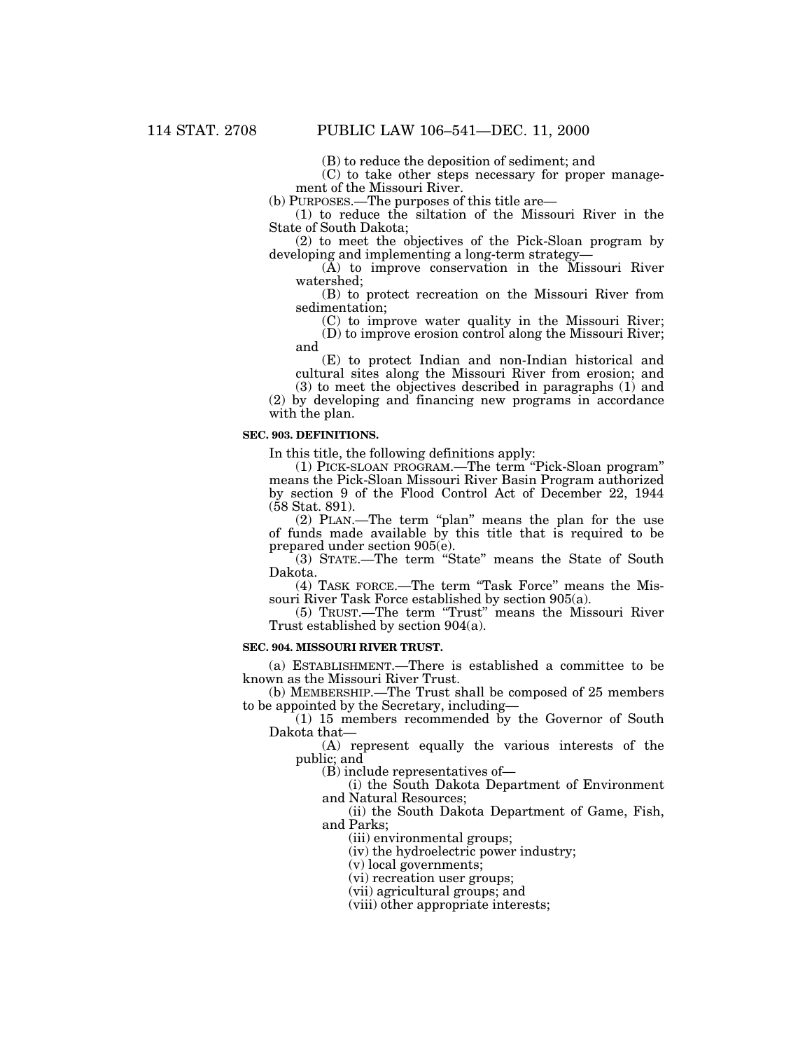(B) to reduce the deposition of sediment; and

(C) to take other steps necessary for proper management of the Missouri River.

(b) PURPOSES.—The purposes of this title are—

(1) to reduce the siltation of the Missouri River in the State of South Dakota;

(2) to meet the objectives of the Pick-Sloan program by developing and implementing a long-term strategy—

(A) to improve conservation in the Missouri River watershed;

(B) to protect recreation on the Missouri River from sedimentation;

(C) to improve water quality in the Missouri River;

(D) to improve erosion control along the Missouri River; and

(E) to protect Indian and non-Indian historical and cultural sites along the Missouri River from erosion; and

(3) to meet the objectives described in paragraphs (1) and (2) by developing and financing new programs in accordance with the plan.

**SEC. 903. DEFINITIONS.**

In this title, the following definitions apply:

(1) PICK-SLOAN PROGRAM.—The term "Pick-Sloan program" means the Pick-Sloan Missouri River Basin Program authorized by section 9 of the Flood Control Act of December 22, 1944 (58 Stat. 891).

(2) PLAN.—The term "plan" means the plan for the use of funds made available by this title that is required to be prepared under section 905(e).

(3) STATE.—The term "State" means the State of South Dakota.

(4) TASK FORCE.—The term "Task Force" means the Missouri River Task Force established by section 905(a).

(5) TRUST.—The term "Trust" means the Missouri River Trust established by section 904(a).

**SEC. 904. MISSOURI RIVER TRUST.**

(a) ESTABLISHMENT.—There is established a committee to be known as the Missouri River Trust.

(b) MEMBERSHIP.—The Trust shall be composed of 25 members to be appointed by the Secretary, including—

(1) 15 members recommended by the Governor of South Dakota that—

(A) represent equally the various interests of the public; and

(B) include representatives of—

(i) the South Dakota Department of Environment and Natural Resources;

(ii) the South Dakota Department of Game, Fish, and Parks;

(iii) environmental groups;

(iv) the hydroelectric power industry;

(v) local governments;

(vi) recreation user groups;

(vii) agricultural groups; and

(viii) other appropriate interests;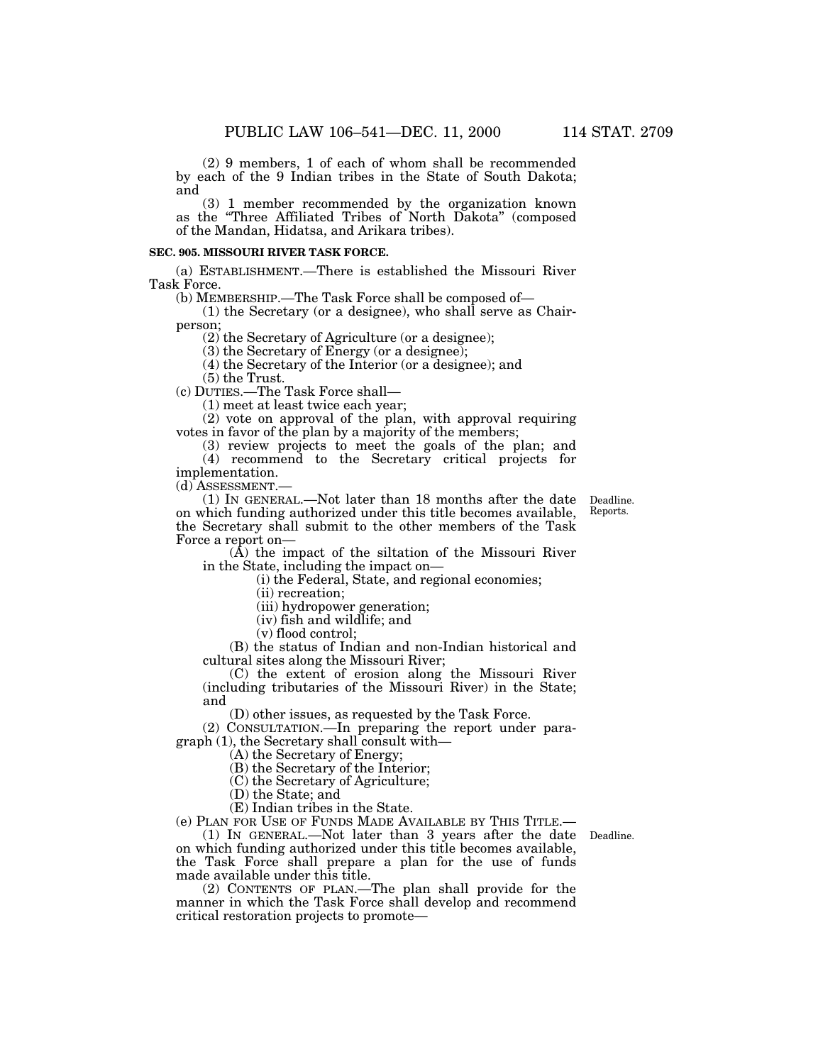(2) 9 members, 1 of each of whom shall be recommended by each of the 9 Indian tribes in the State of South Dakota; and

(3) 1 member recommended by the organization known as the "Three Affiliated Tribes of North Dakota" (composed of the Mandan, Hidatsa, and Arikara tribes).

**SEC. 905. MISSOURI RIVER TASK FORCE.**

(a) ESTABLISHMENT.—There is established the Missouri River Task Force.

(b) MEMBERSHIP.—The Task Force shall be composed of—

(1) the Secretary (or a designee), who shall serve as Chairperson;

(2) the Secretary of Agriculture (or a designee);

(3) the Secretary of Energy (or a designee);

(4) the Secretary of the Interior (or a designee); and

(5) the Trust.

(c) DUTIES.—The Task Force shall—

(1) meet at least twice each year;

(2) vote on approval of the plan, with approval requiring votes in favor of the plan by a majority of the members;

(3) review projects to meet the goals of the plan; and

(4) recommend to the Secretary critical projects for implementation.

(d) ASSESSMENT.—

Deadline. Reports.

(1) IN GENERAL.—Not later than 18 months after the date on which funding authorized under this title becomes available, the Secretary shall submit to the other members of the Task Force a report on—

(A) the impact of the siltation of the Missouri River in the State, including the impact on—

(i) the Federal, State, and regional economies;

(ii) recreation;

(iii) hydropower generation;

(iv) fish and wildlife; and

(v) flood control;

(B) the status of Indian and non-Indian historical and cultural sites along the Missouri River;

(C) the extent of erosion along the Missouri River (including tributaries of the Missouri River) in the State; and

(D) other issues, as requested by the Task Force.

(2) CONSULTATION.—In preparing the report under paragraph (1), the Secretary shall consult with—

(A) the Secretary of Energy;

(B) the Secretary of the Interior;

(C) the Secretary of Agriculture;

(D) the State; and

(E) Indian tribes in the State.

(e) PLAN FOR USE OF FUNDS MADE AVAILABLE BY THIS TITLE.—

Deadline.

(1) IN GENERAL.—Not later than 3 years after the date on which funding authorized under this title becomes available, the Task Force shall prepare a plan for the use of funds made available under this title.

(2) CONTENTS OF PLAN.—The plan shall provide for the manner in which the Task Force shall develop and recommend critical restoration projects to promote—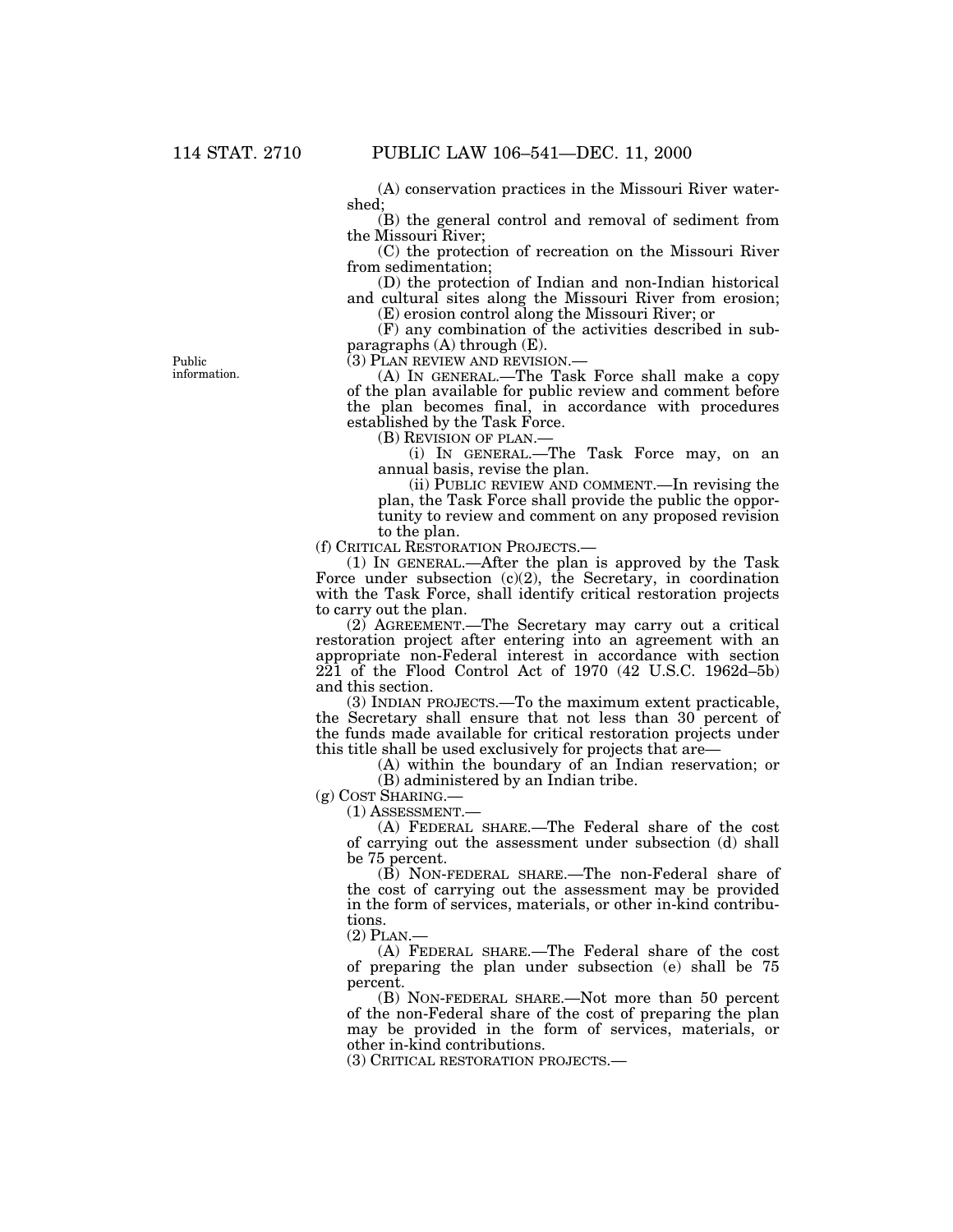(A) conservation practices in the Missouri River watershed;

(B) the general control and removal of sediment from the Missouri River;

(C) the protection of recreation on the Missouri River from sedimentation;

(D) the protection of Indian and non-Indian historical and cultural sites along the Missouri River from erosion;

(E) erosion control along the Missouri River; or

(F) any combination of the activities described in subparagraphs (A) through (E).

(3) PLAN REVIEW AND REVISION.—

Public information.

(A) IN GENERAL.—The Task Force shall make a copy of the plan available for public review and comment before the plan becomes final, in accordance with procedures established by the Task Force.

(B) REVISION OF PLAN.—

(i) IN GENERAL.—The Task Force may, on an annual basis, revise the plan.

(ii) PUBLIC REVIEW AND COMMENT.—In revising the plan, the Task Force shall provide the public the opportunity to review and comment on any proposed revision to the plan.

(f) CRITICAL RESTORATION PROJECTS.—

(1) IN GENERAL.—After the plan is approved by the Task Force under subsection (c)(2), the Secretary, in coordination with the Task Force, shall identify critical restoration projects to carry out the plan.

(2) AGREEMENT.—The Secretary may carry out a critical restoration project after entering into an agreement with an appropriate non-Federal interest in accordance with section 221 of the Flood Control Act of 1970 (42 U.S.C. 1962d–5b) and this section.

(3) INDIAN PROJECTS.—To the maximum extent practicable, the Secretary shall ensure that not less than 30 percent of the funds made available for critical restoration projects under this title shall be used exclusively for projects that are—

(A) within the boundary of an Indian reservation; or

(B) administered by an Indian tribe.

(g) COST SHARING.—

(1) ASSESSMENT.—

(A) FEDERAL SHARE.—The Federal share of the cost of carrying out the assessment under subsection (d) shall be 75 percent.

(B) NON-FEDERAL SHARE.—The non-Federal share of the cost of carrying out the assessment may be provided in the form of services, materials, or other in-kind contributions.

(2) PLAN.—

(A) FEDERAL SHARE.—The Federal share of the cost of preparing the plan under subsection (e) shall be 75 percent.

(B) NON-FEDERAL SHARE.—Not more than 50 percent of the non-Federal share of the cost of preparing the plan may be provided in the form of services, materials, or other in-kind contributions.

(3) CRITICAL RESTORATION PROJECTS.—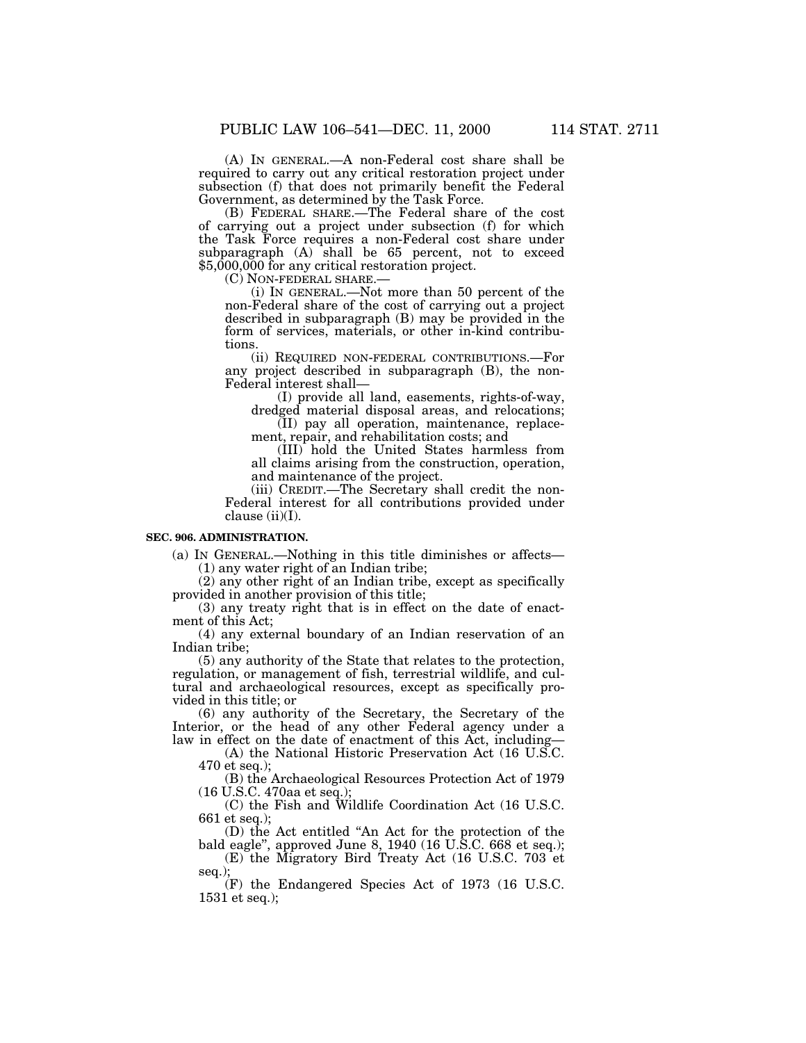(A) IN GENERAL.—A non-Federal cost share shall be required to carry out any critical restoration project under subsection (f) that does not primarily benefit the Federal Government, as determined by the Task Force.

(B) FEDERAL SHARE.—The Federal share of the cost of carrying out a project under subsection (f) for which the Task Force requires a non-Federal cost share under subparagraph (A) shall be 65 percent, not to exceed $5,000,000 for any critical restoration project.

(C) NON-FEDERAL SHARE.—

(i) IN GENERAL.—Not more than 50 percent of the non-Federal share of the cost of carrying out a project described in subparagraph (B) may be provided in the form of services, materials, or other in-kind contributions.

(ii) REQUIRED NON-FEDERAL CONTRIBUTIONS.—For any project described in subparagraph (B), the non-Federal interest shall—

(I) provide all land, easements, rights-of-way, dredged material disposal areas, and relocations;

(II) pay all operation, maintenance, replacement, repair, and rehabilitation costs; and

(III) hold the United States harmless from all claims arising from the construction, operation, and maintenance of the project.

(iii) CREDIT.—The Secretary shall credit the non-Federal interest for all contributions provided under clause (ii)(I).

**SEC. 906. ADMINISTRATION.**

(a) IN GENERAL.—Nothing in this title diminishes or affects—

(1) any water right of an Indian tribe;

(2) any other right of an Indian tribe, except as specifically provided in another provision of this title;

(3) any treaty right that is in effect on the date of enactment of this Act;

(4) any external boundary of an Indian reservation of an Indian tribe;

(5) any authority of the State that relates to the protection, regulation, or management of fish, terrestrial wildlife, and cultural and archaeological resources, except as specifically provided in this title; or

(6) any authority of the Secretary, the Secretary of the Interior, or the head of any other Federal agency under a law in effect on the date of enactment of this Act, including—

(A) the National Historic Preservation Act (16 U.S.C. 470 et seq.);

(B) the Archaeological Resources Protection Act of 1979 (16 U.S.C. 470aa et seq.);

(C) the Fish and Wildlife Coordination Act (16 U.S.C. 661 et seq.);

(D) the Act entitled "An Act for the protection of the bald eagle", approved June 8, 1940 (16 U.S.C. 668 et seq.);

(E) the Migratory Bird Treaty Act (16 U.S.C. 703 et seq.);

(F) the Endangered Species Act of 1973 (16 U.S.C. 1531 et seq.);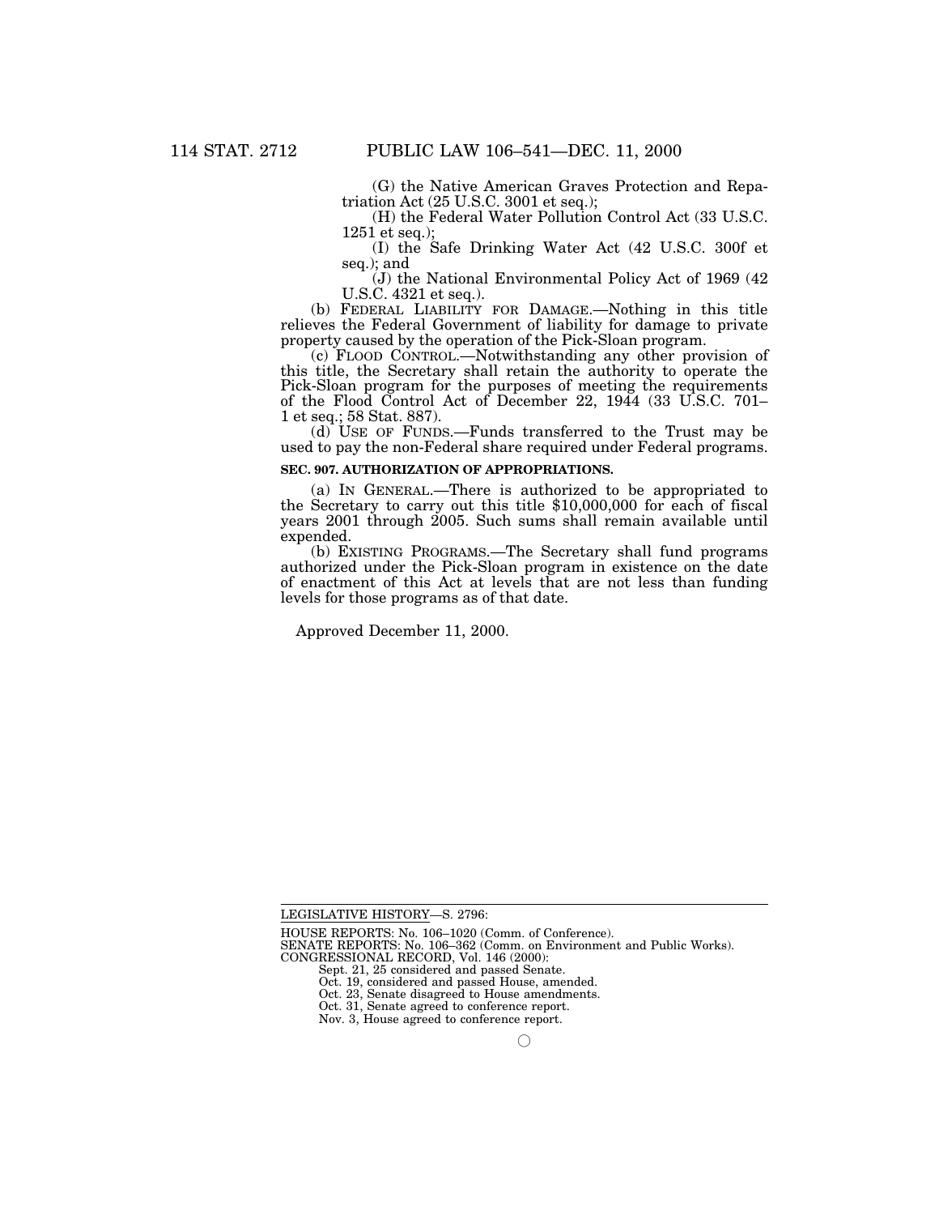(G) the Native American Graves Protection and Repatriation Act (25 U.S.C. 3001 et seq.);

(H) the Federal Water Pollution Control Act (33 U.S.C. 1251 et seq.);

(I) the Safe Drinking Water Act (42 U.S.C. 300f et seq.); and

(J) the National Environmental Policy Act of 1969 (42 U.S.C. 4321 et seq.).

(b) FEDERAL LIABILITY FOR DAMAGE.—Nothing in this title relieves the Federal Government of liability for damage to private property caused by the operation of the Pick-Sloan program.

(c) FLOOD CONTROL.—Notwithstanding any other provision of this title, the Secretary shall retain the authority to operate the Pick-Sloan program for the purposes of meeting the requirements of the Flood Control Act of December 22, 1944 (33 U.S.C. 701–1 et seq.; 58 Stat. 887).

(d) USE OF FUNDS.—Funds transferred to the Trust may be used to pay the non-Federal share required under Federal programs.

**SEC. 907. AUTHORIZATION OF APPROPRIATIONS.**

(a) IN GENERAL.—There is authorized to be appropriated to the Secretary to carry out this title $10,000,000 for each of fiscal years 2001 through 2005. Such sums shall remain available until expended.

(b) EXISTING PROGRAMS.—The Secretary shall fund programs authorized under the Pick-Sloan program in existence on the date of enactment of this Act at levels that are not less than funding levels for those programs as of that date.

Approved December 11, 2000.

---

LEGISLATIVE HISTORY—S. 2796:

HOUSE REPORTS: No. 106–1020 (Comm. of Conference).
SENATE REPORTS: No. 106–362 (Comm. on Environment and Public Works).
CONGRESSIONAL RECORD, Vol. 146 (2000):
Sept. 21, 25 considered and passed Senate.
Oct. 19, considered and passed House, amended.
Oct. 23, Senate disagreed to House amendments.
Oct. 31, Senate agreed to conference report.
Nov. 3, House agreed to conference report.

○